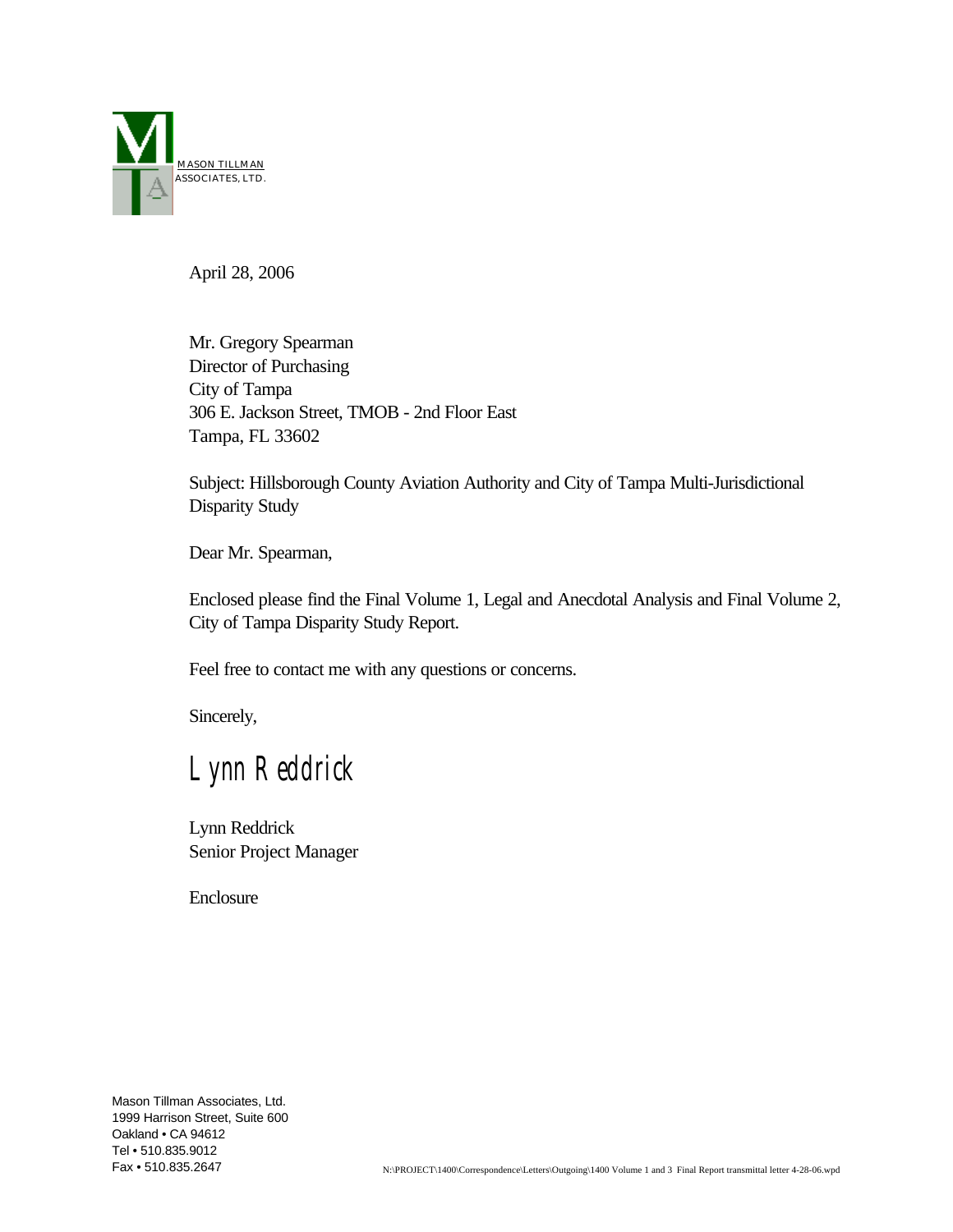MASON TILLMAN
ASSOCIATES, LTD.

April 28, 2006

Mr. Gregory Spearman
Director of Purchasing
City of Tampa
306 E. Jackson Street, TMOB - 2nd Floor East
Tampa, FL 33602

Subject: Hillsborough County Aviation Authority and City of Tampa Multi-Jurisdictional Disparity Study

Dear Mr. Spearman,

Enclosed please find the Final Volume 1, Legal and Anecdotal Analysis and Final Volume 2, City of Tampa Disparity Study Report.

Feel free to contact me with any questions or concerns.

Sincerely,

Lynn Reddrick

Lynn Reddrick
Senior Project Manager

Enclosure

Mason Tillman Associates, Ltd.
1999 Harrison Street, Suite 600
Oakland • CA 94612
Tel • 510.835.9012
Fax • 510.835.2647

N:\PROJECT\1400\Correspondence\Letters\Outgoing\1400 Volume 1 and 3 Final Report transmittal letter 4-28-06.wpd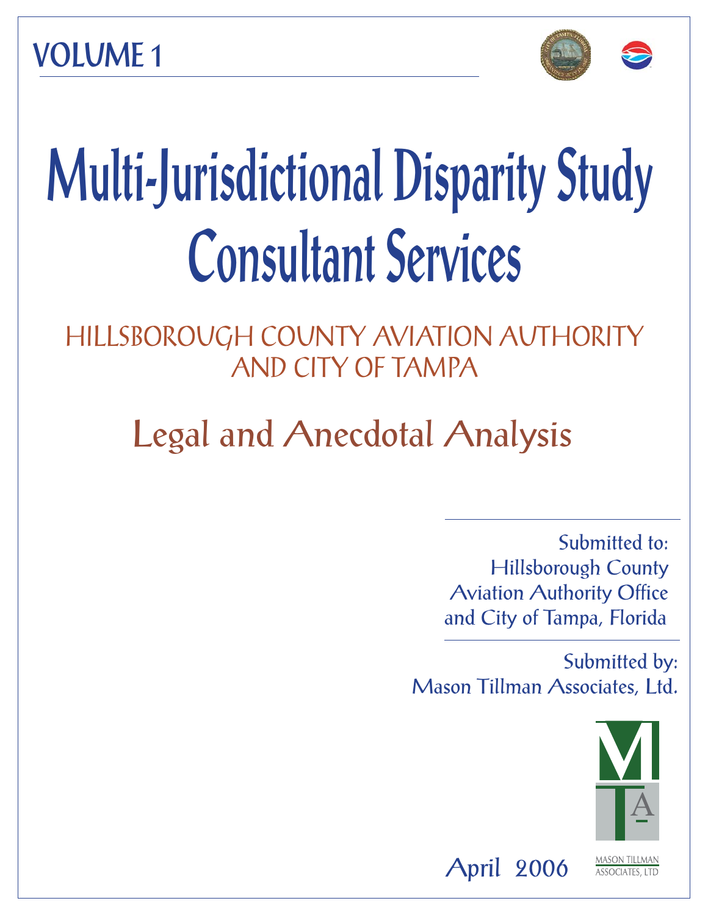VOLUME 1

# Multi-Jurisdictional Disparity Study Consultant Services

## HILLSBOROUGH COUNTY AVIATION AUTHORITY AND CITY OF TAMPA

## Legal and Anecdotal Analysis

Submitted to:
Hillsborough County
Aviation Authority Office
and City of Tampa, Florida

Submitted by:
Mason Tillman Associates, Ltd.

April 2006

MASON TILLMAN ASSOCIATES, LTD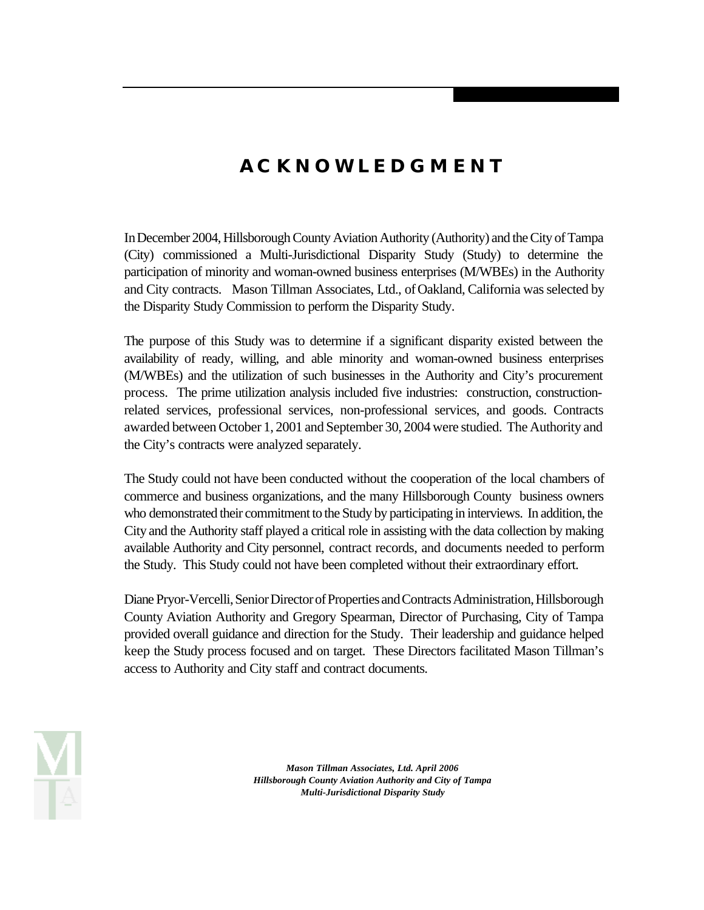# ACKNOWLEDGMENT

In December 2004, Hillsborough County Aviation Authority (Authority) and the City of Tampa (City) commissioned a Multi-Jurisdictional Disparity Study (Study) to determine the participation of minority and woman-owned business enterprises (M/WBEs) in the Authority and City contracts. Mason Tillman Associates, Ltd., of Oakland, California was selected by the Disparity Study Commission to perform the Disparity Study.

The purpose of this Study was to determine if a significant disparity existed between the availability of ready, willing, and able minority and woman-owned business enterprises (M/WBEs) and the utilization of such businesses in the Authority and City's procurement process. The prime utilization analysis included five industries: construction, construction-related services, professional services, non-professional services, and goods. Contracts awarded between October 1, 2001 and September 30, 2004 were studied. The Authority and the City's contracts were analyzed separately.

The Study could not have been conducted without the cooperation of the local chambers of commerce and business organizations, and the many Hillsborough County business owners who demonstrated their commitment to the Study by participating in interviews. In addition, the City and the Authority staff played a critical role in assisting with the data collection by making available Authority and City personnel, contract records, and documents needed to perform the Study. This Study could not have been completed without their extraordinary effort.

Diane Pryor-Vercelli, Senior Director of Properties and Contracts Administration, Hillsborough County Aviation Authority and Gregory Spearman, Director of Purchasing, City of Tampa provided overall guidance and direction for the Study. Their leadership and guidance helped keep the Study process focused and on target. These Directors facilitated Mason Tillman's access to Authority and City staff and contract documents.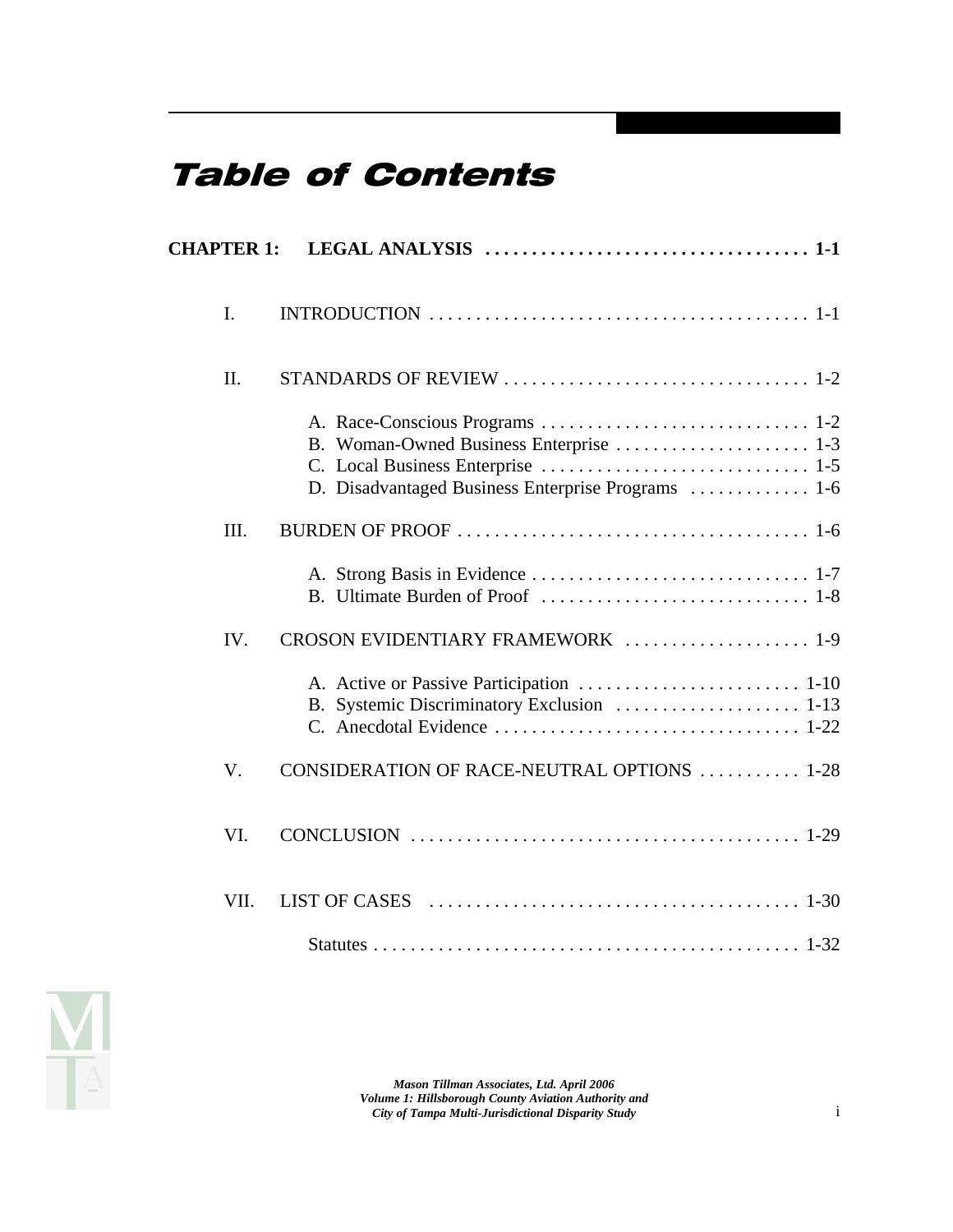# Table of Contents

**CHAPTER 1: LEGAL ANALYSIS . . . . . . . . . . . . . . . . . . . . . . . . . . . . . . . . . . . 1-1**

I. INTRODUCTION . . . . . . . . . . . . . . . . . . . . . . . . . . . . . . . . . . . . . . . . . 1-1

II. STANDARDS OF REVIEW . . . . . . . . . . . . . . . . . . . . . . . . . . . . . . . . . 1-2

- A. Race-Conscious Programs . . . . . . . . . . . . . . . . . . . . . . . . . . . . . 1-2
- B. Woman-Owned Business Enterprise . . . . . . . . . . . . . . . . . . . . . 1-3
- C. Local Business Enterprise . . . . . . . . . . . . . . . . . . . . . . . . . . . . . 1-5
- D. Disadvantaged Business Enterprise Programs . . . . . . . . . . . . . 1-6

III. BURDEN OF PROOF . . . . . . . . . . . . . . . . . . . . . . . . . . . . . . . . . . . . . . 1-6

- A. Strong Basis in Evidence . . . . . . . . . . . . . . . . . . . . . . . . . . . . . . 1-7
- B. Ultimate Burden of Proof . . . . . . . . . . . . . . . . . . . . . . . . . . . . . 1-8

IV. CROSON EVIDENTIARY FRAMEWORK . . . . . . . . . . . . . . . . . . . . 1-9

- A. Active or Passive Participation . . . . . . . . . . . . . . . . . . . . . . . . 1-10
- B. Systemic Discriminatory Exclusion . . . . . . . . . . . . . . . . . . . . 1-13
- C. Anecdotal Evidence . . . . . . . . . . . . . . . . . . . . . . . . . . . . . . . . . 1-22

V. CONSIDERATION OF RACE-NEUTRAL OPTIONS . . . . . . . . . . . 1-28

VI. CONCLUSION . . . . . . . . . . . . . . . . . . . . . . . . . . . . . . . . . . . . . . . . . . 1-29

VII. LIST OF CASES . . . . . . . . . . . . . . . . . . . . . . . . . . . . . . . . . . . . . . . . 1-30

Statutes . . . . . . . . . . . . . . . . . . . . . . . . . . . . . . . . . . . . . . . . . . . . . . 1-32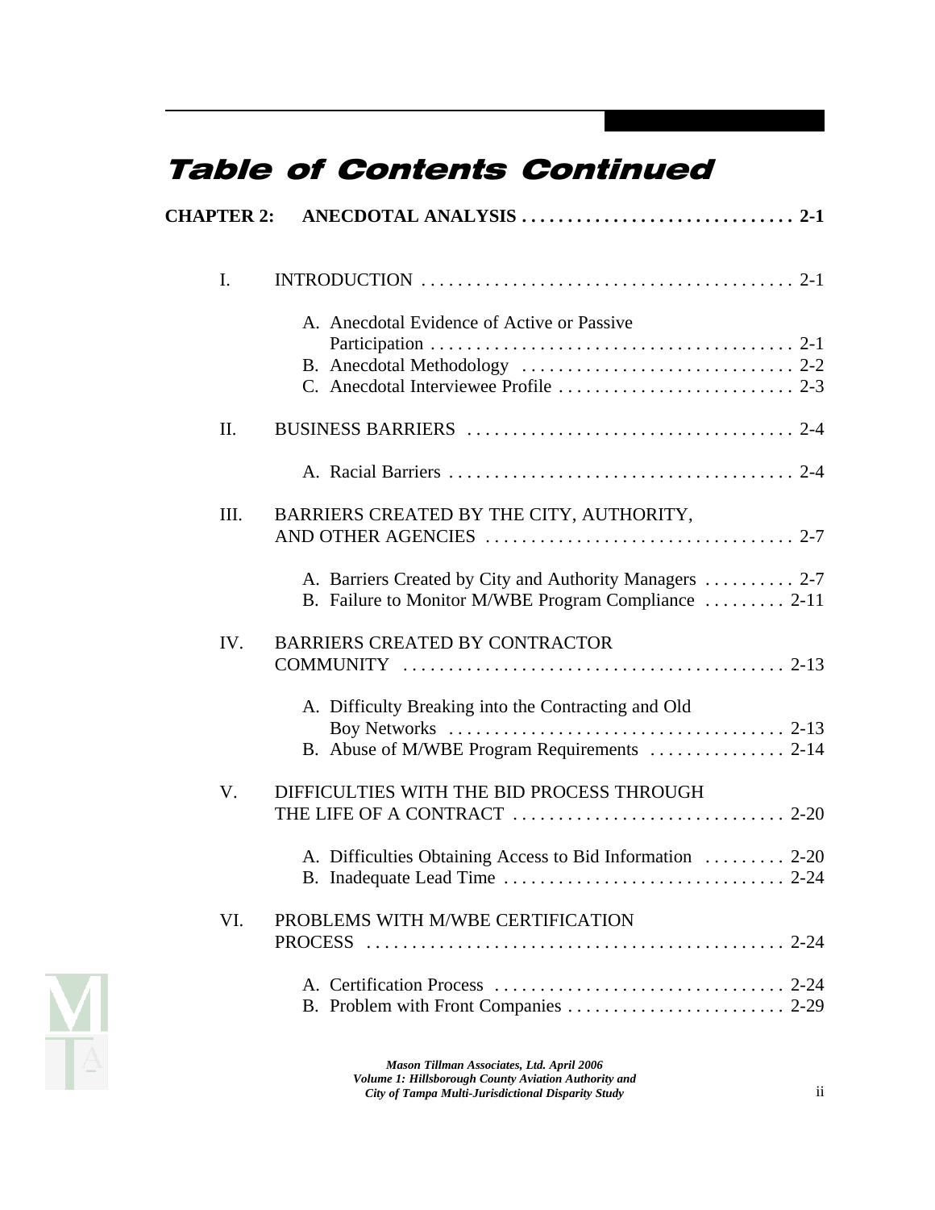# Table of Contents Continued

**CHAPTER 2: ANECDOTAL ANALYSIS . . . . . . . . . . . . . . . . . . . . . . . . . . . . . . 2-1**

I. INTRODUCTION . . . . . . . . . . . . . . . . . . . . . . . . . . . . . . . . . . . . . . . . . 2-1

- A. Anecdotal Evidence of Active or Passive Participation . . . . . . . . . . . . . . . . . . . . . . . . . . . . . . . . . . . . . . . . 2-1
- B. Anecdotal Methodology . . . . . . . . . . . . . . . . . . . . . . . . . . . . . . 2-2
- C. Anecdotal Interviewee Profile . . . . . . . . . . . . . . . . . . . . . . . . . . 2-3

II. BUSINESS BARRIERS . . . . . . . . . . . . . . . . . . . . . . . . . . . . . . . . . . . . 2-4

- A. Racial Barriers . . . . . . . . . . . . . . . . . . . . . . . . . . . . . . . . . . . . . . 2-4

III. BARRIERS CREATED BY THE CITY, AUTHORITY, AND OTHER AGENCIES . . . . . . . . . . . . . . . . . . . . . . . . . . . . . . . . . . 2-7

- A. Barriers Created by City and Authority Managers . . . . . . . . . . 2-7
- B. Failure to Monitor M/WBE Program Compliance . . . . . . . . . 2-11

IV. BARRIERS CREATED BY CONTRACTOR COMMUNITY . . . . . . . . . . . . . . . . . . . . . . . . . . . . . . . . . . . . . . . . . . 2-13

- A. Difficulty Breaking into the Contracting and Old Boy Networks . . . . . . . . . . . . . . . . . . . . . . . . . . . . . . . . . . . . . 2-13
- B. Abuse of M/WBE Program Requirements . . . . . . . . . . . . . . . 2-14

V. DIFFICULTIES WITH THE BID PROCESS THROUGH THE LIFE OF A CONTRACT . . . . . . . . . . . . . . . . . . . . . . . . . . . . . . 2-20

- A. Difficulties Obtaining Access to Bid Information . . . . . . . . . 2-20
- B. Inadequate Lead Time . . . . . . . . . . . . . . . . . . . . . . . . . . . . . . . 2-24

VI. PROBLEMS WITH M/WBE CERTIFICATION PROCESS . . . . . . . . . . . . . . . . . . . . . . . . . . . . . . . . . . . . . . . . . . . . . 2-24

- A. Certification Process . . . . . . . . . . . . . . . . . . . . . . . . . . . . . . . . 2-24
- B. Problem with Front Companies . . . . . . . . . . . . . . . . . . . . . . . . 2-29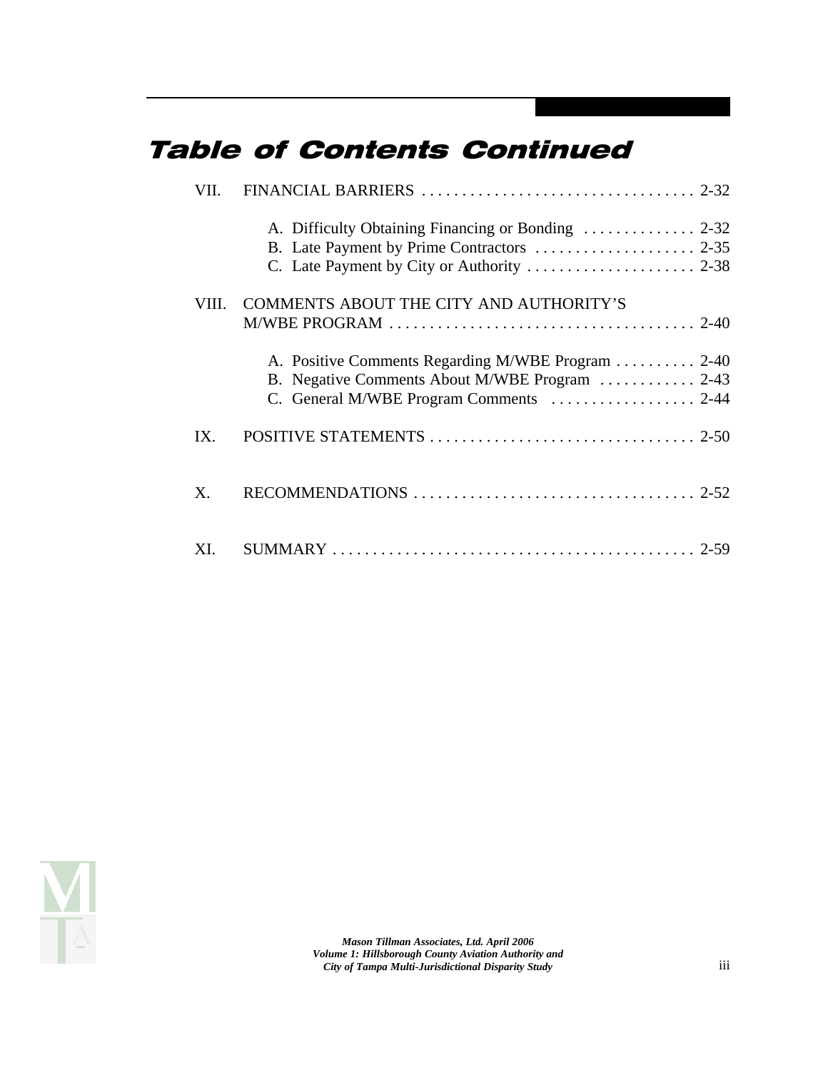# Table of Contents Continued

VII. FINANCIAL BARRIERS . . . . . . . . . . . . . . . . . . . . . . . . . . . . . . . . . . 2-32

- A. Difficulty Obtaining Financing or Bonding . . . . . . . . . . . . . . 2-32
- B. Late Payment by Prime Contractors . . . . . . . . . . . . . . . . . . . . 2-35
- C. Late Payment by City or Authority . . . . . . . . . . . . . . . . . . . . . 2-38

VIII. COMMENTS ABOUT THE CITY AND AUTHORITY'S M/WBE PROGRAM . . . . . . . . . . . . . . . . . . . . . . . . . . . . . . . . . . . . . . 2-40

- A. Positive Comments Regarding M/WBE Program . . . . . . . . . . 2-40
- B. Negative Comments About M/WBE Program . . . . . . . . . . . . 2-43
- C. General M/WBE Program Comments . . . . . . . . . . . . . . . . . . 2-44

IX. POSITIVE STATEMENTS . . . . . . . . . . . . . . . . . . . . . . . . . . . . . . . . . 2-50

X. RECOMMENDATIONS . . . . . . . . . . . . . . . . . . . . . . . . . . . . . . . . . . . 2-52

XI. SUMMARY . . . . . . . . . . . . . . . . . . . . . . . . . . . . . . . . . . . . . . . . . . . . . 2-59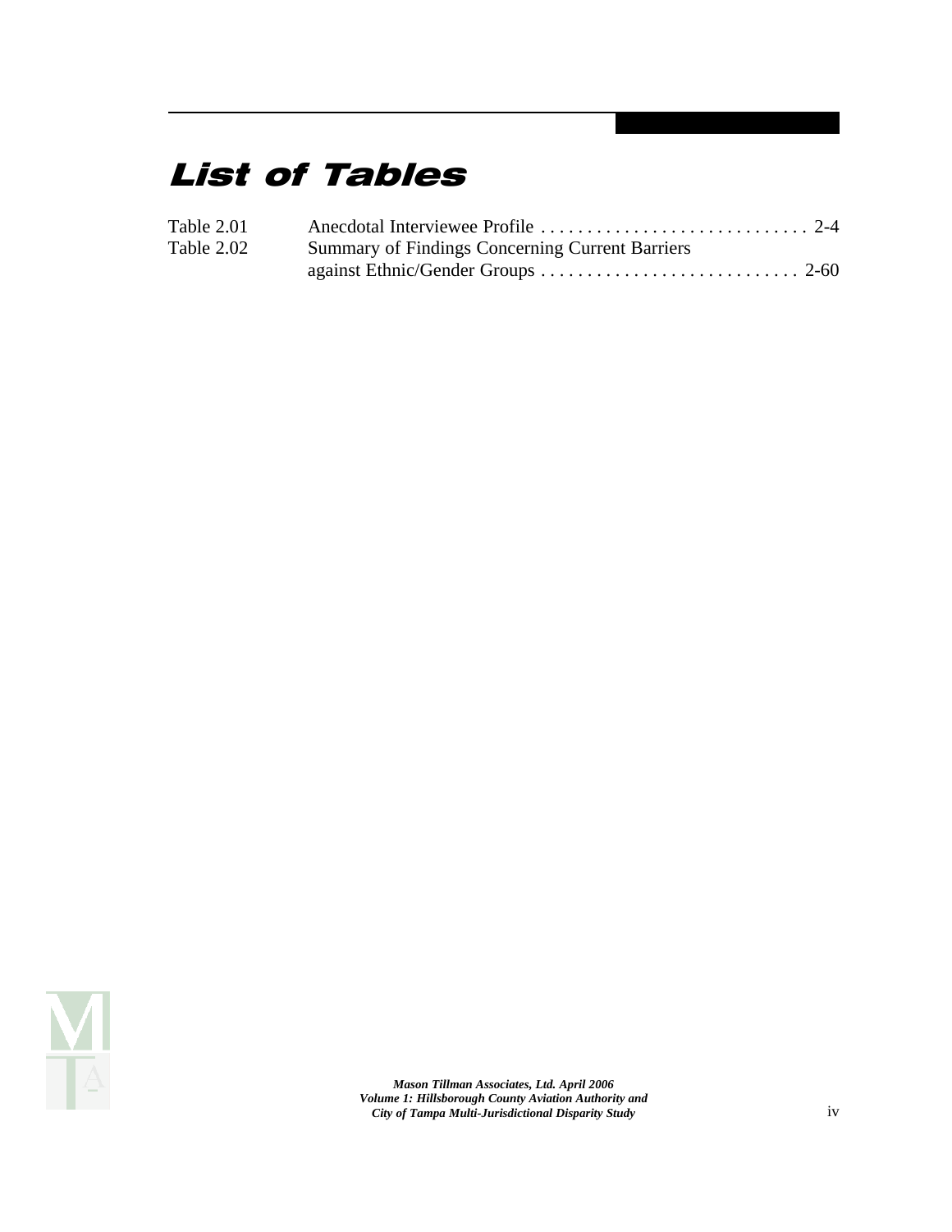# List of Tables

| | | |
|---|---|---|
| Table 2.01 | Anecdotal Interviewee Profile | 2-4 |
| Table 2.02 | Summary of Findings Concerning Current Barriers against Ethnic/Gender Groups | 2-60 |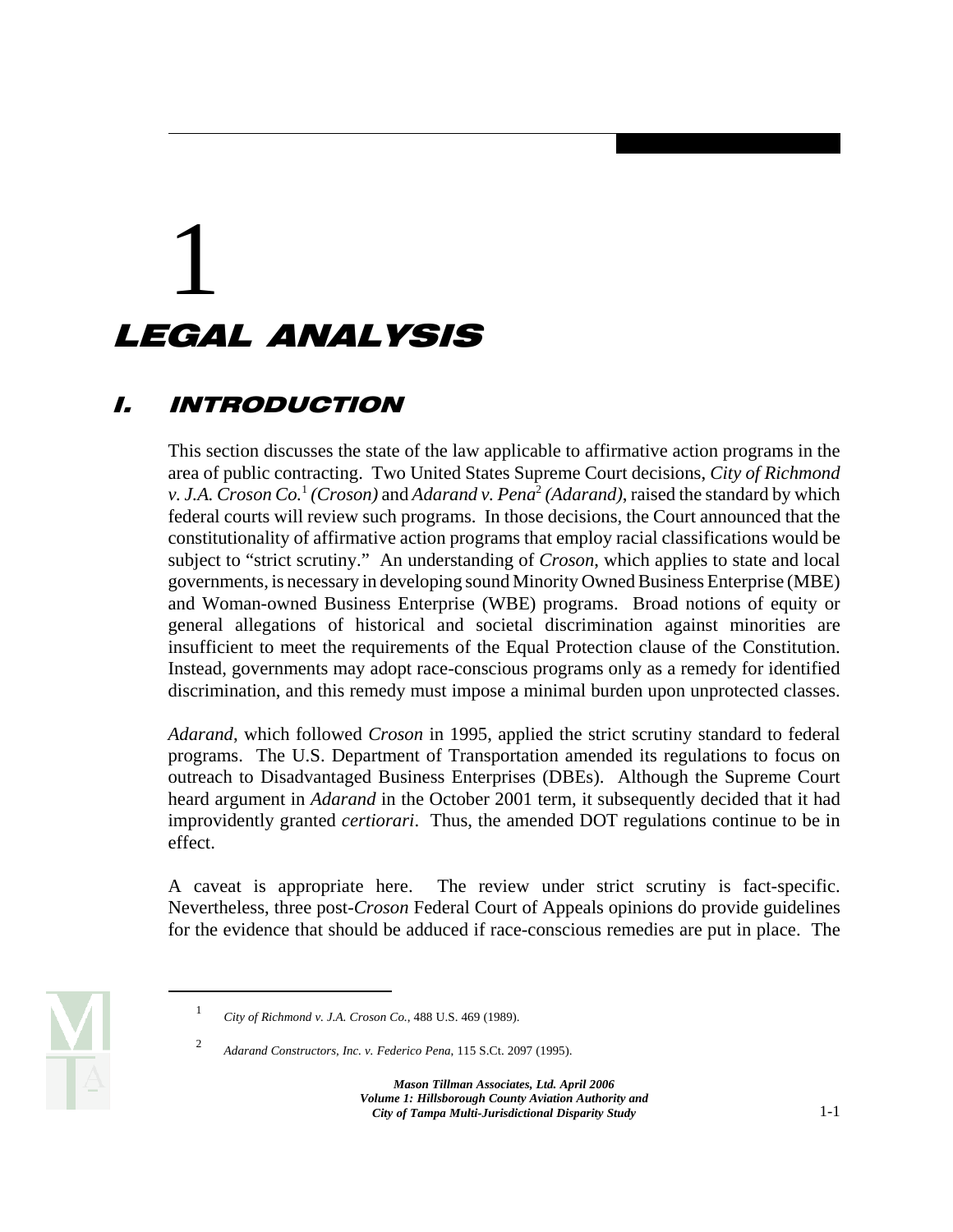# 1

# LEGAL ANALYSIS

## I. INTRODUCTION

This section discusses the state of the law applicable to affirmative action programs in the area of public contracting. Two United States Supreme Court decisions, *City of Richmond v. J.A. Croson Co.*[1] *(Croson)* and *Adarand v. Pena*[2] *(Adarand)*, raised the standard by which federal courts will review such programs. In those decisions, the Court announced that the constitutionality of affirmative action programs that employ racial classifications would be subject to "strict scrutiny." An understanding of *Croson*, which applies to state and local governments, is necessary in developing sound Minority Owned Business Enterprise (MBE) and Woman-owned Business Enterprise (WBE) programs. Broad notions of equity or general allegations of historical and societal discrimination against minorities are insufficient to meet the requirements of the Equal Protection clause of the Constitution. Instead, governments may adopt race-conscious programs only as a remedy for identified discrimination, and this remedy must impose a minimal burden upon unprotected classes.

*Adarand*, which followed *Croson* in 1995, applied the strict scrutiny standard to federal programs. The U.S. Department of Transportation amended its regulations to focus on outreach to Disadvantaged Business Enterprises (DBEs). Although the Supreme Court heard argument in *Adarand* in the October 2001 term, it subsequently decided that it had improvidently granted *certiorari*. Thus, the amended DOT regulations continue to be in effect.

A caveat is appropriate here. The review under strict scrutiny is fact-specific. Nevertheless, three post-*Croson* Federal Court of Appeals opinions do provide guidelines for the evidence that should be adduced if race-conscious remedies are put in place. The

---

[1] *City of Richmond v. J.A. Croson Co.*, 488 U.S. 469 (1989).

[2] *Adarand Constructors, Inc. v. Federico Pena*, 115 S.Ct. 2097 (1995).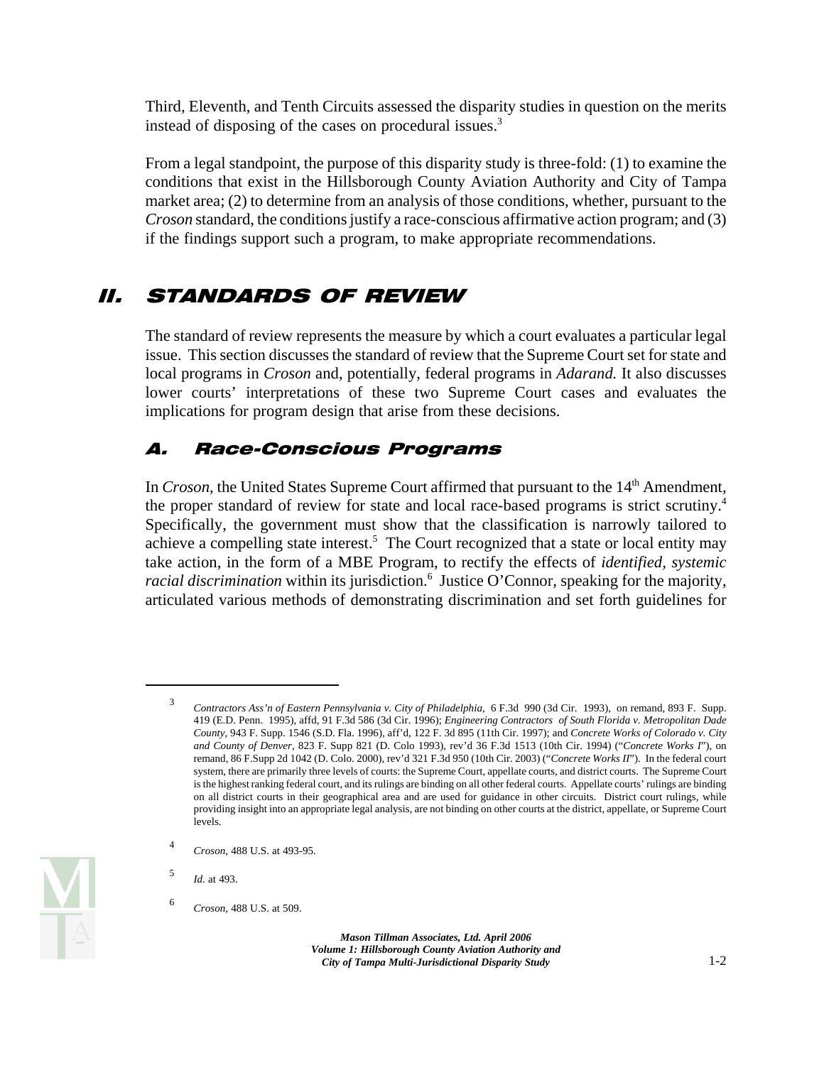Third, Eleventh, and Tenth Circuits assessed the disparity studies in question on the merits instead of disposing of the cases on procedural issues.[3]

From a legal standpoint, the purpose of this disparity study is three-fold: (1) to examine the conditions that exist in the Hillsborough County Aviation Authority and City of Tampa market area; (2) to determine from an analysis of those conditions, whether, pursuant to the *Croson* standard, the conditions justify a race-conscious affirmative action program; and (3) if the findings support such a program, to make appropriate recommendations.

## II. STANDARDS OF REVIEW

The standard of review represents the measure by which a court evaluates a particular legal issue. This section discusses the standard of review that the Supreme Court set for state and local programs in *Croson* and, potentially, federal programs in *Adarand.* It also discusses lower courts' interpretations of these two Supreme Court cases and evaluates the implications for program design that arise from these decisions.

### A. Race-Conscious Programs

In *Croson*, the United States Supreme Court affirmed that pursuant to the 14th Amendment, the proper standard of review for state and local race-based programs is strict scrutiny.[4] Specifically, the government must show that the classification is narrowly tailored to achieve a compelling state interest.[5] The Court recognized that a state or local entity may take action, in the form of a MBE Program, to rectify the effects of *identified, systemic racial discrimination* within its jurisdiction.[6] Justice O'Connor, speaking for the majority, articulated various methods of demonstrating discrimination and set forth guidelines for

---

[3] *Contractors Ass'n of Eastern Pennsylvania v. City of Philadelphia*, 6 F.3d 990 (3d Cir. 1993), on remand, 893 F. Supp. 419 (E.D. Penn. 1995), affd, 91 F.3d 586 (3d Cir. 1996); *Engineering Contractors of South Florida v. Metropolitan Dade County*, 943 F. Supp. 1546 (S.D. Fla. 1996), aff'd, 122 F. 3d 895 (11th Cir. 1997); and *Concrete Works of Colorado v. City and County of Denver*, 823 F. Supp 821 (D. Colo 1993), rev'd 36 F.3d 1513 (10th Cir. 1994) ("*Concrete Works I*"), on remand, 86 F.Supp 2d 1042 (D. Colo. 2000), rev'd 321 F.3d 950 (10th Cir. 2003) ("*Concrete Works II*"). In the federal court system, there are primarily three levels of courts: the Supreme Court, appellate courts, and district courts. The Supreme Court is the highest ranking federal court, and its rulings are binding on all other federal courts. Appellate courts' rulings are binding on all district courts in their geographical area and are used for guidance in other circuits. District court rulings, while providing insight into an appropriate legal analysis, are not binding on other courts at the district, appellate, or Supreme Court levels.

[4] *Croson*, 488 U.S. at 493-95.

[5] *Id.* at 493.

[6] *Croson*, 488 U.S. at 509.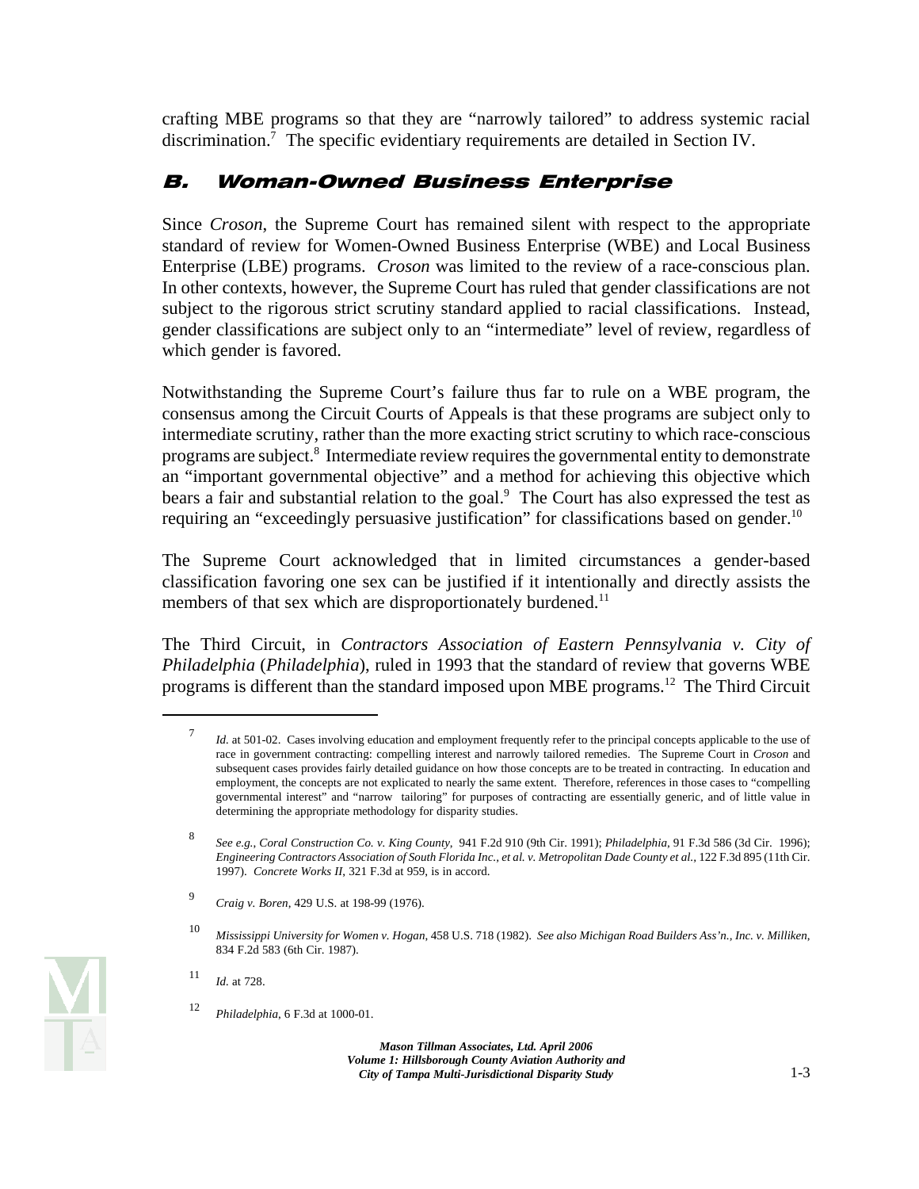crafting MBE programs so that they are "narrowly tailored" to address systemic racial discrimination.[7] The specific evidentiary requirements are detailed in Section IV.

## *B. Woman-Owned Business Enterprise*

Since *Croson*, the Supreme Court has remained silent with respect to the appropriate standard of review for Women-Owned Business Enterprise (WBE) and Local Business Enterprise (LBE) programs. *Croson* was limited to the review of a race-conscious plan. In other contexts, however, the Supreme Court has ruled that gender classifications are not subject to the rigorous strict scrutiny standard applied to racial classifications. Instead, gender classifications are subject only to an "intermediate" level of review, regardless of which gender is favored.

Notwithstanding the Supreme Court's failure thus far to rule on a WBE program, the consensus among the Circuit Courts of Appeals is that these programs are subject only to intermediate scrutiny, rather than the more exacting strict scrutiny to which race-conscious programs are subject.[8] Intermediate review requires the governmental entity to demonstrate an "important governmental objective" and a method for achieving this objective which bears a fair and substantial relation to the goal.[9] The Court has also expressed the test as requiring an "exceedingly persuasive justification" for classifications based on gender.[10]

The Supreme Court acknowledged that in limited circumstances a gender-based classification favoring one sex can be justified if it intentionally and directly assists the members of that sex which are disproportionately burdened.[11]

The Third Circuit, in *Contractors Association of Eastern Pennsylvania v. City of Philadelphia* (*Philadelphia*), ruled in 1993 that the standard of review that governs WBE programs is different than the standard imposed upon MBE programs.[12] The Third Circuit

---

7 *Id.* at 501-02. Cases involving education and employment frequently refer to the principal concepts applicable to the use of race in government contracting: compelling interest and narrowly tailored remedies. The Supreme Court in *Croson* and subsequent cases provides fairly detailed guidance on how those concepts are to be treated in contracting. In education and employment, the concepts are not explicated to nearly the same extent. Therefore, references in those cases to "compelling governmental interest" and "narrow tailoring" for purposes of contracting are essentially generic, and of little value in determining the appropriate methodology for disparity studies.

8 *See e.g.*, *Coral Construction Co. v. King County,* 941 F.2d 910 (9th Cir. 1991); *Philadelphia,* 91 F.3d 586 (3d Cir. 1996); *Engineering Contractors Association of South Florida Inc., et al. v. Metropolitan Dade County et al.*, 122 F.3d 895 (11th Cir. 1997). *Concrete Works II*, 321 F.3d at 959, is in accord.

9 *Craig v. Boren*, 429 U.S. at 198-99 (1976).

10 *Mississippi University for Women v. Hogan*, 458 U.S. 718 (1982). *See also Michigan Road Builders Ass'n., Inc. v. Milliken*, 834 F.2d 583 (6th Cir. 1987).

11 *Id.* at 728.

12 *Philadelphia*, 6 F.3d at 1000-01.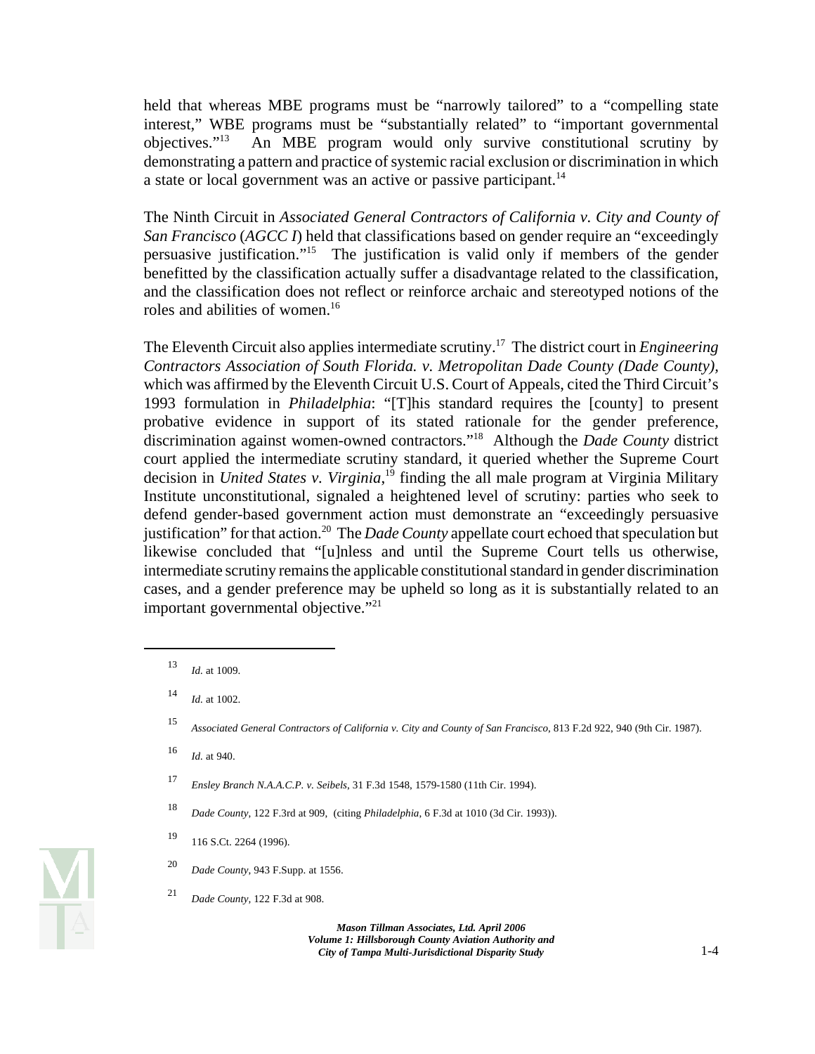held that whereas MBE programs must be "narrowly tailored" to a "compelling state interest," WBE programs must be "substantially related" to "important governmental objectives."[13] An MBE program would only survive constitutional scrutiny by demonstrating a pattern and practice of systemic racial exclusion or discrimination in which a state or local government was an active or passive participant.[14]

The Ninth Circuit in *Associated General Contractors of California v. City and County of San Francisco* (*AGCC I*) held that classifications based on gender require an "exceedingly persuasive justification."[15] The justification is valid only if members of the gender benefitted by the classification actually suffer a disadvantage related to the classification, and the classification does not reflect or reinforce archaic and stereotyped notions of the roles and abilities of women.[16]

The Eleventh Circuit also applies intermediate scrutiny.[17] The district court in *Engineering Contractors Association of South Florida. v. Metropolitan Dade County (Dade County)*, which was affirmed by the Eleventh Circuit U.S. Court of Appeals, cited the Third Circuit's 1993 formulation in *Philadelphia*: "[T]his standard requires the [county] to present probative evidence in support of its stated rationale for the gender preference, discrimination against women-owned contractors."[18] Although the *Dade County* district court applied the intermediate scrutiny standard, it queried whether the Supreme Court decision in *United States v. Virginia*,[19] finding the all male program at Virginia Military Institute unconstitutional, signaled a heightened level of scrutiny: parties who seek to defend gender-based government action must demonstrate an "exceedingly persuasive justification" for that action.[20] The *Dade County* appellate court echoed that speculation but likewise concluded that "[u]nless and until the Supreme Court tells us otherwise, intermediate scrutiny remains the applicable constitutional standard in gender discrimination cases, and a gender preference may be upheld so long as it is substantially related to an important governmental objective."[21]

---

13 *Id.* at 1009.

14 *Id.* at 1002.

15 *Associated General Contractors of California v. City and County of San Francisco*, 813 F.2d 922, 940 (9th Cir. 1987).

16 *Id.* at 940.

17 *Ensley Branch N.A.A.C.P. v. Seibels*, 31 F.3d 1548, 1579-1580 (11th Cir. 1994).

18 *Dade County*, 122 F.3rd at 909, (citing *Philadelphia*, 6 F.3d at 1010 (3d Cir. 1993)).

19 116 S.Ct. 2264 (1996).

20 *Dade County*, 943 F.Supp. at 1556.

21 *Dade County*, 122 F.3d at 908.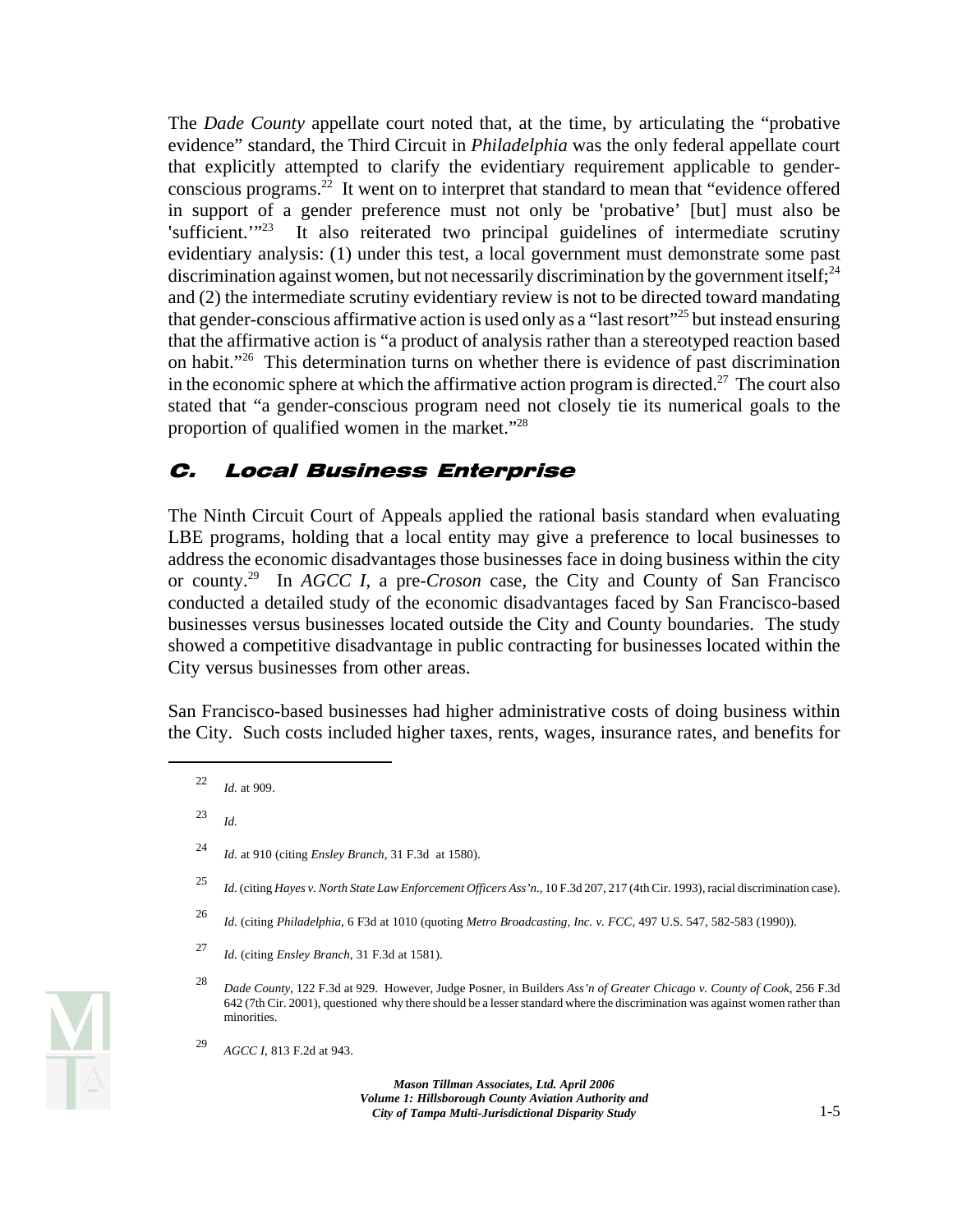The *Dade County* appellate court noted that, at the time, by articulating the "probative evidence" standard, the Third Circuit in *Philadelphia* was the only federal appellate court that explicitly attempted to clarify the evidentiary requirement applicable to gender-conscious programs.[22] It went on to interpret that standard to mean that "evidence offered in support of a gender preference must not only be 'probative' [but] must also be 'sufficient.'"[23] It also reiterated two principal guidelines of intermediate scrutiny evidentiary analysis: (1) under this test, a local government must demonstrate some past discrimination against women, but not necessarily discrimination by the government itself;[24] and (2) the intermediate scrutiny evidentiary review is not to be directed toward mandating that gender-conscious affirmative action is used only as a "last resort"[25] but instead ensuring that the affirmative action is "a product of analysis rather than a stereotyped reaction based on habit."[26] This determination turns on whether there is evidence of past discrimination in the economic sphere at which the affirmative action program is directed.[27] The court also stated that "a gender-conscious program need not closely tie its numerical goals to the proportion of qualified women in the market."[28]

## C. Local Business Enterprise

The Ninth Circuit Court of Appeals applied the rational basis standard when evaluating LBE programs, holding that a local entity may give a preference to local businesses to address the economic disadvantages those businesses face in doing business within the city or county.[29] In *AGCC I*, a pre-*Croson* case, the City and County of San Francisco conducted a detailed study of the economic disadvantages faced by San Francisco-based businesses versus businesses located outside the City and County boundaries. The study showed a competitive disadvantage in public contracting for businesses located within the City versus businesses from other areas.

San Francisco-based businesses had higher administrative costs of doing business within the City. Such costs included higher taxes, rents, wages, insurance rates, and benefits for

---

22 *Id.* at 909.

23 *Id.*

24 *Id.* at 910 (citing *Ensley Branch*, 31 F.3d at 1580).

25 *Id.* (citing *Hayes v. North State Law Enforcement Officers Ass'n*., 10 F.3d 207, 217 (4th Cir. 1993), racial discrimination case).

26 *Id.* (citing *Philadelphia*, 6 F3d at 1010 (quoting *Metro Broadcasting, Inc. v. FCC*, 497 U.S. 547, 582-583 (1990)).

27 *Id.* (citing *Ensley Branch*, 31 F.3d at 1581).

28 *Dade County*, 122 F.3d at 929. However, Judge Posner, in Builders *Ass'n of Greater Chicago v. County of Cook*, 256 F.3d 642 (7th Cir. 2001), questioned why there should be a lesser standard where the discrimination was against women rather than minorities.

29 *AGCC I*, 813 F.2d at 943.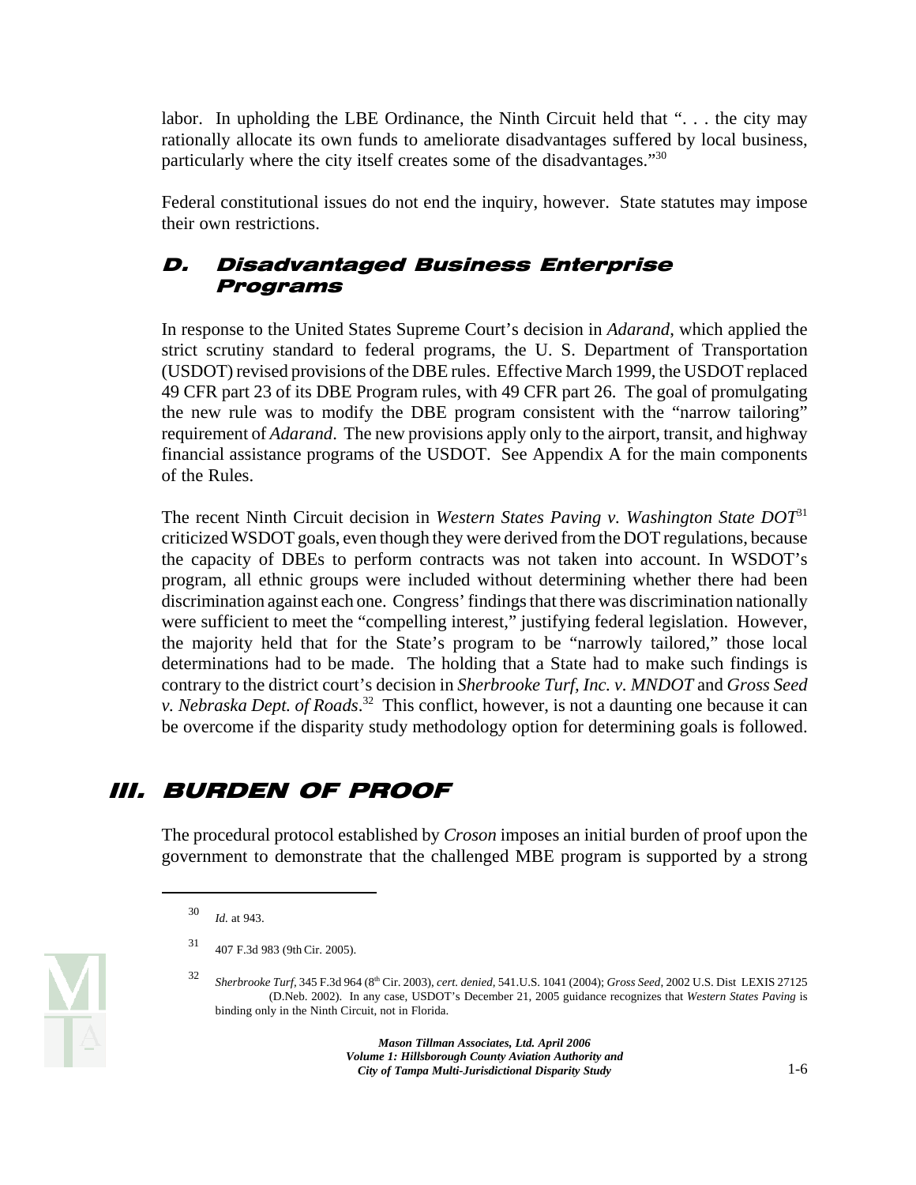labor. In upholding the LBE Ordinance, the Ninth Circuit held that ". . . the city may rationally allocate its own funds to ameliorate disadvantages suffered by local business, particularly where the city itself creates some of the disadvantages."[30]

Federal constitutional issues do not end the inquiry, however. State statutes may impose their own restrictions.

### D. Disadvantaged Business Enterprise Programs

In response to the United States Supreme Court's decision in *Adarand*, which applied the strict scrutiny standard to federal programs, the U. S. Department of Transportation (USDOT) revised provisions of the DBE rules. Effective March 1999, the USDOT replaced 49 CFR part 23 of its DBE Program rules, with 49 CFR part 26. The goal of promulgating the new rule was to modify the DBE program consistent with the "narrow tailoring" requirement of *Adarand*. The new provisions apply only to the airport, transit, and highway financial assistance programs of the USDOT. See Appendix A for the main components of the Rules.

The recent Ninth Circuit decision in *Western States Paving v. Washington State DOT*[31] criticized WSDOT goals, even though they were derived from the DOT regulations, because the capacity of DBEs to perform contracts was not taken into account. In WSDOT's program, all ethnic groups were included without determining whether there had been discrimination against each one. Congress' findings that there was discrimination nationally were sufficient to meet the "compelling interest," justifying federal legislation. However, the majority held that for the State's program to be "narrowly tailored," those local determinations had to be made. The holding that a State had to make such findings is contrary to the district court's decision in *Sherbrooke Turf, Inc. v. MNDOT* and *Gross Seed v. Nebraska Dept. of Roads*.[32] This conflict, however, is not a daunting one because it can be overcome if the disparity study methodology option for determining goals is followed.

## III. BURDEN OF PROOF

The procedural protocol established by *Croson* imposes an initial burden of proof upon the government to demonstrate that the challenged MBE program is supported by a strong

---

[30] *Id.* at 943.

[31] 407 F.3d 983 (9th Cir. 2005).

[32] *Sherbrooke Turf*, 345 F.3d 964 (8th Cir. 2003), *cert. denied*, 541.U.S. 1041 (2004); *Gross Seed*, 2002 U.S. Dist LEXIS 27125 (D.Neb. 2002). In any case, USDOT's December 21, 2005 guidance recognizes that *Western States Paving* is binding only in the Ninth Circuit, not in Florida.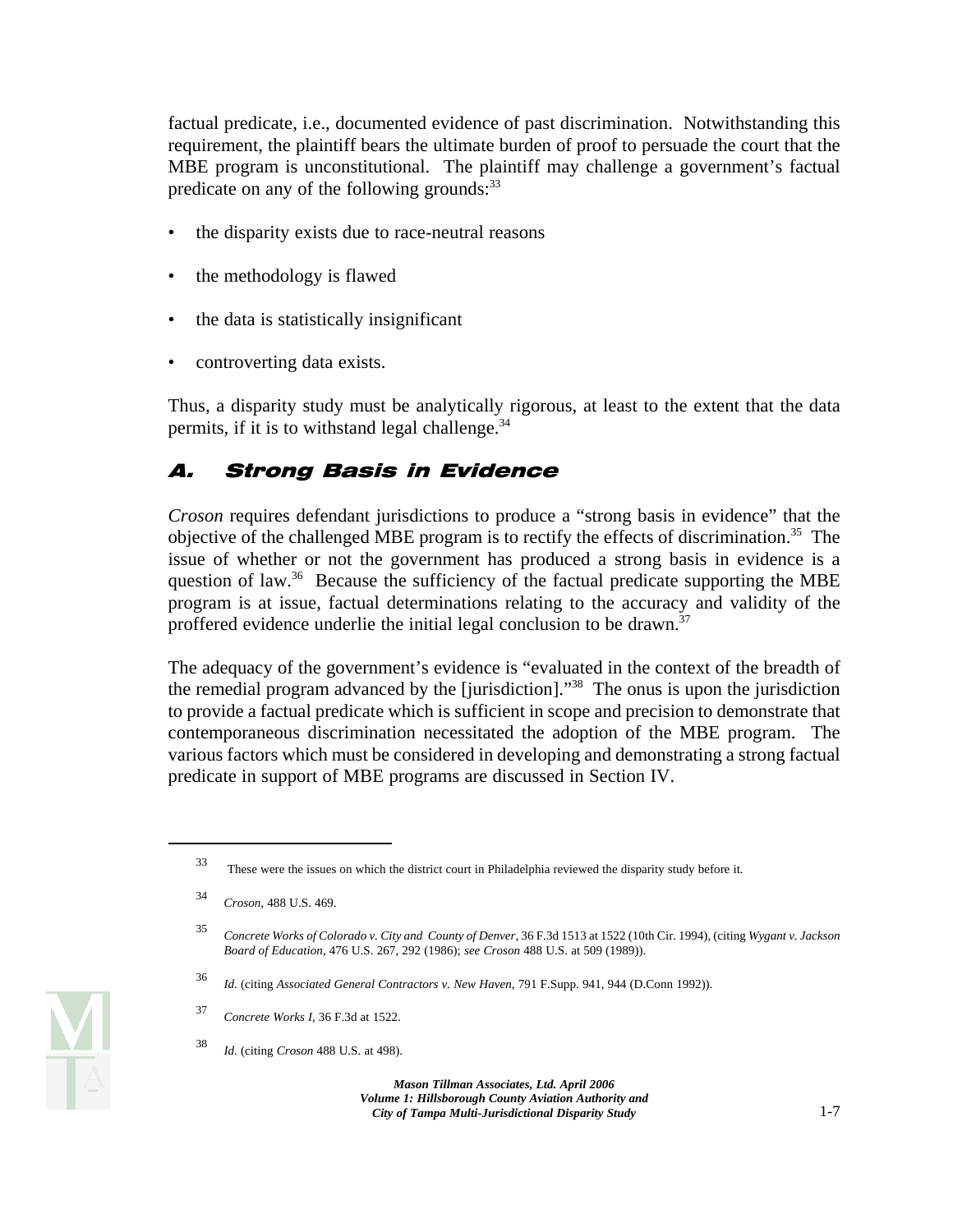factual predicate, i.e., documented evidence of past discrimination. Notwithstanding this requirement, the plaintiff bears the ultimate burden of proof to persuade the court that the MBE program is unconstitutional. The plaintiff may challenge a government's factual predicate on any of the following grounds:[33]

- the disparity exists due to race-neutral reasons
- the methodology is flawed
- the data is statistically insignificant
- controverting data exists.

Thus, a disparity study must be analytically rigorous, at least to the extent that the data permits, if it is to withstand legal challenge.[34]

## A. Strong Basis in Evidence

*Croson* requires defendant jurisdictions to produce a "strong basis in evidence" that the objective of the challenged MBE program is to rectify the effects of discrimination.[35] The issue of whether or not the government has produced a strong basis in evidence is a question of law.[36] Because the sufficiency of the factual predicate supporting the MBE program is at issue, factual determinations relating to the accuracy and validity of the proffered evidence underlie the initial legal conclusion to be drawn.[37]

The adequacy of the government's evidence is "evaluated in the context of the breadth of the remedial program advanced by the [jurisdiction]."[38] The onus is upon the jurisdiction to provide a factual predicate which is sufficient in scope and precision to demonstrate that contemporaneous discrimination necessitated the adoption of the MBE program. The various factors which must be considered in developing and demonstrating a strong factual predicate in support of MBE programs are discussed in Section IV.

---

[33] These were the issues on which the district court in Philadelphia reviewed the disparity study before it.

[34] *Croson*, 488 U.S. 469.

[35] *Concrete Works of Colorado v. City and County of Denver*, 36 F.3d 1513 at 1522 (10th Cir. 1994), (citing *Wygant v. Jackson Board of Education*, 476 U.S. 267, 292 (1986); *see Croson* 488 U.S. at 509 (1989)).

[36] *Id.* (citing *Associated General Contractors v. New Haven*, 791 F.Supp. 941, 944 (D.Conn 1992)).

[37] *Concrete Works I*, 36 F.3d at 1522.

[38] *Id.* (citing *Croson* 488 U.S. at 498).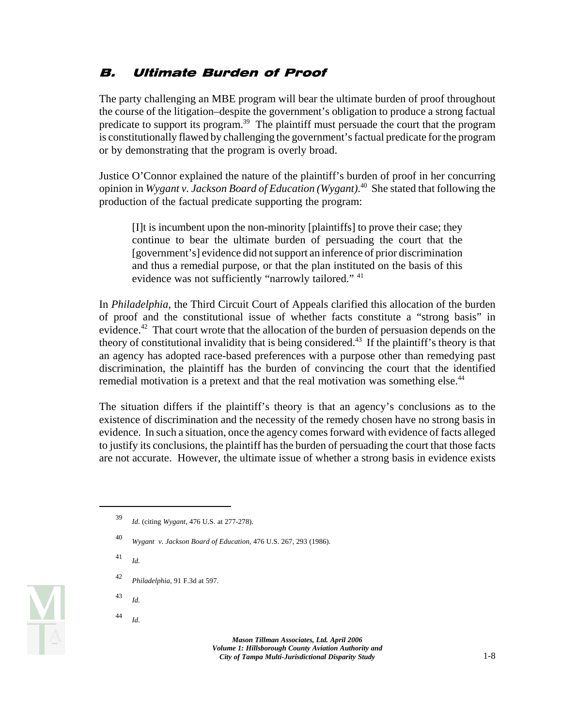## B. Ultimate Burden of Proof

The party challenging an MBE program will bear the ultimate burden of proof throughout the course of the litigation–despite the government's obligation to produce a strong factual predicate to support its program.[39] The plaintiff must persuade the court that the program is constitutionally flawed by challenging the government's factual predicate for the program or by demonstrating that the program is overly broad.

Justice O'Connor explained the nature of the plaintiff's burden of proof in her concurring opinion in *Wygant v. Jackson Board of Education (Wygant)*.[40] She stated that following the production of the factual predicate supporting the program:

> [I]t is incumbent upon the non-minority [plaintiffs] to prove their case; they continue to bear the ultimate burden of persuading the court that the [government's] evidence did not support an inference of prior discrimination and thus a remedial purpose, or that the plan instituted on the basis of this evidence was not sufficiently "narrowly tailored." [41]

In *Philadelphia*, the Third Circuit Court of Appeals clarified this allocation of the burden of proof and the constitutional issue of whether facts constitute a "strong basis" in evidence.[42] That court wrote that the allocation of the burden of persuasion depends on the theory of constitutional invalidity that is being considered.[43] If the plaintiff's theory is that an agency has adopted race-based preferences with a purpose other than remedying past discrimination, the plaintiff has the burden of convincing the court that the identified remedial motivation is a pretext and that the real motivation was something else.[44]

The situation differs if the plaintiff's theory is that an agency's conclusions as to the existence of discrimination and the necessity of the remedy chosen have no strong basis in evidence. In such a situation, once the agency comes forward with evidence of facts alleged to justify its conclusions, the plaintiff has the burden of persuading the court that those facts are not accurate. However, the ultimate issue of whether a strong basis in evidence exists

---

[39] *Id.* (citing *Wygant*, 476 U.S. at 277-278).

[40] *Wygant v. Jackson Board of Education*, 476 U.S. 267, 293 (1986).

[41] *Id.*

[42] *Philadelphia*, 91 F.3d at 597.

[43] *Id.*

[44] *Id.*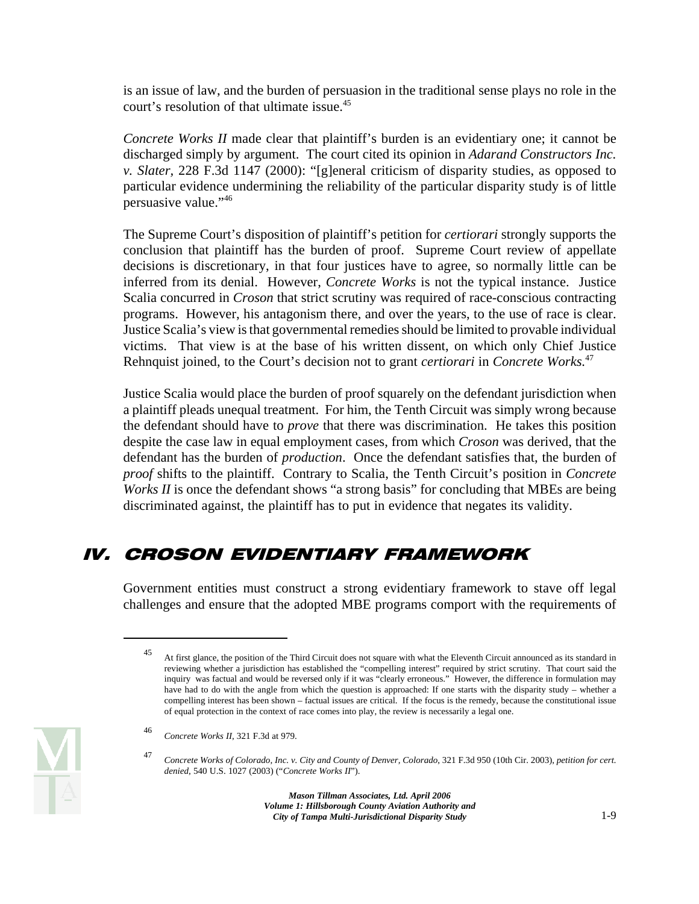is an issue of law, and the burden of persuasion in the traditional sense plays no role in the court's resolution of that ultimate issue.[45]

*Concrete Works II* made clear that plaintiff's burden is an evidentiary one; it cannot be discharged simply by argument. The court cited its opinion in *Adarand Constructors Inc. v. Slater*, 228 F.3d 1147 (2000): "[g]eneral criticism of disparity studies, as opposed to particular evidence undermining the reliability of the particular disparity study is of little persuasive value."[46]

The Supreme Court's disposition of plaintiff's petition for *certiorari* strongly supports the conclusion that plaintiff has the burden of proof. Supreme Court review of appellate decisions is discretionary, in that four justices have to agree, so normally little can be inferred from its denial. However, *Concrete Works* is not the typical instance. Justice Scalia concurred in *Croson* that strict scrutiny was required of race-conscious contracting programs. However, his antagonism there, and over the years, to the use of race is clear. Justice Scalia's view is that governmental remedies should be limited to provable individual victims. That view is at the base of his written dissent, on which only Chief Justice Rehnquist joined, to the Court's decision not to grant *certiorari* in *Concrete Works.*[47]

Justice Scalia would place the burden of proof squarely on the defendant jurisdiction when a plaintiff pleads unequal treatment. For him, the Tenth Circuit was simply wrong because the defendant should have to *prove* that there was discrimination. He takes this position despite the case law in equal employment cases, from which *Croson* was derived, that the defendant has the burden of *production*. Once the defendant satisfies that, the burden of *proof* shifts to the plaintiff. Contrary to Scalia, the Tenth Circuit's position in *Concrete Works II* is once the defendant shows "a strong basis" for concluding that MBEs are being discriminated against, the plaintiff has to put in evidence that negates its validity.

## IV. CROSON EVIDENTIARY FRAMEWORK

Government entities must construct a strong evidentiary framework to stave off legal challenges and ensure that the adopted MBE programs comport with the requirements of

---

45 At first glance, the position of the Third Circuit does not square with what the Eleventh Circuit announced as its standard in reviewing whether a jurisdiction has established the "compelling interest" required by strict scrutiny. That court said the inquiry was factual and would be reversed only if it was "clearly erroneous." However, the difference in formulation may have had to do with the angle from which the question is approached: If one starts with the disparity study – whether a compelling interest has been shown – factual issues are critical. If the focus is the remedy, because the constitutional issue of equal protection in the context of race comes into play, the review is necessarily a legal one.

46 *Concrete Works II*, 321 F.3d at 979.

47 *Concrete Works of Colorado, Inc. v. City and County of Denver, Colorado*, 321 F.3d 950 (10th Cir. 2003), *petition for cert. denied*, 540 U.S. 1027 (2003) ("*Concrete Works II*").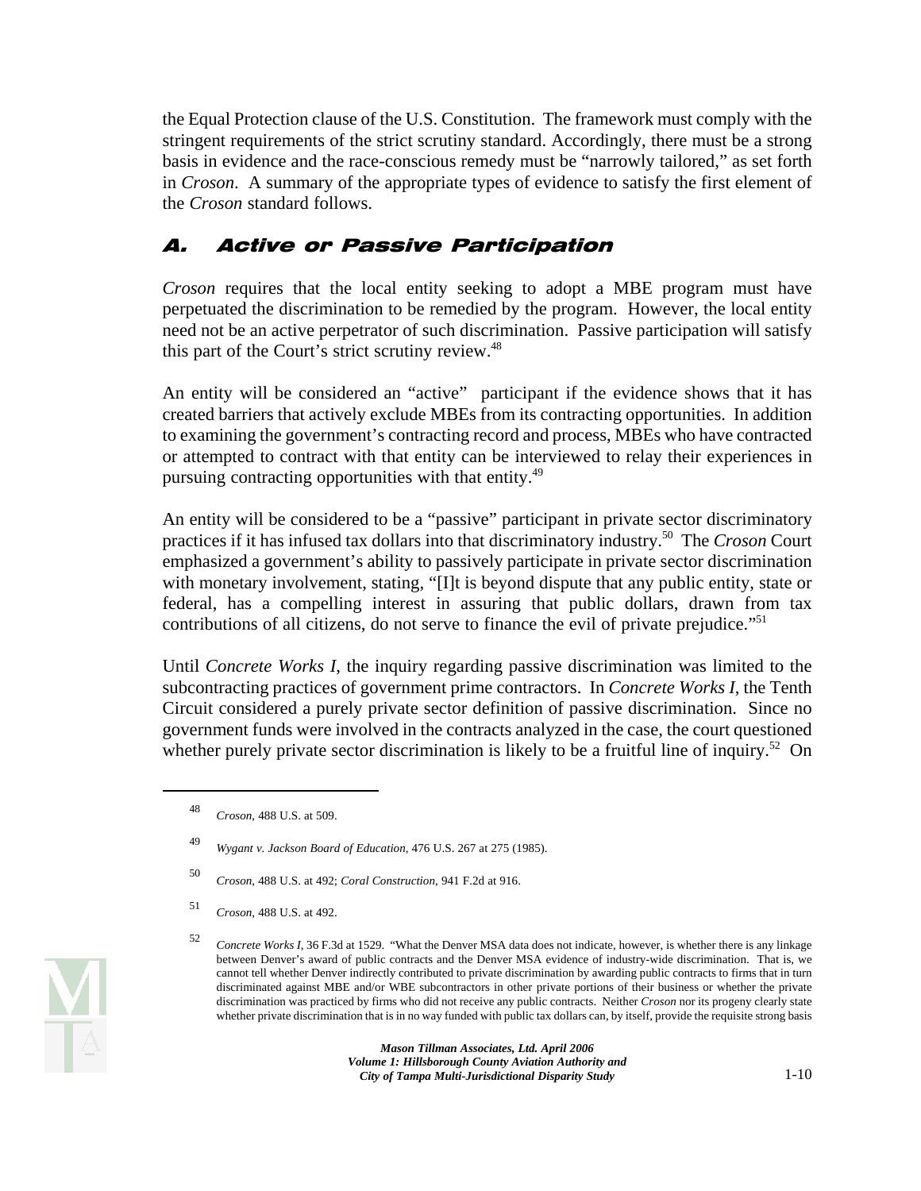the Equal Protection clause of the U.S. Constitution. The framework must comply with the stringent requirements of the strict scrutiny standard. Accordingly, there must be a strong basis in evidence and the race-conscious remedy must be "narrowly tailored," as set forth in *Croson*. A summary of the appropriate types of evidence to satisfy the first element of the *Croson* standard follows.

## A. Active or Passive Participation

*Croson* requires that the local entity seeking to adopt a MBE program must have perpetuated the discrimination to be remedied by the program. However, the local entity need not be an active perpetrator of such discrimination. Passive participation will satisfy this part of the Court's strict scrutiny review.[48]

An entity will be considered an "active" participant if the evidence shows that it has created barriers that actively exclude MBEs from its contracting opportunities. In addition to examining the government's contracting record and process, MBEs who have contracted or attempted to contract with that entity can be interviewed to relay their experiences in pursuing contracting opportunities with that entity.[49]

An entity will be considered to be a "passive" participant in private sector discriminatory practices if it has infused tax dollars into that discriminatory industry.[50] The *Croson* Court emphasized a government's ability to passively participate in private sector discrimination with monetary involvement, stating, "[I]t is beyond dispute that any public entity, state or federal, has a compelling interest in assuring that public dollars, drawn from tax contributions of all citizens, do not serve to finance the evil of private prejudice."[51]

Until *Concrete Works I*, the inquiry regarding passive discrimination was limited to the subcontracting practices of government prime contractors. In *Concrete Works I*, the Tenth Circuit considered a purely private sector definition of passive discrimination. Since no government funds were involved in the contracts analyzed in the case, the court questioned whether purely private sector discrimination is likely to be a fruitful line of inquiry.[52] On

---

[48] *Croson*, 488 U.S. at 509.

[49] *Wygant v. Jackson Board of Education*, 476 U.S. 267 at 275 (1985).

[50] *Croson*, 488 U.S. at 492; *Coral Construction*, 941 F.2d at 916.

[51] *Croson*, 488 U.S. at 492.

[52] *Concrete Works I*, 36 F.3d at 1529. "What the Denver MSA data does not indicate, however, is whether there is any linkage between Denver's award of public contracts and the Denver MSA evidence of industry-wide discrimination. That is, we cannot tell whether Denver indirectly contributed to private discrimination by awarding public contracts to firms that in turn discriminated against MBE and/or WBE subcontractors in other private portions of their business or whether the private discrimination was practiced by firms who did not receive any public contracts. Neither *Croson* nor its progeny clearly state whether private discrimination that is in no way funded with public tax dollars can, by itself, provide the requisite strong basis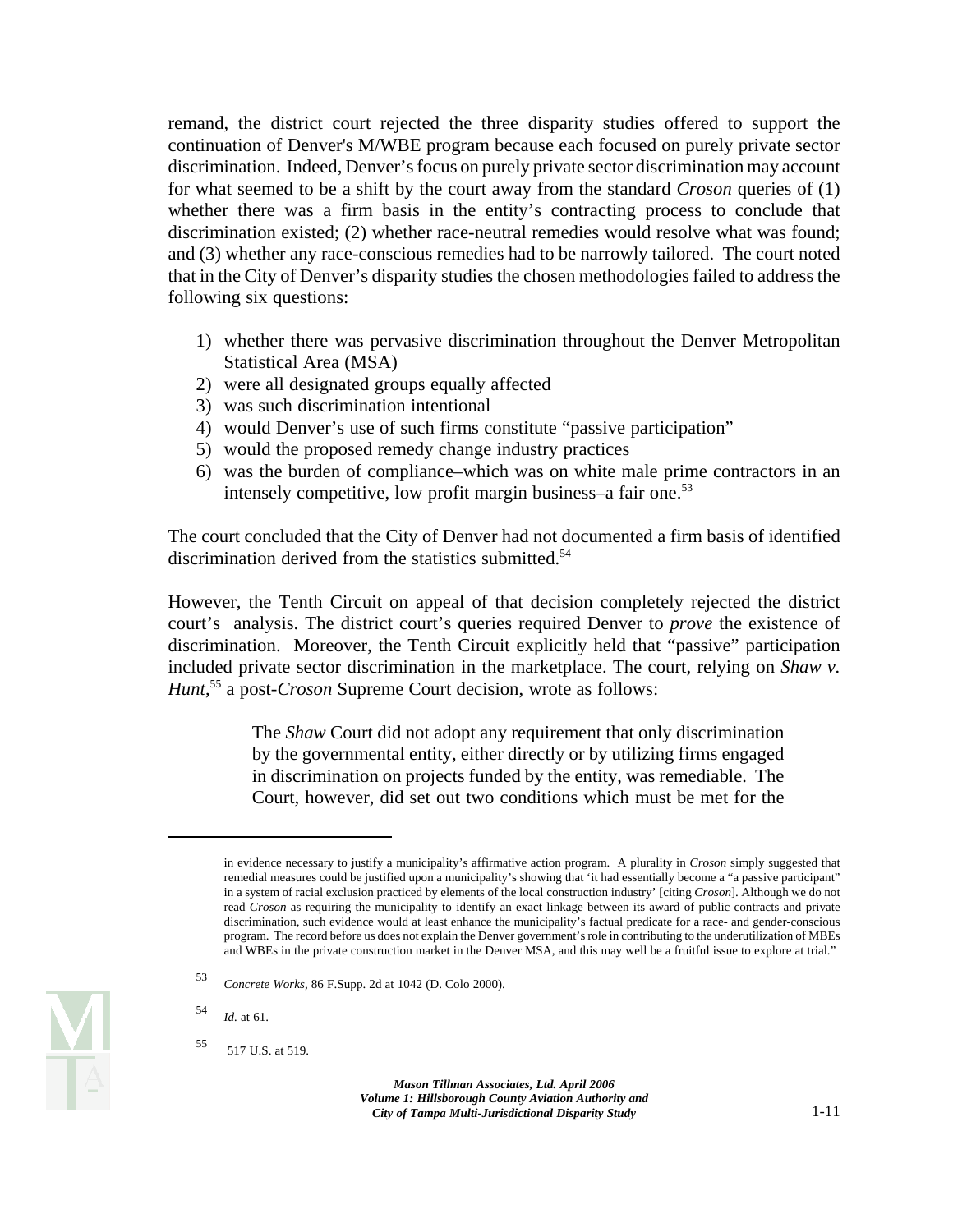remand, the district court rejected the three disparity studies offered to support the continuation of Denver's M/WBE program because each focused on purely private sector discrimination. Indeed, Denver's focus on purely private sector discrimination may account for what seemed to be a shift by the court away from the standard *Croson* queries of (1) whether there was a firm basis in the entity's contracting process to conclude that discrimination existed; (2) whether race-neutral remedies would resolve what was found; and (3) whether any race-conscious remedies had to be narrowly tailored. The court noted that in the City of Denver's disparity studies the chosen methodologies failed to address the following six questions:

1) whether there was pervasive discrimination throughout the Denver Metropolitan Statistical Area (MSA)
2) were all designated groups equally affected
3) was such discrimination intentional
4) would Denver's use of such firms constitute "passive participation"
5) would the proposed remedy change industry practices
6) was the burden of compliance–which was on white male prime contractors in an intensely competitive, low profit margin business–a fair one.[53]

The court concluded that the City of Denver had not documented a firm basis of identified discrimination derived from the statistics submitted.[54]

However, the Tenth Circuit on appeal of that decision completely rejected the district court's analysis. The district court's queries required Denver to *prove* the existence of discrimination. Moreover, the Tenth Circuit explicitly held that "passive" participation included private sector discrimination in the marketplace. The court, relying on *Shaw v. Hunt*,[55] a post-*Croson* Supreme Court decision, wrote as follows:

> The *Shaw* Court did not adopt any requirement that only discrimination by the governmental entity, either directly or by utilizing firms engaged in discrimination on projects funded by the entity, was remediable. The Court, however, did set out two conditions which must be met for the

---

in evidence necessary to justify a municipality's affirmative action program. A plurality in *Croson* simply suggested that remedial measures could be justified upon a municipality's showing that 'it had essentially become a "a passive participant" in a system of racial exclusion practiced by elements of the local construction industry' [citing *Croson*]. Although we do not read *Croson* as requiring the municipality to identify an exact linkage between its award of public contracts and private discrimination, such evidence would at least enhance the municipality's factual predicate for a race- and gender-conscious program. The record before us does not explain the Denver government's role in contributing to the underutilization of MBEs and WBEs in the private construction market in the Denver MSA, and this may well be a fruitful issue to explore at trial."

[53] *Concrete Works*, 86 F.Supp. 2d at 1042 (D. Colo 2000).

[54] *Id.* at 61.

[55] 517 U.S. at 519.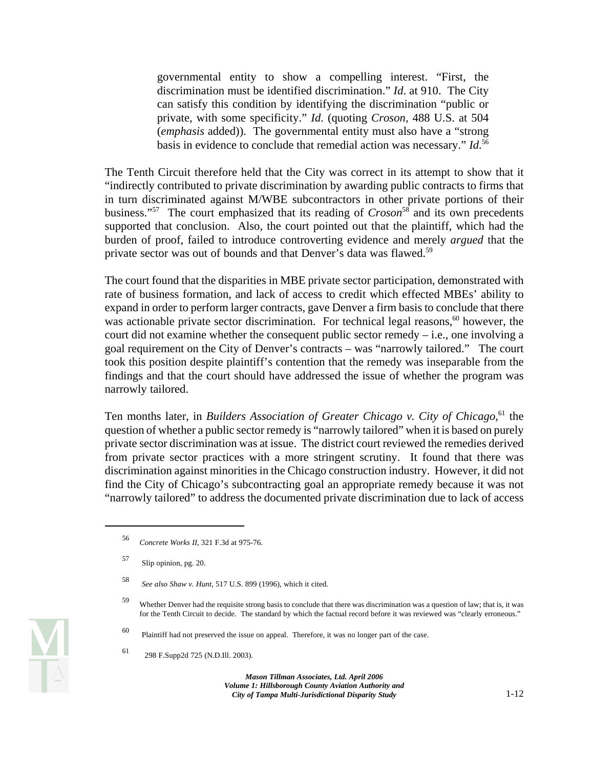> governmental entity to show a compelling interest. "First, the discrimination must be identified discrimination." *Id*. at 910. The City can satisfy this condition by identifying the discrimination "public or private, with some specificity." *Id*. (quoting *Croson*, 488 U.S. at 504 (*emphasis* added)). The governmental entity must also have a "strong basis in evidence to conclude that remedial action was necessary." *Id*.[56]

The Tenth Circuit therefore held that the City was correct in its attempt to show that it "indirectly contributed to private discrimination by awarding public contracts to firms that in turn discriminated against M/WBE subcontractors in other private portions of their business."[57] The court emphasized that its reading of *Croson*[58] and its own precedents supported that conclusion. Also, the court pointed out that the plaintiff, which had the burden of proof, failed to introduce controverting evidence and merely *argued* that the private sector was out of bounds and that Denver's data was flawed.[59]

The court found that the disparities in MBE private sector participation, demonstrated with rate of business formation, and lack of access to credit which effected MBEs' ability to expand in order to perform larger contracts, gave Denver a firm basis to conclude that there was actionable private sector discrimination. For technical legal reasons,[60] however, the court did not examine whether the consequent public sector remedy – i.e., one involving a goal requirement on the City of Denver's contracts – was "narrowly tailored." The court took this position despite plaintiff's contention that the remedy was inseparable from the findings and that the court should have addressed the issue of whether the program was narrowly tailored.

Ten months later, in *Builders Association of Greater Chicago v. City of Chicago*,[61] the question of whether a public sector remedy is "narrowly tailored" when it is based on purely private sector discrimination was at issue. The district court reviewed the remedies derived from private sector practices with a more stringent scrutiny. It found that there was discrimination against minorities in the Chicago construction industry. However, it did not find the City of Chicago's subcontracting goal an appropriate remedy because it was not "narrowly tailored" to address the documented private discrimination due to lack of access

---

[56] *Concrete Works II*, 321 F.3d at 975-76.

[57] Slip opinion, pg. 20.

[58] *See also Shaw v. Hunt*, 517 U.S. 899 (1996), which it cited.

[59] Whether Denver had the requisite strong basis to conclude that there was discrimination was a question of law; that is, it was for the Tenth Circuit to decide. The standard by which the factual record before it was reviewed was "clearly erroneous."

[60] Plaintiff had not preserved the issue on appeal. Therefore, it was no longer part of the case.

[61] 298 F.Supp2d 725 (N.D.Ill. 2003).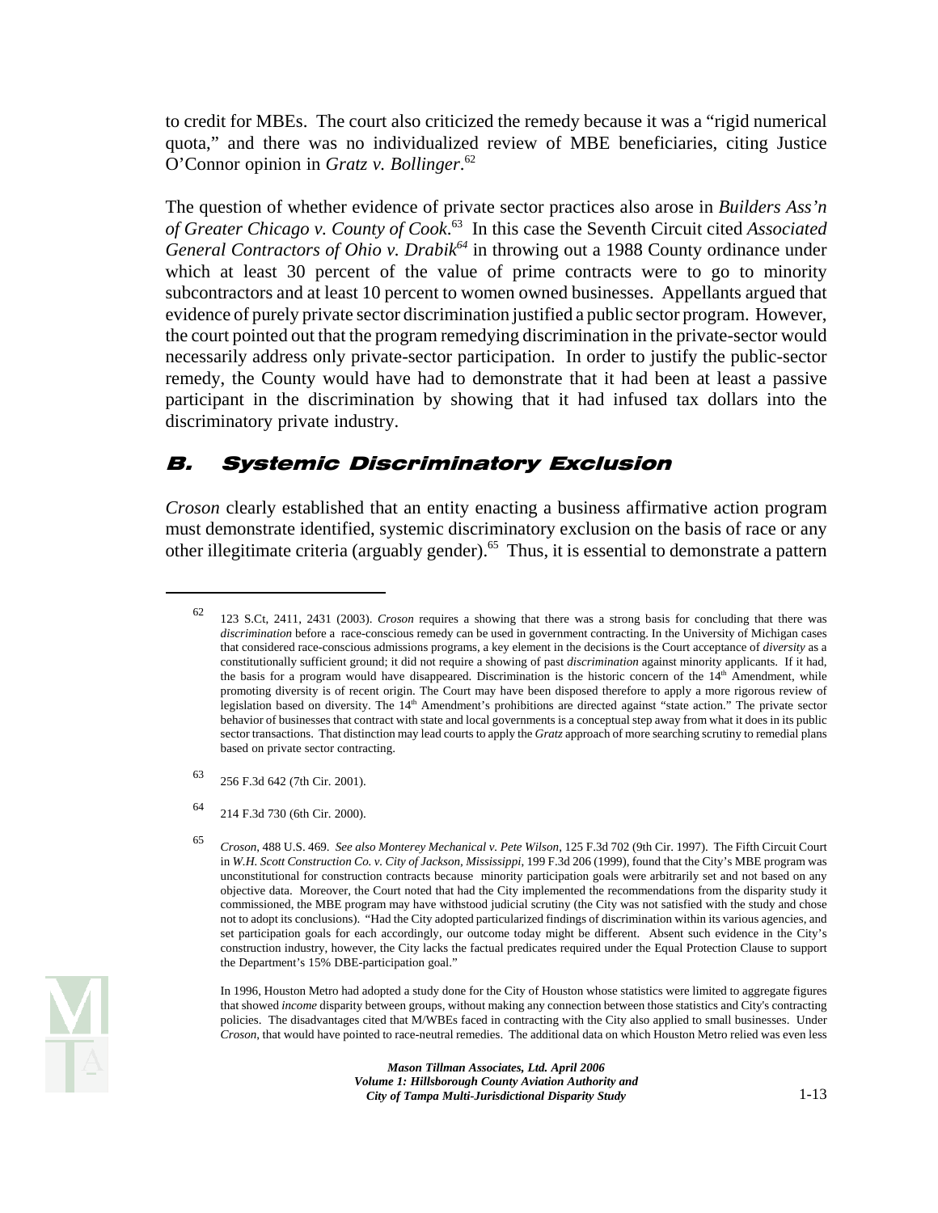to credit for MBEs. The court also criticized the remedy because it was a "rigid numerical quota," and there was no individualized review of MBE beneficiaries, citing Justice O'Connor opinion in *Gratz v. Bollinger*.[62]

The question of whether evidence of private sector practices also arose in *Builders Ass'n of Greater Chicago v. County of Cook*.[63] In this case the Seventh Circuit cited *Associated General Contractors of Ohio v. Drabik*[64] in throwing out a 1988 County ordinance under which at least 30 percent of the value of prime contracts were to go to minority subcontractors and at least 10 percent to women owned businesses. Appellants argued that evidence of purely private sector discrimination justified a public sector program. However, the court pointed out that the program remedying discrimination in the private-sector would necessarily address only private-sector participation. In order to justify the public-sector remedy, the County would have had to demonstrate that it had been at least a passive participant in the discrimination by showing that it had infused tax dollars into the discriminatory private industry.

## B. Systemic Discriminatory Exclusion

*Croson* clearly established that an entity enacting a business affirmative action program must demonstrate identified, systemic discriminatory exclusion on the basis of race or any other illegitimate criteria (arguably gender).[65] Thus, it is essential to demonstrate a pattern

---

[62] 123 S.Ct, 2411, 2431 (2003). *Croson* requires a showing that there was a strong basis for concluding that there was *discrimination* before a race-conscious remedy can be used in government contracting. In the University of Michigan cases that considered race-conscious admissions programs, a key element in the decisions is the Court acceptance of *diversity* as a constitutionally sufficient ground; it did not require a showing of past *discrimination* against minority applicants. If it had, the basis for a program would have disappeared. Discrimination is the historic concern of the 14th Amendment, while promoting diversity is of recent origin. The Court may have been disposed therefore to apply a more rigorous review of legislation based on diversity. The 14th Amendment's prohibitions are directed against "state action." The private sector behavior of businesses that contract with state and local governments is a conceptual step away from what it does in its public sector transactions. That distinction may lead courts to apply the *Gratz* approach of more searching scrutiny to remedial plans based on private sector contracting.

[63] 256 F.3d 642 (7th Cir. 2001).

[64] 214 F.3d 730 (6th Cir. 2000).

[65] *Croson*, 488 U.S. 469. *See also Monterey Mechanical v. Pete Wilson*, 125 F.3d 702 (9th Cir. 1997). The Fifth Circuit Court in *W.H. Scott Construction Co. v. City of Jackson, Mississippi*, 199 F.3d 206 (1999), found that the City's MBE program was unconstitutional for construction contracts because minority participation goals were arbitrarily set and not based on any objective data. Moreover, the Court noted that had the City implemented the recommendations from the disparity study it commissioned, the MBE program may have withstood judicial scrutiny (the City was not satisfied with the study and chose not to adopt its conclusions). "Had the City adopted particularized findings of discrimination within its various agencies, and set participation goals for each accordingly, our outcome today might be different. Absent such evidence in the City's construction industry, however, the City lacks the factual predicates required under the Equal Protection Clause to support the Department's 15% DBE-participation goal."

In 1996, Houston Metro had adopted a study done for the City of Houston whose statistics were limited to aggregate figures that showed *income* disparity between groups, without making any connection between those statistics and City's contracting policies. The disadvantages cited that M/WBEs faced in contracting with the City also applied to small businesses. Under *Croson*, that would have pointed to race-neutral remedies. The additional data on which Houston Metro relied was even less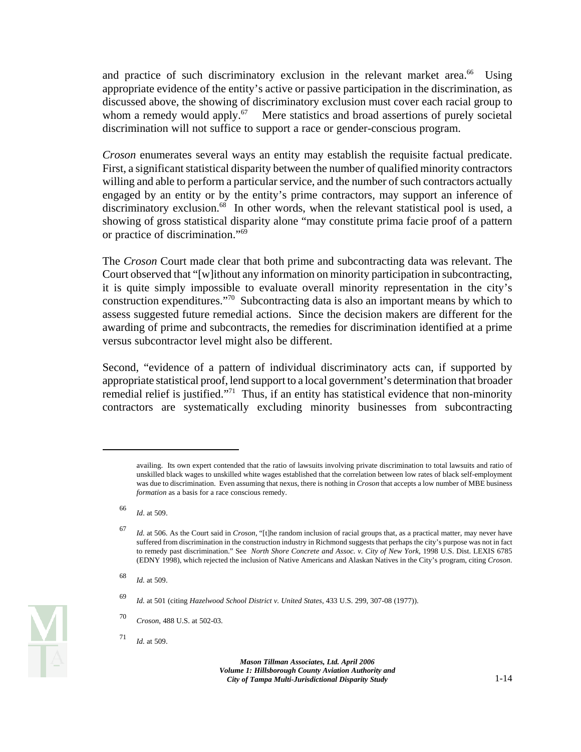and practice of such discriminatory exclusion in the relevant market area.[66] Using appropriate evidence of the entity's active or passive participation in the discrimination, as discussed above, the showing of discriminatory exclusion must cover each racial group to whom a remedy would apply.[67] Mere statistics and broad assertions of purely societal discrimination will not suffice to support a race or gender-conscious program.

*Croson* enumerates several ways an entity may establish the requisite factual predicate. First, a significant statistical disparity between the number of qualified minority contractors willing and able to perform a particular service, and the number of such contractors actually engaged by an entity or by the entity's prime contractors, may support an inference of discriminatory exclusion.[68] In other words, when the relevant statistical pool is used, a showing of gross statistical disparity alone "may constitute prima facie proof of a pattern or practice of discrimination."[69]

The *Croson* Court made clear that both prime and subcontracting data was relevant. The Court observed that "[w]ithout any information on minority participation in subcontracting, it is quite simply impossible to evaluate overall minority representation in the city's construction expenditures."[70] Subcontracting data is also an important means by which to assess suggested future remedial actions. Since the decision makers are different for the awarding of prime and subcontracts, the remedies for discrimination identified at a prime versus subcontractor level might also be different.

Second, "evidence of a pattern of individual discriminatory acts can, if supported by appropriate statistical proof, lend support to a local government's determination that broader remedial relief is justified."[71] Thus, if an entity has statistical evidence that non-minority contractors are systematically excluding minority businesses from subcontracting

---

availing. Its own expert contended that the ratio of lawsuits involving private discrimination to total lawsuits and ratio of unskilled black wages to unskilled white wages established that the correlation between low rates of black self-employment was due to discrimination. Even assuming that nexus, there is nothing in *Croson* that accepts a low number of MBE business *formation* as a basis for a race conscious remedy.

[66] *Id*. at 509.

[67] *Id.* at 506. As the Court said in *Croson*, "[t]he random inclusion of racial groups that, as a practical matter, may never have suffered from discrimination in the construction industry in Richmond suggests that perhaps the city's purpose was not in fact to remedy past discrimination." See *North Shore Concrete and Assoc. v. City of New York*, 1998 U.S. Dist. LEXIS 6785 (EDNY 1998), which rejected the inclusion of Native Americans and Alaskan Natives in the City's program, citing *Croson*.

[68] *Id.* at 509.

[69] *Id.* at 501 (citing *Hazelwood School District v. United States*, 433 U.S. 299, 307-08 (1977)).

[70] *Croson*, 488 U.S. at 502-03.

[71] *Id.* at 509.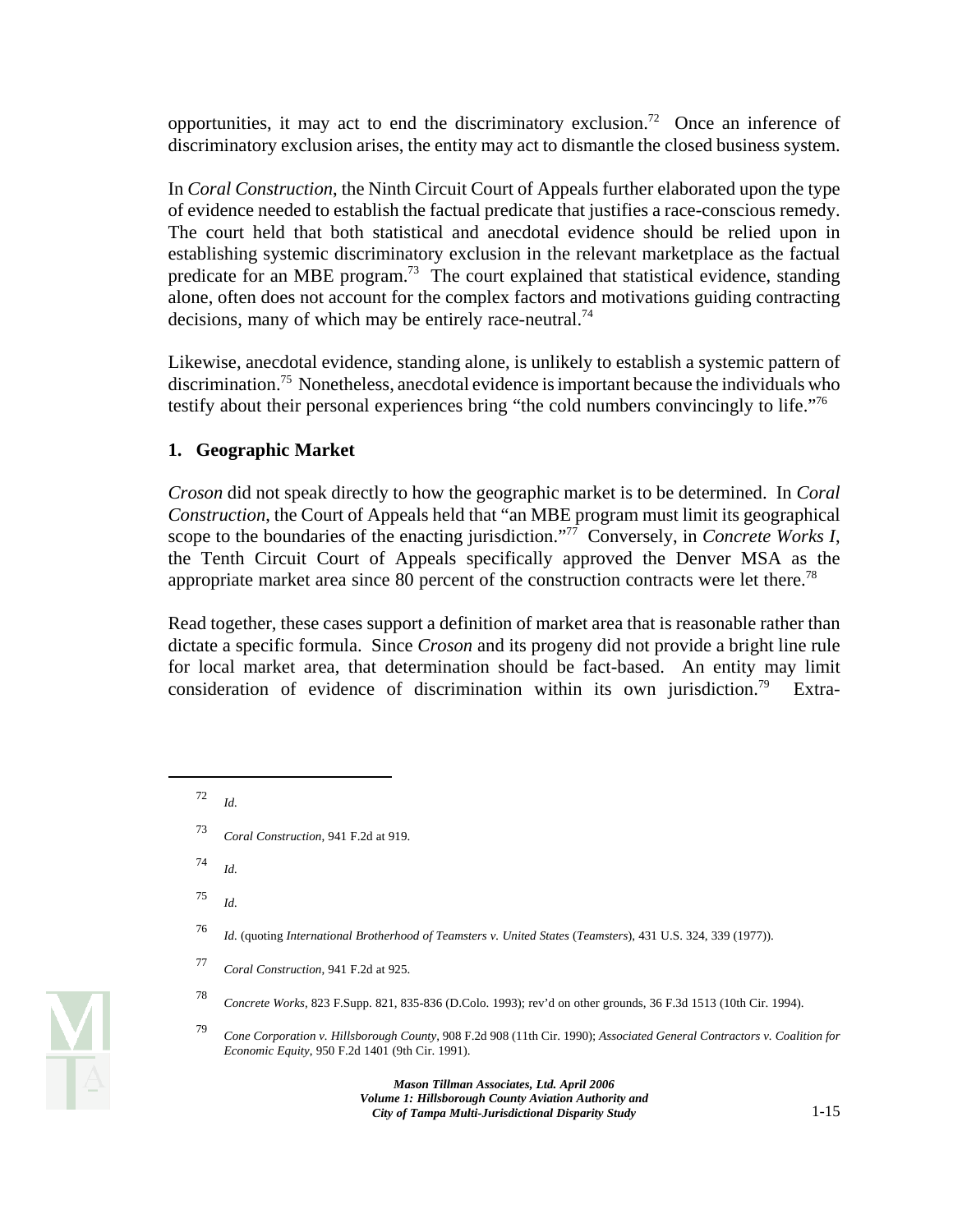opportunities, it may act to end the discriminatory exclusion.[72] Once an inference of discriminatory exclusion arises, the entity may act to dismantle the closed business system.

In *Coral Construction*, the Ninth Circuit Court of Appeals further elaborated upon the type of evidence needed to establish the factual predicate that justifies a race-conscious remedy. The court held that both statistical and anecdotal evidence should be relied upon in establishing systemic discriminatory exclusion in the relevant marketplace as the factual predicate for an MBE program.[73] The court explained that statistical evidence, standing alone, often does not account for the complex factors and motivations guiding contracting decisions, many of which may be entirely race-neutral.[74]

Likewise, anecdotal evidence, standing alone, is unlikely to establish a systemic pattern of discrimination.[75] Nonetheless, anecdotal evidence is important because the individuals who testify about their personal experiences bring "the cold numbers convincingly to life."[76]

### 1. Geographic Market

*Croson* did not speak directly to how the geographic market is to be determined. In *Coral Construction*, the Court of Appeals held that "an MBE program must limit its geographical scope to the boundaries of the enacting jurisdiction."[77] Conversely, in *Concrete Works I*, the Tenth Circuit Court of Appeals specifically approved the Denver MSA as the appropriate market area since 80 percent of the construction contracts were let there.[78]

Read together, these cases support a definition of market area that is reasonable rather than dictate a specific formula. Since *Croson* and its progeny did not provide a bright line rule for local market area, that determination should be fact-based. An entity may limit consideration of evidence of discrimination within its own jurisdiction.[79] Extra-

---

[72] *Id.*

[73] *Coral Construction*, 941 F.2d at 919.

[74] *Id.*

[75] *Id.*

[76] *Id.* (quoting *International Brotherhood of Teamsters v. United States* (*Teamsters*), 431 U.S. 324, 339 (1977)).

[77] *Coral Construction*, 941 F.2d at 925.

[78] *Concrete Works*, 823 F.Supp. 821, 835-836 (D.Colo. 1993); rev'd on other grounds, 36 F.3d 1513 (10th Cir. 1994).

[79] *Cone Corporation v. Hillsborough County*, 908 F.2d 908 (11th Cir. 1990); *Associated General Contractors v. Coalition for Economic Equity*, 950 F.2d 1401 (9th Cir. 1991).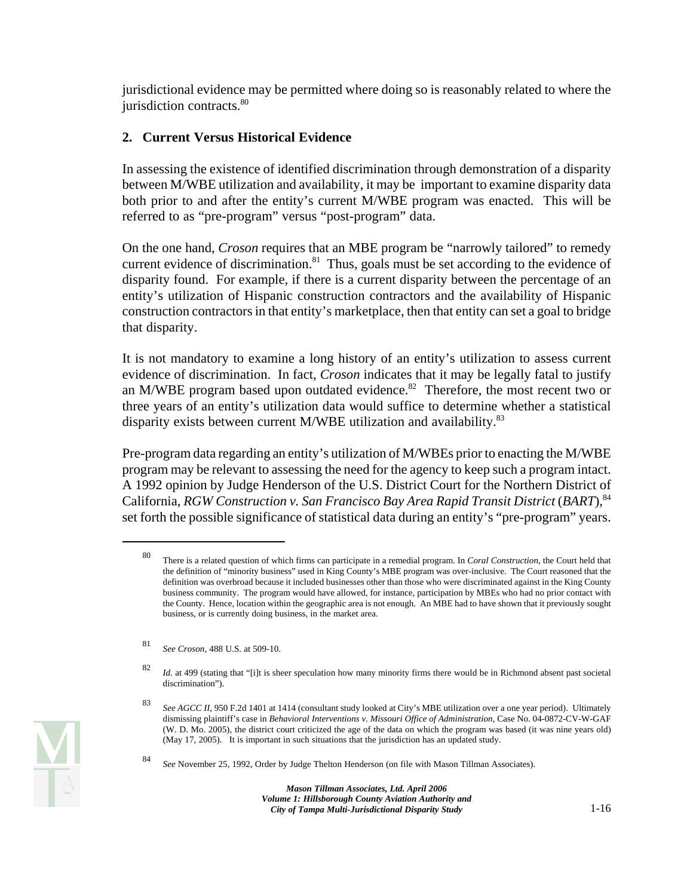jurisdictional evidence may be permitted where doing so is reasonably related to where the jurisdiction contracts.[80]

## 2. Current Versus Historical Evidence

In assessing the existence of identified discrimination through demonstration of a disparity between M/WBE utilization and availability, it may be important to examine disparity data both prior to and after the entity's current M/WBE program was enacted. This will be referred to as "pre-program" versus "post-program" data.

On the one hand, *Croson* requires that an MBE program be "narrowly tailored" to remedy current evidence of discrimination.[81] Thus, goals must be set according to the evidence of disparity found. For example, if there is a current disparity between the percentage of an entity's utilization of Hispanic construction contractors and the availability of Hispanic construction contractors in that entity's marketplace, then that entity can set a goal to bridge that disparity.

It is not mandatory to examine a long history of an entity's utilization to assess current evidence of discrimination. In fact, *Croson* indicates that it may be legally fatal to justify an M/WBE program based upon outdated evidence.[82] Therefore, the most recent two or three years of an entity's utilization data would suffice to determine whether a statistical disparity exists between current M/WBE utilization and availability.[83]

Pre-program data regarding an entity's utilization of M/WBEs prior to enacting the M/WBE program may be relevant to assessing the need for the agency to keep such a program intact. A 1992 opinion by Judge Henderson of the U.S. District Court for the Northern District of California, *RGW Construction v. San Francisco Bay Area Rapid Transit District* (*BART*),[84] set forth the possible significance of statistical data during an entity's "pre-program" years.

---

[80] There is a related question of which firms can participate in a remedial program. In *Coral Construction*, the Court held that the definition of "minority business" used in King County's MBE program was over-inclusive. The Court reasoned that the definition was overbroad because it included businesses other than those who were discriminated against in the King County business community. The program would have allowed, for instance, participation by MBEs who had no prior contact with the County. Hence, location within the geographic area is not enough. An MBE had to have shown that it previously sought business, or is currently doing business, in the market area.

[81] *See Croson*, 488 U.S. at 509-10.

[82] *Id.* at 499 (stating that "[i]t is sheer speculation how many minority firms there would be in Richmond absent past societal discrimination").

[83] *See AGCC II*, 950 F.2d 1401 at 1414 (consultant study looked at City's MBE utilization over a one year period). Ultimately dismissing plaintiff's case in *Behavioral Interventions v. Missouri Office of Administration*, Case No. 04-0872-CV-W-GAF (W. D. Mo. 2005), the district court criticized the age of the data on which the program was based (it was nine years old) (May 17, 2005). It is important in such situations that the jurisdiction has an updated study.

[84] *See* November 25, 1992, Order by Judge Thelton Henderson (on file with Mason Tillman Associates).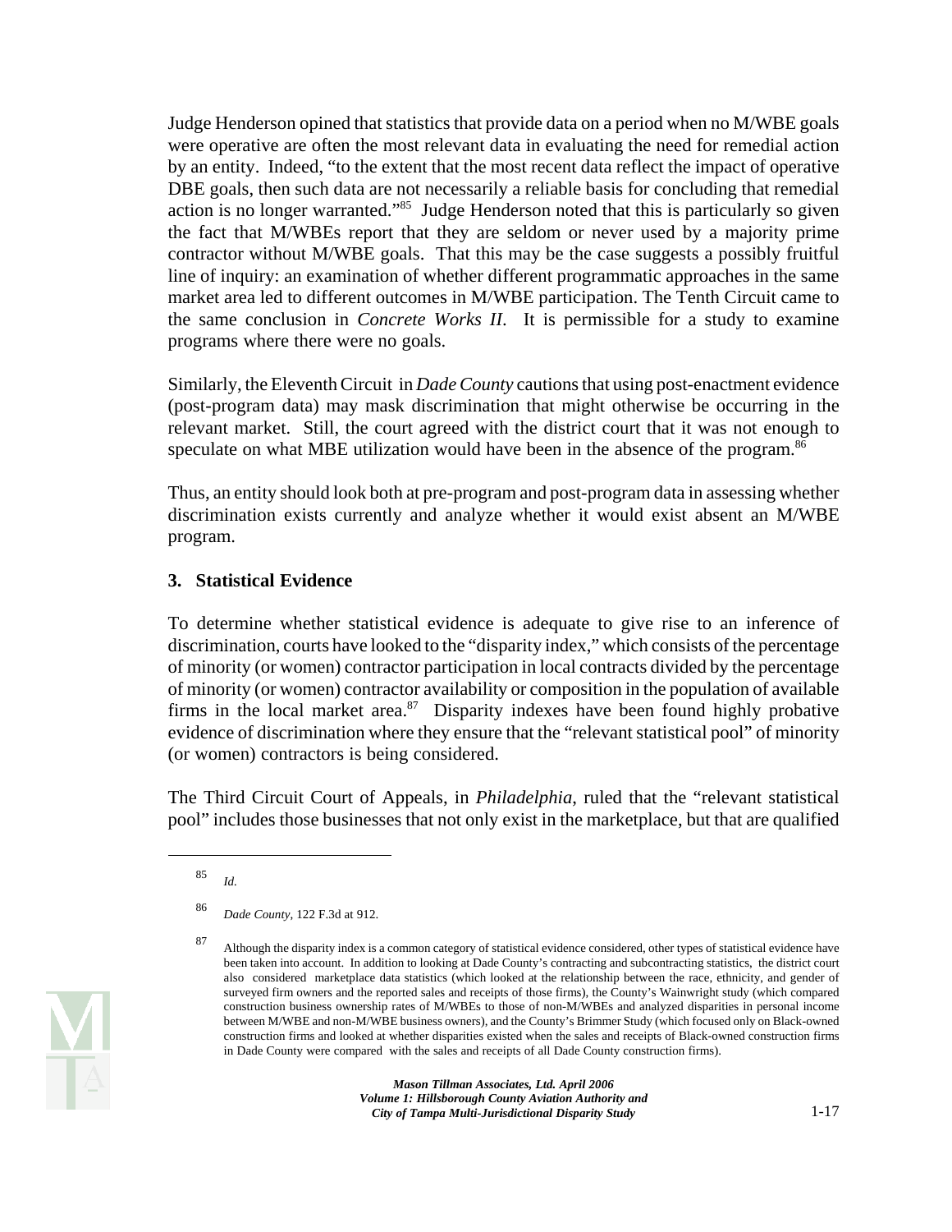Judge Henderson opined that statistics that provide data on a period when no M/WBE goals were operative are often the most relevant data in evaluating the need for remedial action by an entity. Indeed, "to the extent that the most recent data reflect the impact of operative DBE goals, then such data are not necessarily a reliable basis for concluding that remedial action is no longer warranted."[85] Judge Henderson noted that this is particularly so given the fact that M/WBEs report that they are seldom or never used by a majority prime contractor without M/WBE goals. That this may be the case suggests a possibly fruitful line of inquiry: an examination of whether different programmatic approaches in the same market area led to different outcomes in M/WBE participation. The Tenth Circuit came to the same conclusion in *Concrete Works II*. It is permissible for a study to examine programs where there were no goals.

Similarly, the Eleventh Circuit in *Dade County* cautions that using post-enactment evidence (post-program data) may mask discrimination that might otherwise be occurring in the relevant market. Still, the court agreed with the district court that it was not enough to speculate on what MBE utilization would have been in the absence of the program.[86]

Thus, an entity should look both at pre-program and post-program data in assessing whether discrimination exists currently and analyze whether it would exist absent an M/WBE program.

### 3. Statistical Evidence

To determine whether statistical evidence is adequate to give rise to an inference of discrimination, courts have looked to the "disparity index," which consists of the percentage of minority (or women) contractor participation in local contracts divided by the percentage of minority (or women) contractor availability or composition in the population of available firms in the local market area.[87] Disparity indexes have been found highly probative evidence of discrimination where they ensure that the "relevant statistical pool" of minority (or women) contractors is being considered.

The Third Circuit Court of Appeals, in *Philadelphia*, ruled that the "relevant statistical pool" includes those businesses that not only exist in the marketplace, but that are qualified

---

85 *Id.*

86 *Dade County*, 122 F.3d at 912.

87 Although the disparity index is a common category of statistical evidence considered, other types of statistical evidence have been taken into account. In addition to looking at Dade County's contracting and subcontracting statistics, the district court also considered marketplace data statistics (which looked at the relationship between the race, ethnicity, and gender of surveyed firm owners and the reported sales and receipts of those firms), the County's Wainwright study (which compared construction business ownership rates of M/WBEs to those of non-M/WBEs and analyzed disparities in personal income between M/WBE and non-M/WBE business owners), and the County's Brimmer Study (which focused only on Black-owned construction firms and looked at whether disparities existed when the sales and receipts of Black-owned construction firms in Dade County were compared with the sales and receipts of all Dade County construction firms).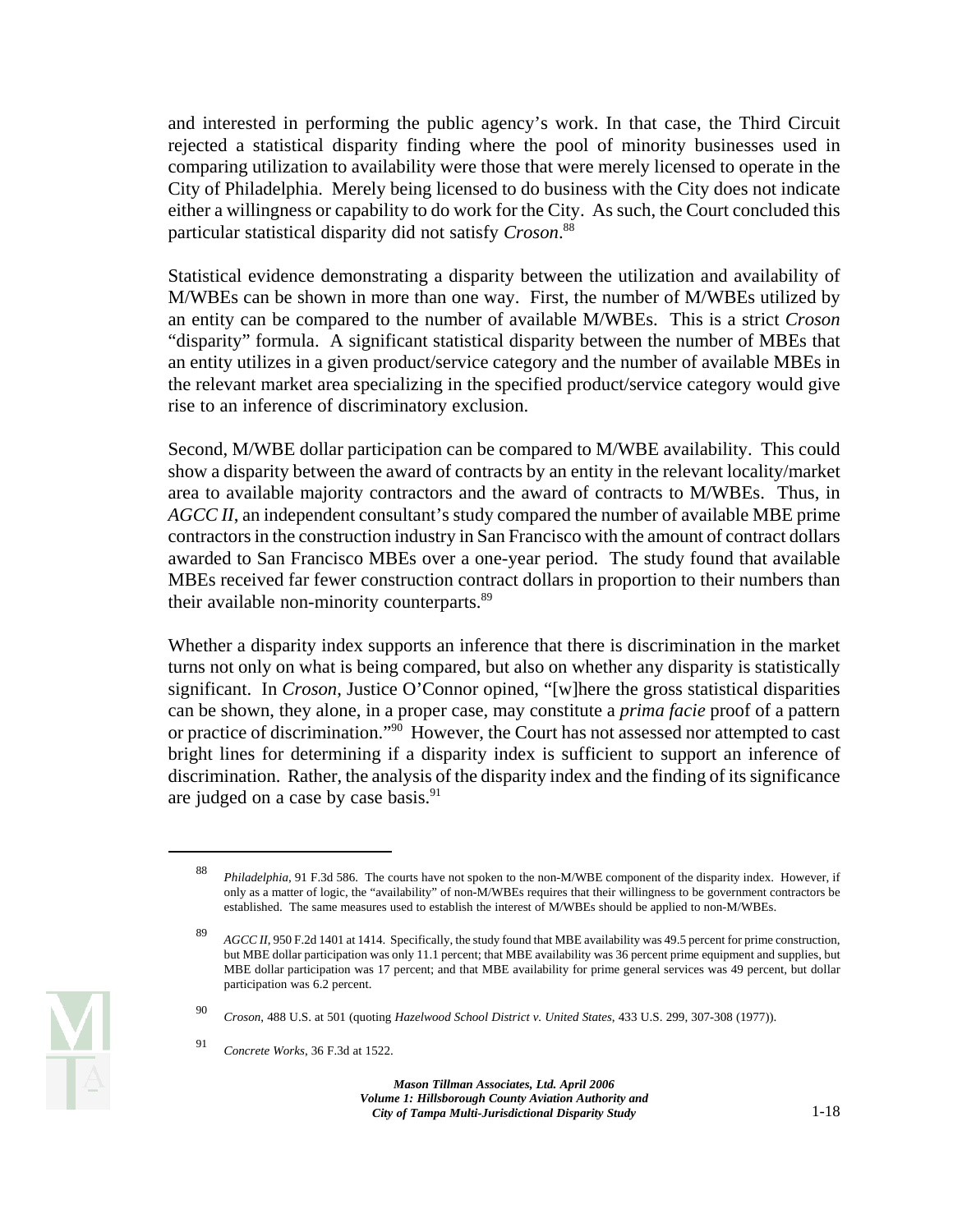and interested in performing the public agency's work. In that case, the Third Circuit rejected a statistical disparity finding where the pool of minority businesses used in comparing utilization to availability were those that were merely licensed to operate in the City of Philadelphia. Merely being licensed to do business with the City does not indicate either a willingness or capability to do work for the City. As such, the Court concluded this particular statistical disparity did not satisfy *Croson*.[88]

Statistical evidence demonstrating a disparity between the utilization and availability of M/WBEs can be shown in more than one way. First, the number of M/WBEs utilized by an entity can be compared to the number of available M/WBEs. This is a strict *Croson* "disparity" formula. A significant statistical disparity between the number of MBEs that an entity utilizes in a given product/service category and the number of available MBEs in the relevant market area specializing in the specified product/service category would give rise to an inference of discriminatory exclusion.

Second, M/WBE dollar participation can be compared to M/WBE availability. This could show a disparity between the award of contracts by an entity in the relevant locality/market area to available majority contractors and the award of contracts to M/WBEs. Thus, in *AGCC II*, an independent consultant's study compared the number of available MBE prime contractors in the construction industry in San Francisco with the amount of contract dollars awarded to San Francisco MBEs over a one-year period. The study found that available MBEs received far fewer construction contract dollars in proportion to their numbers than their available non-minority counterparts.[89]

Whether a disparity index supports an inference that there is discrimination in the market turns not only on what is being compared, but also on whether any disparity is statistically significant. In *Croson*, Justice O'Connor opined, "[w]here the gross statistical disparities can be shown, they alone, in a proper case, may constitute a *prima facie* proof of a pattern or practice of discrimination."[90] However, the Court has not assessed nor attempted to cast bright lines for determining if a disparity index is sufficient to support an inference of discrimination. Rather, the analysis of the disparity index and the finding of its significance are judged on a case by case basis.[91]

---

[88] *Philadelphia*, 91 F.3d 586. The courts have not spoken to the non-M/WBE component of the disparity index. However, if only as a matter of logic, the "availability" of non-M/WBEs requires that their willingness to be government contractors be established. The same measures used to establish the interest of M/WBEs should be applied to non-M/WBEs.

[89] *AGCC II*, 950 F.2d 1401 at 1414. Specifically, the study found that MBE availability was 49.5 percent for prime construction, but MBE dollar participation was only 11.1 percent; that MBE availability was 36 percent prime equipment and supplies, but MBE dollar participation was 17 percent; and that MBE availability for prime general services was 49 percent, but dollar participation was 6.2 percent.

[90] *Croson*, 488 U.S. at 501 (quoting *Hazelwood School District v. United States*, 433 U.S. 299, 307-308 (1977)).

[91] *Concrete Works*, 36 F.3d at 1522.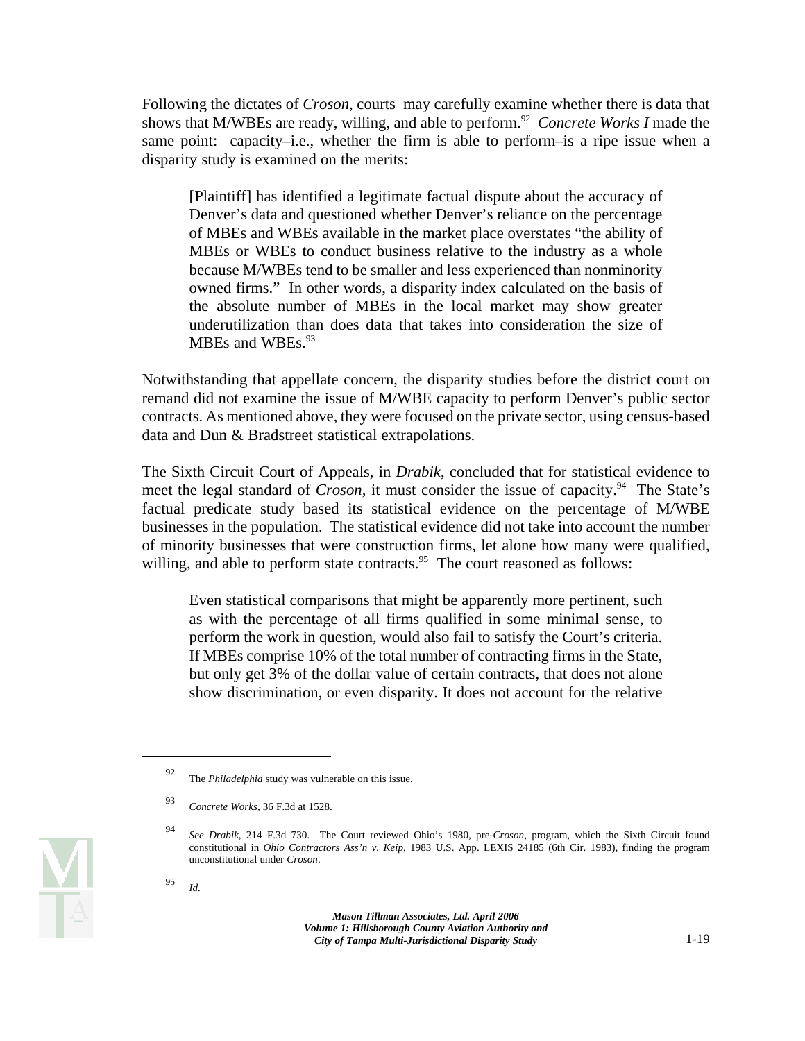Following the dictates of *Croson*, courts may carefully examine whether there is data that shows that M/WBEs are ready, willing, and able to perform.[92] *Concrete Works I* made the same point: capacity–i.e., whether the firm is able to perform–is a ripe issue when a disparity study is examined on the merits:

> [Plaintiff] has identified a legitimate factual dispute about the accuracy of Denver's data and questioned whether Denver's reliance on the percentage of MBEs and WBEs available in the market place overstates "the ability of MBEs or WBEs to conduct business relative to the industry as a whole because M/WBEs tend to be smaller and less experienced than nonminority owned firms." In other words, a disparity index calculated on the basis of the absolute number of MBEs in the local market may show greater underutilization than does data that takes into consideration the size of MBEs and WBEs.[93]

Notwithstanding that appellate concern, the disparity studies before the district court on remand did not examine the issue of M/WBE capacity to perform Denver's public sector contracts. As mentioned above, they were focused on the private sector, using census-based data and Dun & Bradstreet statistical extrapolations.

The Sixth Circuit Court of Appeals, in *Drabik*, concluded that for statistical evidence to meet the legal standard of *Croson*, it must consider the issue of capacity.[94] The State's factual predicate study based its statistical evidence on the percentage of M/WBE businesses in the population. The statistical evidence did not take into account the number of minority businesses that were construction firms, let alone how many were qualified, willing, and able to perform state contracts.[95] The court reasoned as follows:

> Even statistical comparisons that might be apparently more pertinent, such as with the percentage of all firms qualified in some minimal sense, to perform the work in question, would also fail to satisfy the Court's criteria. If MBEs comprise 10% of the total number of contracting firms in the State, but only get 3% of the dollar value of certain contracts, that does not alone show discrimination, or even disparity. It does not account for the relative

---

92 The *Philadelphia* study was vulnerable on this issue.

93 *Concrete Works*, 36 F.3d at 1528.

94 *See Drabik*, 214 F.3d 730. The Court reviewed Ohio's 1980, pre-*Croson*, program, which the Sixth Circuit found constitutional in *Ohio Contractors Ass'n v. Keip*, 1983 U.S. App. LEXIS 24185 (6th Cir. 1983), finding the program unconstitutional under *Croson*.

95 *Id.*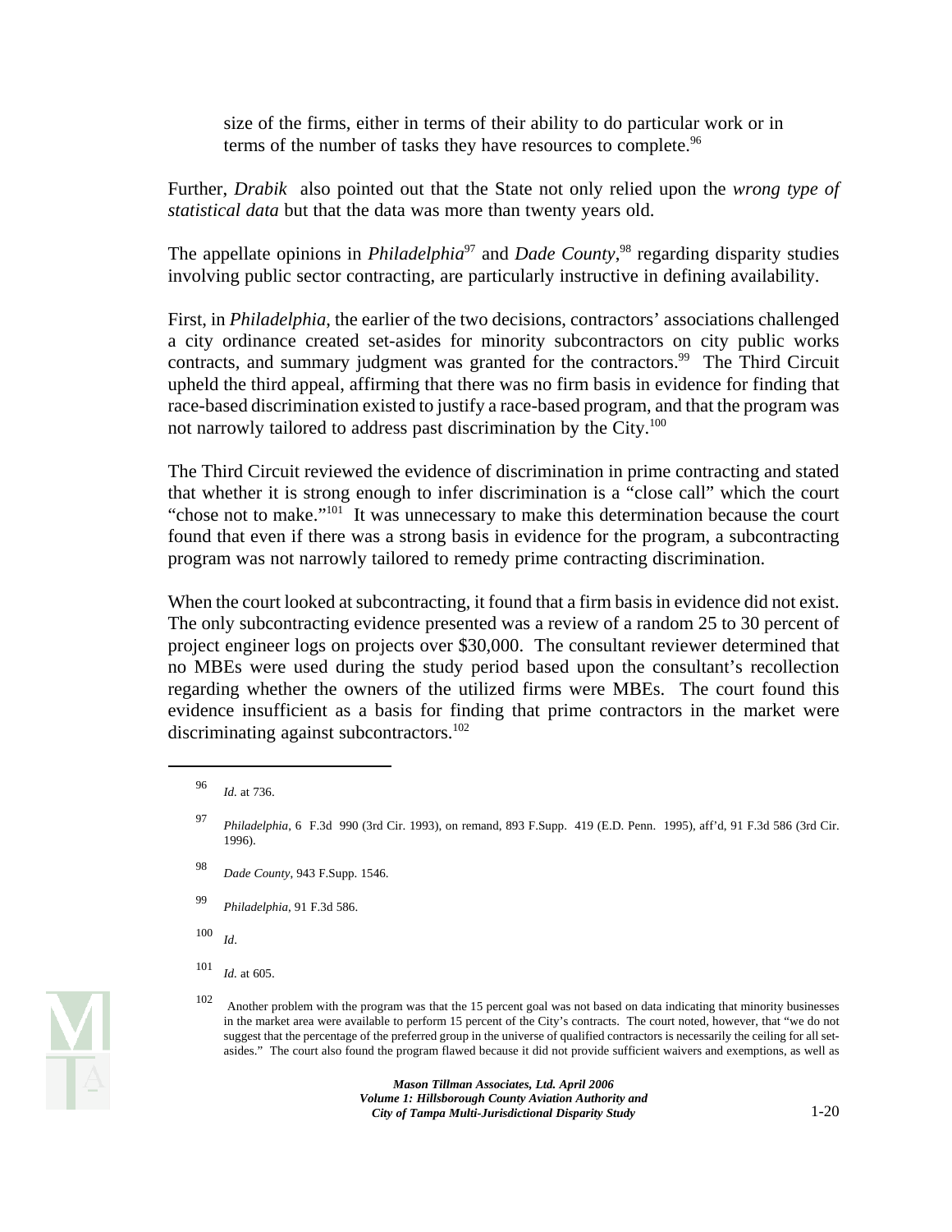size of the firms, either in terms of their ability to do particular work or in terms of the number of tasks they have resources to complete.[96]

Further, *Drabik* also pointed out that the State not only relied upon the *wrong type of statistical data* but that the data was more than twenty years old.

The appellate opinions in *Philadelphia*[97] and *Dade County*,[98] regarding disparity studies involving public sector contracting, are particularly instructive in defining availability.

First, in *Philadelphia*, the earlier of the two decisions, contractors' associations challenged a city ordinance created set-asides for minority subcontractors on city public works contracts, and summary judgment was granted for the contractors.[99] The Third Circuit upheld the third appeal, affirming that there was no firm basis in evidence for finding that race-based discrimination existed to justify a race-based program, and that the program was not narrowly tailored to address past discrimination by the City.[100]

The Third Circuit reviewed the evidence of discrimination in prime contracting and stated that whether it is strong enough to infer discrimination is a "close call" which the court "chose not to make."[101] It was unnecessary to make this determination because the court found that even if there was a strong basis in evidence for the program, a subcontracting program was not narrowly tailored to remedy prime contracting discrimination.

When the court looked at subcontracting, it found that a firm basis in evidence did not exist. The only subcontracting evidence presented was a review of a random 25 to 30 percent of project engineer logs on projects over $30,000. The consultant reviewer determined that no MBEs were used during the study period based upon the consultant's recollection regarding whether the owners of the utilized firms were MBEs. The court found this evidence insufficient as a basis for finding that prime contractors in the market were discriminating against subcontractors.[102]

---

[96] *Id.* at 736.

[97] *Philadelphia*, 6 F.3d 990 (3rd Cir. 1993), on remand, 893 F.Supp. 419 (E.D. Penn. 1995), aff'd, 91 F.3d 586 (3rd Cir. 1996).

[98] *Dade County*, 943 F.Supp. 1546.

[99] *Philadelphia*, 91 F.3d 586.

[100] *Id*.

[101] *Id.* at 605.

[102] Another problem with the program was that the 15 percent goal was not based on data indicating that minority businesses in the market area were available to perform 15 percent of the City's contracts. The court noted, however, that "we do not suggest that the percentage of the preferred group in the universe of qualified contractors is necessarily the ceiling for all set-asides." The court also found the program flawed because it did not provide sufficient waivers and exemptions, as well as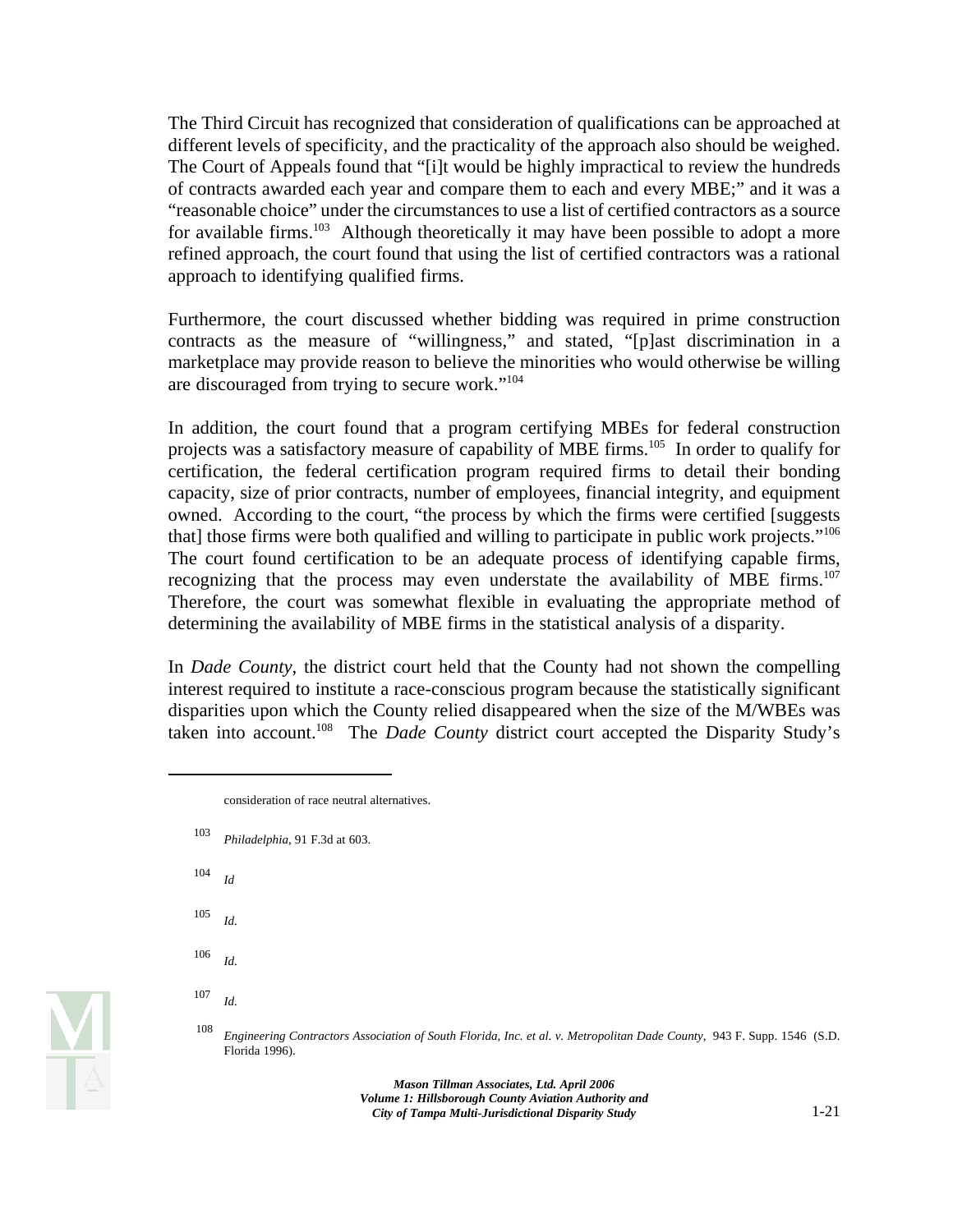The Third Circuit has recognized that consideration of qualifications can be approached at different levels of specificity, and the practicality of the approach also should be weighed. The Court of Appeals found that "[i]t would be highly impractical to review the hundreds of contracts awarded each year and compare them to each and every MBE;" and it was a "reasonable choice" under the circumstances to use a list of certified contractors as a source for available firms.[103] Although theoretically it may have been possible to adopt a more refined approach, the court found that using the list of certified contractors was a rational approach to identifying qualified firms.

Furthermore, the court discussed whether bidding was required in prime construction contracts as the measure of "willingness," and stated, "[p]ast discrimination in a marketplace may provide reason to believe the minorities who would otherwise be willing are discouraged from trying to secure work."[104]

In addition, the court found that a program certifying MBEs for federal construction projects was a satisfactory measure of capability of MBE firms.[105] In order to qualify for certification, the federal certification program required firms to detail their bonding capacity, size of prior contracts, number of employees, financial integrity, and equipment owned. According to the court, "the process by which the firms were certified [suggests that] those firms were both qualified and willing to participate in public work projects."[106] The court found certification to be an adequate process of identifying capable firms, recognizing that the process may even understate the availability of MBE firms.[107] Therefore, the court was somewhat flexible in evaluating the appropriate method of determining the availability of MBE firms in the statistical analysis of a disparity.

In *Dade County*, the district court held that the County had not shown the compelling interest required to institute a race-conscious program because the statistically significant disparities upon which the County relied disappeared when the size of the M/WBEs was taken into account.[108] The *Dade County* district court accepted the Disparity Study's

---

consideration of race neutral alternatives.

[103] *Philadelphia*, 91 F.3d at 603.

[104] *Id*

[105] *Id.*

[106] *Id.*

[107] *Id.*

[108] *Engineering Contractors Association of South Florida, Inc. et al. v. Metropolitan Dade County*, 943 F. Supp. 1546 (S.D. Florida 1996).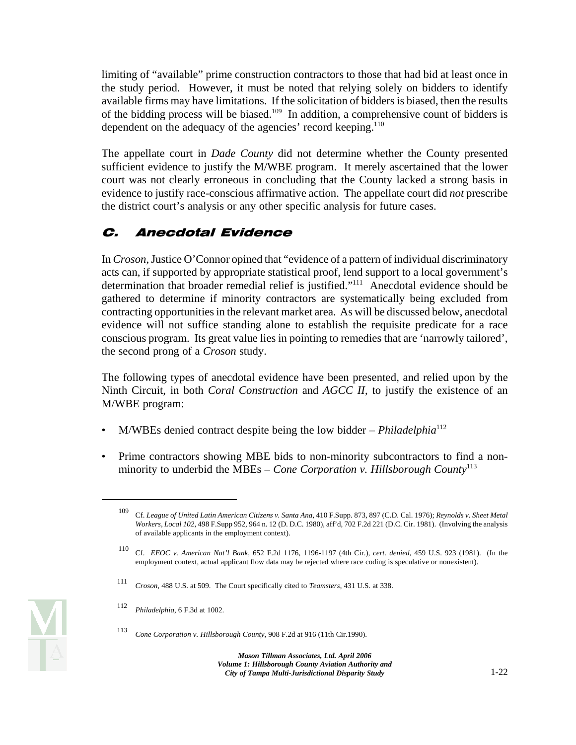limiting of "available" prime construction contractors to those that had bid at least once in the study period. However, it must be noted that relying solely on bidders to identify available firms may have limitations. If the solicitation of bidders is biased, then the results of the bidding process will be biased.[109] In addition, a comprehensive count of bidders is dependent on the adequacy of the agencies' record keeping.[110]

The appellate court in *Dade County* did not determine whether the County presented sufficient evidence to justify the M/WBE program. It merely ascertained that the lower court was not clearly erroneous in concluding that the County lacked a strong basis in evidence to justify race-conscious affirmative action. The appellate court did *not* prescribe the district court's analysis or any other specific analysis for future cases.

## C. Anecdotal Evidence

In *Croson*, Justice O'Connor opined that "evidence of a pattern of individual discriminatory acts can, if supported by appropriate statistical proof, lend support to a local government's determination that broader remedial relief is justified."[111] Anecdotal evidence should be gathered to determine if minority contractors are systematically being excluded from contracting opportunities in the relevant market area. As will be discussed below, anecdotal evidence will not suffice standing alone to establish the requisite predicate for a race conscious program. Its great value lies in pointing to remedies that are 'narrowly tailored', the second prong of a *Croson* study.

The following types of anecdotal evidence have been presented, and relied upon by the Ninth Circuit, in both *Coral Construction* and *AGCC II*, to justify the existence of an M/WBE program:

- M/WBEs denied contract despite being the low bidder – *Philadelphia*[112]
- Prime contractors showing MBE bids to non-minority subcontractors to find a non-minority to underbid the MBEs – *Cone Corporation v. Hillsborough County*[113]

---

[109] Cf. *League of United Latin American Citizens v. Santa Ana*, 410 F.Supp. 873, 897 (C.D. Cal. 1976); *Reynolds v. Sheet Metal Workers, Local 102*, 498 F.Supp 952, 964 n. 12 (D. D.C. 1980), aff'd, 702 F.2d 221 (D.C. Cir. 1981). (Involving the analysis of available applicants in the employment context).

[110] Cf. *EEOC v. American Nat'l Bank*, 652 F.2d 1176, 1196-1197 (4th Cir.), *cert. denied*, 459 U.S. 923 (1981). (In the employment context, actual applicant flow data may be rejected where race coding is speculative or nonexistent).

[111] *Croson*, 488 U.S. at 509. The Court specifically cited to *Teamsters*, 431 U.S. at 338.

[112] *Philadelphia*, 6 F.3d at 1002.

[113] *Cone Corporation v. Hillsborough County*, 908 F.2d at 916 (11th Cir.1990).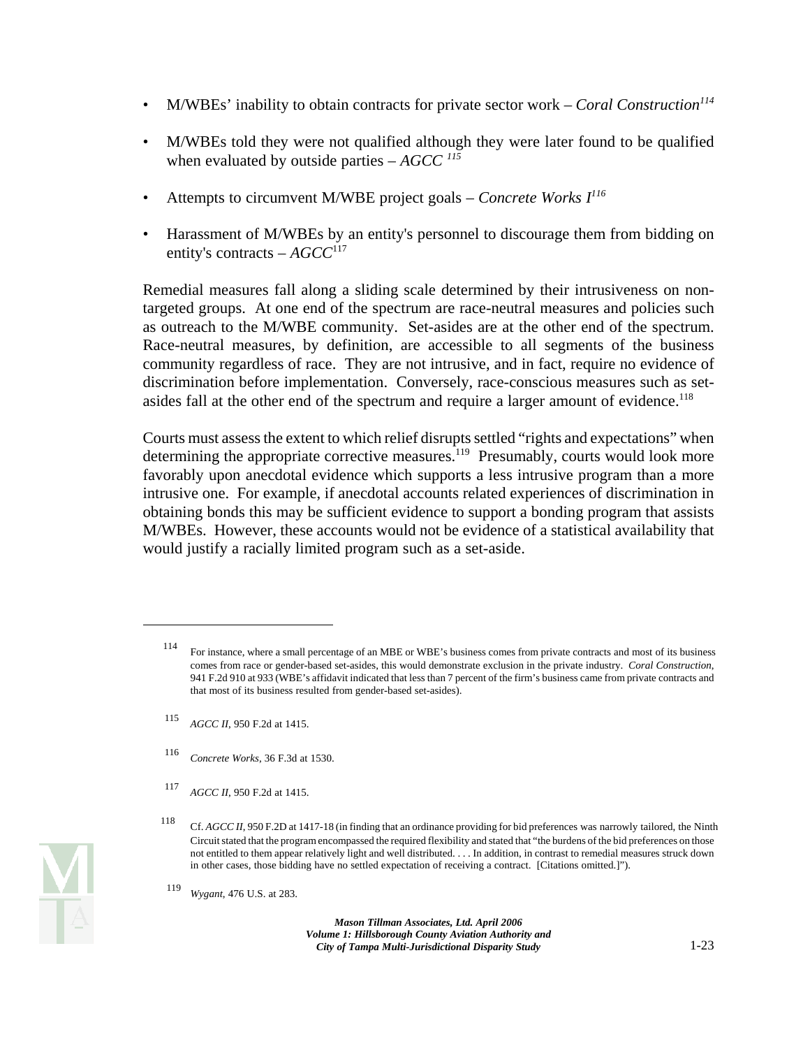- M/WBEs' inability to obtain contracts for private sector work – *Coral Construction*[114]

- M/WBEs told they were not qualified although they were later found to be qualified when evaluated by outside parties – *AGCC* [115]

- Attempts to circumvent M/WBE project goals – *Concrete Works I*[116]

- Harassment of M/WBEs by an entity's personnel to discourage them from bidding on entity's contracts – *AGCC*[117]

Remedial measures fall along a sliding scale determined by their intrusiveness on non-targeted groups. At one end of the spectrum are race-neutral measures and policies such as outreach to the M/WBE community. Set-asides are at the other end of the spectrum. Race-neutral measures, by definition, are accessible to all segments of the business community regardless of race. They are not intrusive, and in fact, require no evidence of discrimination before implementation. Conversely, race-conscious measures such as set-asides fall at the other end of the spectrum and require a larger amount of evidence.[118]

Courts must assess the extent to which relief disrupts settled "rights and expectations" when determining the appropriate corrective measures.[119] Presumably, courts would look more favorably upon anecdotal evidence which supports a less intrusive program than a more intrusive one. For example, if anecdotal accounts related experiences of discrimination in obtaining bonds this may be sufficient evidence to support a bonding program that assists M/WBEs. However, these accounts would not be evidence of a statistical availability that would justify a racially limited program such as a set-aside.

---

[114] For instance, where a small percentage of an MBE or WBE's business comes from private contracts and most of its business comes from race or gender-based set-asides, this would demonstrate exclusion in the private industry. *Coral Construction*, 941 F.2d 910 at 933 (WBE's affidavit indicated that less than 7 percent of the firm's business came from private contracts and that most of its business resulted from gender-based set-asides).

[115] *AGCC II*, 950 F.2d at 1415.

[116] *Concrete Works*, 36 F.3d at 1530.

[117] *AGCC II*, 950 F.2d at 1415.

[118] Cf. *AGCC II*, 950 F.2D at 1417-18 (in finding that an ordinance providing for bid preferences was narrowly tailored, the Ninth Circuit stated that the program encompassed the required flexibility and stated that "the burdens of the bid preferences on those not entitled to them appear relatively light and well distributed. . . . In addition, in contrast to remedial measures struck down in other cases, those bidding have no settled expectation of receiving a contract. [Citations omitted.]").

[119] *Wygant*, 476 U.S. at 283.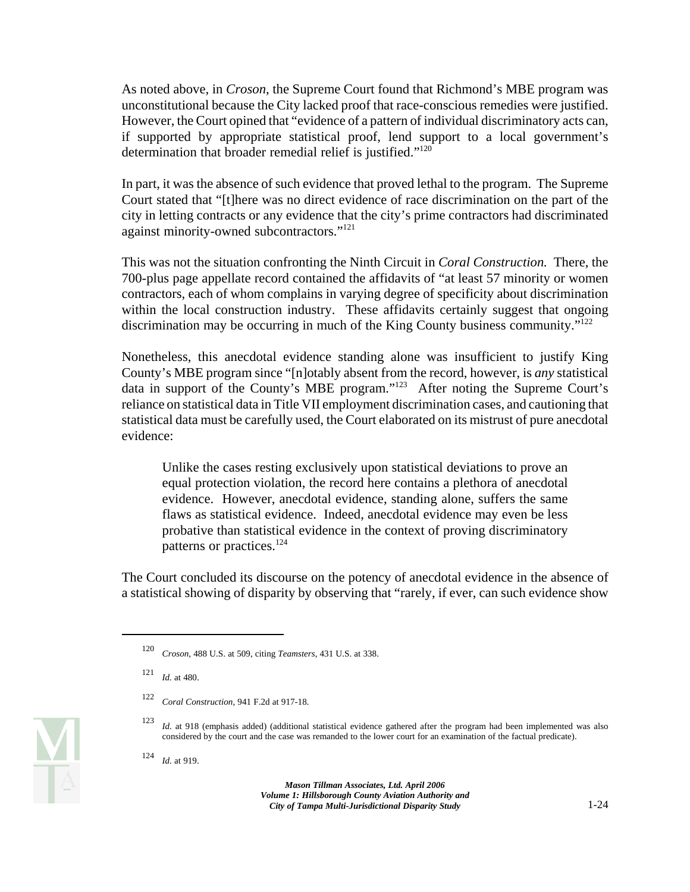As noted above, in *Croson*, the Supreme Court found that Richmond's MBE program was unconstitutional because the City lacked proof that race-conscious remedies were justified. However, the Court opined that "evidence of a pattern of individual discriminatory acts can, if supported by appropriate statistical proof, lend support to a local government's determination that broader remedial relief is justified."[120]

In part, it was the absence of such evidence that proved lethal to the program. The Supreme Court stated that "[t]here was no direct evidence of race discrimination on the part of the city in letting contracts or any evidence that the city's prime contractors had discriminated against minority-owned subcontractors."[121]

This was not the situation confronting the Ninth Circuit in *Coral Construction.* There, the 700-plus page appellate record contained the affidavits of "at least 57 minority or women contractors, each of whom complains in varying degree of specificity about discrimination within the local construction industry. These affidavits certainly suggest that ongoing discrimination may be occurring in much of the King County business community."[122]

Nonetheless, this anecdotal evidence standing alone was insufficient to justify King County's MBE program since "[n]otably absent from the record, however, is *any* statistical data in support of the County's MBE program."[123] After noting the Supreme Court's reliance on statistical data in Title VII employment discrimination cases, and cautioning that statistical data must be carefully used, the Court elaborated on its mistrust of pure anecdotal evidence:

> Unlike the cases resting exclusively upon statistical deviations to prove an equal protection violation, the record here contains a plethora of anecdotal evidence. However, anecdotal evidence, standing alone, suffers the same flaws as statistical evidence. Indeed, anecdotal evidence may even be less probative than statistical evidence in the context of proving discriminatory patterns or practices.[124]

The Court concluded its discourse on the potency of anecdotal evidence in the absence of a statistical showing of disparity by observing that "rarely, if ever, can such evidence show

---

[120] *Croson*, 488 U.S. at 509, citing *Teamsters*, 431 U.S. at 338.

[121] *Id.* at 480.

[122] *Coral Construction*, 941 F.2d at 917-18.

[123] *Id.* at 918 (emphasis added) (additional statistical evidence gathered after the program had been implemented was also considered by the court and the case was remanded to the lower court for an examination of the factual predicate).

[124] *Id.* at 919.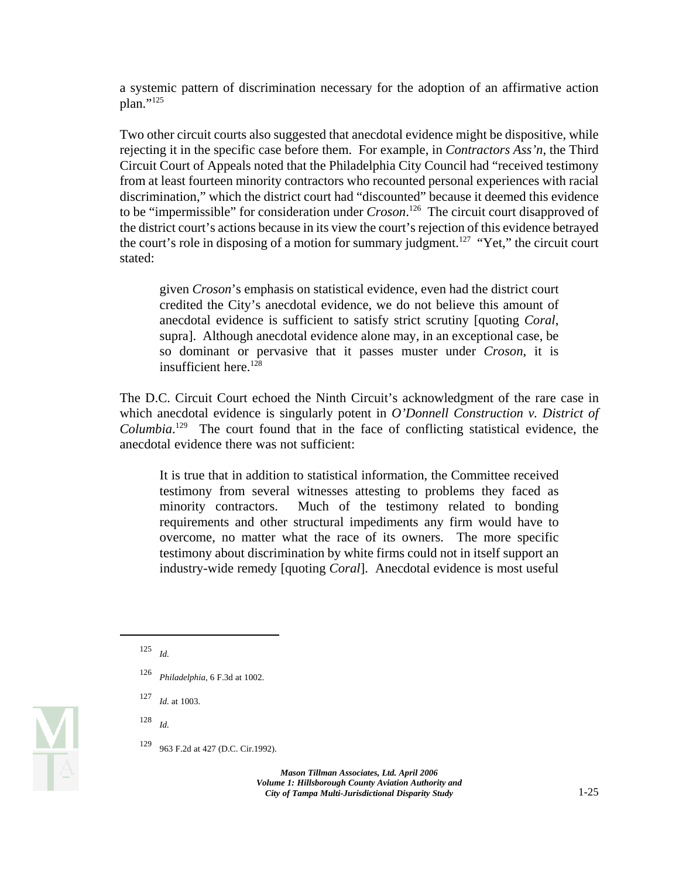a systemic pattern of discrimination necessary for the adoption of an affirmative action plan."[125]

Two other circuit courts also suggested that anecdotal evidence might be dispositive, while rejecting it in the specific case before them. For example, in *Contractors Ass'n*, the Third Circuit Court of Appeals noted that the Philadelphia City Council had "received testimony from at least fourteen minority contractors who recounted personal experiences with racial discrimination," which the district court had "discounted" because it deemed this evidence to be "impermissible" for consideration under *Croson*.[126] The circuit court disapproved of the district court's actions because in its view the court's rejection of this evidence betrayed the court's role in disposing of a motion for summary judgment.[127] "Yet," the circuit court stated:

> given *Croson*'s emphasis on statistical evidence, even had the district court credited the City's anecdotal evidence, we do not believe this amount of anecdotal evidence is sufficient to satisfy strict scrutiny [quoting *Coral*, supra]. Although anecdotal evidence alone may, in an exceptional case, be so dominant or pervasive that it passes muster under *Croson*, it is insufficient here.[128]

The D.C. Circuit Court echoed the Ninth Circuit's acknowledgment of the rare case in which anecdotal evidence is singularly potent in *O'Donnell Construction v. District of Columbia*.[129] The court found that in the face of conflicting statistical evidence, the anecdotal evidence there was not sufficient:

> It is true that in addition to statistical information, the Committee received testimony from several witnesses attesting to problems they faced as minority contractors. Much of the testimony related to bonding requirements and other structural impediments any firm would have to overcome, no matter what the race of its owners. The more specific testimony about discrimination by white firms could not in itself support an industry-wide remedy [quoting *Coral*]. Anecdotal evidence is most useful

---

[125] *Id.*

[126] *Philadelphia*, 6 F.3d at 1002.

[127] *Id.* at 1003.

[128] *Id.*

[129] 963 F.2d at 427 (D.C. Cir.1992).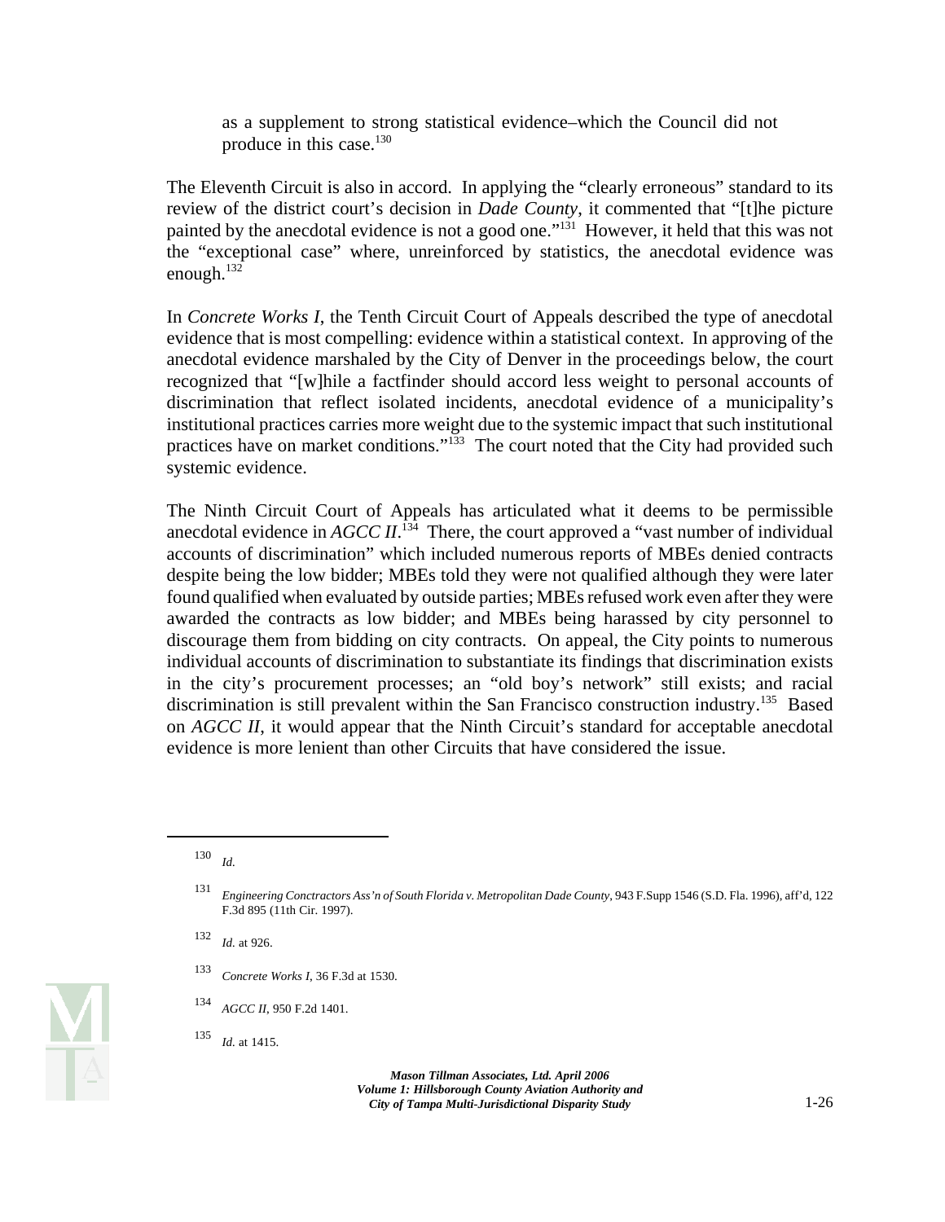> as a supplement to strong statistical evidence–which the Council did not produce in this case.[130]

The Eleventh Circuit is also in accord. In applying the "clearly erroneous" standard to its review of the district court's decision in *Dade County*, it commented that "[t]he picture painted by the anecdotal evidence is not a good one."[131] However, it held that this was not the "exceptional case" where, unreinforced by statistics, the anecdotal evidence was enough.[132]

In *Concrete Works I*, the Tenth Circuit Court of Appeals described the type of anecdotal evidence that is most compelling: evidence within a statistical context. In approving of the anecdotal evidence marshaled by the City of Denver in the proceedings below, the court recognized that "[w]hile a factfinder should accord less weight to personal accounts of discrimination that reflect isolated incidents, anecdotal evidence of a municipality's institutional practices carries more weight due to the systemic impact that such institutional practices have on market conditions."[133] The court noted that the City had provided such systemic evidence.

The Ninth Circuit Court of Appeals has articulated what it deems to be permissible anecdotal evidence in *AGCC II*.[134] There, the court approved a "vast number of individual accounts of discrimination" which included numerous reports of MBEs denied contracts despite being the low bidder; MBEs told they were not qualified although they were later found qualified when evaluated by outside parties; MBEs refused work even after they were awarded the contracts as low bidder; and MBEs being harassed by city personnel to discourage them from bidding on city contracts. On appeal, the City points to numerous individual accounts of discrimination to substantiate its findings that discrimination exists in the city's procurement processes; an "old boy's network" still exists; and racial discrimination is still prevalent within the San Francisco construction industry.[135] Based on *AGCC II*, it would appear that the Ninth Circuit's standard for acceptable anecdotal evidence is more lenient than other Circuits that have considered the issue.

---

130 *Id.*

131 *Engineering Conctractors Ass'n of South Florida v. Metropolitan Dade County*, 943 F.Supp 1546 (S.D. Fla. 1996), aff'd, 122 F.3d 895 (11th Cir. 1997).

132 *Id.* at 926.

133 *Concrete Works I*, 36 F.3d at 1530.

134 *AGCC II*, 950 F.2d 1401.

135 *Id.* at 1415.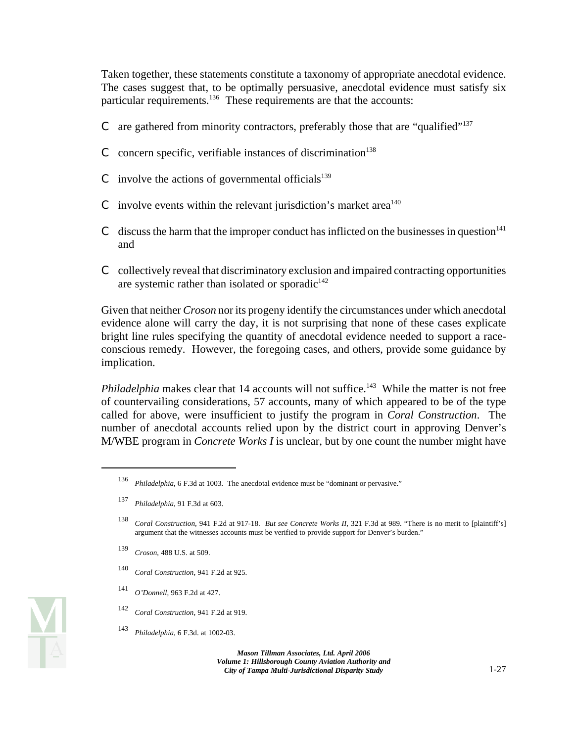Taken together, these statements constitute a taxonomy of appropriate anecdotal evidence. The cases suggest that, to be optimally persuasive, anecdotal evidence must satisfy six particular requirements.[136] These requirements are that the accounts:

- are gathered from minority contractors, preferably those that are "qualified"[137]
- concern specific, verifiable instances of discrimination[138]
- involve the actions of governmental officials[139]
- involve events within the relevant jurisdiction's market area[140]
- discuss the harm that the improper conduct has inflicted on the businesses in question[141] and
- collectively reveal that discriminatory exclusion and impaired contracting opportunities are systemic rather than isolated or sporadic[142]

Given that neither *Croson* nor its progeny identify the circumstances under which anecdotal evidence alone will carry the day, it is not surprising that none of these cases explicate bright line rules specifying the quantity of anecdotal evidence needed to support a race-conscious remedy. However, the foregoing cases, and others, provide some guidance by implication.

*Philadelphia* makes clear that 14 accounts will not suffice.[143] While the matter is not free of countervailing considerations, 57 accounts, many of which appeared to be of the type called for above, were insufficient to justify the program in *Coral Construction*. The number of anecdotal accounts relied upon by the district court in approving Denver's M/WBE program in *Concrete Works I* is unclear, but by one count the number might have

---

136. *Philadelphia*, 6 F.3d at 1003. The anecdotal evidence must be "dominant or pervasive."

137. *Philadelphia*, 91 F.3d at 603.

138. *Coral Construction*, 941 F.2d at 917-18. *But see Concrete Works II*, 321 F.3d at 989. "There is no merit to [plaintiff's] argument that the witnesses accounts must be verified to provide support for Denver's burden."

139. *Croson*, 488 U.S. at 509.

140. *Coral Construction*, 941 F.2d at 925.

141. *O'Donnell*, 963 F.2d at 427.

142. *Coral Construction*, 941 F.2d at 919.

143. *Philadelphia*, 6 F.3d. at 1002-03.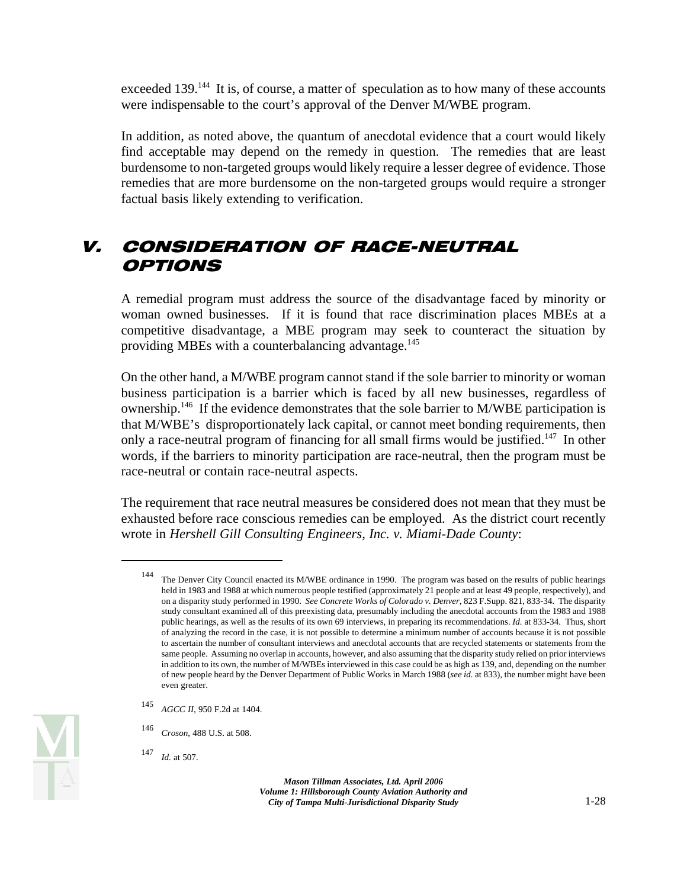exceeded 139.[144] It is, of course, a matter of speculation as to how many of these accounts were indispensable to the court's approval of the Denver M/WBE program.

In addition, as noted above, the quantum of anecdotal evidence that a court would likely find acceptable may depend on the remedy in question. The remedies that are least burdensome to non-targeted groups would likely require a lesser degree of evidence. Those remedies that are more burdensome on the non-targeted groups would require a stronger factual basis likely extending to verification.

## V. CONSIDERATION OF RACE-NEUTRAL OPTIONS

A remedial program must address the source of the disadvantage faced by minority or woman owned businesses. If it is found that race discrimination places MBEs at a competitive disadvantage, a MBE program may seek to counteract the situation by providing MBEs with a counterbalancing advantage.[145]

On the other hand, a M/WBE program cannot stand if the sole barrier to minority or woman business participation is a barrier which is faced by all new businesses, regardless of ownership.[146] If the evidence demonstrates that the sole barrier to M/WBE participation is that M/WBE's disproportionately lack capital, or cannot meet bonding requirements, then only a race-neutral program of financing for all small firms would be justified.[147] In other words, if the barriers to minority participation are race-neutral, then the program must be race-neutral or contain race-neutral aspects.

The requirement that race neutral measures be considered does not mean that they must be exhausted before race conscious remedies can be employed. As the district court recently wrote in *Hershell Gill Consulting Engineers, Inc. v. Miami-Dade County*:

---

[144] The Denver City Council enacted its M/WBE ordinance in 1990. The program was based on the results of public hearings held in 1983 and 1988 at which numerous people testified (approximately 21 people and at least 49 people, respectively), and on a disparity study performed in 1990. *See Concrete Works of Colorado v. Denver*, 823 F.Supp. 821, 833-34. The disparity study consultant examined all of this preexisting data, presumably including the anecdotal accounts from the 1983 and 1988 public hearings, as well as the results of its own 69 interviews, in preparing its recommendations. *Id.* at 833-34. Thus, short of analyzing the record in the case, it is not possible to determine a minimum number of accounts because it is not possible to ascertain the number of consultant interviews and anecdotal accounts that are recycled statements or statements from the same people. Assuming no overlap in accounts, however, and also assuming that the disparity study relied on prior interviews in addition to its own, the number of M/WBEs interviewed in this case could be as high as 139, and, depending on the number of new people heard by the Denver Department of Public Works in March 1988 (*see id.* at 833), the number might have been even greater.

[145] *AGCC II*, 950 F.2d at 1404.

[146] *Croson*, 488 U.S. at 508.

[147] *Id.* at 507.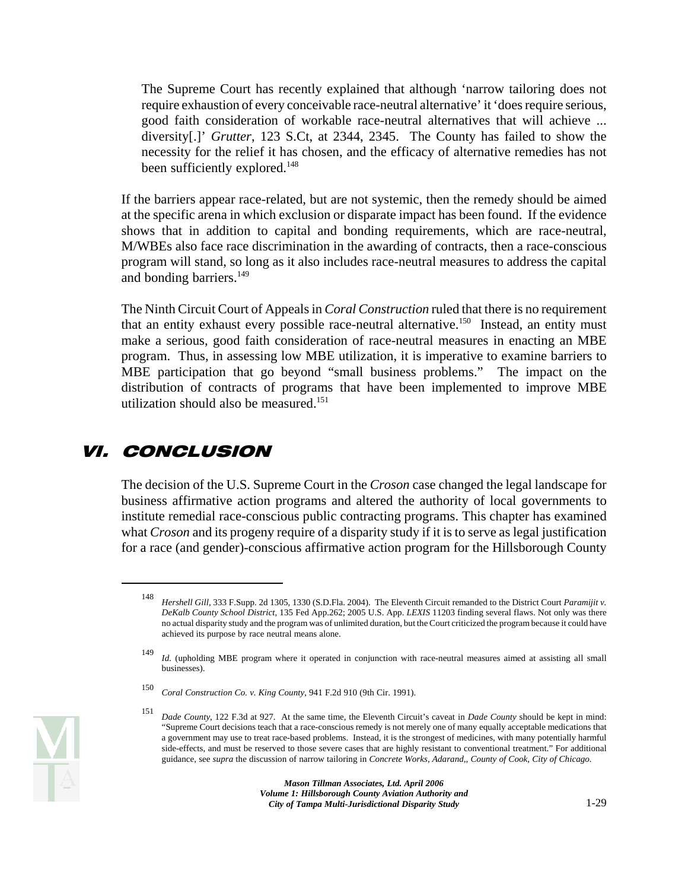> The Supreme Court has recently explained that although 'narrow tailoring does not require exhaustion of every conceivable race-neutral alternative' it 'does require serious, good faith consideration of workable race-neutral alternatives that will achieve ... diversity[.]' *Grutter*, 123 S.Ct, at 2344, 2345. The County has failed to show the necessity for the relief it has chosen, and the efficacy of alternative remedies has not been sufficiently explored.[148]

If the barriers appear race-related, but are not systemic, then the remedy should be aimed at the specific arena in which exclusion or disparate impact has been found. If the evidence shows that in addition to capital and bonding requirements, which are race-neutral, M/WBEs also face race discrimination in the awarding of contracts, then a race-conscious program will stand, so long as it also includes race-neutral measures to address the capital and bonding barriers.[149]

The Ninth Circuit Court of Appeals in *Coral Construction* ruled that there is no requirement that an entity exhaust every possible race-neutral alternative.[150] Instead, an entity must make a serious, good faith consideration of race-neutral measures in enacting an MBE program. Thus, in assessing low MBE utilization, it is imperative to examine barriers to MBE participation that go beyond "small business problems." The impact on the distribution of contracts of programs that have been implemented to improve MBE utilization should also be measured.[151]

## VI. CONCLUSION

The decision of the U.S. Supreme Court in the *Croson* case changed the legal landscape for business affirmative action programs and altered the authority of local governments to institute remedial race-conscious public contracting programs. This chapter has examined what *Croson* and its progeny require of a disparity study if it is to serve as legal justification for a race (and gender)-conscious affirmative action program for the Hillsborough County

---

148 *Hershell Gill*, 333 F.Supp. 2d 1305, 1330 (S.D.Fla. 2004). The Eleventh Circuit remanded to the District Court *Paramijit v. DeKalb County School District*, 135 Fed App.262; 2005 U.S. App. *LEXIS* 11203 finding several flaws. Not only was there no actual disparity study and the program was of unlimited duration, but the Court criticized the program because it could have achieved its purpose by race neutral means alone.

149 *Id.* (upholding MBE program where it operated in conjunction with race-neutral measures aimed at assisting all small businesses).

150 *Coral Construction Co. v. King County*, 941 F.2d 910 (9th Cir. 1991).

151 *Dade County*, 122 F.3d at 927. At the same time, the Eleventh Circuit's caveat in *Dade County* should be kept in mind: "Supreme Court decisions teach that a race-conscious remedy is not merely one of many equally acceptable medications that a government may use to treat race-based problems. Instead, it is the strongest of medicines, with many potentially harmful side-effects, and must be reserved to those severe cases that are highly resistant to conventional treatment." For additional guidance, see *supra* the discussion of narrow tailoring in *Concrete Works, Adarand,, County of Cook, City of Chicago.*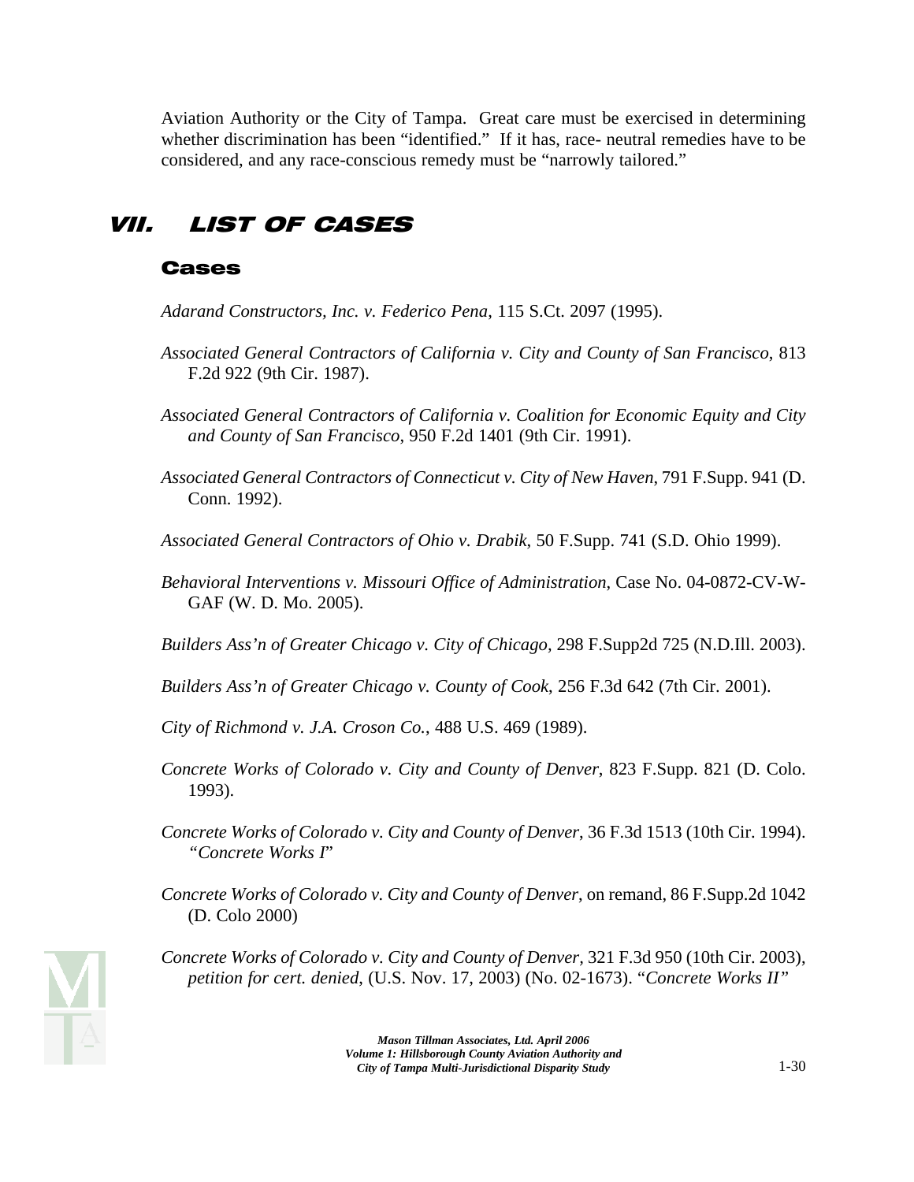Aviation Authority or the City of Tampa. Great care must be exercised in determining whether discrimination has been "identified." If it has, race- neutral remedies have to be considered, and any race-conscious remedy must be "narrowly tailored."

# VII. LIST OF CASES

## Cases

*Adarand Constructors, Inc. v. Federico Pena*, 115 S.Ct. 2097 (1995).

*Associated General Contractors of California v. City and County of San Francisco*, 813 F.2d 922 (9th Cir. 1987).

*Associated General Contractors of California v. Coalition for Economic Equity and City and County of San Francisco*, 950 F.2d 1401 (9th Cir. 1991).

*Associated General Contractors of Connecticut v. City of New Haven*, 791 F.Supp. 941 (D. Conn. 1992).

*Associated General Contractors of Ohio v. Drabik*, 50 F.Supp. 741 (S.D. Ohio 1999).

*Behavioral Interventions v. Missouri Office of Administration*, Case No. 04-0872-CV-W-GAF (W. D. Mo. 2005).

*Builders Ass'n of Greater Chicago v. City of Chicago*, 298 F.Supp2d 725 (N.D.Ill. 2003).

*Builders Ass'n of Greater Chicago v. County of Cook*, 256 F.3d 642 (7th Cir. 2001).

*City of Richmond v. J.A. Croson Co.*, 488 U.S. 469 (1989).

*Concrete Works of Colorado v. City and County of Denver*, 823 F.Supp. 821 (D. Colo. 1993).

*Concrete Works of Colorado v. City and County of Denver*, 36 F.3d 1513 (10th Cir. 1994). *"Concrete Works I"*

*Concrete Works of Colorado v. City and County of Denver*, on remand, 86 F.Supp.2d 1042 (D. Colo 2000)

*Concrete Works of Colorado v. City and County of Denver*, 321 F.3d 950 (10th Cir. 2003), *petition for cert. denied*, (U.S. Nov. 17, 2003) (No. 02-1673). "*Concrete Works II"*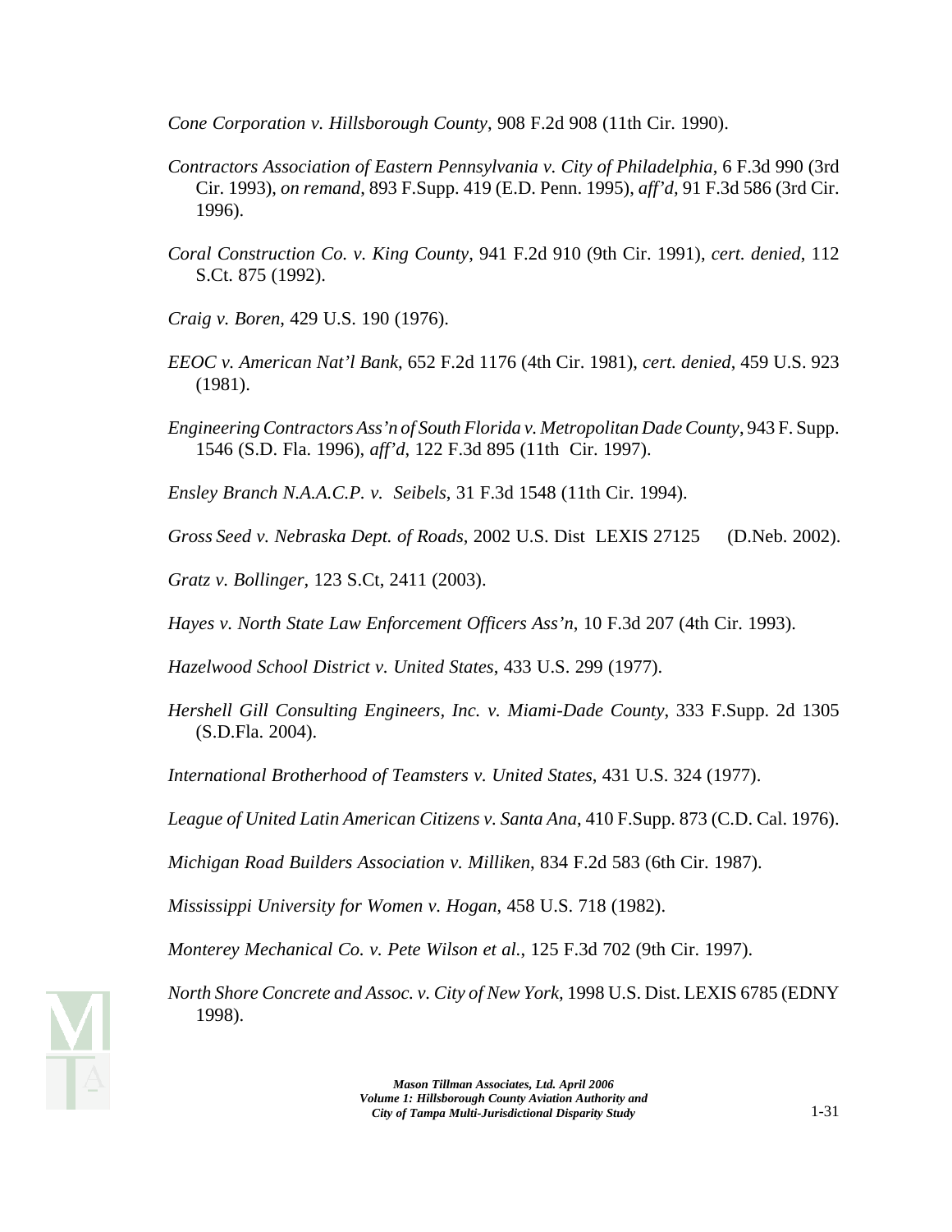*Cone Corporation v. Hillsborough County*, 908 F.2d 908 (11th Cir. 1990).

*Contractors Association of Eastern Pennsylvania v. City of Philadelphia*, 6 F.3d 990 (3rd Cir. 1993), *on remand*, 893 F.Supp. 419 (E.D. Penn. 1995), *aff'd*, 91 F.3d 586 (3rd Cir. 1996).

*Coral Construction Co. v. King County*, 941 F.2d 910 (9th Cir. 1991), *cert. denied*, 112 S.Ct. 875 (1992).

*Craig v. Boren*, 429 U.S. 190 (1976).

*EEOC v. American Nat'l Bank*, 652 F.2d 1176 (4th Cir. 1981), *cert. denied*, 459 U.S. 923 (1981).

*Engineering Contractors Ass'n of South Florida v. Metropolitan Dade County*, 943 F. Supp. 1546 (S.D. Fla. 1996), *aff'd*, 122 F.3d 895 (11th Cir. 1997).

*Ensley Branch N.A.A.C.P. v. Seibels*, 31 F.3d 1548 (11th Cir. 1994).

*Gross Seed v. Nebraska Dept. of Roads*, 2002 U.S. Dist LEXIS 27125 (D.Neb. 2002).

*Gratz v. Bollinger*, 123 S.Ct, 2411 (2003).

*Hayes v. North State Law Enforcement Officers Ass'n*, 10 F.3d 207 (4th Cir. 1993).

*Hazelwood School District v. United States*, 433 U.S. 299 (1977).

*Hershell Gill Consulting Engineers, Inc. v. Miami-Dade County*, 333 F.Supp. 2d 1305 (S.D.Fla. 2004).

*International Brotherhood of Teamsters v. United States*, 431 U.S. 324 (1977).

*League of United Latin American Citizens v. Santa Ana*, 410 F.Supp. 873 (C.D. Cal. 1976).

*Michigan Road Builders Association v. Milliken*, 834 F.2d 583 (6th Cir. 1987).

*Mississippi University for Women v. Hogan*, 458 U.S. 718 (1982).

*Monterey Mechanical Co. v. Pete Wilson et al.*, 125 F.3d 702 (9th Cir. 1997).

*North Shore Concrete and Assoc. v. City of New York*, 1998 U.S. Dist. LEXIS 6785 (EDNY 1998).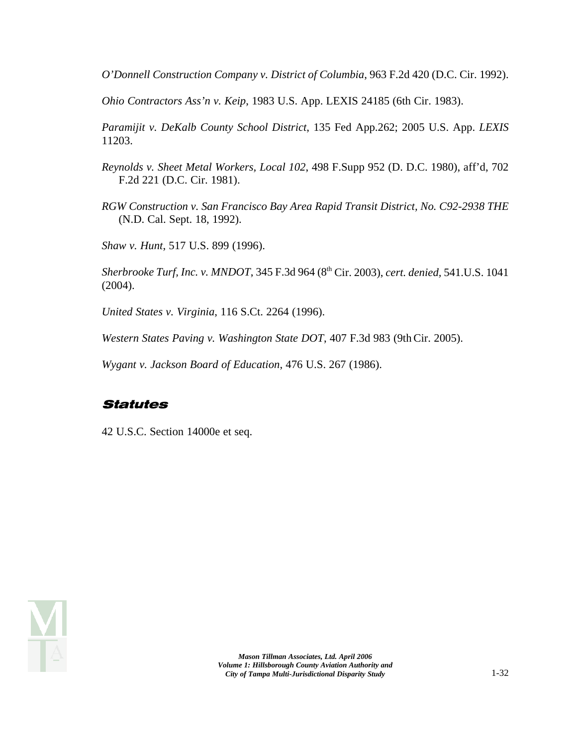*O'Donnell Construction Company v. District of Columbia*, 963 F.2d 420 (D.C. Cir. 1992).

*Ohio Contractors Ass'n v. Keip*, 1983 U.S. App. LEXIS 24185 (6th Cir. 1983).

*Paramijit v. DeKalb County School District*, 135 Fed App.262; 2005 U.S. App. *LEXIS* 11203.

*Reynolds v. Sheet Metal Workers, Local 102*, 498 F.Supp 952 (D. D.C. 1980), aff'd, 702 F.2d 221 (D.C. Cir. 1981).

*RGW Construction v. San Francisco Bay Area Rapid Transit District, No. C92-2938 THE* (N.D. Cal. Sept. 18, 1992).

*Shaw v. Hunt*, 517 U.S. 899 (1996).

*Sherbrooke Turf, Inc. v. MNDOT*, 345 F.3d 964 (8th Cir. 2003), *cert. denied*, 541.U.S. 1041 (2004).

*United States v. Virginia*, 116 S.Ct. 2264 (1996).

*Western States Paving v. Washington State DOT*, 407 F.3d 983 (9th Cir. 2005).

*Wygant v. Jackson Board of Education*, 476 U.S. 267 (1986).

## Statutes

42 U.S.C. Section 14000e et seq.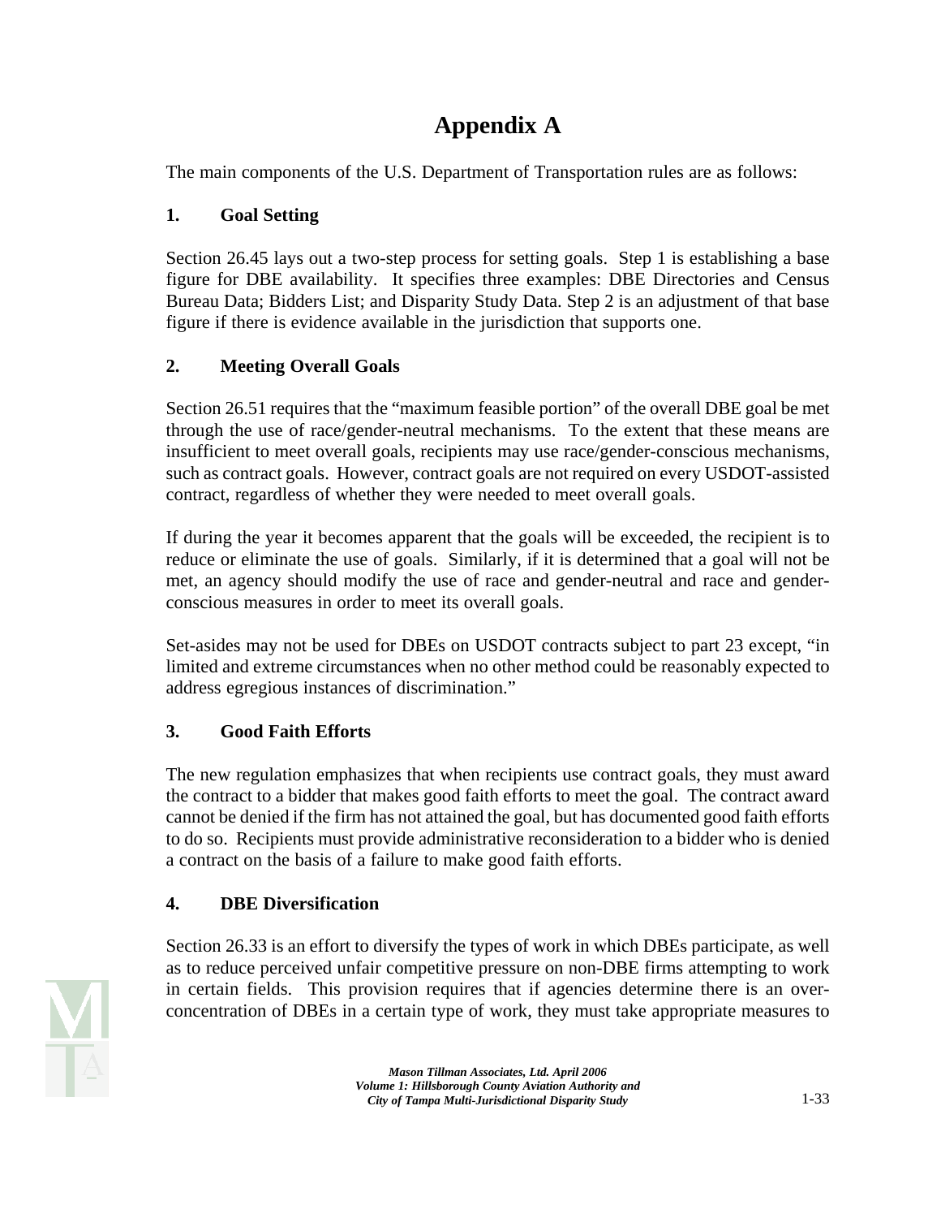# Appendix A

The main components of the U.S. Department of Transportation rules are as follows:

## 1. Goal Setting

Section 26.45 lays out a two-step process for setting goals. Step 1 is establishing a base figure for DBE availability. It specifies three examples: DBE Directories and Census Bureau Data; Bidders List; and Disparity Study Data. Step 2 is an adjustment of that base figure if there is evidence available in the jurisdiction that supports one.

## 2. Meeting Overall Goals

Section 26.51 requires that the "maximum feasible portion" of the overall DBE goal be met through the use of race/gender-neutral mechanisms. To the extent that these means are insufficient to meet overall goals, recipients may use race/gender-conscious mechanisms, such as contract goals. However, contract goals are not required on every USDOT-assisted contract, regardless of whether they were needed to meet overall goals.

If during the year it becomes apparent that the goals will be exceeded, the recipient is to reduce or eliminate the use of goals. Similarly, if it is determined that a goal will not be met, an agency should modify the use of race and gender-neutral and race and gender-conscious measures in order to meet its overall goals.

Set-asides may not be used for DBEs on USDOT contracts subject to part 23 except, "in limited and extreme circumstances when no other method could be reasonably expected to address egregious instances of discrimination."

## 3. Good Faith Efforts

The new regulation emphasizes that when recipients use contract goals, they must award the contract to a bidder that makes good faith efforts to meet the goal. The contract award cannot be denied if the firm has not attained the goal, but has documented good faith efforts to do so. Recipients must provide administrative reconsideration to a bidder who is denied a contract on the basis of a failure to make good faith efforts.

## 4. DBE Diversification

Section 26.33 is an effort to diversify the types of work in which DBEs participate, as well as to reduce perceived unfair competitive pressure on non-DBE firms attempting to work in certain fields. This provision requires that if agencies determine there is an over-concentration of DBEs in a certain type of work, they must take appropriate measures to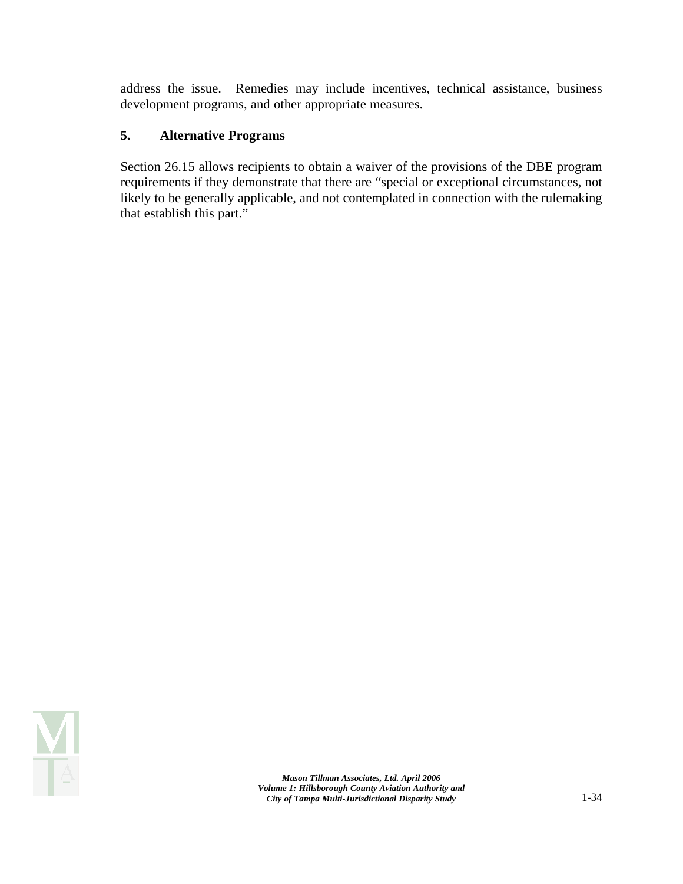address the issue. Remedies may include incentives, technical assistance, business development programs, and other appropriate measures.

### 5. Alternative Programs

Section 26.15 allows recipients to obtain a waiver of the provisions of the DBE program requirements if they demonstrate that there are "special or exceptional circumstances, not likely to be generally applicable, and not contemplated in connection with the rulemaking that establish this part."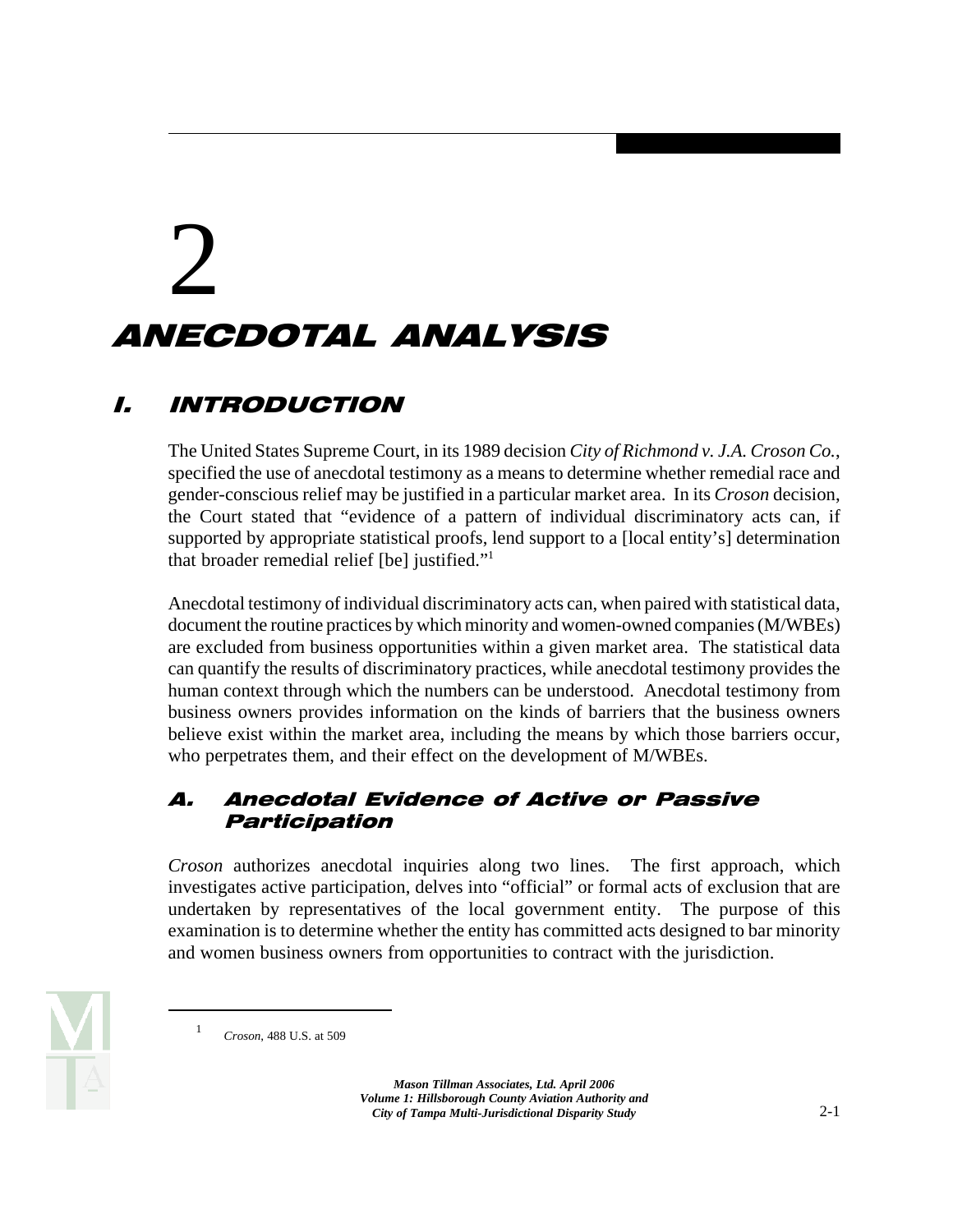# 2

# ANECDOTAL ANALYSIS

## I. INTRODUCTION

The United States Supreme Court, in its 1989 decision *City of Richmond v. J.A. Croson Co.*, specified the use of anecdotal testimony as a means to determine whether remedial race and gender-conscious relief may be justified in a particular market area. In its *Croson* decision, the Court stated that "evidence of a pattern of individual discriminatory acts can, if supported by appropriate statistical proofs, lend support to a [local entity's] determination that broader remedial relief [be] justified."[1]

Anecdotal testimony of individual discriminatory acts can, when paired with statistical data, document the routine practices by which minority and women-owned companies (M/WBEs) are excluded from business opportunities within a given market area. The statistical data can quantify the results of discriminatory practices, while anecdotal testimony provides the human context through which the numbers can be understood. Anecdotal testimony from business owners provides information on the kinds of barriers that the business owners believe exist within the market area, including the means by which those barriers occur, who perpetrates them, and their effect on the development of M/WBEs.

### A. Anecdotal Evidence of Active or Passive Participation

*Croson* authorizes anecdotal inquiries along two lines. The first approach, which investigates active participation, delves into "official" or formal acts of exclusion that are undertaken by representatives of the local government entity. The purpose of this examination is to determine whether the entity has committed acts designed to bar minority and women business owners from opportunities to contract with the jurisdiction.

[1] *Croson*, 488 U.S. at 509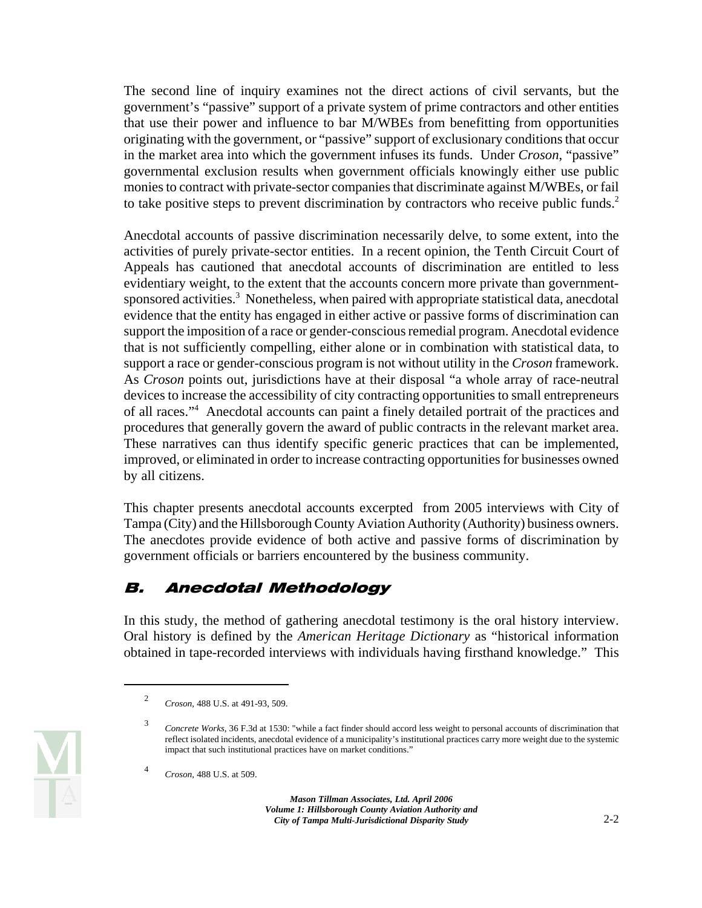The second line of inquiry examines not the direct actions of civil servants, but the government's "passive" support of a private system of prime contractors and other entities that use their power and influence to bar M/WBEs from benefitting from opportunities originating with the government, or "passive" support of exclusionary conditions that occur in the market area into which the government infuses its funds. Under *Croson*, "passive" governmental exclusion results when government officials knowingly either use public monies to contract with private-sector companies that discriminate against M/WBEs, or fail to take positive steps to prevent discrimination by contractors who receive public funds.[2]

Anecdotal accounts of passive discrimination necessarily delve, to some extent, into the activities of purely private-sector entities. In a recent opinion, the Tenth Circuit Court of Appeals has cautioned that anecdotal accounts of discrimination are entitled to less evidentiary weight, to the extent that the accounts concern more private than government-sponsored activities.[3] Nonetheless, when paired with appropriate statistical data, anecdotal evidence that the entity has engaged in either active or passive forms of discrimination can support the imposition of a race or gender-conscious remedial program. Anecdotal evidence that is not sufficiently compelling, either alone or in combination with statistical data, to support a race or gender-conscious program is not without utility in the *Croson* framework. As *Croson* points out, jurisdictions have at their disposal "a whole array of race-neutral devices to increase the accessibility of city contracting opportunities to small entrepreneurs of all races."[4] Anecdotal accounts can paint a finely detailed portrait of the practices and procedures that generally govern the award of public contracts in the relevant market area. These narratives can thus identify specific generic practices that can be implemented, improved, or eliminated in order to increase contracting opportunities for businesses owned by all citizens.

This chapter presents anecdotal accounts excerpted from 2005 interviews with City of Tampa (City) and the Hillsborough County Aviation Authority (Authority) business owners. The anecdotes provide evidence of both active and passive forms of discrimination by government officials or barriers encountered by the business community.

## B. Anecdotal Methodology

In this study, the method of gathering anecdotal testimony is the oral history interview. Oral history is defined by the *American Heritage Dictionary* as "historical information obtained in tape-recorded interviews with individuals having firsthand knowledge." This

---

[2] *Croson*, 488 U.S. at 491-93, 509.

[3] *Concrete Works*, 36 F.3d at 1530: "while a fact finder should accord less weight to personal accounts of discrimination that reflect isolated incidents, anecdotal evidence of a municipality's institutional practices carry more weight due to the systemic impact that such institutional practices have on market conditions."

[4] *Croson*, 488 U.S. at 509.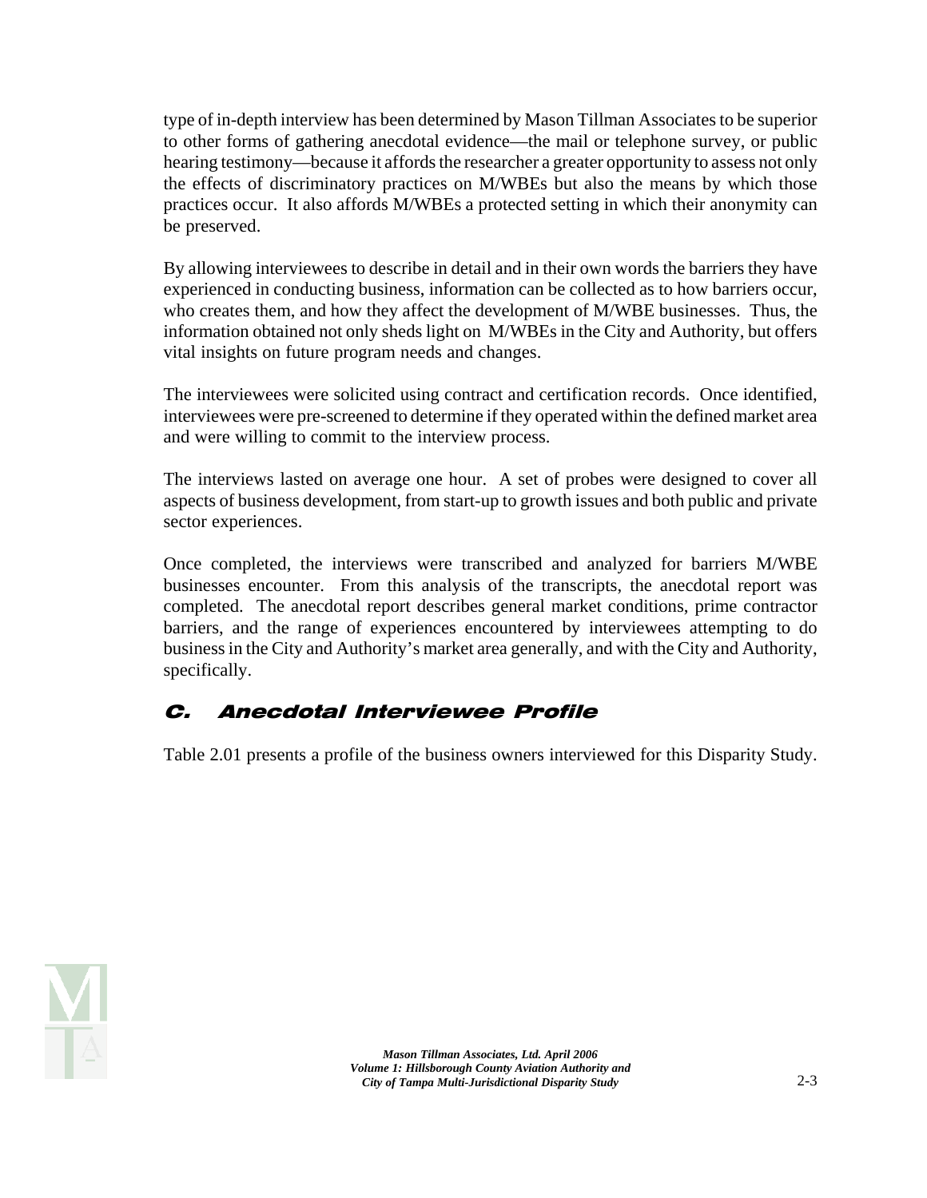type of in-depth interview has been determined by Mason Tillman Associates to be superior to other forms of gathering anecdotal evidence—the mail or telephone survey, or public hearing testimony—because it affords the researcher a greater opportunity to assess not only the effects of discriminatory practices on M/WBEs but also the means by which those practices occur. It also affords M/WBEs a protected setting in which their anonymity can be preserved.

By allowing interviewees to describe in detail and in their own words the barriers they have experienced in conducting business, information can be collected as to how barriers occur, who creates them, and how they affect the development of M/WBE businesses. Thus, the information obtained not only sheds light on M/WBEs in the City and Authority, but offers vital insights on future program needs and changes.

The interviewees were solicited using contract and certification records. Once identified, interviewees were pre-screened to determine if they operated within the defined market area and were willing to commit to the interview process.

The interviews lasted on average one hour. A set of probes were designed to cover all aspects of business development, from start-up to growth issues and both public and private sector experiences.

Once completed, the interviews were transcribed and analyzed for barriers M/WBE businesses encounter. From this analysis of the transcripts, the anecdotal report was completed. The anecdotal report describes general market conditions, prime contractor barriers, and the range of experiences encountered by interviewees attempting to do business in the City and Authority's market area generally, and with the City and Authority, specifically.

## C. Anecdotal Interviewee Profile

Table 2.01 presents a profile of the business owners interviewed for this Disparity Study.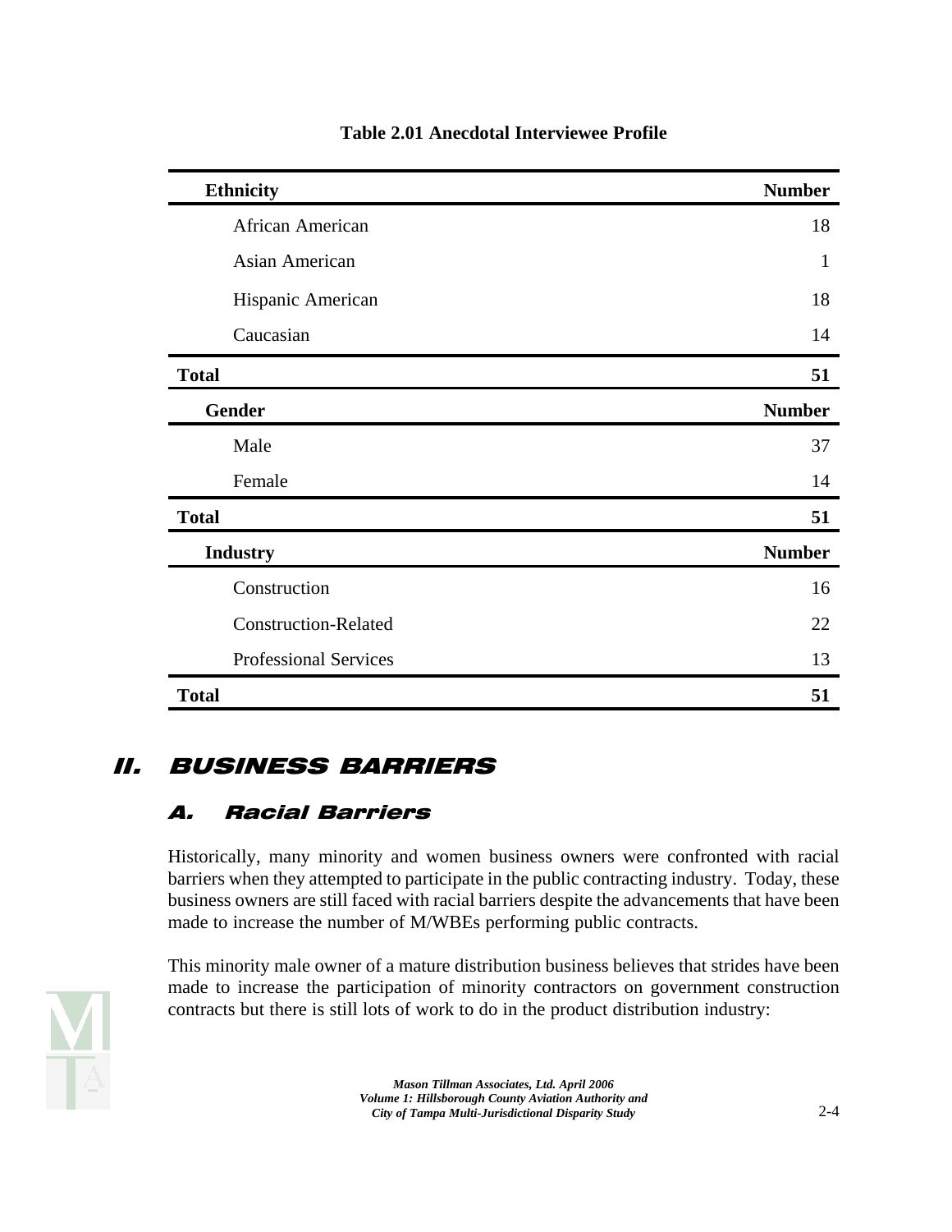**Table 2.01 Anecdotal Interviewee Profile**

| Ethnicity | Number |
|---|---|
| African American | 18 |
| Asian American | 1 |
| Hispanic American | 18 |
| Caucasian | 14 |
| **Total** | **51** |
| **Gender** | **Number** |
| Male | 37 |
| Female | 14 |
| **Total** | **51** |
| **Industry** | **Number** |
| Construction | 16 |
| Construction-Related | 22 |
| Professional Services | 13 |
| **Total** | **51** |

# II. BUSINESS BARRIERS

## A. Racial Barriers

Historically, many minority and women business owners were confronted with racial barriers when they attempted to participate in the public contracting industry. Today, these business owners are still faced with racial barriers despite the advancements that have been made to increase the number of M/WBEs performing public contracts.

This minority male owner of a mature distribution business believes that strides have been made to increase the participation of minority contractors on government construction contracts but there is still lots of work to do in the product distribution industry: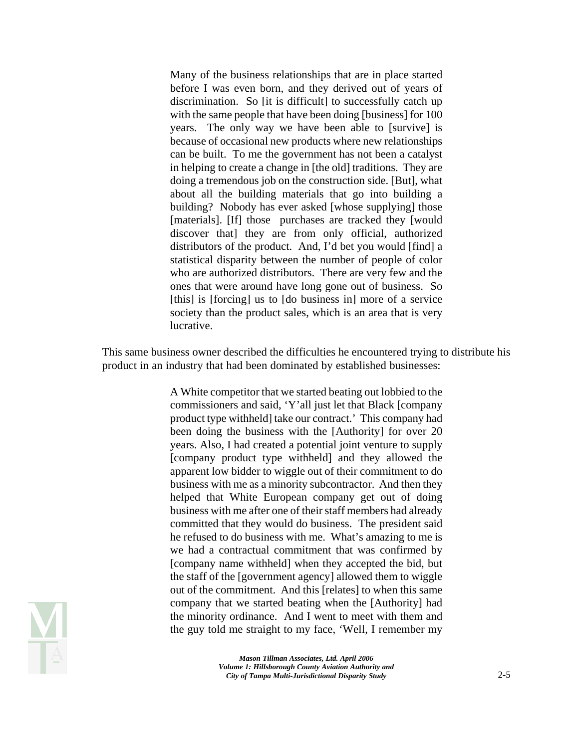> Many of the business relationships that are in place started before I was even born, and they derived out of years of discrimination. So [it is difficult] to successfully catch up with the same people that have been doing [business] for 100 years. The only way we have been able to [survive] is because of occasional new products where new relationships can be built. To me the government has not been a catalyst in helping to create a change in [the old] traditions. They are doing a tremendous job on the construction side. [But], what about all the building materials that go into building a building? Nobody has ever asked [whose supplying] those [materials]. [If] those purchases are tracked they [would discover that] they are from only official, authorized distributors of the product. And, I'd bet you would [find] a statistical disparity between the number of people of color who are authorized distributors. There are very few and the ones that were around have long gone out of business. So [this] is [forcing] us to [do business in] more of a service society than the product sales, which is an area that is very lucrative.

This same business owner described the difficulties he encountered trying to distribute his product in an industry that had been dominated by established businesses:

> A White competitor that we started beating out lobbied to the commissioners and said, 'Y'all just let that Black [company product type withheld] take our contract.' This company had been doing the business with the [Authority] for over 20 years. Also, I had created a potential joint venture to supply [company product type withheld] and they allowed the apparent low bidder to wiggle out of their commitment to do business with me as a minority subcontractor. And then they helped that White European company get out of doing business with me after one of their staff members had already committed that they would do business. The president said he refused to do business with me. What's amazing to me is we had a contractual commitment that was confirmed by [company name withheld] when they accepted the bid, but the staff of the [government agency] allowed them to wiggle out of the commitment. And this [relates] to when this same company that we started beating when the [Authority] had the minority ordinance. And I went to meet with them and the guy told me straight to my face, 'Well, I remember my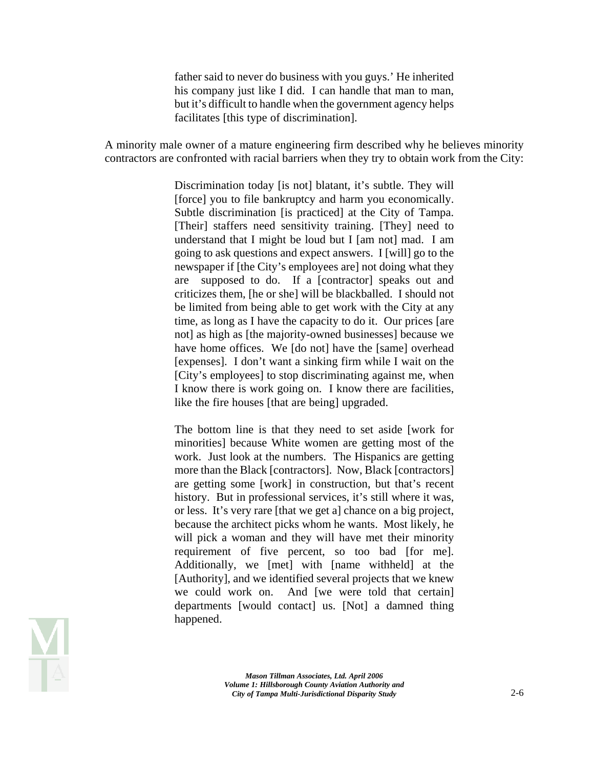> father said to never do business with you guys.' He inherited his company just like I did. I can handle that man to man, but it's difficult to handle when the government agency helps facilitates [this type of discrimination].

A minority male owner of a mature engineering firm described why he believes minority contractors are confronted with racial barriers when they try to obtain work from the City:

> Discrimination today [is not] blatant, it's subtle. They will [force] you to file bankruptcy and harm you economically. Subtle discrimination [is practiced] at the City of Tampa. [Their] staffers need sensitivity training. [They] need to understand that I might be loud but I [am not] mad. I am going to ask questions and expect answers. I [will] go to the newspaper if [the City's employees are] not doing what they are supposed to do. If a [contractor] speaks out and criticizes them, [he or she] will be blackballed. I should not be limited from being able to get work with the City at any time, as long as I have the capacity to do it. Our prices [are not] as high as [the majority-owned businesses] because we have home offices. We [do not] have the [same] overhead [expenses]. I don't want a sinking firm while I wait on the [City's employees] to stop discriminating against me, when I know there is work going on. I know there are facilities, like the fire houses [that are being] upgraded.
>
> The bottom line is that they need to set aside [work for minorities] because White women are getting most of the work. Just look at the numbers. The Hispanics are getting more than the Black [contractors]. Now, Black [contractors] are getting some [work] in construction, but that's recent history. But in professional services, it's still where it was, or less. It's very rare [that we get a] chance on a big project, because the architect picks whom he wants. Most likely, he will pick a woman and they will have met their minority requirement of five percent, so too bad [for me]. Additionally, we [met] with [name withheld] at the [Authority], and we identified several projects that we knew we could work on. And [we were told that certain] departments [would contact] us. [Not] a damned thing happened.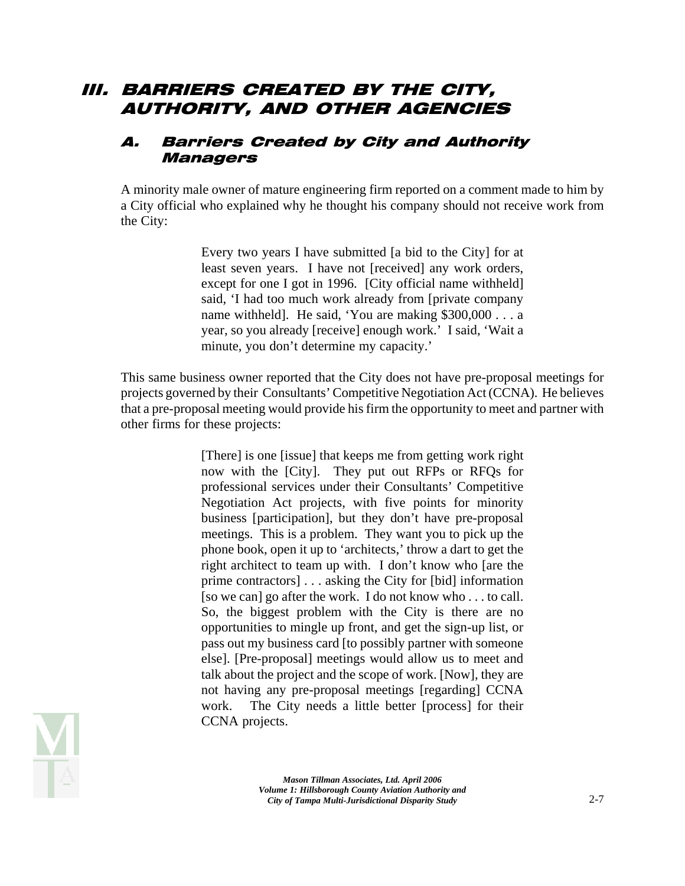# III. BARRIERS CREATED BY THE CITY, AUTHORITY, AND OTHER AGENCIES

## A. Barriers Created by City and Authority Managers

A minority male owner of mature engineering firm reported on a comment made to him by a City official who explained why he thought his company should not receive work from the City:

> Every two years I have submitted [a bid to the City] for at least seven years. I have not [received] any work orders, except for one I got in 1996. [City official name withheld] said, 'I had too much work already from [private company name withheld]. He said, 'You are making $300,000 . . . a year, so you already [receive] enough work.' I said, 'Wait a minute, you don't determine my capacity.'

This same business owner reported that the City does not have pre-proposal meetings for projects governed by their Consultants' Competitive Negotiation Act (CCNA). He believes that a pre-proposal meeting would provide his firm the opportunity to meet and partner with other firms for these projects:

> [There] is one [issue] that keeps me from getting work right now with the [City]. They put out RFPs or RFQs for professional services under their Consultants' Competitive Negotiation Act projects, with five points for minority business [participation], but they don't have pre-proposal meetings. This is a problem. They want you to pick up the phone book, open it up to 'architects,' throw a dart to get the right architect to team up with. I don't know who [are the prime contractors] . . . asking the City for [bid] information [so we can] go after the work. I do not know who . . . to call. So, the biggest problem with the City is there are no opportunities to mingle up front, and get the sign-up list, or pass out my business card [to possibly partner with someone else]. [Pre-proposal] meetings would allow us to meet and talk about the project and the scope of work. [Now], they are not having any pre-proposal meetings [regarding] CCNA work. The City needs a little better [process] for their CCNA projects.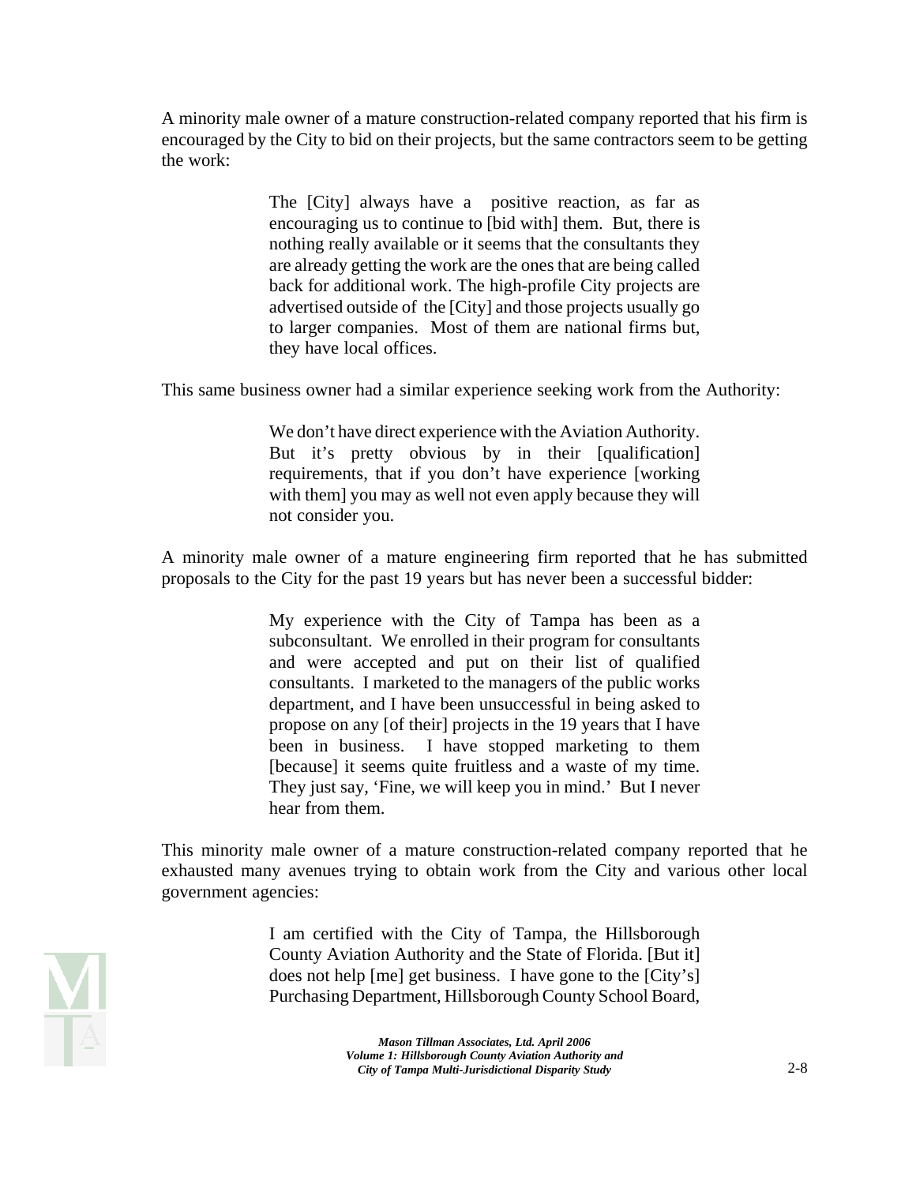A minority male owner of a mature construction-related company reported that his firm is encouraged by the City to bid on their projects, but the same contractors seem to be getting the work:

> The [City] always have a positive reaction, as far as encouraging us to continue to [bid with] them. But, there is nothing really available or it seems that the consultants they are already getting the work are the ones that are being called back for additional work. The high-profile City projects are advertised outside of the [City] and those projects usually go to larger companies. Most of them are national firms but, they have local offices.

This same business owner had a similar experience seeking work from the Authority:

> We don't have direct experience with the Aviation Authority. But it's pretty obvious by in their [qualification] requirements, that if you don't have experience [working with them] you may as well not even apply because they will not consider you.

A minority male owner of a mature engineering firm reported that he has submitted proposals to the City for the past 19 years but has never been a successful bidder:

> My experience with the City of Tampa has been as a subconsultant. We enrolled in their program for consultants and were accepted and put on their list of qualified consultants. I marketed to the managers of the public works department, and I have been unsuccessful in being asked to propose on any [of their] projects in the 19 years that I have been in business. I have stopped marketing to them [because] it seems quite fruitless and a waste of my time. They just say, 'Fine, we will keep you in mind.' But I never hear from them.

This minority male owner of a mature construction-related company reported that he exhausted many avenues trying to obtain work from the City and various other local government agencies:

> I am certified with the City of Tampa, the Hillsborough County Aviation Authority and the State of Florida. [But it] does not help [me] get business. I have gone to the [City's] Purchasing Department, Hillsborough County School Board,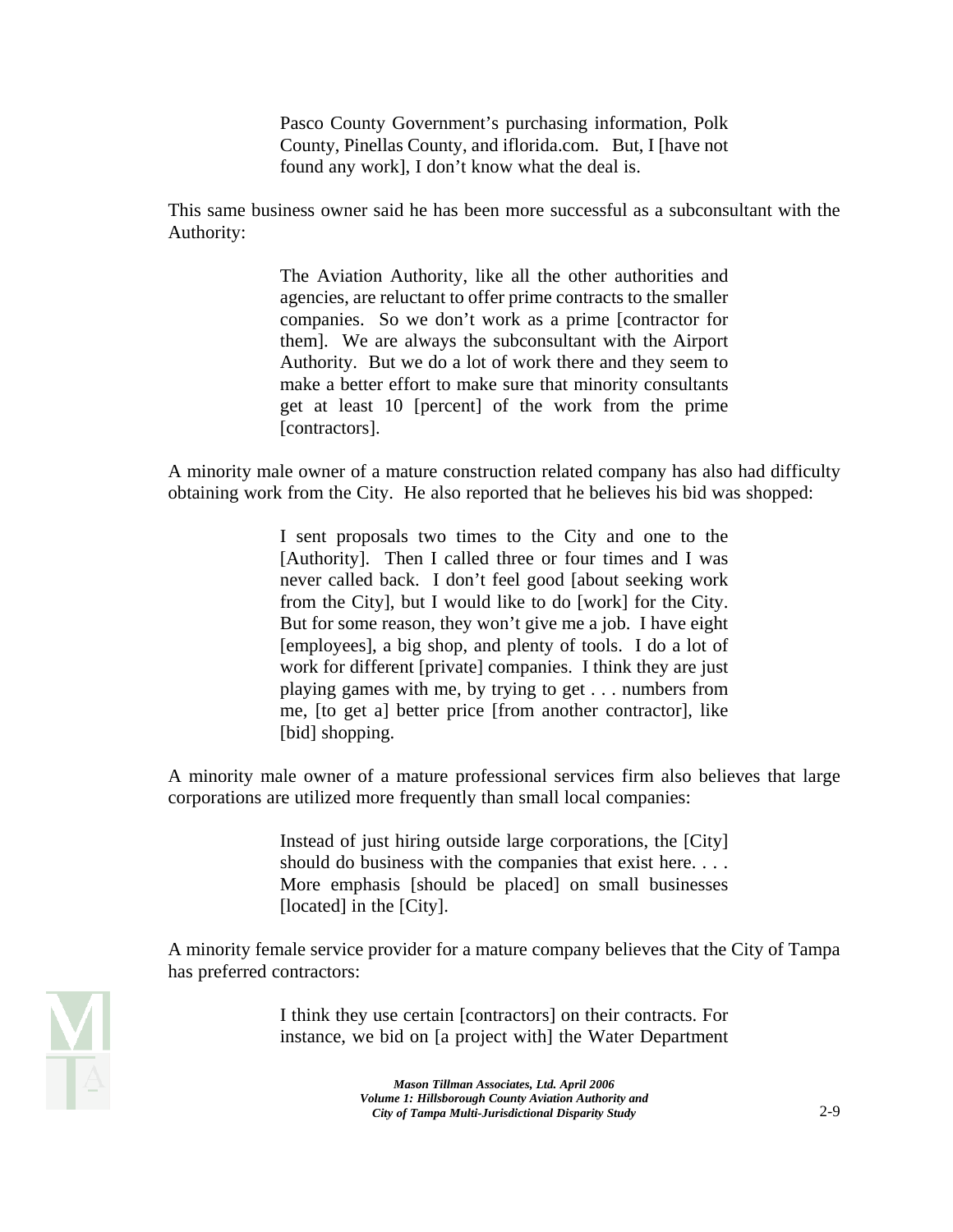> Pasco County Government's purchasing information, Polk County, Pinellas County, and iflorida.com. But, I [have not found any work], I don't know what the deal is.

This same business owner said he has been more successful as a subconsultant with the Authority:

> The Aviation Authority, like all the other authorities and agencies, are reluctant to offer prime contracts to the smaller companies. So we don't work as a prime [contractor for them]. We are always the subconsultant with the Airport Authority. But we do a lot of work there and they seem to make a better effort to make sure that minority consultants get at least 10 [percent] of the work from the prime [contractors].

A minority male owner of a mature construction related company has also had difficulty obtaining work from the City. He also reported that he believes his bid was shopped:

> I sent proposals two times to the City and one to the [Authority]. Then I called three or four times and I was never called back. I don't feel good [about seeking work from the City], but I would like to do [work] for the City. But for some reason, they won't give me a job. I have eight [employees], a big shop, and plenty of tools. I do a lot of work for different [private] companies. I think they are just playing games with me, by trying to get . . . numbers from me, [to get a] better price [from another contractor], like [bid] shopping.

A minority male owner of a mature professional services firm also believes that large corporations are utilized more frequently than small local companies:

> Instead of just hiring outside large corporations, the [City] should do business with the companies that exist here. . . . More emphasis [should be placed] on small businesses [located] in the [City].

A minority female service provider for a mature company believes that the City of Tampa has preferred contractors:

> I think they use certain [contractors] on their contracts. For instance, we bid on [a project with] the Water Department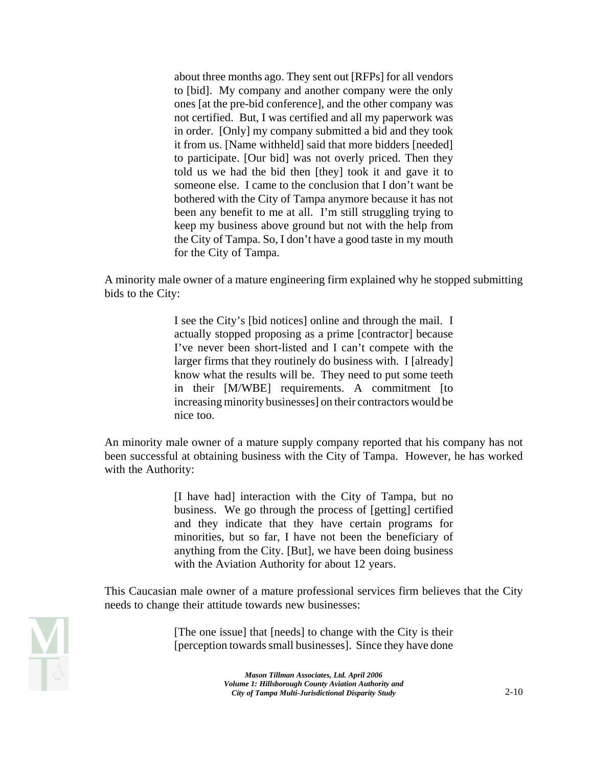> about three months ago. They sent out [RFPs] for all vendors to [bid]. My company and another company were the only ones [at the pre-bid conference], and the other company was not certified. But, I was certified and all my paperwork was in order. [Only] my company submitted a bid and they took it from us. [Name withheld] said that more bidders [needed] to participate. [Our bid] was not overly priced. Then they told us we had the bid then [they] took it and gave it to someone else. I came to the conclusion that I don't want be bothered with the City of Tampa anymore because it has not been any benefit to me at all. I'm still struggling trying to keep my business above ground but not with the help from the City of Tampa. So, I don't have a good taste in my mouth for the City of Tampa.

A minority male owner of a mature engineering firm explained why he stopped submitting bids to the City:

> I see the City's [bid notices] online and through the mail. I actually stopped proposing as a prime [contractor] because I've never been short-listed and I can't compete with the larger firms that they routinely do business with. I [already] know what the results will be. They need to put some teeth in their [M/WBE] requirements. A commitment [to increasing minority businesses] on their contractors would be nice too.

An minority male owner of a mature supply company reported that his company has not been successful at obtaining business with the City of Tampa. However, he has worked with the Authority:

> [I have had] interaction with the City of Tampa, but no business. We go through the process of [getting] certified and they indicate that they have certain programs for minorities, but so far, I have not been the beneficiary of anything from the City. [But], we have been doing business with the Aviation Authority for about 12 years.

This Caucasian male owner of a mature professional services firm believes that the City needs to change their attitude towards new businesses:

> [The one issue] that [needs] to change with the City is their [perception towards small businesses]. Since they have done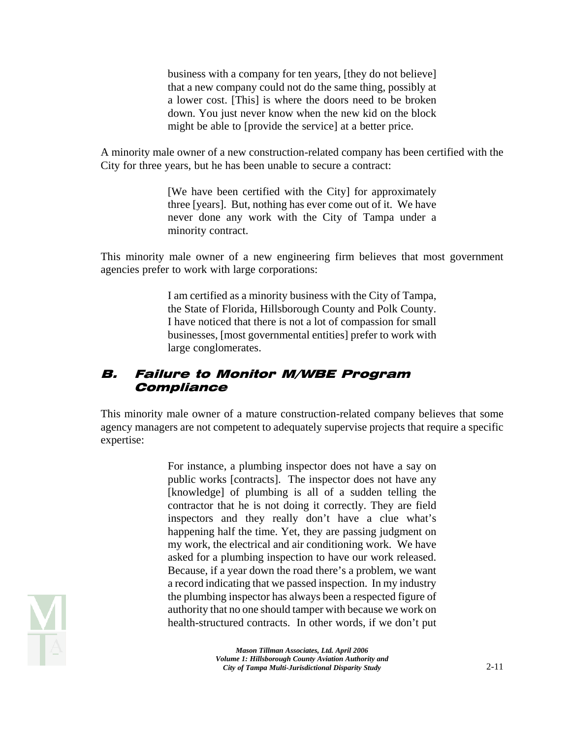> business with a company for ten years, [they do not believe] that a new company could not do the same thing, possibly at a lower cost. [This] is where the doors need to be broken down. You just never know when the new kid on the block might be able to [provide the service] at a better price.

A minority male owner of a new construction-related company has been certified with the City for three years, but he has been unable to secure a contract:

> [We have been certified with the City] for approximately three [years]. But, nothing has ever come out of it. We have never done any work with the City of Tampa under a minority contract.

This minority male owner of a new engineering firm believes that most government agencies prefer to work with large corporations:

> I am certified as a minority business with the City of Tampa, the State of Florida, Hillsborough County and Polk County. I have noticed that there is not a lot of compassion for small businesses, [most governmental entities] prefer to work with large conglomerates.

## B. Failure to Monitor M/WBE Program Compliance

This minority male owner of a mature construction-related company believes that some agency managers are not competent to adequately supervise projects that require a specific expertise:

> For instance, a plumbing inspector does not have a say on public works [contracts]. The inspector does not have any [knowledge] of plumbing is all of a sudden telling the contractor that he is not doing it correctly. They are field inspectors and they really don't have a clue what's happening half the time. Yet, they are passing judgment on my work, the electrical and air conditioning work. We have asked for a plumbing inspection to have our work released. Because, if a year down the road there's a problem, we want a record indicating that we passed inspection. In my industry the plumbing inspector has always been a respected figure of authority that no one should tamper with because we work on health-structured contracts. In other words, if we don't put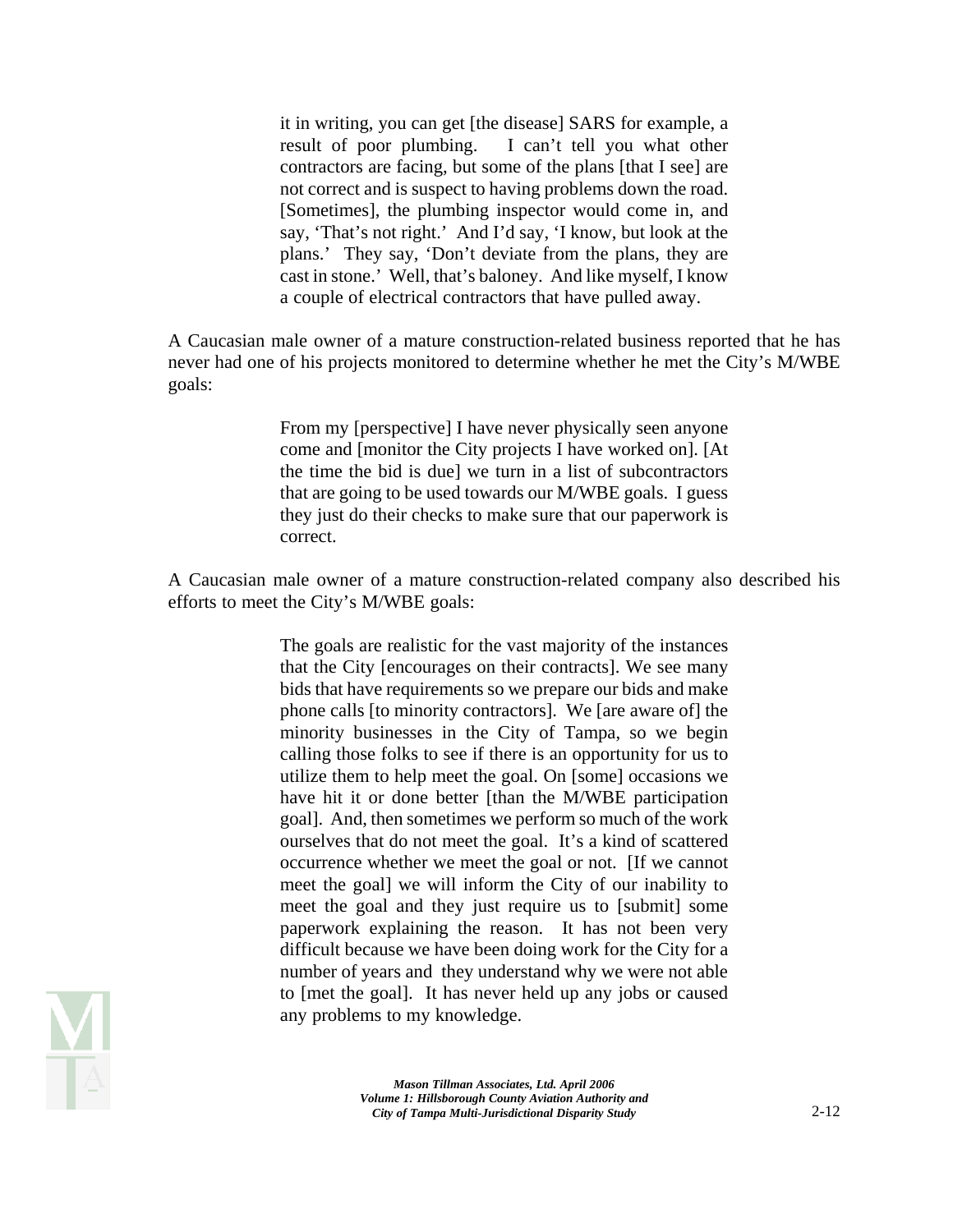> it in writing, you can get [the disease] SARS for example, a result of poor plumbing. I can't tell you what other contractors are facing, but some of the plans [that I see] are not correct and is suspect to having problems down the road. [Sometimes], the plumbing inspector would come in, and say, 'That's not right.' And I'd say, 'I know, but look at the plans.' They say, 'Don't deviate from the plans, they are cast in stone.' Well, that's baloney. And like myself, I know a couple of electrical contractors that have pulled away.

A Caucasian male owner of a mature construction-related business reported that he has never had one of his projects monitored to determine whether he met the City's M/WBE goals:

> From my [perspective] I have never physically seen anyone come and [monitor the City projects I have worked on]. [At the time the bid is due] we turn in a list of subcontractors that are going to be used towards our M/WBE goals. I guess they just do their checks to make sure that our paperwork is correct.

A Caucasian male owner of a mature construction-related company also described his efforts to meet the City's M/WBE goals:

> The goals are realistic for the vast majority of the instances that the City [encourages on their contracts]. We see many bids that have requirements so we prepare our bids and make phone calls [to minority contractors]. We [are aware of] the minority businesses in the City of Tampa, so we begin calling those folks to see if there is an opportunity for us to utilize them to help meet the goal. On [some] occasions we have hit it or done better [than the M/WBE participation goal]. And, then sometimes we perform so much of the work ourselves that do not meet the goal. It's a kind of scattered occurrence whether we meet the goal or not. [If we cannot meet the goal] we will inform the City of our inability to meet the goal and they just require us to [submit] some paperwork explaining the reason. It has not been very difficult because we have been doing work for the City for a number of years and they understand why we were not able to [met the goal]. It has never held up any jobs or caused any problems to my knowledge.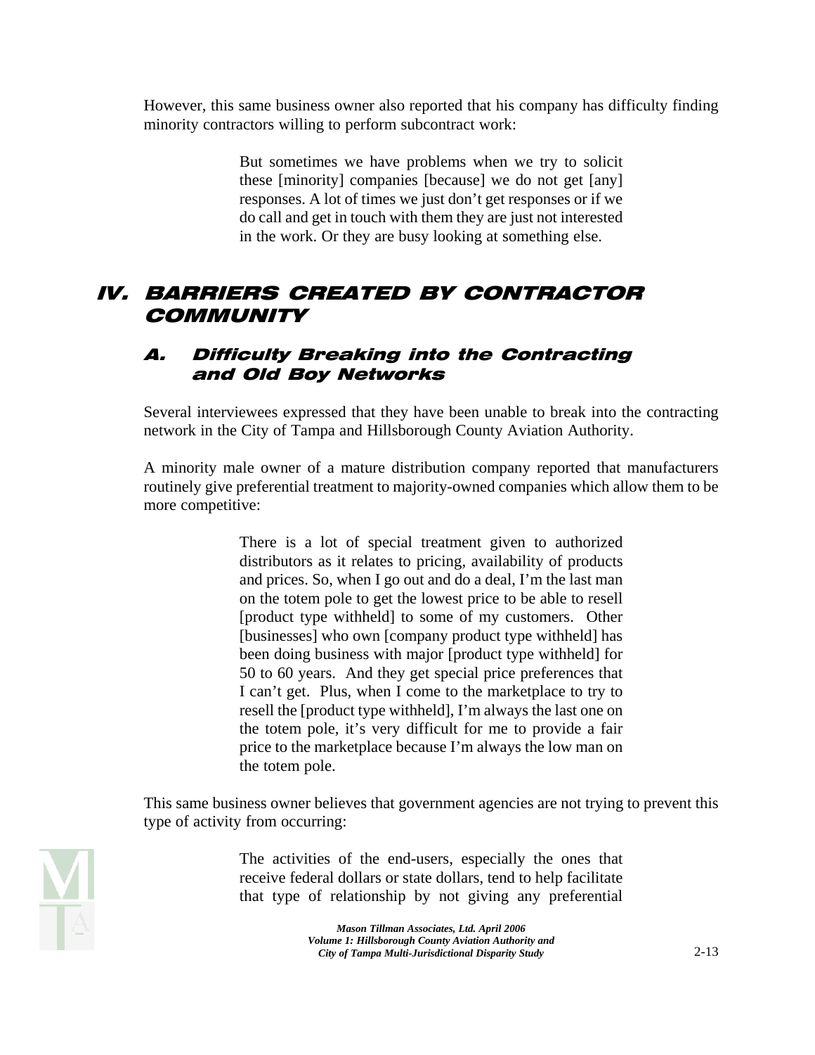However, this same business owner also reported that his company has difficulty finding minority contractors willing to perform subcontract work:

> But sometimes we have problems when we try to solicit these [minority] companies [because] we do not get [any] responses. A lot of times we just don't get responses or if we do call and get in touch with them they are just not interested in the work. Or they are busy looking at something else.

# IV. BARRIERS CREATED BY CONTRACTOR COMMUNITY

## A. Difficulty Breaking into the Contracting and Old Boy Networks

Several interviewees expressed that they have been unable to break into the contracting network in the City of Tampa and Hillsborough County Aviation Authority.

A minority male owner of a mature distribution company reported that manufacturers routinely give preferential treatment to majority-owned companies which allow them to be more competitive:

> There is a lot of special treatment given to authorized distributors as it relates to pricing, availability of products and prices. So, when I go out and do a deal, I'm the last man on the totem pole to get the lowest price to be able to resell [product type withheld] to some of my customers. Other [businesses] who own [company product type withheld] has been doing business with major [product type withheld] for 50 to 60 years. And they get special price preferences that I can't get. Plus, when I come to the marketplace to try to resell the [product type withheld], I'm always the last one on the totem pole, it's very difficult for me to provide a fair price to the marketplace because I'm always the low man on the totem pole.

This same business owner believes that government agencies are not trying to prevent this type of activity from occurring:

> The activities of the end-users, especially the ones that receive federal dollars or state dollars, tend to help facilitate that type of relationship by not giving any preferential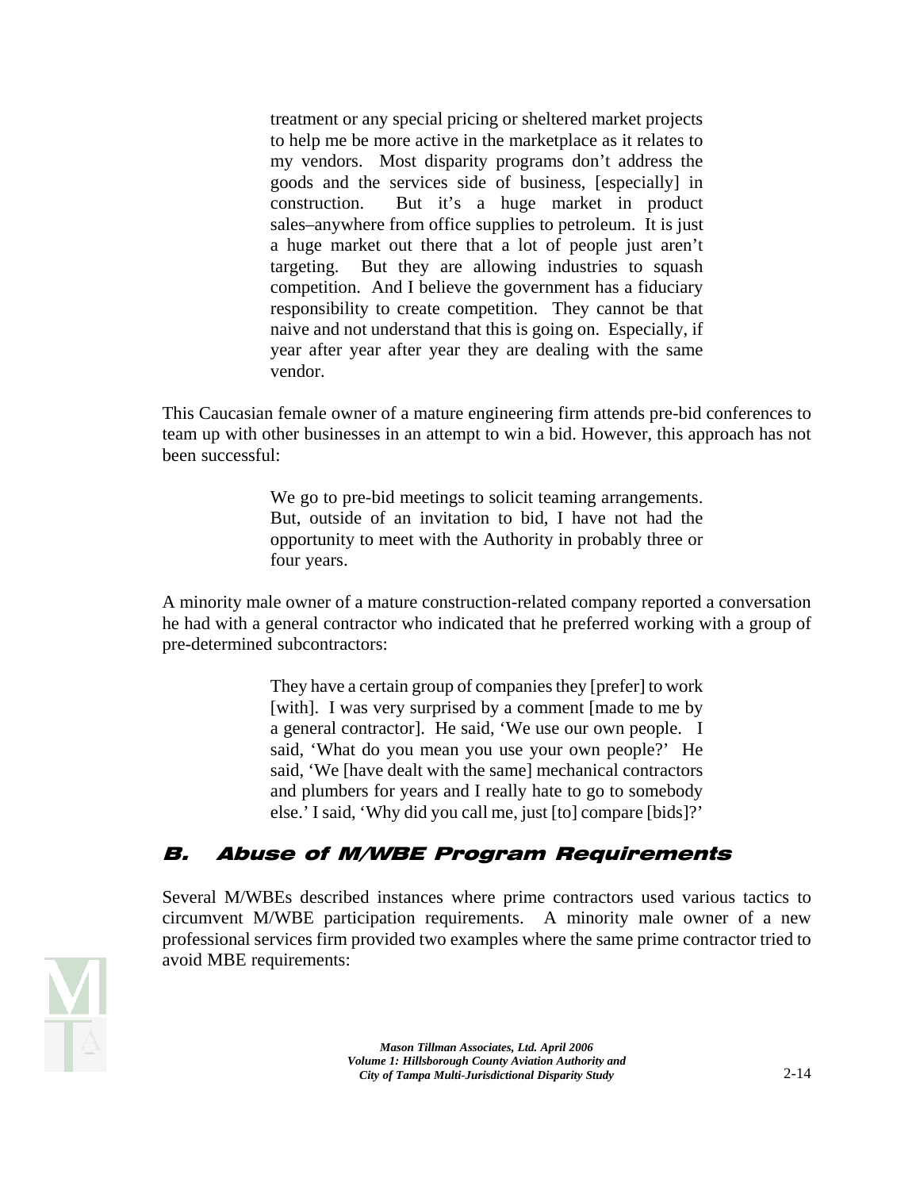> treatment or any special pricing or sheltered market projects to help me be more active in the marketplace as it relates to my vendors. Most disparity programs don't address the goods and the services side of business, [especially] in construction. But it's a huge market in product sales–anywhere from office supplies to petroleum. It is just a huge market out there that a lot of people just aren't targeting. But they are allowing industries to squash competition. And I believe the government has a fiduciary responsibility to create competition. They cannot be that naive and not understand that this is going on. Especially, if year after year after year they are dealing with the same vendor.

This Caucasian female owner of a mature engineering firm attends pre-bid conferences to team up with other businesses in an attempt to win a bid. However, this approach has not been successful:

> We go to pre-bid meetings to solicit teaming arrangements. But, outside of an invitation to bid, I have not had the opportunity to meet with the Authority in probably three or four years.

A minority male owner of a mature construction-related company reported a conversation he had with a general contractor who indicated that he preferred working with a group of pre-determined subcontractors:

> They have a certain group of companies they [prefer] to work [with]. I was very surprised by a comment [made to me by a general contractor]. He said, 'We use our own people. I said, 'What do you mean you use your own people?' He said, 'We [have dealt with the same] mechanical contractors and plumbers for years and I really hate to go to somebody else.' I said, 'Why did you call me, just [to] compare [bids]?'

## B. Abuse of M/WBE Program Requirements

Several M/WBEs described instances where prime contractors used various tactics to circumvent M/WBE participation requirements. A minority male owner of a new professional services firm provided two examples where the same prime contractor tried to avoid MBE requirements: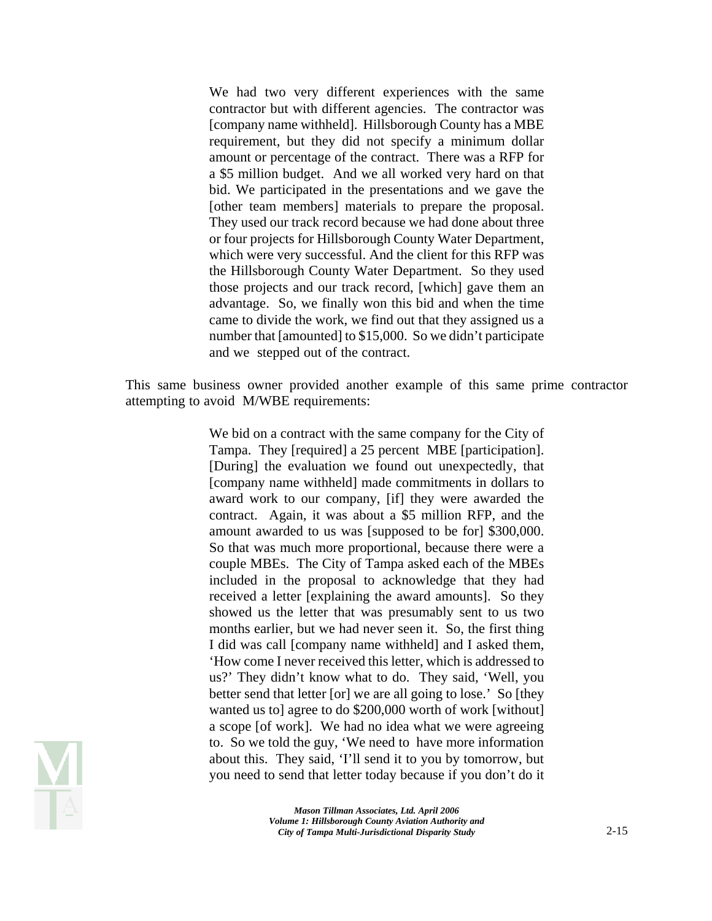> We had two very different experiences with the same contractor but with different agencies. The contractor was [company name withheld]. Hillsborough County has a MBE requirement, but they did not specify a minimum dollar amount or percentage of the contract. There was a RFP for a $5 million budget. And we all worked very hard on that bid. We participated in the presentations and we gave the [other team members] materials to prepare the proposal. They used our track record because we had done about three or four projects for Hillsborough County Water Department, which were very successful. And the client for this RFP was the Hillsborough County Water Department. So they used those projects and our track record, [which] gave them an advantage. So, we finally won this bid and when the time came to divide the work, we find out that they assigned us a number that [amounted] to $15,000. So we didn't participate and we stepped out of the contract.

This same business owner provided another example of this same prime contractor attempting to avoid M/WBE requirements:

> We bid on a contract with the same company for the City of Tampa. They [required] a 25 percent MBE [participation]. [During] the evaluation we found out unexpectedly, that [company name withheld] made commitments in dollars to award work to our company, [if] they were awarded the contract. Again, it was about a $5 million RFP, and the amount awarded to us was [supposed to be for] $300,000. So that was much more proportional, because there were a couple MBEs. The City of Tampa asked each of the MBEs included in the proposal to acknowledge that they had received a letter [explaining the award amounts]. So they showed us the letter that was presumably sent to us two months earlier, but we had never seen it. So, the first thing I did was call [company name withheld] and I asked them, 'How come I never received this letter, which is addressed to us?' They didn't know what to do. They said, 'Well, you better send that letter [or] we are all going to lose.' So [they wanted us to] agree to do $200,000 worth of work [without] a scope [of work]. We had no idea what we were agreeing to. So we told the guy, 'We need to have more information about this. They said, 'I'll send it to you by tomorrow, but you need to send that letter today because if you don't do it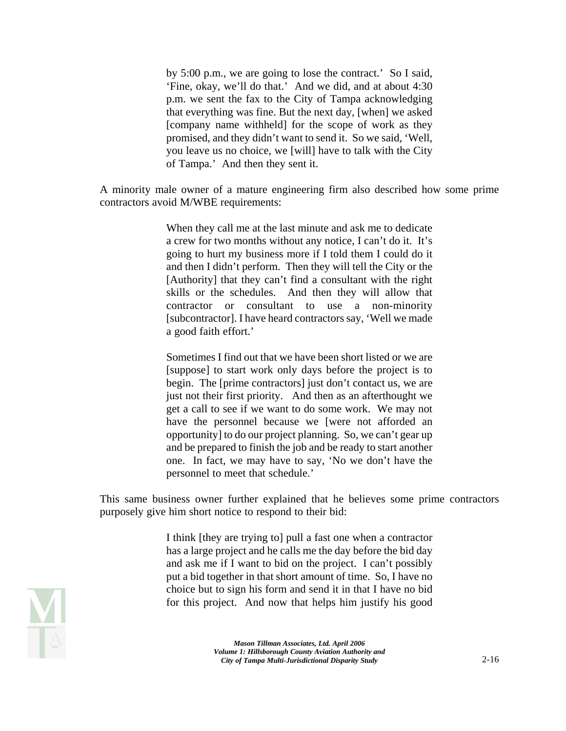> by 5:00 p.m., we are going to lose the contract.' So I said, 'Fine, okay, we'll do that.' And we did, and at about 4:30 p.m. we sent the fax to the City of Tampa acknowledging that everything was fine. But the next day, [when] we asked [company name withheld] for the scope of work as they promised, and they didn't want to send it. So we said, 'Well, you leave us no choice, we [will] have to talk with the City of Tampa.' And then they sent it.

A minority male owner of a mature engineering firm also described how some prime contractors avoid M/WBE requirements:

> When they call me at the last minute and ask me to dedicate a crew for two months without any notice, I can't do it. It's going to hurt my business more if I told them I could do it and then I didn't perform. Then they will tell the City or the [Authority] that they can't find a consultant with the right skills or the schedules. And then they will allow that contractor or consultant to use a non-minority [subcontractor]. I have heard contractors say, 'Well we made a good faith effort.'
>
> Sometimes I find out that we have been short listed or we are [suppose] to start work only days before the project is to begin. The [prime contractors] just don't contact us, we are just not their first priority. And then as an afterthought we get a call to see if we want to do some work. We may not have the personnel because we [were not afforded an opportunity] to do our project planning. So, we can't gear up and be prepared to finish the job and be ready to start another one. In fact, we may have to say, 'No we don't have the personnel to meet that schedule.'

This same business owner further explained that he believes some prime contractors purposely give him short notice to respond to their bid:

> I think [they are trying to] pull a fast one when a contractor has a large project and he calls me the day before the bid day and ask me if I want to bid on the project. I can't possibly put a bid together in that short amount of time. So, I have no choice but to sign his form and send it in that I have no bid for this project. And now that helps him justify his good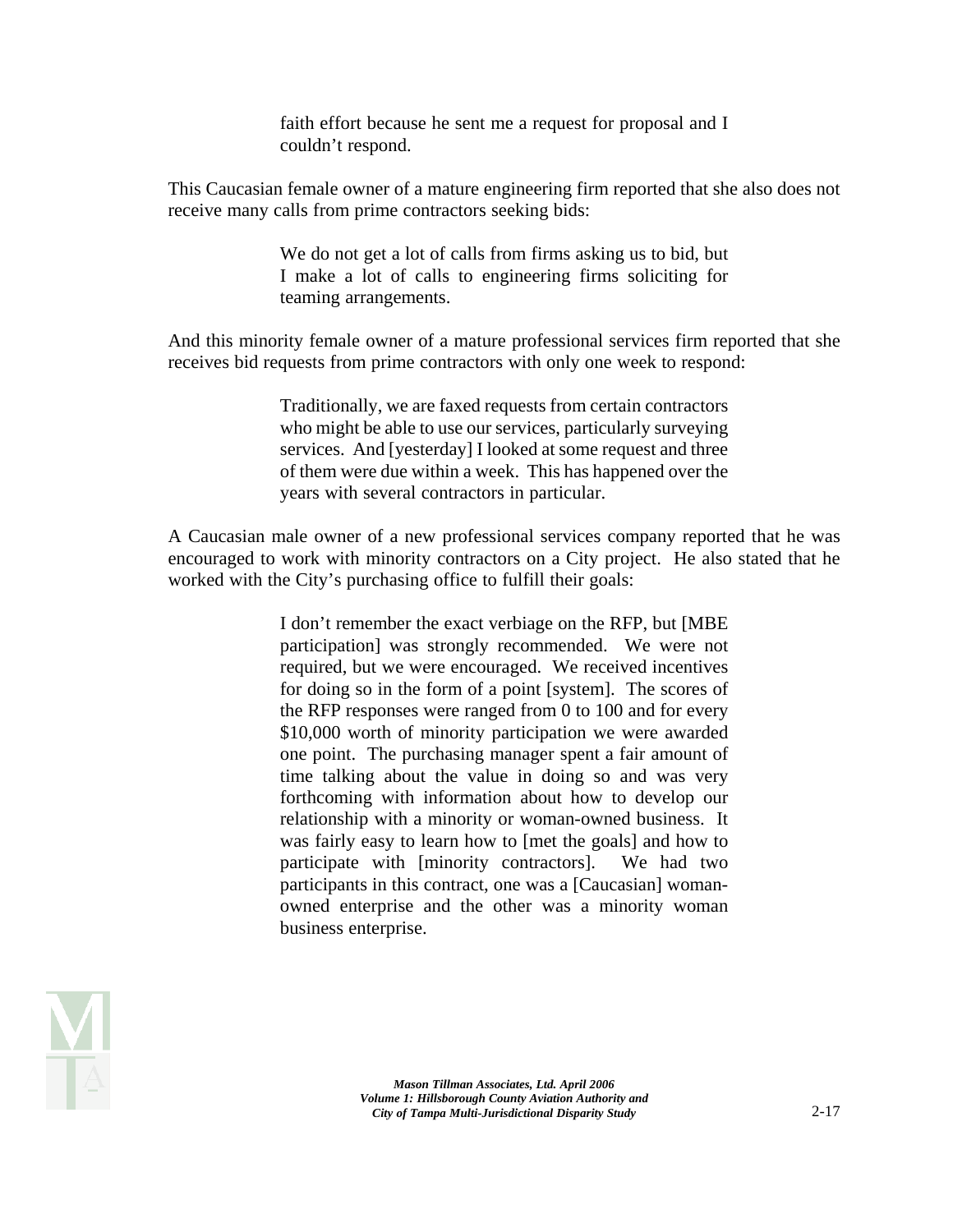> faith effort because he sent me a request for proposal and I couldn't respond.

This Caucasian female owner of a mature engineering firm reported that she also does not receive many calls from prime contractors seeking bids:

> We do not get a lot of calls from firms asking us to bid, but I make a lot of calls to engineering firms soliciting for teaming arrangements.

And this minority female owner of a mature professional services firm reported that she receives bid requests from prime contractors with only one week to respond:

> Traditionally, we are faxed requests from certain contractors who might be able to use our services, particularly surveying services. And [yesterday] I looked at some request and three of them were due within a week. This has happened over the years with several contractors in particular.

A Caucasian male owner of a new professional services company reported that he was encouraged to work with minority contractors on a City project. He also stated that he worked with the City's purchasing office to fulfill their goals:

> I don't remember the exact verbiage on the RFP, but [MBE participation] was strongly recommended. We were not required, but we were encouraged. We received incentives for doing so in the form of a point [system]. The scores of the RFP responses were ranged from 0 to 100 and for every $10,000 worth of minority participation we were awarded one point. The purchasing manager spent a fair amount of time talking about the value in doing so and was very forthcoming with information about how to develop our relationship with a minority or woman-owned business. It was fairly easy to learn how to [met the goals] and how to participate with [minority contractors]. We had two participants in this contract, one was a [Caucasian] woman-owned enterprise and the other was a minority woman business enterprise.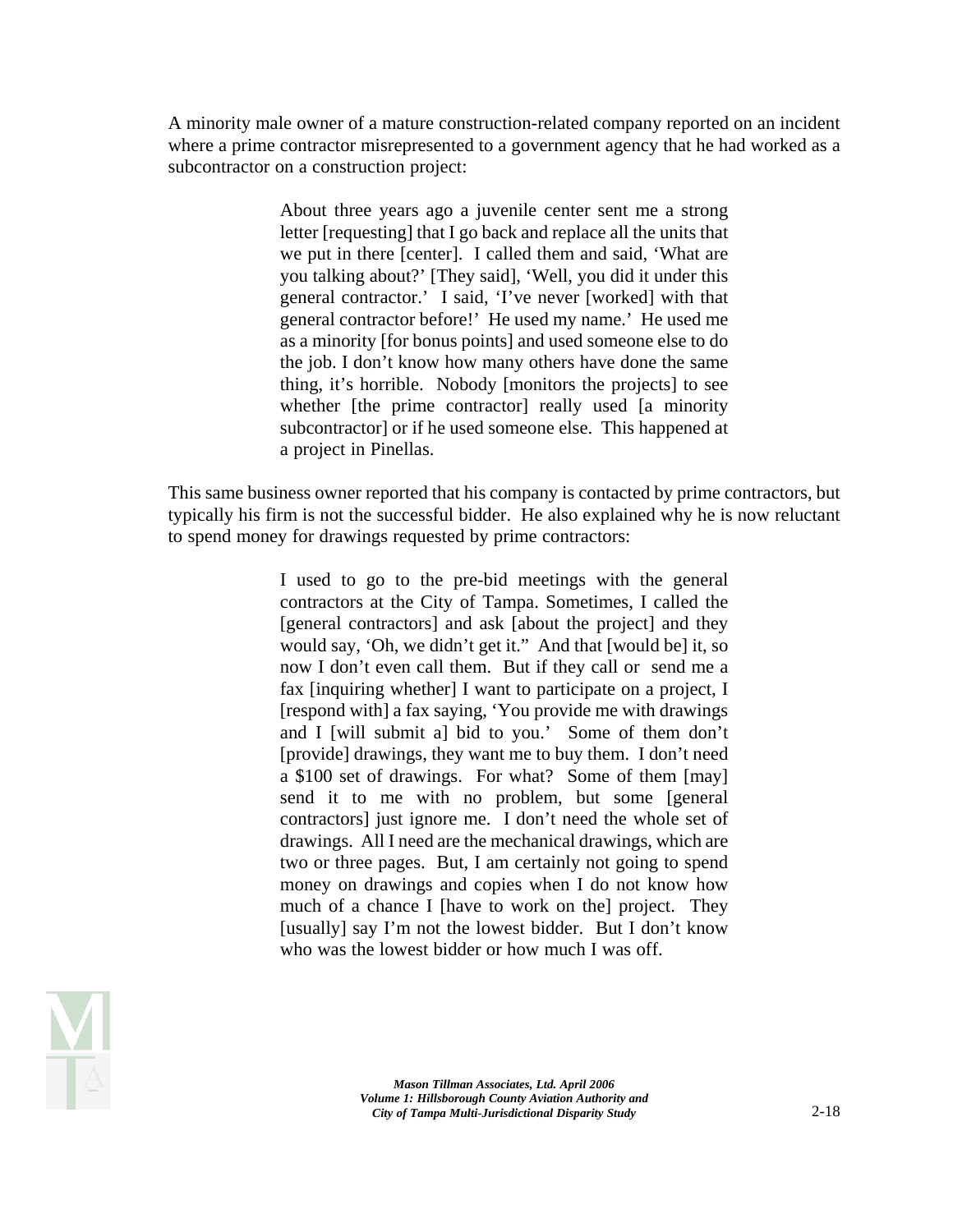A minority male owner of a mature construction-related company reported on an incident where a prime contractor misrepresented to a government agency that he had worked as a subcontractor on a construction project:

> About three years ago a juvenile center sent me a strong letter [requesting] that I go back and replace all the units that we put in there [center]. I called them and said, 'What are you talking about?' [They said], 'Well, you did it under this general contractor.' I said, 'I've never [worked] with that general contractor before!' He used my name.' He used me as a minority [for bonus points] and used someone else to do the job. I don't know how many others have done the same thing, it's horrible. Nobody [monitors the projects] to see whether [the prime contractor] really used [a minority subcontractor] or if he used someone else. This happened at a project in Pinellas.

This same business owner reported that his company is contacted by prime contractors, but typically his firm is not the successful bidder. He also explained why he is now reluctant to spend money for drawings requested by prime contractors:

> I used to go to the pre-bid meetings with the general contractors at the City of Tampa. Sometimes, I called the [general contractors] and ask [about the project] and they would say, 'Oh, we didn't get it." And that [would be] it, so now I don't even call them. But if they call or send me a fax [inquiring whether] I want to participate on a project, I [respond with] a fax saying, 'You provide me with drawings and I [will submit a] bid to you.' Some of them don't [provide] drawings, they want me to buy them. I don't need a $100 set of drawings. For what? Some of them [may] send it to me with no problem, but some [general contractors] just ignore me. I don't need the whole set of drawings. All I need are the mechanical drawings, which are two or three pages. But, I am certainly not going to spend money on drawings and copies when I do not know how much of a chance I [have to work on the] project. They [usually] say I'm not the lowest bidder. But I don't know who was the lowest bidder or how much I was off.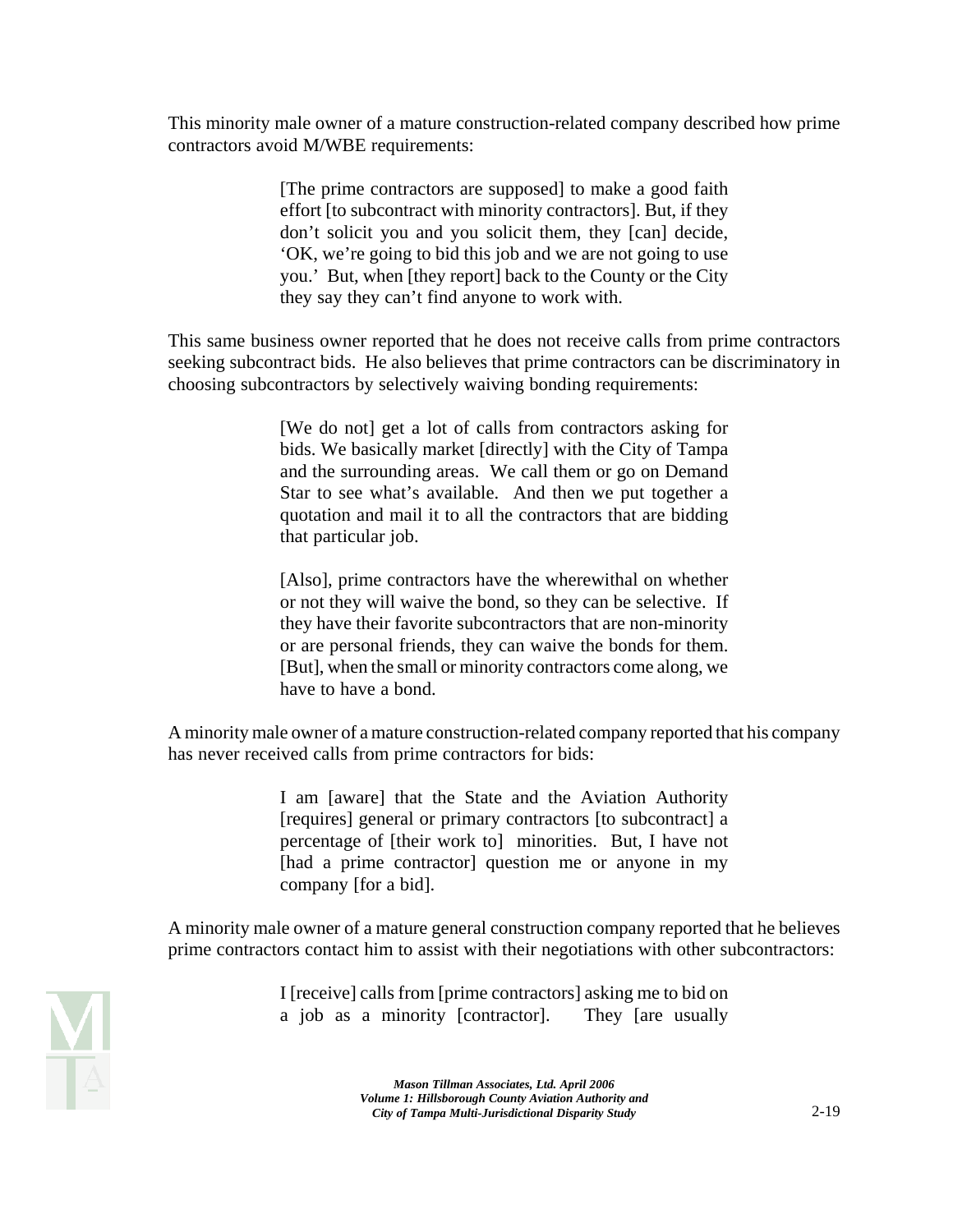This minority male owner of a mature construction-related company described how prime contractors avoid M/WBE requirements:

> [The prime contractors are supposed] to make a good faith effort [to subcontract with minority contractors]. But, if they don't solicit you and you solicit them, they [can] decide, 'OK, we're going to bid this job and we are not going to use you.' But, when [they report] back to the County or the City they say they can't find anyone to work with.

This same business owner reported that he does not receive calls from prime contractors seeking subcontract bids. He also believes that prime contractors can be discriminatory in choosing subcontractors by selectively waiving bonding requirements:

> [We do not] get a lot of calls from contractors asking for bids. We basically market [directly] with the City of Tampa and the surrounding areas. We call them or go on Demand Star to see what's available. And then we put together a quotation and mail it to all the contractors that are bidding that particular job.
>
> [Also], prime contractors have the wherewithal on whether or not they will waive the bond, so they can be selective. If they have their favorite subcontractors that are non-minority or are personal friends, they can waive the bonds for them. [But], when the small or minority contractors come along, we have to have a bond.

A minority male owner of a mature construction-related company reported that his company has never received calls from prime contractors for bids:

> I am [aware] that the State and the Aviation Authority [requires] general or primary contractors [to subcontract] a percentage of [their work to] minorities. But, I have not [had a prime contractor] question me or anyone in my company [for a bid].

A minority male owner of a mature general construction company reported that he believes prime contractors contact him to assist with their negotiations with other subcontractors:

> I [receive] calls from [prime contractors] asking me to bid on a job as a minority [contractor]. They [are usually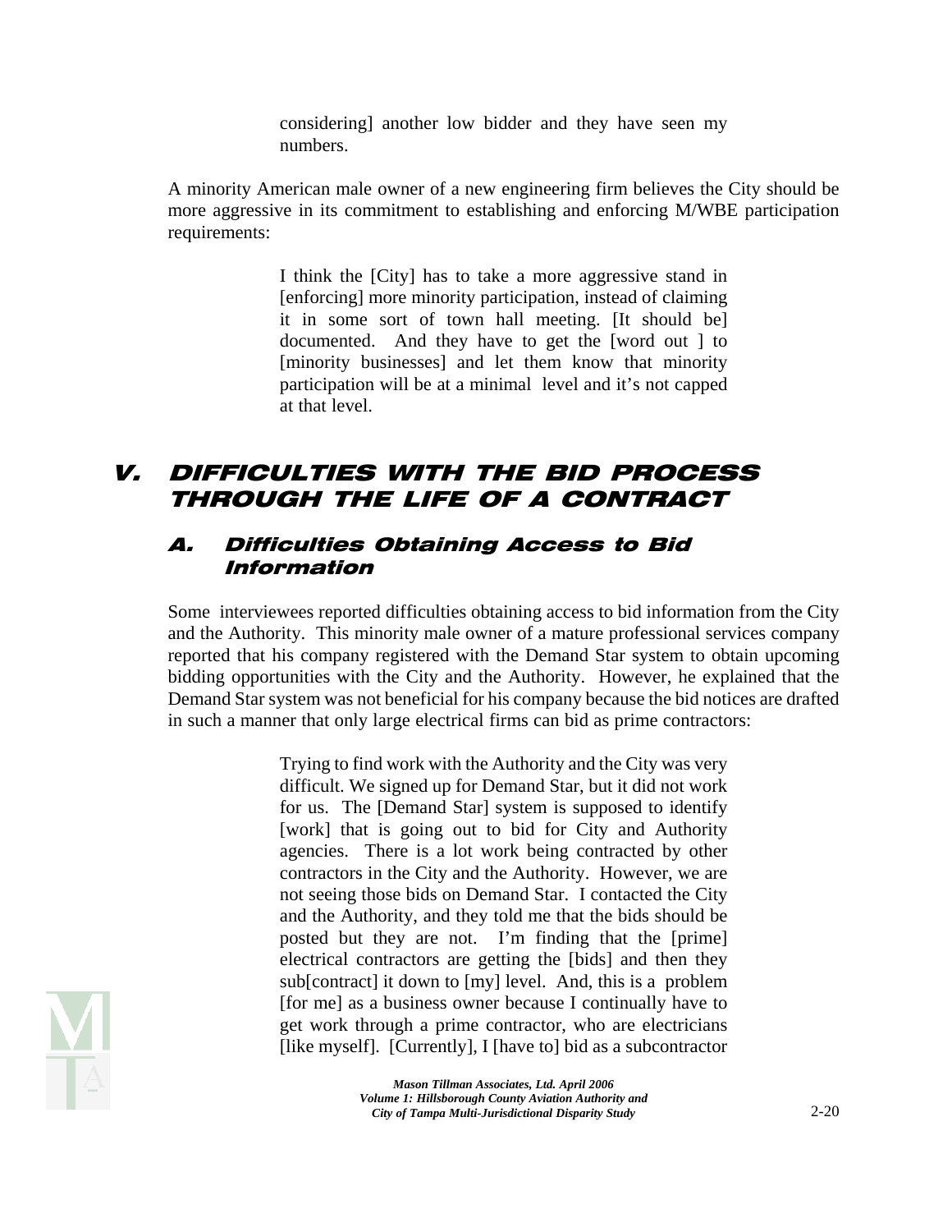> considering] another low bidder and they have seen my numbers.

A minority American male owner of a new engineering firm believes the City should be more aggressive in its commitment to establishing and enforcing M/WBE participation requirements:

> I think the [City] has to take a more aggressive stand in [enforcing] more minority participation, instead of claiming it in some sort of town hall meeting. [It should be] documented. And they have to get the [word out ] to [minority businesses] and let them know that minority participation will be at a minimal level and it's not capped at that level.

# V. DIFFICULTIES WITH THE BID PROCESS THROUGH THE LIFE OF A CONTRACT

## A. Difficulties Obtaining Access to Bid Information

Some interviewees reported difficulties obtaining access to bid information from the City and the Authority. This minority male owner of a mature professional services company reported that his company registered with the Demand Star system to obtain upcoming bidding opportunities with the City and the Authority. However, he explained that the Demand Star system was not beneficial for his company because the bid notices are drafted in such a manner that only large electrical firms can bid as prime contractors:

> Trying to find work with the Authority and the City was very difficult. We signed up for Demand Star, but it did not work for us. The [Demand Star] system is supposed to identify [work] that is going out to bid for City and Authority agencies. There is a lot work being contracted by other contractors in the City and the Authority. However, we are not seeing those bids on Demand Star. I contacted the City and the Authority, and they told me that the bids should be posted but they are not. I'm finding that the [prime] electrical contractors are getting the [bids] and then they sub[contract] it down to [my] level. And, this is a problem [for me] as a business owner because I continually have to get work through a prime contractor, who are electricians [like myself]. [Currently], I [have to] bid as a subcontractor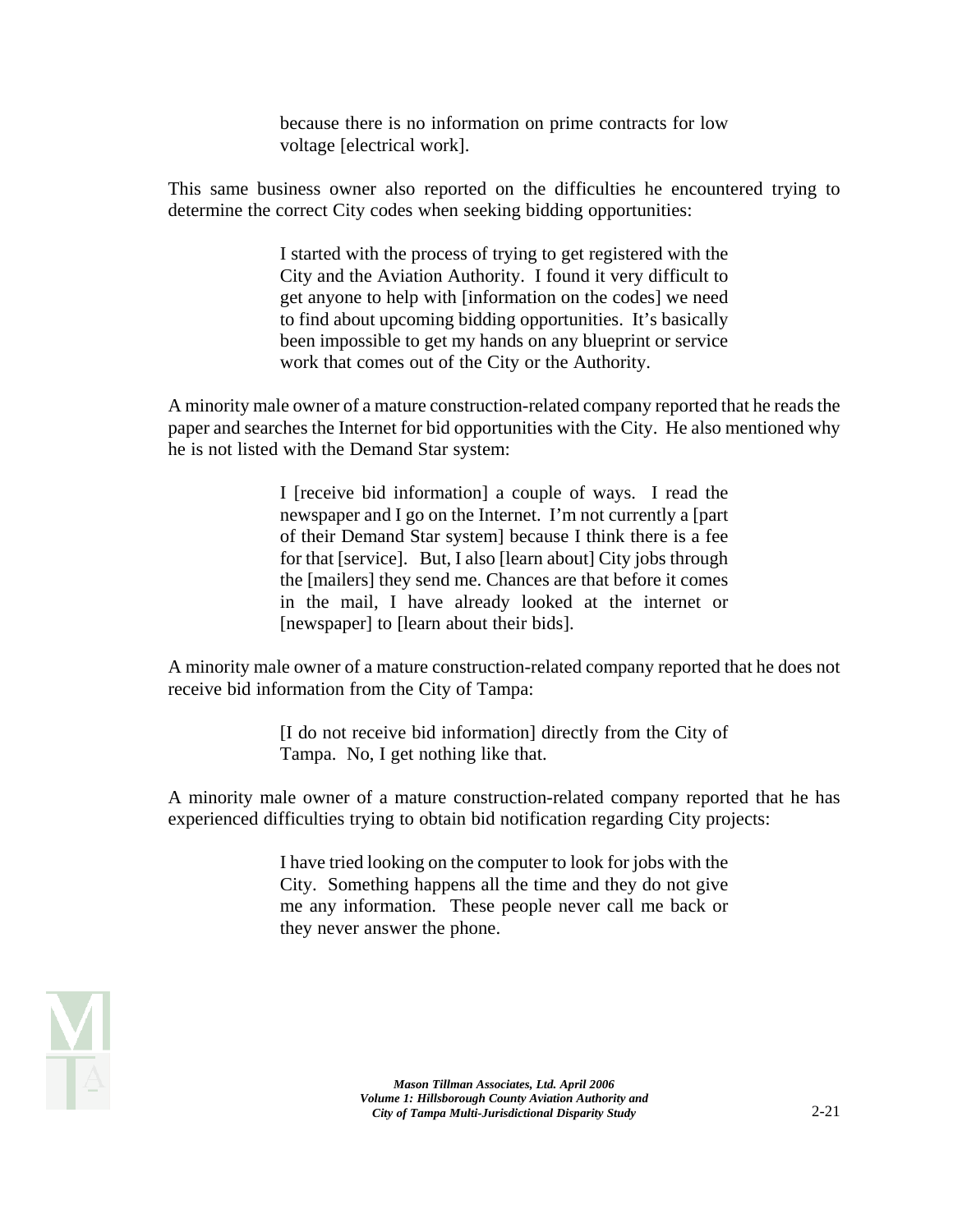> because there is no information on prime contracts for low voltage [electrical work].

This same business owner also reported on the difficulties he encountered trying to determine the correct City codes when seeking bidding opportunities:

> I started with the process of trying to get registered with the City and the Aviation Authority. I found it very difficult to get anyone to help with [information on the codes] we need to find about upcoming bidding opportunities. It's basically been impossible to get my hands on any blueprint or service work that comes out of the City or the Authority.

A minority male owner of a mature construction-related company reported that he reads the paper and searches the Internet for bid opportunities with the City. He also mentioned why he is not listed with the Demand Star system:

> I [receive bid information] a couple of ways. I read the newspaper and I go on the Internet. I'm not currently a [part of their Demand Star system] because I think there is a fee for that [service]. But, I also [learn about] City jobs through the [mailers] they send me. Chances are that before it comes in the mail, I have already looked at the internet or [newspaper] to [learn about their bids].

A minority male owner of a mature construction-related company reported that he does not receive bid information from the City of Tampa:

> [I do not receive bid information] directly from the City of Tampa. No, I get nothing like that.

A minority male owner of a mature construction-related company reported that he has experienced difficulties trying to obtain bid notification regarding City projects:

> I have tried looking on the computer to look for jobs with the City. Something happens all the time and they do not give me any information. These people never call me back or they never answer the phone.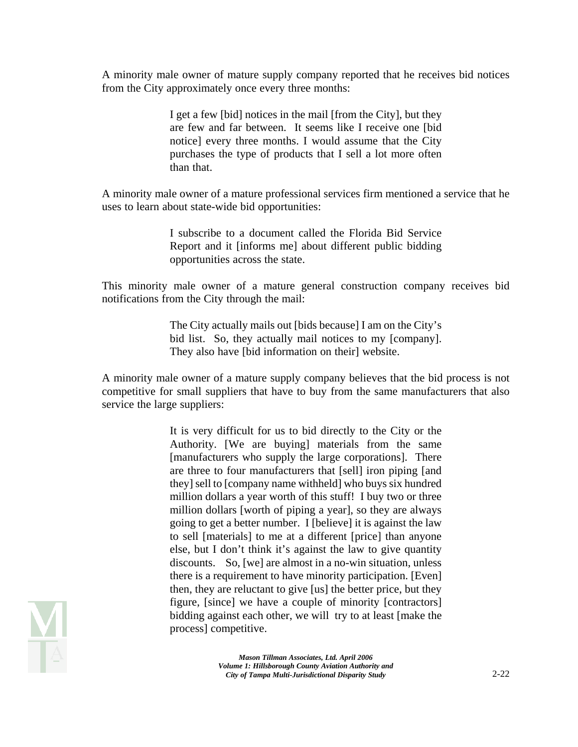A minority male owner of mature supply company reported that he receives bid notices from the City approximately once every three months:

> I get a few [bid] notices in the mail [from the City], but they are few and far between. It seems like I receive one [bid notice] every three months. I would assume that the City purchases the type of products that I sell a lot more often than that.

A minority male owner of a mature professional services firm mentioned a service that he uses to learn about state-wide bid opportunities:

> I subscribe to a document called the Florida Bid Service Report and it [informs me] about different public bidding opportunities across the state.

This minority male owner of a mature general construction company receives bid notifications from the City through the mail:

> The City actually mails out [bids because] I am on the City's bid list. So, they actually mail notices to my [company]. They also have [bid information on their] website.

A minority male owner of a mature supply company believes that the bid process is not competitive for small suppliers that have to buy from the same manufacturers that also service the large suppliers:

> It is very difficult for us to bid directly to the City or the Authority. [We are buying] materials from the same [manufacturers who supply the large corporations]. There are three to four manufacturers that [sell] iron piping [and they] sell to [company name withheld] who buys six hundred million dollars a year worth of this stuff! I buy two or three million dollars [worth of piping a year], so they are always going to get a better number. I [believe] it is against the law to sell [materials] to me at a different [price] than anyone else, but I don't think it's against the law to give quantity discounts. So, [we] are almost in a no-win situation, unless there is a requirement to have minority participation. [Even] then, they are reluctant to give [us] the better price, but they figure, [since] we have a couple of minority [contractors] bidding against each other, we will try to at least [make the process] competitive.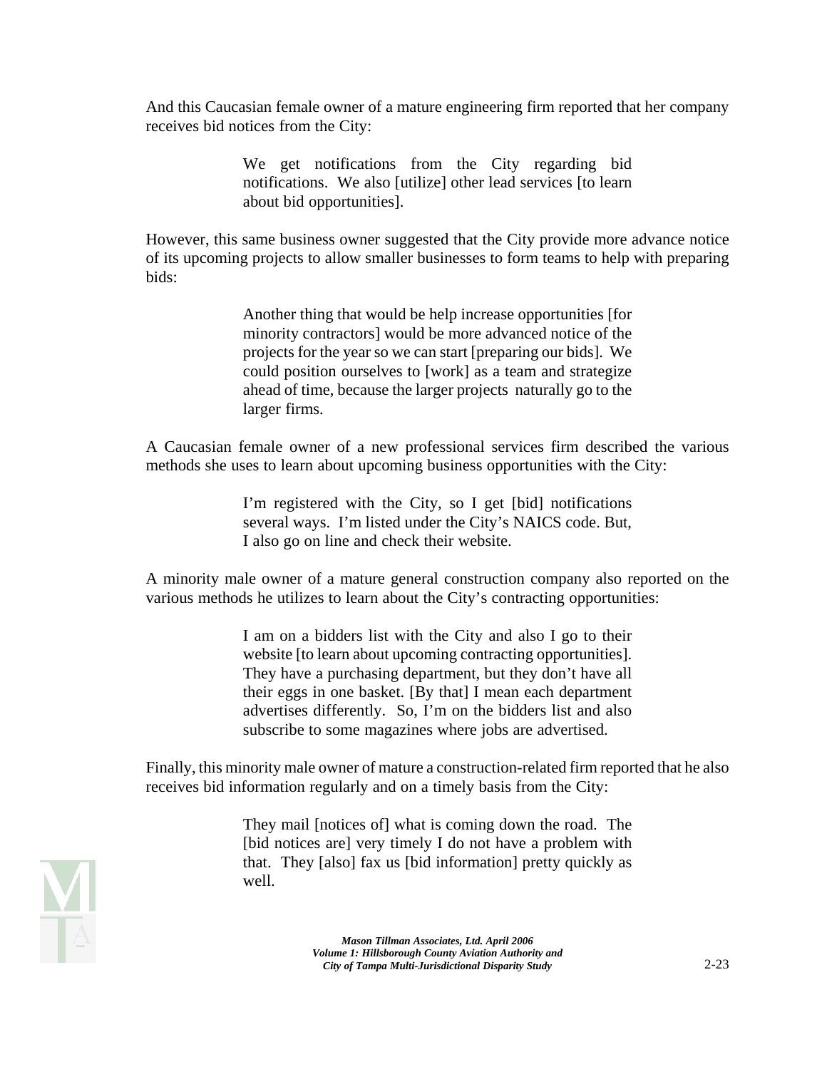And this Caucasian female owner of a mature engineering firm reported that her company receives bid notices from the City:

> We get notifications from the City regarding bid notifications. We also [utilize] other lead services [to learn about bid opportunities].

However, this same business owner suggested that the City provide more advance notice of its upcoming projects to allow smaller businesses to form teams to help with preparing bids:

> Another thing that would be help increase opportunities [for minority contractors] would be more advanced notice of the projects for the year so we can start [preparing our bids]. We could position ourselves to [work] as a team and strategize ahead of time, because the larger projects naturally go to the larger firms.

A Caucasian female owner of a new professional services firm described the various methods she uses to learn about upcoming business opportunities with the City:

> I'm registered with the City, so I get [bid] notifications several ways. I'm listed under the City's NAICS code. But, I also go on line and check their website.

A minority male owner of a mature general construction company also reported on the various methods he utilizes to learn about the City's contracting opportunities:

> I am on a bidders list with the City and also I go to their website [to learn about upcoming contracting opportunities]. They have a purchasing department, but they don't have all their eggs in one basket. [By that] I mean each department advertises differently. So, I'm on the bidders list and also subscribe to some magazines where jobs are advertised.

Finally, this minority male owner of mature a construction-related firm reported that he also receives bid information regularly and on a timely basis from the City:

> They mail [notices of] what is coming down the road. The [bid notices are] very timely I do not have a problem with that. They [also] fax us [bid information] pretty quickly as well.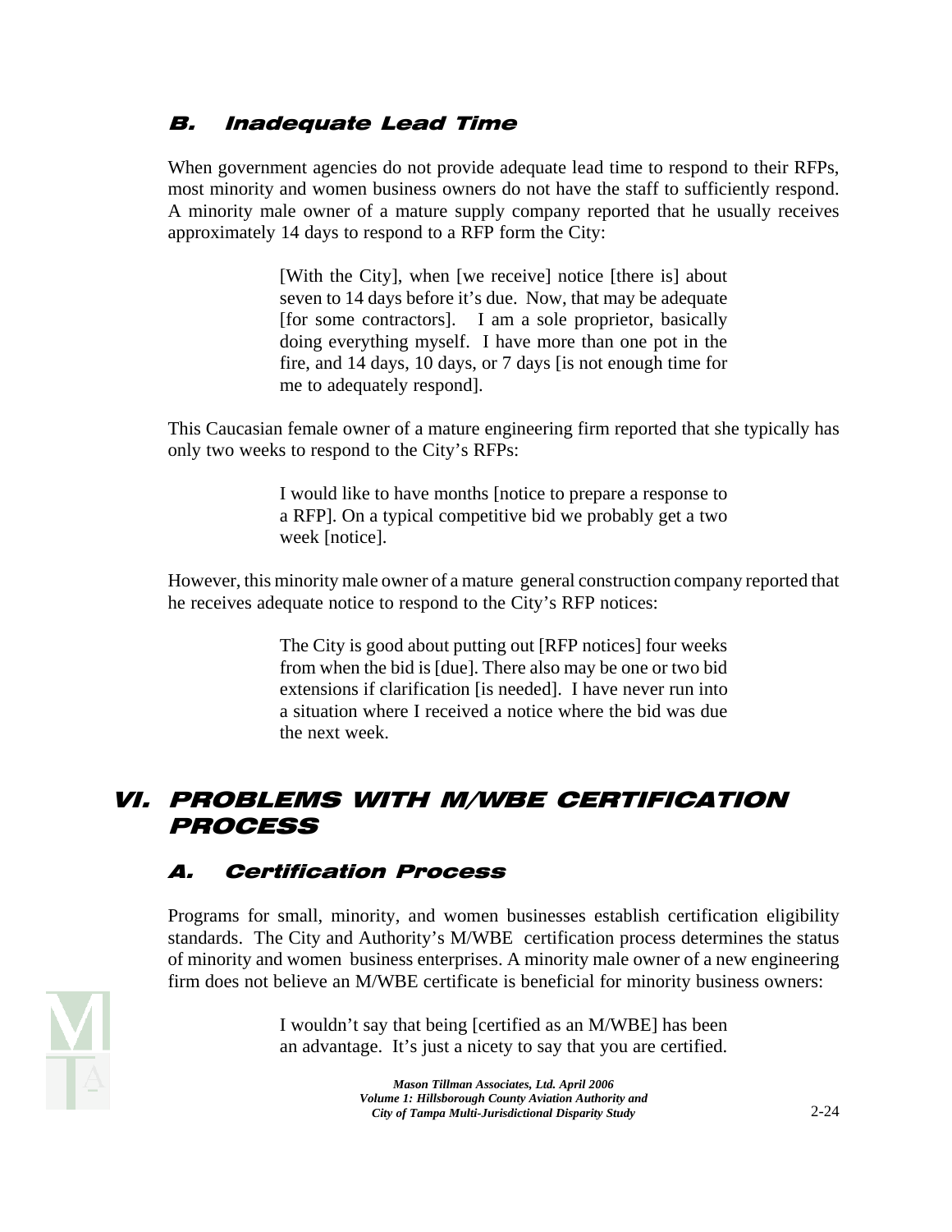### B. Inadequate Lead Time

When government agencies do not provide adequate lead time to respond to their RFPs, most minority and women business owners do not have the staff to sufficiently respond. A minority male owner of a mature supply company reported that he usually receives approximately 14 days to respond to a RFP form the City:

> [With the City], when [we receive] notice [there is] about seven to 14 days before it's due. Now, that may be adequate [for some contractors]. I am a sole proprietor, basically doing everything myself. I have more than one pot in the fire, and 14 days, 10 days, or 7 days [is not enough time for me to adequately respond].

This Caucasian female owner of a mature engineering firm reported that she typically has only two weeks to respond to the City's RFPs:

> I would like to have months [notice to prepare a response to a RFP]. On a typical competitive bid we probably get a two week [notice].

However, this minority male owner of a mature general construction company reported that he receives adequate notice to respond to the City's RFP notices:

> The City is good about putting out [RFP notices] four weeks from when the bid is [due]. There also may be one or two bid extensions if clarification [is needed]. I have never run into a situation where I received a notice where the bid was due the next week.

## VI. PROBLEMS WITH M/WBE CERTIFICATION PROCESS

### A. Certification Process

Programs for small, minority, and women businesses establish certification eligibility standards. The City and Authority's M/WBE certification process determines the status of minority and women business enterprises. A minority male owner of a new engineering firm does not believe an M/WBE certificate is beneficial for minority business owners:

> I wouldn't say that being [certified as an M/WBE] has been an advantage. It's just a nicety to say that you are certified.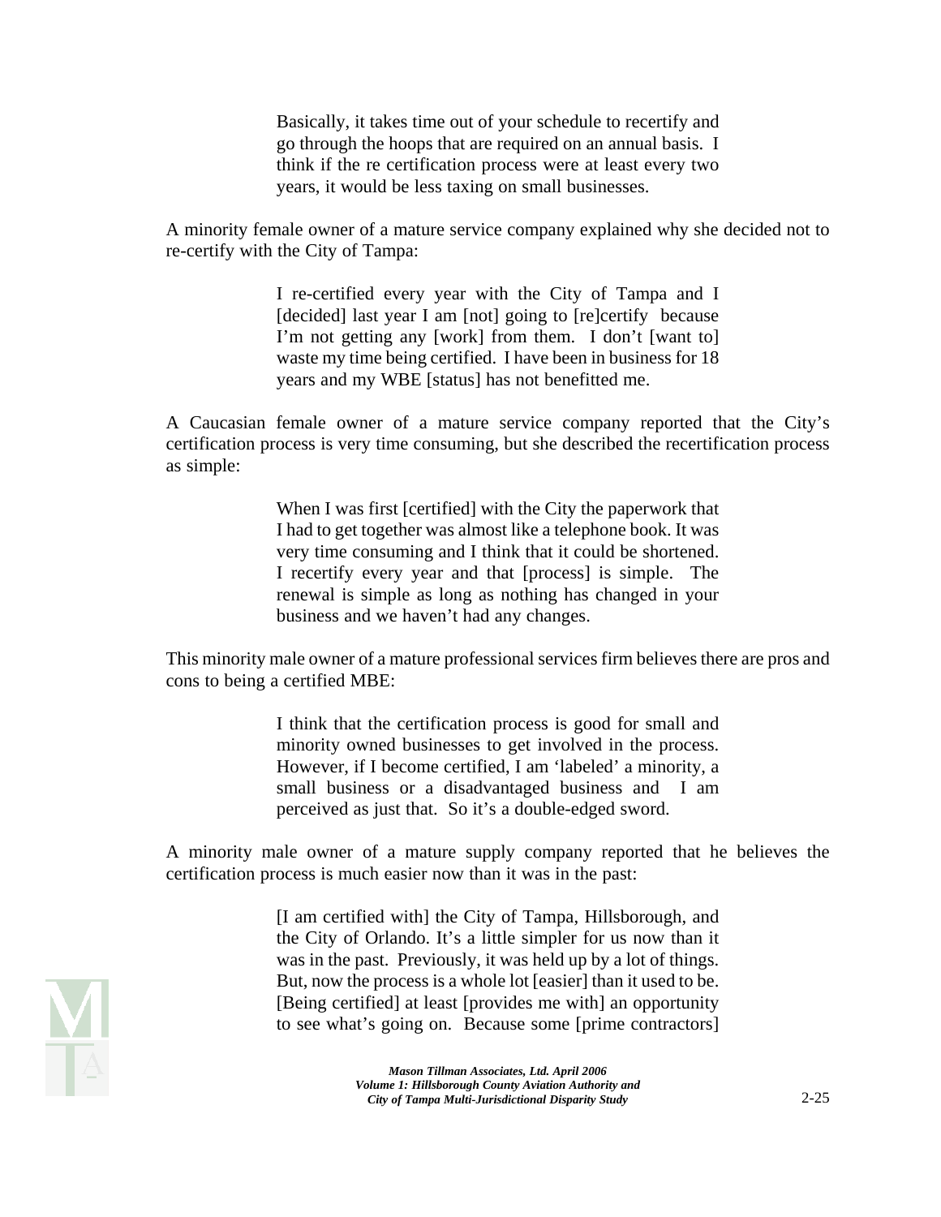> Basically, it takes time out of your schedule to recertify and go through the hoops that are required on an annual basis. I think if the re certification process were at least every two years, it would be less taxing on small businesses.

A minority female owner of a mature service company explained why she decided not to re-certify with the City of Tampa:

> I re-certified every year with the City of Tampa and I [decided] last year I am [not] going to [re]certify because I'm not getting any [work] from them. I don't [want to] waste my time being certified. I have been in business for 18 years and my WBE [status] has not benefitted me.

A Caucasian female owner of a mature service company reported that the City's certification process is very time consuming, but she described the recertification process as simple:

> When I was first [certified] with the City the paperwork that I had to get together was almost like a telephone book. It was very time consuming and I think that it could be shortened. I recertify every year and that [process] is simple. The renewal is simple as long as nothing has changed in your business and we haven't had any changes.

This minority male owner of a mature professional services firm believes there are pros and cons to being a certified MBE:

> I think that the certification process is good for small and minority owned businesses to get involved in the process. However, if I become certified, I am 'labeled' a minority, a small business or a disadvantaged business and I am perceived as just that. So it's a double-edged sword.

A minority male owner of a mature supply company reported that he believes the certification process is much easier now than it was in the past:

> [I am certified with] the City of Tampa, Hillsborough, and the City of Orlando. It's a little simpler for us now than it was in the past. Previously, it was held up by a lot of things. But, now the process is a whole lot [easier] than it used to be. [Being certified] at least [provides me with] an opportunity to see what's going on. Because some [prime contractors]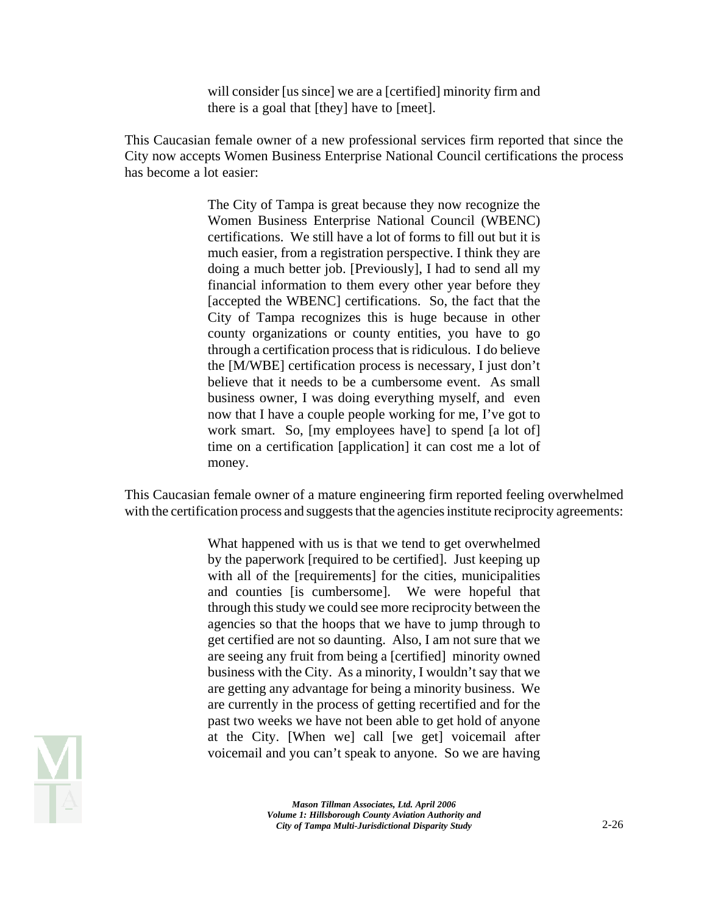> will consider [us since] we are a [certified] minority firm and there is a goal that [they] have to [meet].

This Caucasian female owner of a new professional services firm reported that since the City now accepts Women Business Enterprise National Council certifications the process has become a lot easier:

> The City of Tampa is great because they now recognize the Women Business Enterprise National Council (WBENC) certifications. We still have a lot of forms to fill out but it is much easier, from a registration perspective. I think they are doing a much better job. [Previously], I had to send all my financial information to them every other year before they [accepted the WBENC] certifications. So, the fact that the City of Tampa recognizes this is huge because in other county organizations or county entities, you have to go through a certification process that is ridiculous. I do believe the [M/WBE] certification process is necessary, I just don't believe that it needs to be a cumbersome event. As small business owner, I was doing everything myself, and even now that I have a couple people working for me, I've got to work smart. So, [my employees have] to spend [a lot of] time on a certification [application] it can cost me a lot of money.

This Caucasian female owner of a mature engineering firm reported feeling overwhelmed with the certification process and suggests that the agencies institute reciprocity agreements:

> What happened with us is that we tend to get overwhelmed by the paperwork [required to be certified]. Just keeping up with all of the [requirements] for the cities, municipalities and counties [is cumbersome]. We were hopeful that through this study we could see more reciprocity between the agencies so that the hoops that we have to jump through to get certified are not so daunting. Also, I am not sure that we are seeing any fruit from being a [certified] minority owned business with the City. As a minority, I wouldn't say that we are getting any advantage for being a minority business. We are currently in the process of getting recertified and for the past two weeks we have not been able to get hold of anyone at the City. [When we] call [we get] voicemail after voicemail and you can't speak to anyone. So we are having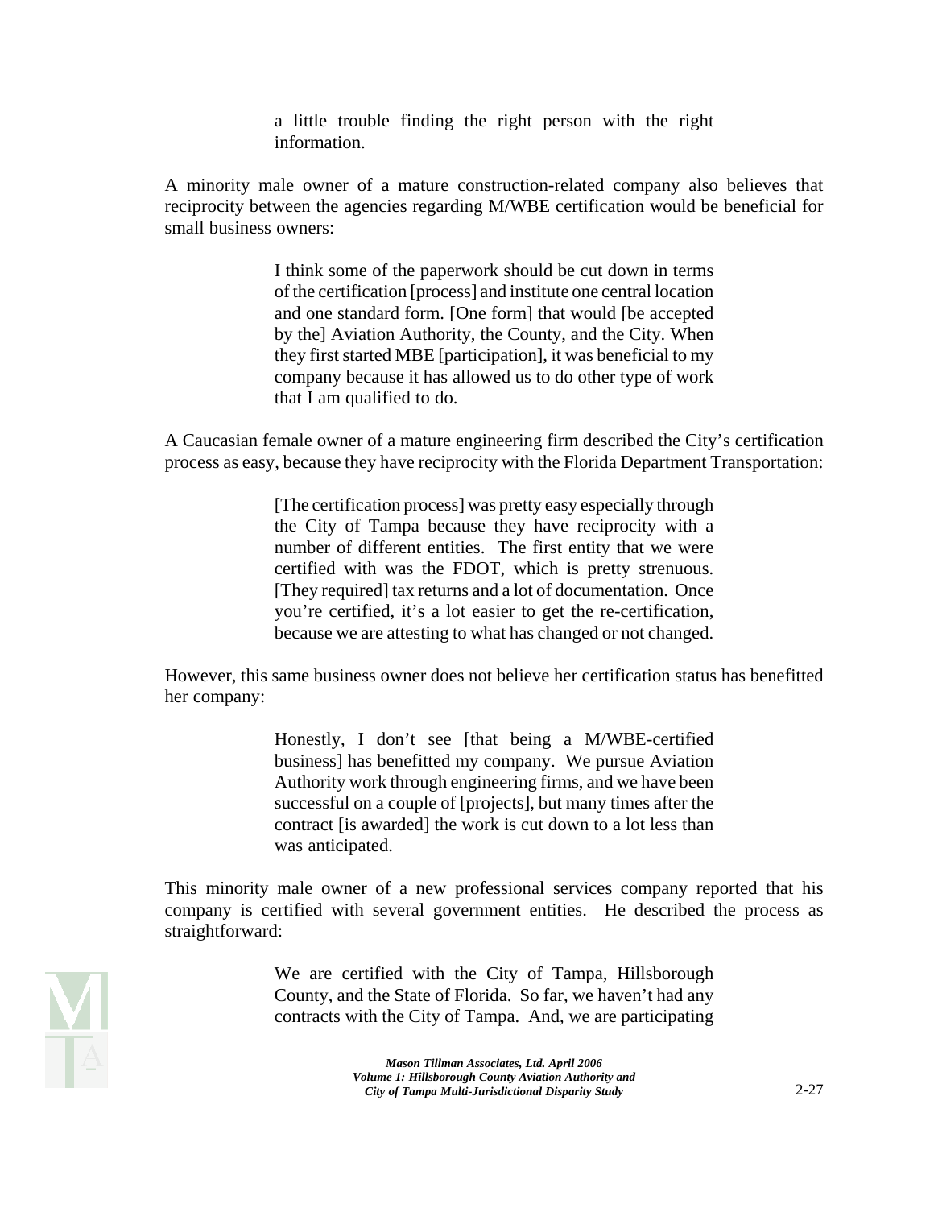> a little trouble finding the right person with the right information.

A minority male owner of a mature construction-related company also believes that reciprocity between the agencies regarding M/WBE certification would be beneficial for small business owners:

> I think some of the paperwork should be cut down in terms of the certification [process] and institute one central location and one standard form. [One form] that would [be accepted by the] Aviation Authority, the County, and the City. When they first started MBE [participation], it was beneficial to my company because it has allowed us to do other type of work that I am qualified to do.

A Caucasian female owner of a mature engineering firm described the City's certification process as easy, because they have reciprocity with the Florida Department Transportation:

> [The certification process] was pretty easy especially through the City of Tampa because they have reciprocity with a number of different entities. The first entity that we were certified with was the FDOT, which is pretty strenuous. [They required] tax returns and a lot of documentation. Once you're certified, it's a lot easier to get the re-certification, because we are attesting to what has changed or not changed.

However, this same business owner does not believe her certification status has benefitted her company:

> Honestly, I don't see [that being a M/WBE-certified business] has benefitted my company. We pursue Aviation Authority work through engineering firms, and we have been successful on a couple of [projects], but many times after the contract [is awarded] the work is cut down to a lot less than was anticipated.

This minority male owner of a new professional services company reported that his company is certified with several government entities. He described the process as straightforward:

> We are certified with the City of Tampa, Hillsborough County, and the State of Florida. So far, we haven't had any contracts with the City of Tampa. And, we are participating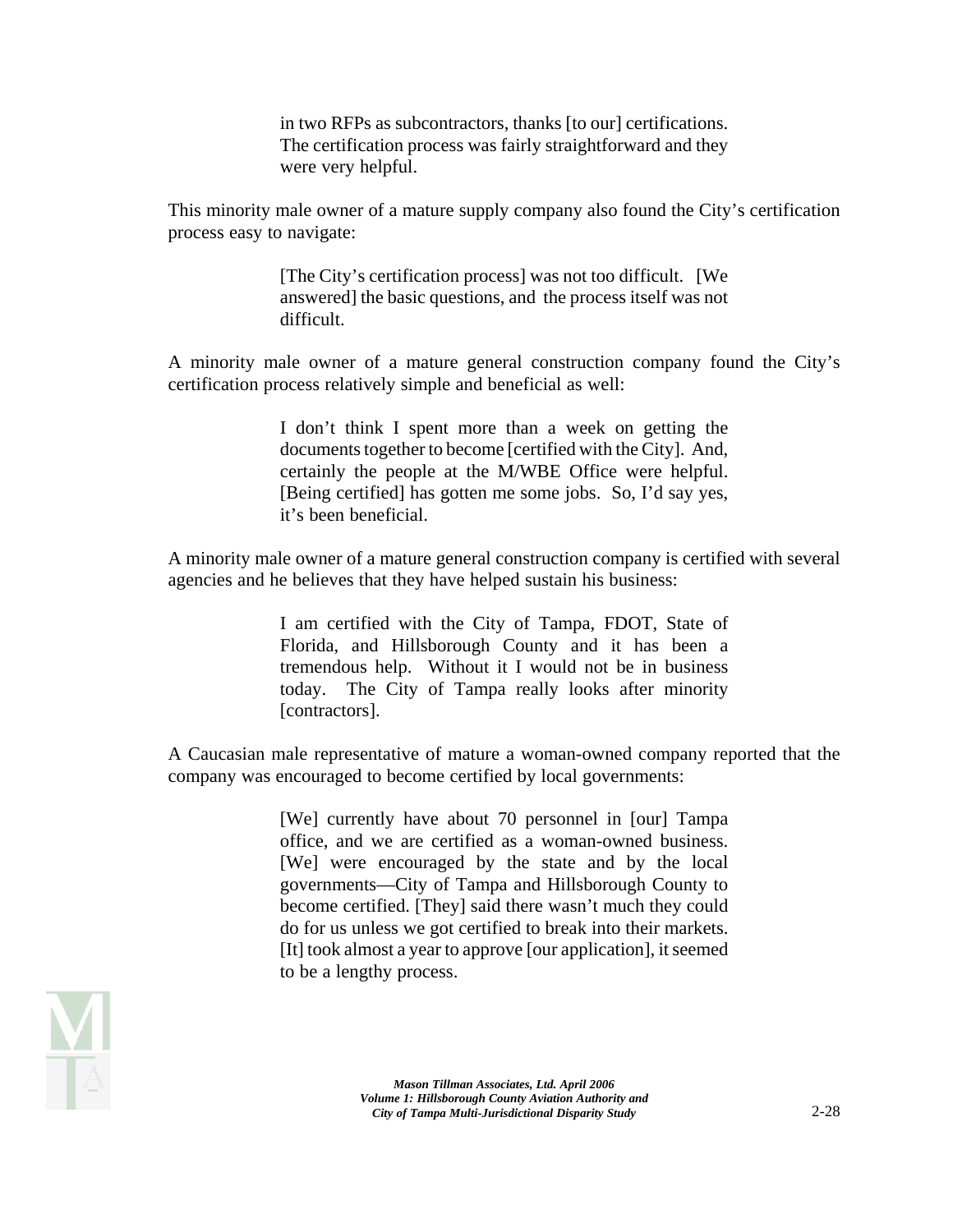> in two RFPs as subcontractors, thanks [to our] certifications. The certification process was fairly straightforward and they were very helpful.

This minority male owner of a mature supply company also found the City's certification process easy to navigate:

> [The City's certification process] was not too difficult. [We answered] the basic questions, and the process itself was not difficult.

A minority male owner of a mature general construction company found the City's certification process relatively simple and beneficial as well:

> I don't think I spent more than a week on getting the documents together to become [certified with the City]. And, certainly the people at the M/WBE Office were helpful. [Being certified] has gotten me some jobs. So, I'd say yes, it's been beneficial.

A minority male owner of a mature general construction company is certified with several agencies and he believes that they have helped sustain his business:

> I am certified with the City of Tampa, FDOT, State of Florida, and Hillsborough County and it has been a tremendous help. Without it I would not be in business today. The City of Tampa really looks after minority [contractors].

A Caucasian male representative of mature a woman-owned company reported that the company was encouraged to become certified by local governments:

> [We] currently have about 70 personnel in [our] Tampa office, and we are certified as a woman-owned business. [We] were encouraged by the state and by the local governments—City of Tampa and Hillsborough County to become certified. [They] said there wasn't much they could do for us unless we got certified to break into their markets. [It] took almost a year to approve [our application], it seemed to be a lengthy process.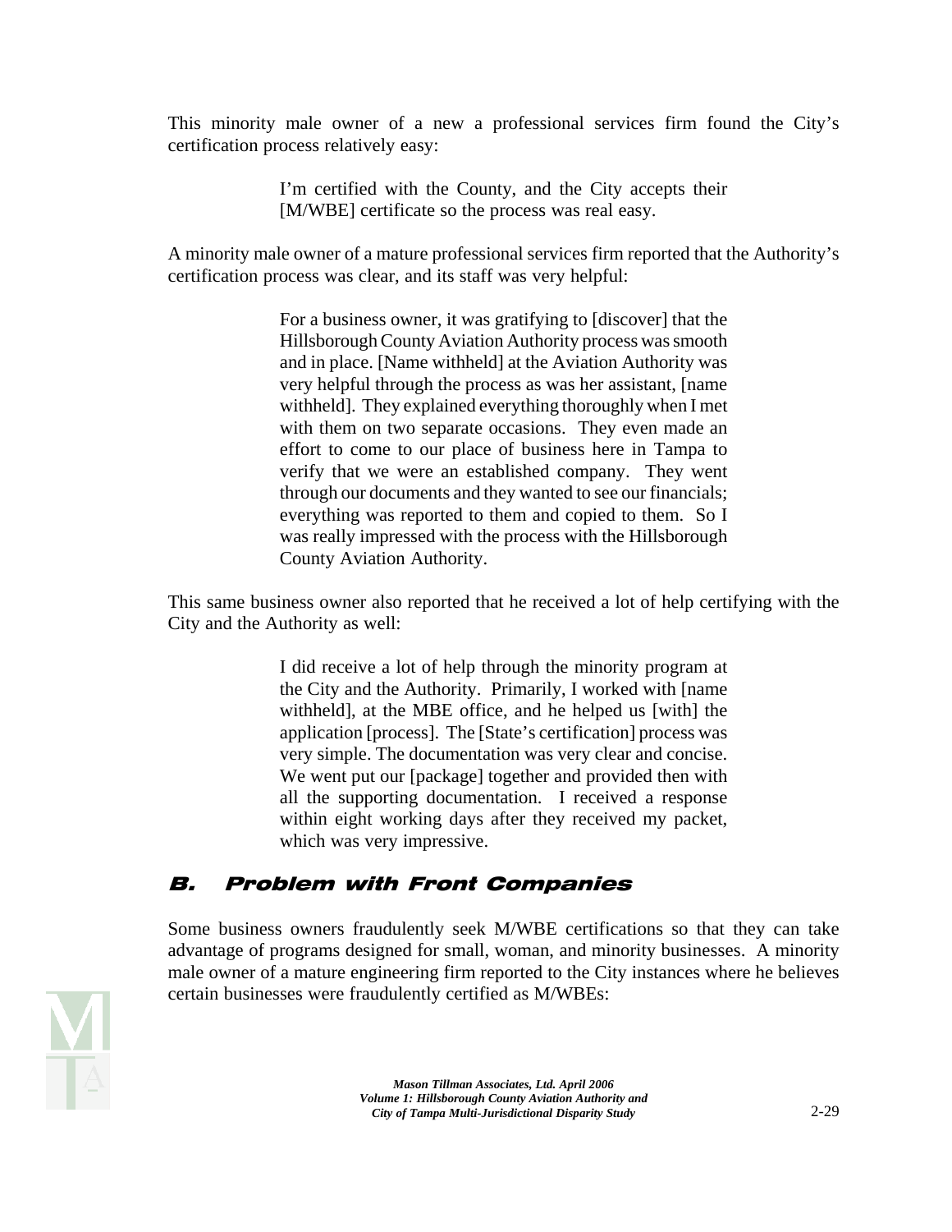This minority male owner of a new a professional services firm found the City's certification process relatively easy:

> I'm certified with the County, and the City accepts their [M/WBE] certificate so the process was real easy.

A minority male owner of a mature professional services firm reported that the Authority's certification process was clear, and its staff was very helpful:

> For a business owner, it was gratifying to [discover] that the Hillsborough County Aviation Authority process was smooth and in place. [Name withheld] at the Aviation Authority was very helpful through the process as was her assistant, [name withheld]. They explained everything thoroughly when I met with them on two separate occasions. They even made an effort to come to our place of business here in Tampa to verify that we were an established company. They went through our documents and they wanted to see our financials; everything was reported to them and copied to them. So I was really impressed with the process with the Hillsborough County Aviation Authority.

This same business owner also reported that he received a lot of help certifying with the City and the Authority as well:

> I did receive a lot of help through the minority program at the City and the Authority. Primarily, I worked with [name withheld], at the MBE office, and he helped us [with] the application [process]. The [State's certification] process was very simple. The documentation was very clear and concise. We went put our [package] together and provided then with all the supporting documentation. I received a response within eight working days after they received my packet, which was very impressive.

## B. Problem with Front Companies

Some business owners fraudulently seek M/WBE certifications so that they can take advantage of programs designed for small, woman, and minority businesses. A minority male owner of a mature engineering firm reported to the City instances where he believes certain businesses were fraudulently certified as M/WBEs: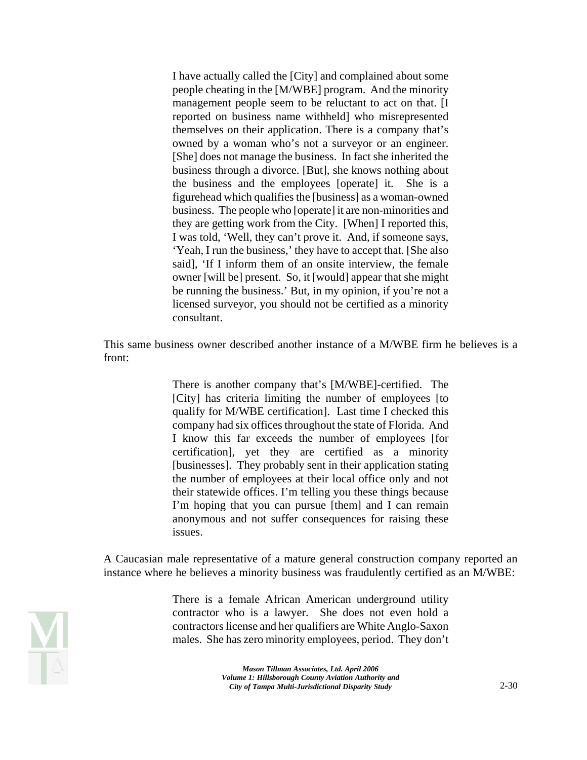> I have actually called the [City] and complained about some people cheating in the [M/WBE] program. And the minority management people seem to be reluctant to act on that. [I reported on business name withheld] who misrepresented themselves on their application. There is a company that's owned by a woman who's not a surveyor or an engineer. [She] does not manage the business. In fact she inherited the business through a divorce. [But], she knows nothing about the business and the employees [operate] it. She is a figurehead which qualifies the [business] as a woman-owned business. The people who [operate] it are non-minorities and they are getting work from the City. [When] I reported this, I was told, 'Well, they can't prove it. And, if someone says, 'Yeah, I run the business,' they have to accept that. [She also said], 'If I inform them of an onsite interview, the female owner [will be] present. So, it [would] appear that she might be running the business.' But, in my opinion, if you're not a licensed surveyor, you should not be certified as a minority consultant.

This same business owner described another instance of a M/WBE firm he believes is a front:

> There is another company that's [M/WBE]-certified. The [City] has criteria limiting the number of employees [to qualify for M/WBE certification]. Last time I checked this company had six offices throughout the state of Florida. And I know this far exceeds the number of employees [for certification], yet they are certified as a minority [businesses]. They probably sent in their application stating the number of employees at their local office only and not their statewide offices. I'm telling you these things because I'm hoping that you can pursue [them] and I can remain anonymous and not suffer consequences for raising these issues.

A Caucasian male representative of a mature general construction company reported an instance where he believes a minority business was fraudulently certified as an M/WBE:

> There is a female African American underground utility contractor who is a lawyer. She does not even hold a contractors license and her qualifiers are White Anglo-Saxon males. She has zero minority employees, period. They don't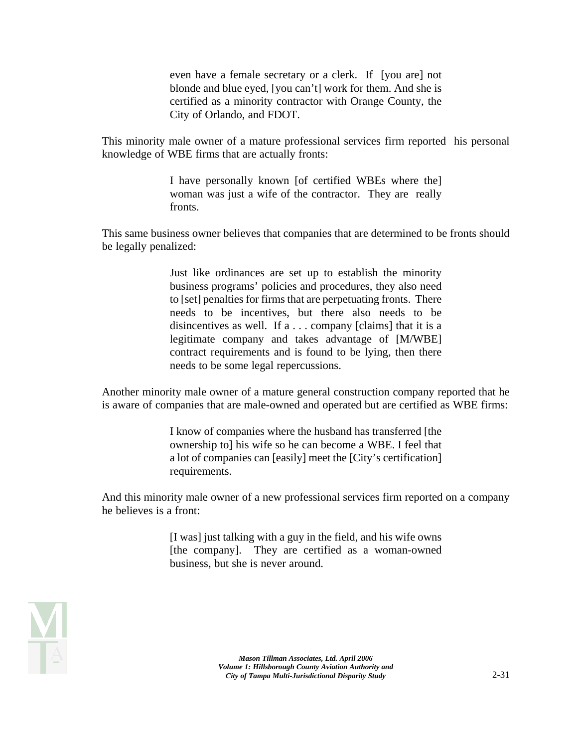> even have a female secretary or a clerk. If [you are] not blonde and blue eyed, [you can't] work for them. And she is certified as a minority contractor with Orange County, the City of Orlando, and FDOT.

This minority male owner of a mature professional services firm reported his personal knowledge of WBE firms that are actually fronts:

> I have personally known [of certified WBEs where the] woman was just a wife of the contractor. They are really fronts.

This same business owner believes that companies that are determined to be fronts should be legally penalized:

> Just like ordinances are set up to establish the minority business programs' policies and procedures, they also need to [set] penalties for firms that are perpetuating fronts. There needs to be incentives, but there also needs to be disincentives as well. If a . . . company [claims] that it is a legitimate company and takes advantage of [M/WBE] contract requirements and is found to be lying, then there needs to be some legal repercussions.

Another minority male owner of a mature general construction company reported that he is aware of companies that are male-owned and operated but are certified as WBE firms:

> I know of companies where the husband has transferred [the ownership to] his wife so he can become a WBE. I feel that a lot of companies can [easily] meet the [City's certification] requirements.

And this minority male owner of a new professional services firm reported on a company he believes is a front:

> [I was] just talking with a guy in the field, and his wife owns [the company]. They are certified as a woman-owned business, but she is never around.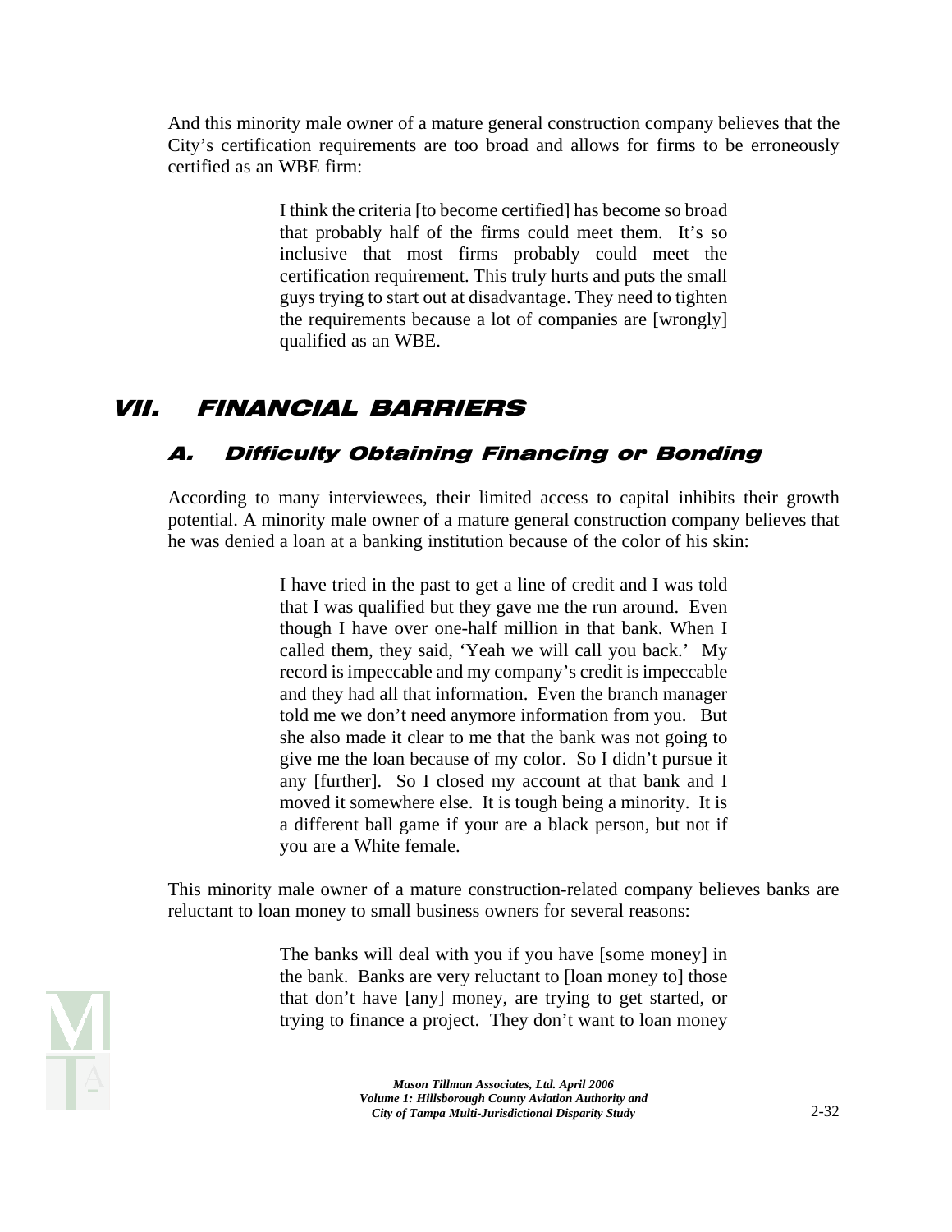And this minority male owner of a mature general construction company believes that the City's certification requirements are too broad and allows for firms to be erroneously certified as an WBE firm:

> I think the criteria [to become certified] has become so broad that probably half of the firms could meet them. It's so inclusive that most firms probably could meet the certification requirement. This truly hurts and puts the small guys trying to start out at disadvantage. They need to tighten the requirements because a lot of companies are [wrongly] qualified as an WBE.

# VII. FINANCIAL BARRIERS

## A. Difficulty Obtaining Financing or Bonding

According to many interviewees, their limited access to capital inhibits their growth potential. A minority male owner of a mature general construction company believes that he was denied a loan at a banking institution because of the color of his skin:

> I have tried in the past to get a line of credit and I was told that I was qualified but they gave me the run around. Even though I have over one-half million in that bank. When I called them, they said, 'Yeah we will call you back.' My record is impeccable and my company's credit is impeccable and they had all that information. Even the branch manager told me we don't need anymore information from you. But she also made it clear to me that the bank was not going to give me the loan because of my color. So I didn't pursue it any [further]. So I closed my account at that bank and I moved it somewhere else. It is tough being a minority. It is a different ball game if your are a black person, but not if you are a White female.

This minority male owner of a mature construction-related company believes banks are reluctant to loan money to small business owners for several reasons:

> The banks will deal with you if you have [some money] in the bank. Banks are very reluctant to [loan money to] those that don't have [any] money, are trying to get started, or trying to finance a project. They don't want to loan money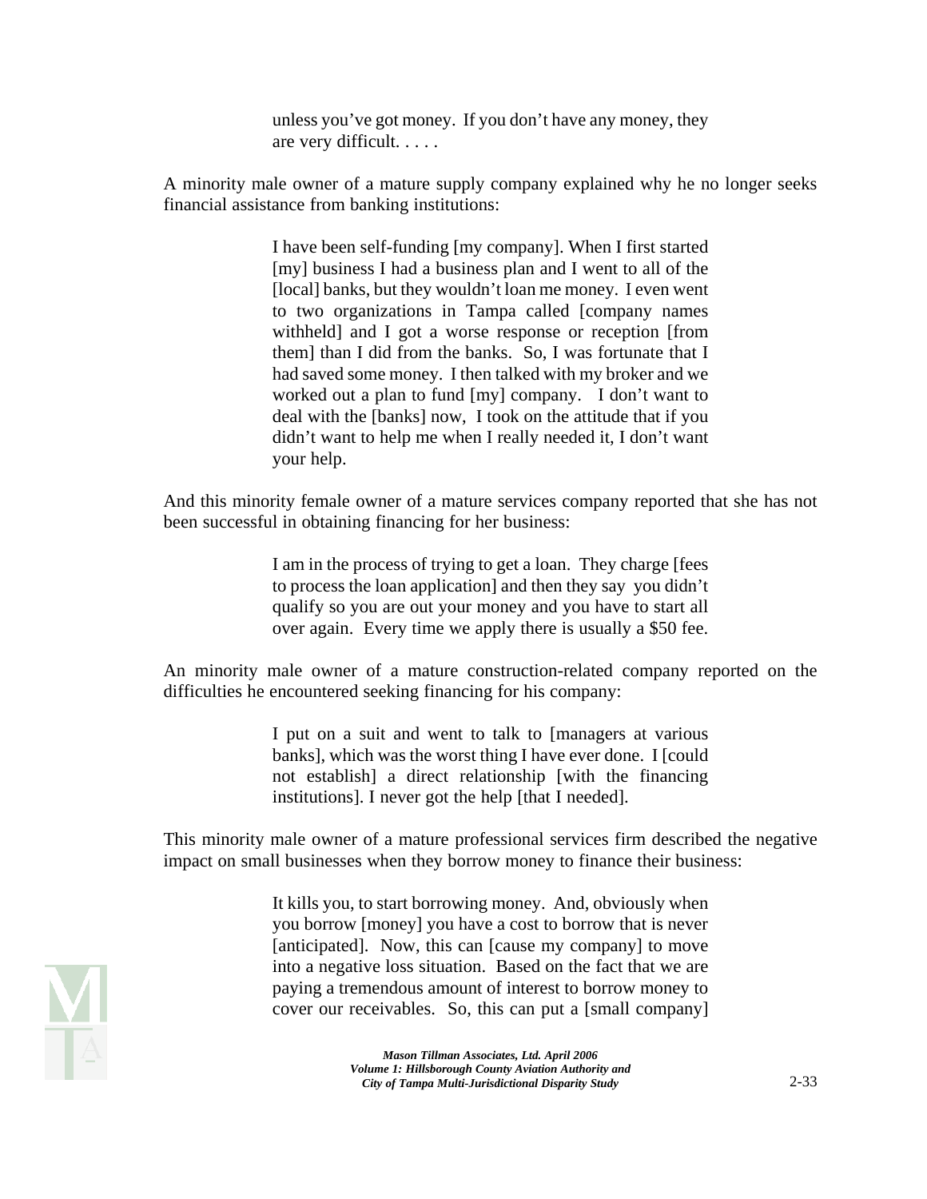> unless you've got money. If you don't have any money, they are very difficult. . . . .

A minority male owner of a mature supply company explained why he no longer seeks financial assistance from banking institutions:

> I have been self-funding [my company]. When I first started [my] business I had a business plan and I went to all of the [local] banks, but they wouldn't loan me money. I even went to two organizations in Tampa called [company names withheld] and I got a worse response or reception [from them] than I did from the banks. So, I was fortunate that I had saved some money. I then talked with my broker and we worked out a plan to fund [my] company. I don't want to deal with the [banks] now, I took on the attitude that if you didn't want to help me when I really needed it, I don't want your help.

And this minority female owner of a mature services company reported that she has not been successful in obtaining financing for her business:

> I am in the process of trying to get a loan. They charge [fees to process the loan application] and then they say you didn't qualify so you are out your money and you have to start all over again. Every time we apply there is usually a $50 fee.

An minority male owner of a mature construction-related company reported on the difficulties he encountered seeking financing for his company:

> I put on a suit and went to talk to [managers at various banks], which was the worst thing I have ever done. I [could not establish] a direct relationship [with the financing institutions]. I never got the help [that I needed].

This minority male owner of a mature professional services firm described the negative impact on small businesses when they borrow money to finance their business:

> It kills you, to start borrowing money. And, obviously when you borrow [money] you have a cost to borrow that is never [anticipated]. Now, this can [cause my company] to move into a negative loss situation. Based on the fact that we are paying a tremendous amount of interest to borrow money to cover our receivables. So, this can put a [small company]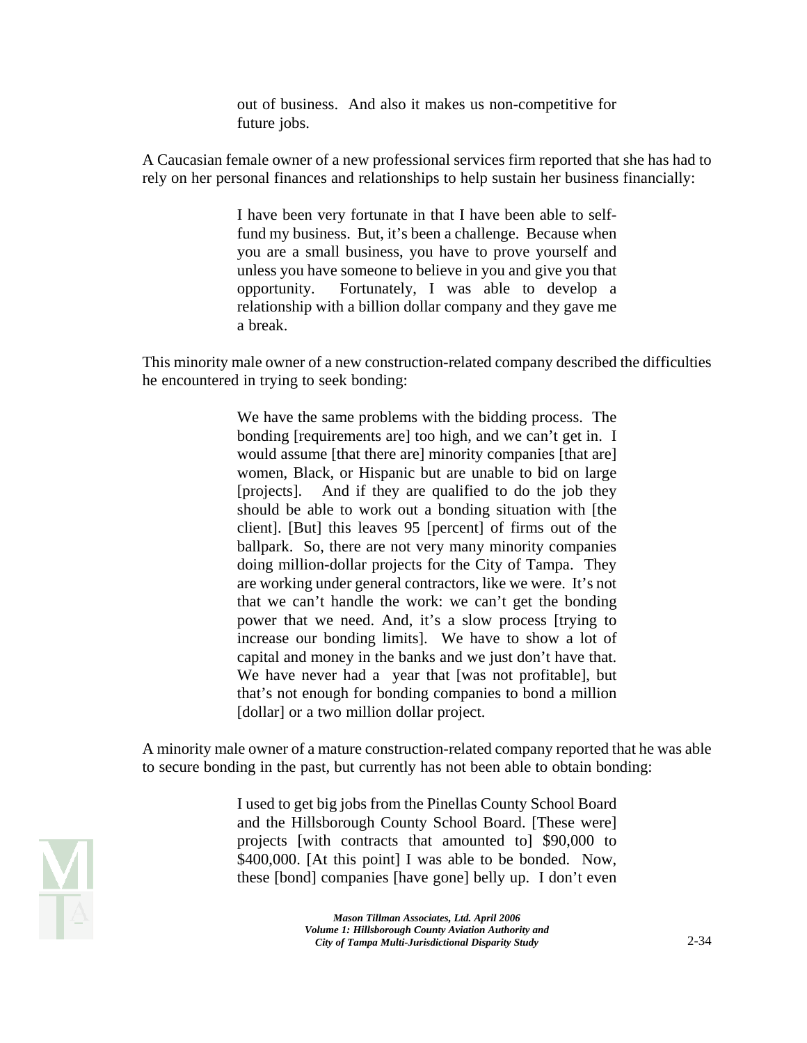> out of business. And also it makes us non-competitive for future jobs.

A Caucasian female owner of a new professional services firm reported that she has had to rely on her personal finances and relationships to help sustain her business financially:

> I have been very fortunate in that I have been able to self-fund my business. But, it's been a challenge. Because when you are a small business, you have to prove yourself and unless you have someone to believe in you and give you that opportunity. Fortunately, I was able to develop a relationship with a billion dollar company and they gave me a break.

This minority male owner of a new construction-related company described the difficulties he encountered in trying to seek bonding:

> We have the same problems with the bidding process. The bonding [requirements are] too high, and we can't get in. I would assume [that there are] minority companies [that are] women, Black, or Hispanic but are unable to bid on large [projects]. And if they are qualified to do the job they should be able to work out a bonding situation with [the client]. [But] this leaves 95 [percent] of firms out of the ballpark. So, there are not very many minority companies doing million-dollar projects for the City of Tampa. They are working under general contractors, like we were. It's not that we can't handle the work: we can't get the bonding power that we need. And, it's a slow process [trying to increase our bonding limits]. We have to show a lot of capital and money in the banks and we just don't have that. We have never had a year that [was not profitable], but that's not enough for bonding companies to bond a million [dollar] or a two million dollar project.

A minority male owner of a mature construction-related company reported that he was able to secure bonding in the past, but currently has not been able to obtain bonding:

> I used to get big jobs from the Pinellas County School Board and the Hillsborough County School Board. [These were] projects [with contracts that amounted to] $90,000 to $400,000. [At this point] I was able to be bonded. Now, these [bond] companies [have gone] belly up. I don't even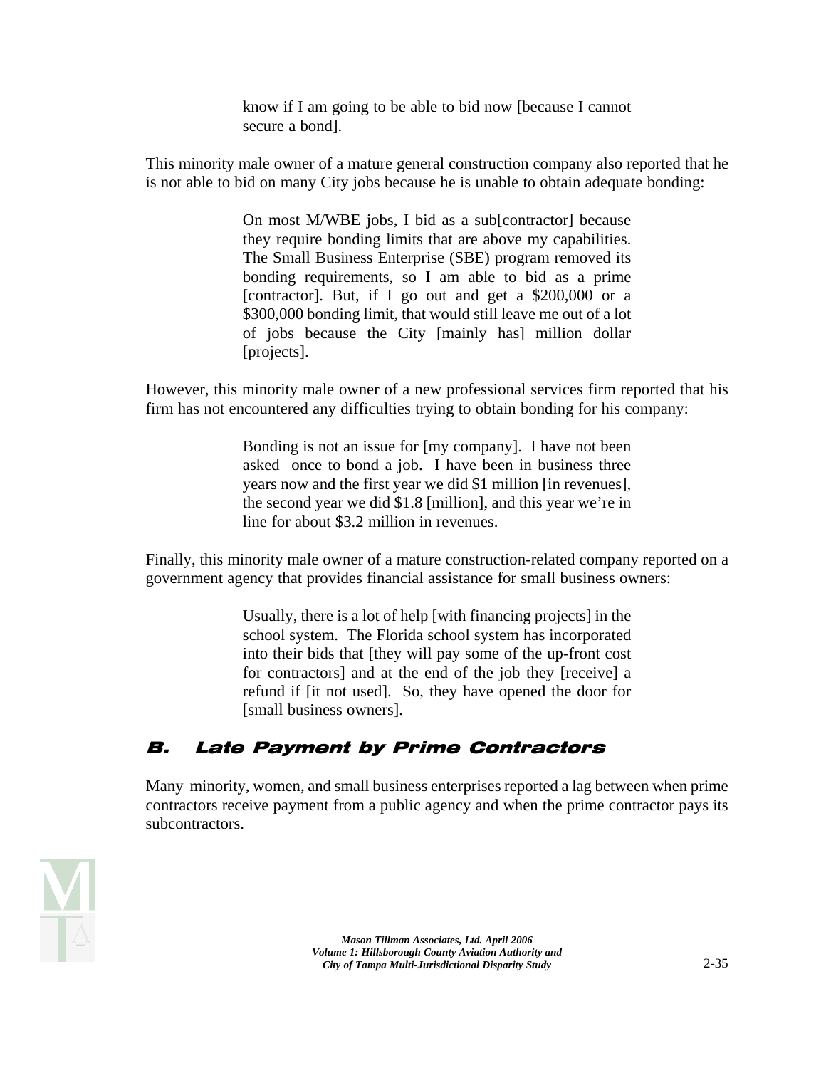> know if I am going to be able to bid now [because I cannot secure a bond].

This minority male owner of a mature general construction company also reported that he is not able to bid on many City jobs because he is unable to obtain adequate bonding:

> On most M/WBE jobs, I bid as a sub[contractor] because they require bonding limits that are above my capabilities. The Small Business Enterprise (SBE) program removed its bonding requirements, so I am able to bid as a prime [contractor]. But, if I go out and get a $200,000 or a $300,000 bonding limit, that would still leave me out of a lot of jobs because the City [mainly has] million dollar [projects].

However, this minority male owner of a new professional services firm reported that his firm has not encountered any difficulties trying to obtain bonding for his company:

> Bonding is not an issue for [my company]. I have not been asked once to bond a job. I have been in business three years now and the first year we did $1 million [in revenues], the second year we did $1.8 [million], and this year we're in line for about $3.2 million in revenues.

Finally, this minority male owner of a mature construction-related company reported on a government agency that provides financial assistance for small business owners:

> Usually, there is a lot of help [with financing projects] in the school system. The Florida school system has incorporated into their bids that [they will pay some of the up-front cost for contractors] and at the end of the job they [receive] a refund if [it not used]. So, they have opened the door for [small business owners].

## B. Late Payment by Prime Contractors

Many minority, women, and small business enterprises reported a lag between when prime contractors receive payment from a public agency and when the prime contractor pays its subcontractors.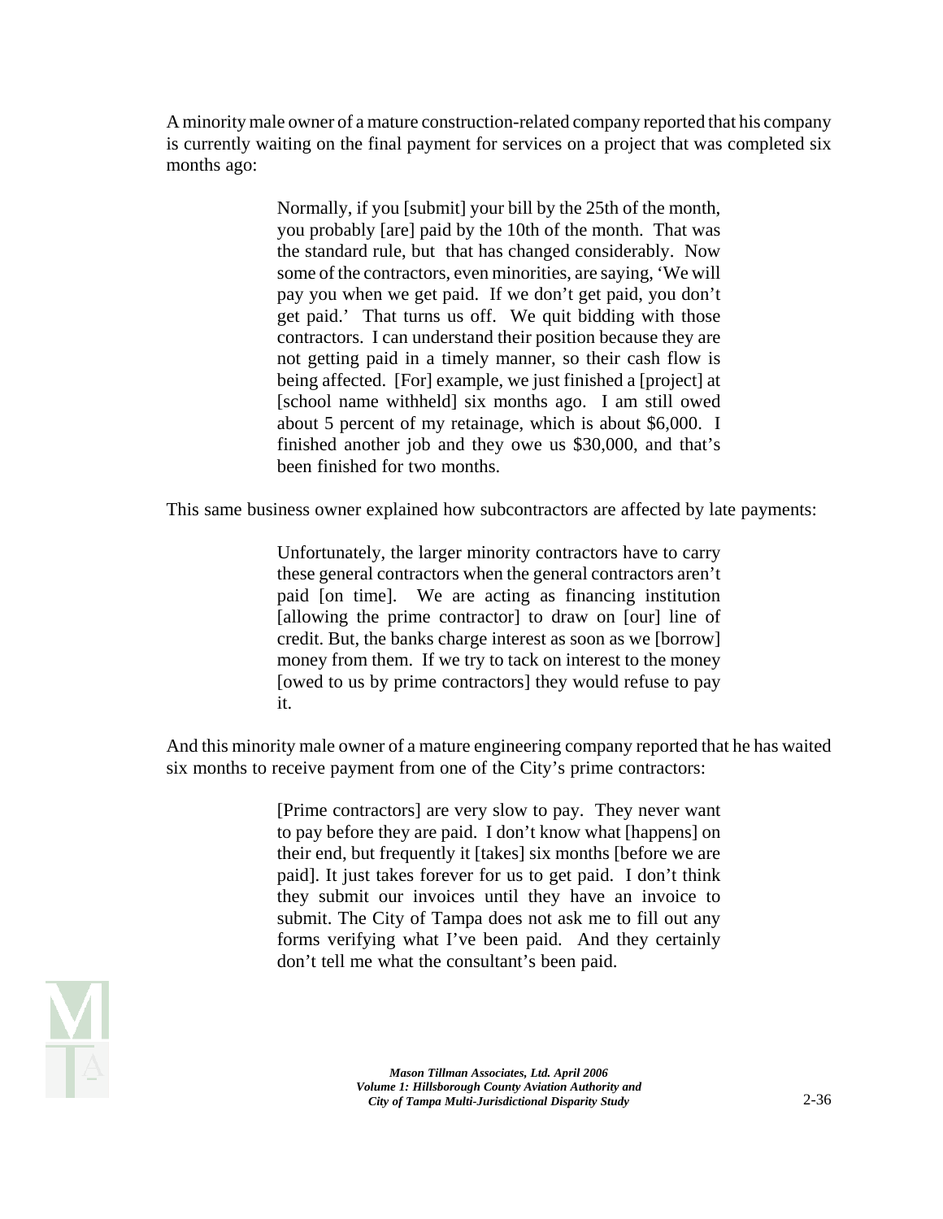A minority male owner of a mature construction-related company reported that his company is currently waiting on the final payment for services on a project that was completed six months ago:

> Normally, if you [submit] your bill by the 25th of the month, you probably [are] paid by the 10th of the month. That was the standard rule, but that has changed considerably. Now some of the contractors, even minorities, are saying, 'We will pay you when we get paid. If we don't get paid, you don't get paid.' That turns us off. We quit bidding with those contractors. I can understand their position because they are not getting paid in a timely manner, so their cash flow is being affected. [For] example, we just finished a [project] at [school name withheld] six months ago. I am still owed about 5 percent of my retainage, which is about $6,000. I finished another job and they owe us $30,000, and that's been finished for two months.

This same business owner explained how subcontractors are affected by late payments:

> Unfortunately, the larger minority contractors have to carry these general contractors when the general contractors aren't paid [on time]. We are acting as financing institution [allowing the prime contractor] to draw on [our] line of credit. But, the banks charge interest as soon as we [borrow] money from them. If we try to tack on interest to the money [owed to us by prime contractors] they would refuse to pay it.

And this minority male owner of a mature engineering company reported that he has waited six months to receive payment from one of the City's prime contractors:

> [Prime contractors] are very slow to pay. They never want to pay before they are paid. I don't know what [happens] on their end, but frequently it [takes] six months [before we are paid]. It just takes forever for us to get paid. I don't think they submit our invoices until they have an invoice to submit. The City of Tampa does not ask me to fill out any forms verifying what I've been paid. And they certainly don't tell me what the consultant's been paid.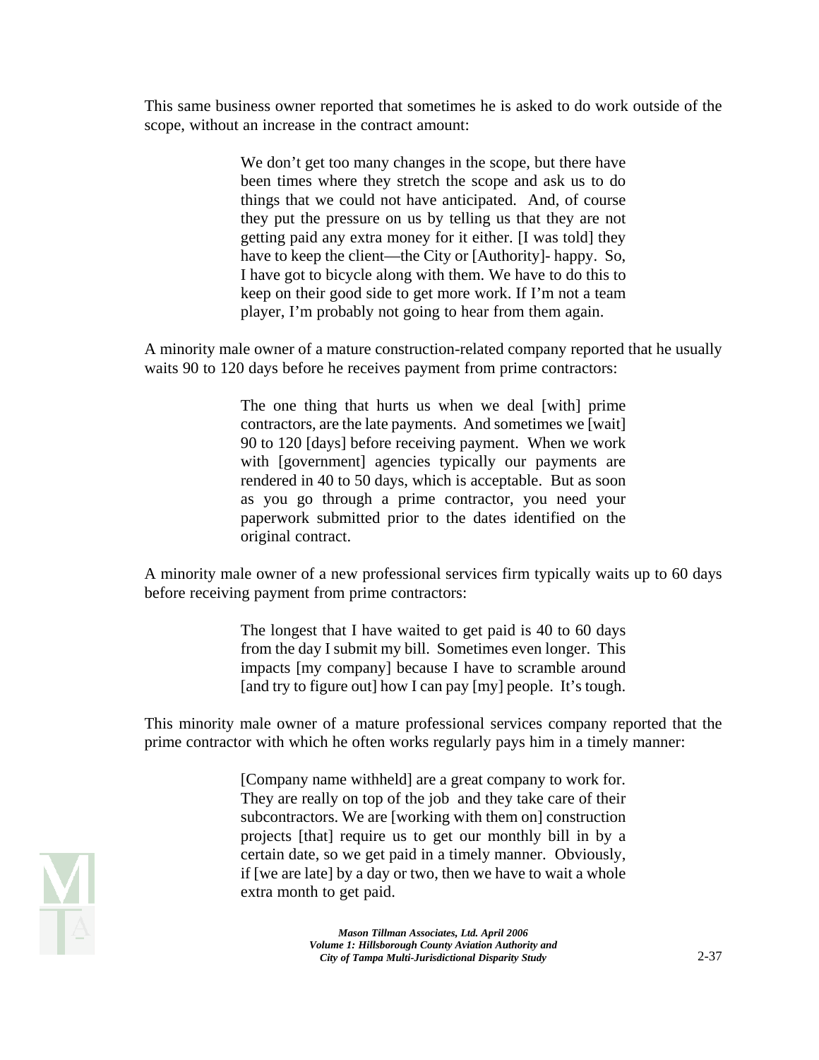This same business owner reported that sometimes he is asked to do work outside of the scope, without an increase in the contract amount:

> We don't get too many changes in the scope, but there have been times where they stretch the scope and ask us to do things that we could not have anticipated. And, of course they put the pressure on us by telling us that they are not getting paid any extra money for it either. [I was told] they have to keep the client—the City or [Authority]- happy. So, I have got to bicycle along with them. We have to do this to keep on their good side to get more work. If I'm not a team player, I'm probably not going to hear from them again.

A minority male owner of a mature construction-related company reported that he usually waits 90 to 120 days before he receives payment from prime contractors:

> The one thing that hurts us when we deal [with] prime contractors, are the late payments. And sometimes we [wait] 90 to 120 [days] before receiving payment. When we work with [government] agencies typically our payments are rendered in 40 to 50 days, which is acceptable. But as soon as you go through a prime contractor, you need your paperwork submitted prior to the dates identified on the original contract.

A minority male owner of a new professional services firm typically waits up to 60 days before receiving payment from prime contractors:

> The longest that I have waited to get paid is 40 to 60 days from the day I submit my bill. Sometimes even longer. This impacts [my company] because I have to scramble around [and try to figure out] how I can pay [my] people. It's tough.

This minority male owner of a mature professional services company reported that the prime contractor with which he often works regularly pays him in a timely manner:

> [Company name withheld] are a great company to work for. They are really on top of the job and they take care of their subcontractors. We are [working with them on] construction projects [that] require us to get our monthly bill in by a certain date, so we get paid in a timely manner. Obviously, if [we are late] by a day or two, then we have to wait a whole extra month to get paid.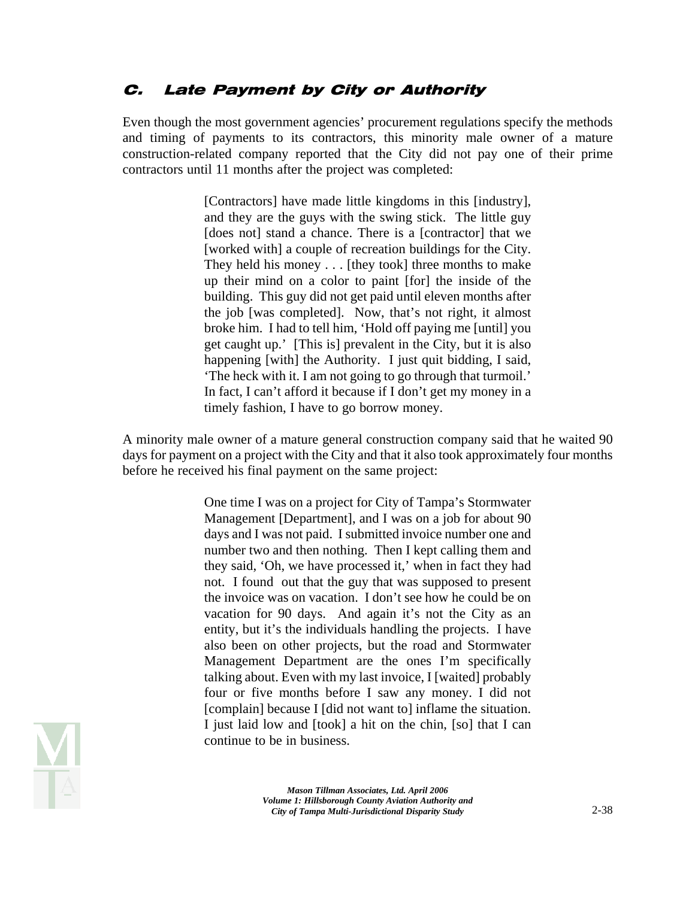## C. Late Payment by City or Authority

Even though the most government agencies' procurement regulations specify the methods and timing of payments to its contractors, this minority male owner of a mature construction-related company reported that the City did not pay one of their prime contractors until 11 months after the project was completed:

> [Contractors] have made little kingdoms in this [industry], and they are the guys with the swing stick. The little guy [does not] stand a chance. There is a [contractor] that we [worked with] a couple of recreation buildings for the City. They held his money . . . [they took] three months to make up their mind on a color to paint [for] the inside of the building. This guy did not get paid until eleven months after the job [was completed]. Now, that's not right, it almost broke him. I had to tell him, 'Hold off paying me [until] you get caught up.' [This is] prevalent in the City, but it is also happening [with] the Authority. I just quit bidding, I said, 'The heck with it. I am not going to go through that turmoil.' In fact, I can't afford it because if I don't get my money in a timely fashion, I have to go borrow money.

A minority male owner of a mature general construction company said that he waited 90 days for payment on a project with the City and that it also took approximately four months before he received his final payment on the same project:

> One time I was on a project for City of Tampa's Stormwater Management [Department], and I was on a job for about 90 days and I was not paid. I submitted invoice number one and number two and then nothing. Then I kept calling them and they said, 'Oh, we have processed it,' when in fact they had not. I found out that the guy that was supposed to present the invoice was on vacation. I don't see how he could be on vacation for 90 days. And again it's not the City as an entity, but it's the individuals handling the projects. I have also been on other projects, but the road and Stormwater Management Department are the ones I'm specifically talking about. Even with my last invoice, I [waited] probably four or five months before I saw any money. I did not [complain] because I [did not want to] inflame the situation. I just laid low and [took] a hit on the chin, [so] that I can continue to be in business.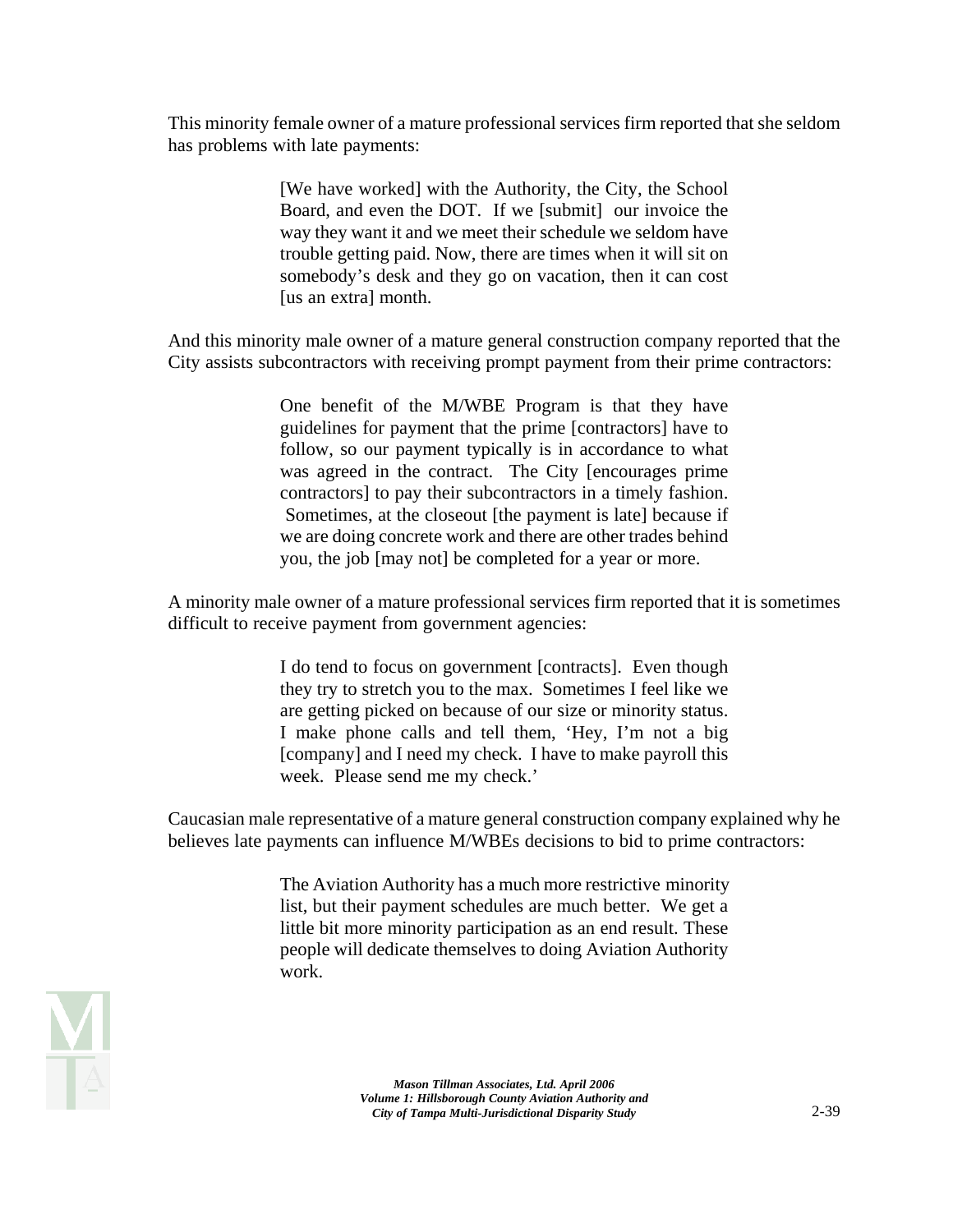This minority female owner of a mature professional services firm reported that she seldom has problems with late payments:

> [We have worked] with the Authority, the City, the School Board, and even the DOT. If we [submit] our invoice the way they want it and we meet their schedule we seldom have trouble getting paid. Now, there are times when it will sit on somebody's desk and they go on vacation, then it can cost [us an extra] month.

And this minority male owner of a mature general construction company reported that the City assists subcontractors with receiving prompt payment from their prime contractors:

> One benefit of the M/WBE Program is that they have guidelines for payment that the prime [contractors] have to follow, so our payment typically is in accordance to what was agreed in the contract. The City [encourages prime contractors] to pay their subcontractors in a timely fashion. Sometimes, at the closeout [the payment is late] because if we are doing concrete work and there are other trades behind you, the job [may not] be completed for a year or more.

A minority male owner of a mature professional services firm reported that it is sometimes difficult to receive payment from government agencies:

> I do tend to focus on government [contracts]. Even though they try to stretch you to the max. Sometimes I feel like we are getting picked on because of our size or minority status. I make phone calls and tell them, 'Hey, I'm not a big [company] and I need my check. I have to make payroll this week. Please send me my check.'

Caucasian male representative of a mature general construction company explained why he believes late payments can influence M/WBEs decisions to bid to prime contractors:

> The Aviation Authority has a much more restrictive minority list, but their payment schedules are much better. We get a little bit more minority participation as an end result. These people will dedicate themselves to doing Aviation Authority work.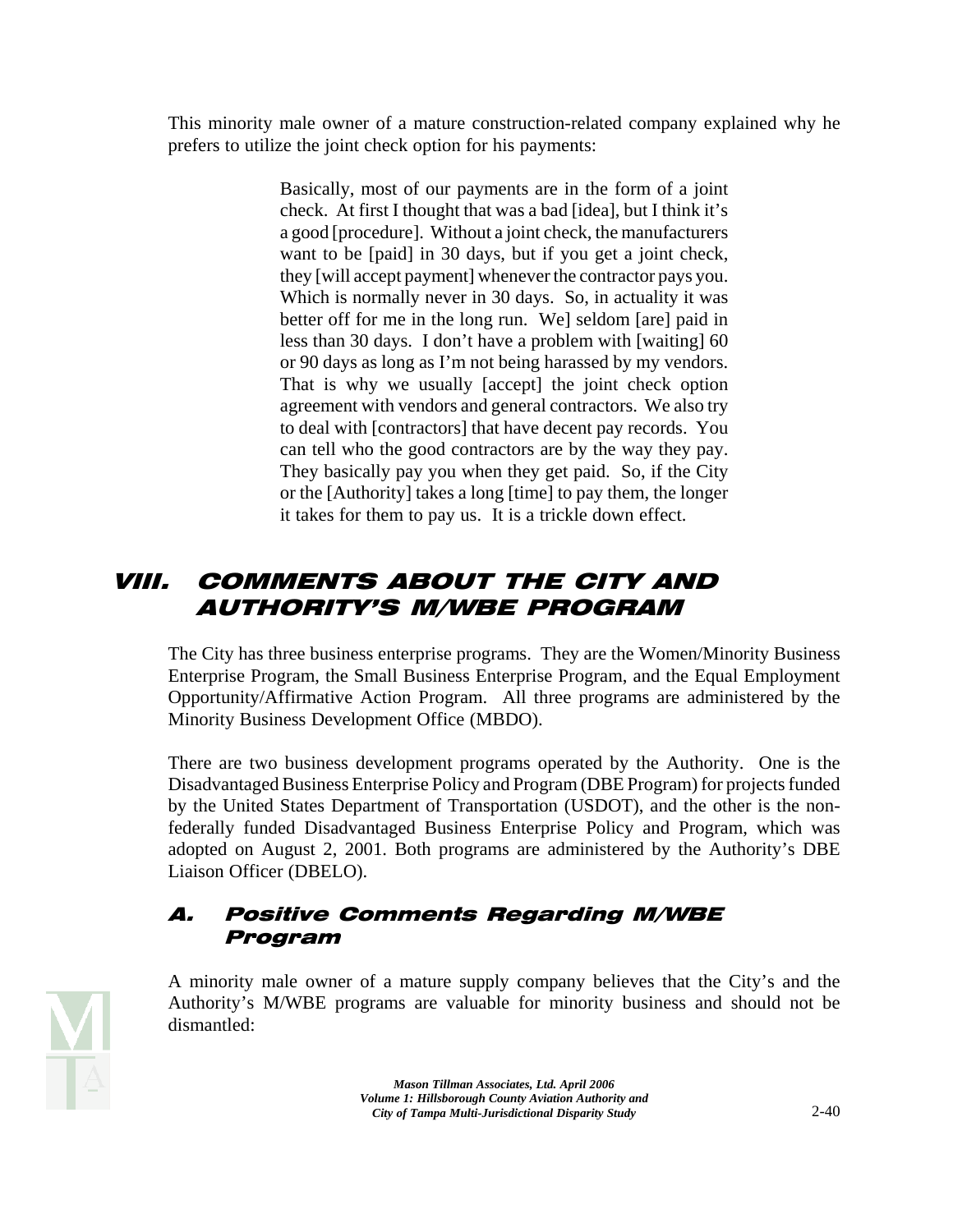This minority male owner of a mature construction-related company explained why he prefers to utilize the joint check option for his payments:

> Basically, most of our payments are in the form of a joint check. At first I thought that was a bad [idea], but I think it's a good [procedure]. Without a joint check, the manufacturers want to be [paid] in 30 days, but if you get a joint check, they [will accept payment] whenever the contractor pays you. Which is normally never in 30 days. So, in actuality it was better off for me in the long run. We] seldom [are] paid in less than 30 days. I don't have a problem with [waiting] 60 or 90 days as long as I'm not being harassed by my vendors. That is why we usually [accept] the joint check option agreement with vendors and general contractors. We also try to deal with [contractors] that have decent pay records. You can tell who the good contractors are by the way they pay. They basically pay you when they get paid. So, if the City or the [Authority] takes a long [time] to pay them, the longer it takes for them to pay us. It is a trickle down effect.

# VIII. COMMENTS ABOUT THE CITY AND AUTHORITY'S M/WBE PROGRAM

The City has three business enterprise programs. They are the Women/Minority Business Enterprise Program, the Small Business Enterprise Program, and the Equal Employment Opportunity/Affirmative Action Program. All three programs are administered by the Minority Business Development Office (MBDO).

There are two business development programs operated by the Authority. One is the Disadvantaged Business Enterprise Policy and Program (DBE Program) for projects funded by the United States Department of Transportation (USDOT), and the other is the non-federally funded Disadvantaged Business Enterprise Policy and Program, which was adopted on August 2, 2001. Both programs are administered by the Authority's DBE Liaison Officer (DBELO).

## A. Positive Comments Regarding M/WBE Program

A minority male owner of a mature supply company believes that the City's and the Authority's M/WBE programs are valuable for minority business and should not be dismantled: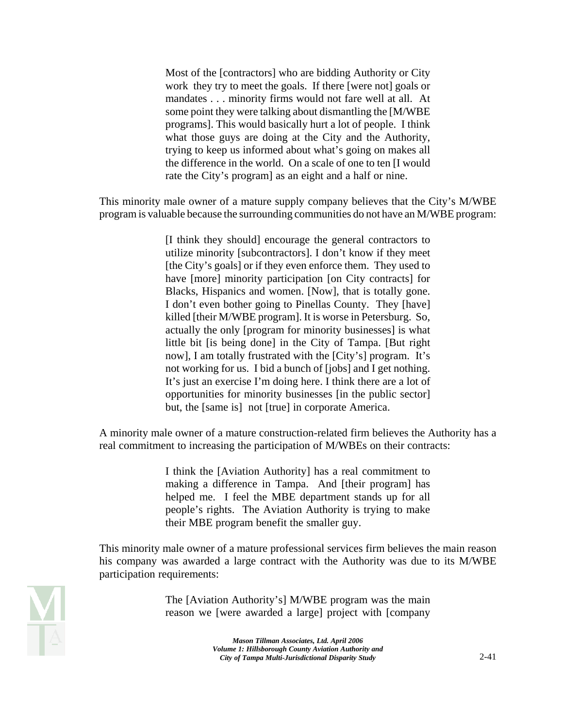> Most of the [contractors] who are bidding Authority or City work they try to meet the goals. If there [were not] goals or mandates . . . minority firms would not fare well at all. At some point they were talking about dismantling the [M/WBE programs]. This would basically hurt a lot of people. I think what those guys are doing at the City and the Authority, trying to keep us informed about what's going on makes all the difference in the world. On a scale of one to ten [I would rate the City's program] as an eight and a half or nine.

This minority male owner of a mature supply company believes that the City's M/WBE program is valuable because the surrounding communities do not have an M/WBE program:

> [I think they should] encourage the general contractors to utilize minority [subcontractors]. I don't know if they meet [the City's goals] or if they even enforce them. They used to have [more] minority participation [on City contracts] for Blacks, Hispanics and women. [Now], that is totally gone. I don't even bother going to Pinellas County. They [have] killed [their M/WBE program]. It is worse in Petersburg. So, actually the only [program for minority businesses] is what little bit [is being done] in the City of Tampa. [But right now], I am totally frustrated with the [City's] program. It's not working for us. I bid a bunch of [jobs] and I get nothing. It's just an exercise I'm doing here. I think there are a lot of opportunities for minority businesses [in the public sector] but, the [same is] not [true] in corporate America.

A minority male owner of a mature construction-related firm believes the Authority has a real commitment to increasing the participation of M/WBEs on their contracts:

> I think the [Aviation Authority] has a real commitment to making a difference in Tampa. And [their program] has helped me. I feel the MBE department stands up for all people's rights. The Aviation Authority is trying to make their MBE program benefit the smaller guy.

This minority male owner of a mature professional services firm believes the main reason his company was awarded a large contract with the Authority was due to its M/WBE participation requirements:

> The [Aviation Authority's] M/WBE program was the main reason we [were awarded a large] project with [company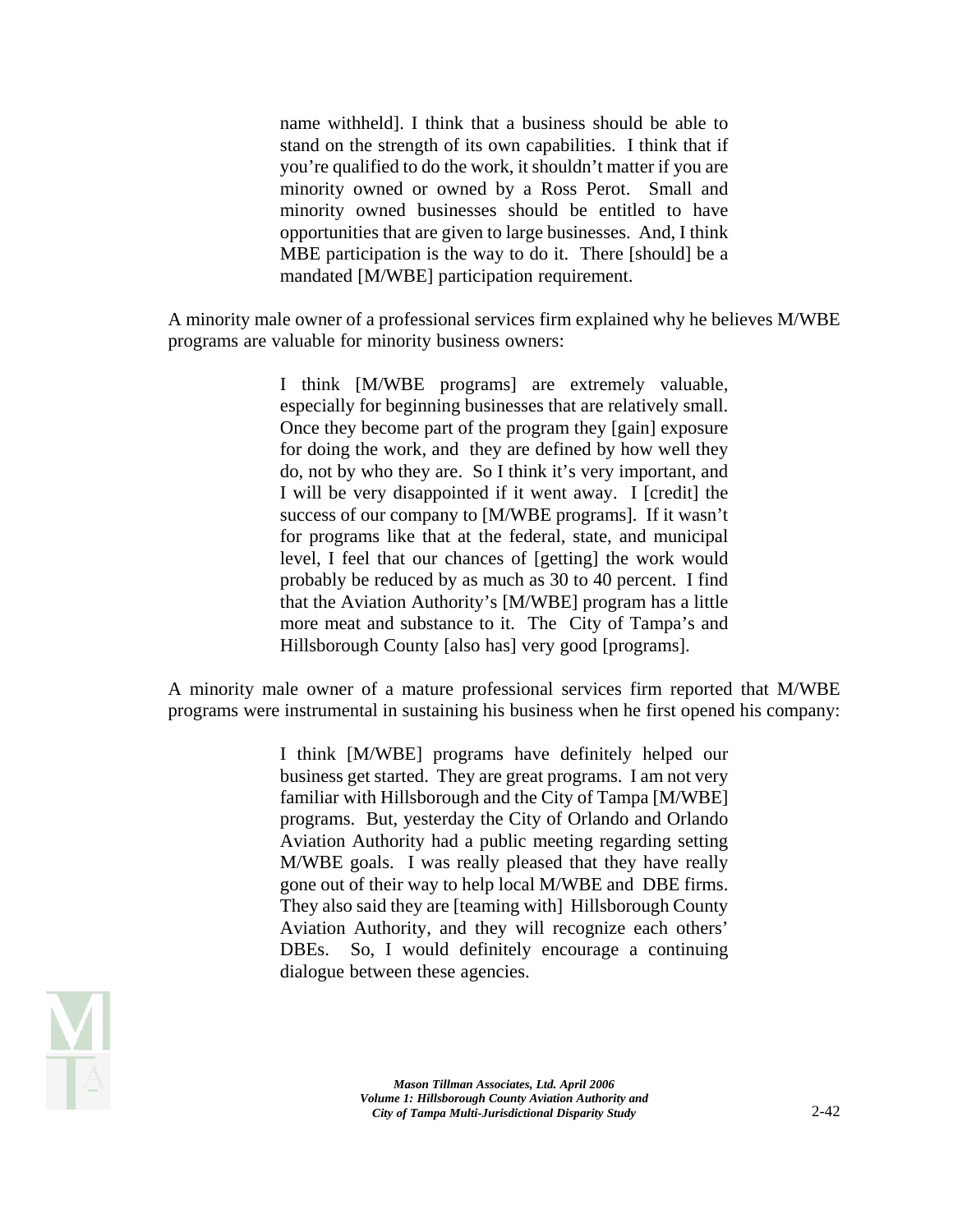> name withheld]. I think that a business should be able to stand on the strength of its own capabilities. I think that if you're qualified to do the work, it shouldn't matter if you are minority owned or owned by a Ross Perot. Small and minority owned businesses should be entitled to have opportunities that are given to large businesses. And, I think MBE participation is the way to do it. There [should] be a mandated [M/WBE] participation requirement.

A minority male owner of a professional services firm explained why he believes M/WBE programs are valuable for minority business owners:

> I think [M/WBE programs] are extremely valuable, especially for beginning businesses that are relatively small. Once they become part of the program they [gain] exposure for doing the work, and they are defined by how well they do, not by who they are. So I think it's very important, and I will be very disappointed if it went away. I [credit] the success of our company to [M/WBE programs]. If it wasn't for programs like that at the federal, state, and municipal level, I feel that our chances of [getting] the work would probably be reduced by as much as 30 to 40 percent. I find that the Aviation Authority's [M/WBE] program has a little more meat and substance to it. The City of Tampa's and Hillsborough County [also has] very good [programs].

A minority male owner of a mature professional services firm reported that M/WBE programs were instrumental in sustaining his business when he first opened his company:

> I think [M/WBE] programs have definitely helped our business get started. They are great programs. I am not very familiar with Hillsborough and the City of Tampa [M/WBE] programs. But, yesterday the City of Orlando and Orlando Aviation Authority had a public meeting regarding setting M/WBE goals. I was really pleased that they have really gone out of their way to help local M/WBE and DBE firms. They also said they are [teaming with] Hillsborough County Aviation Authority, and they will recognize each others' DBEs. So, I would definitely encourage a continuing dialogue between these agencies.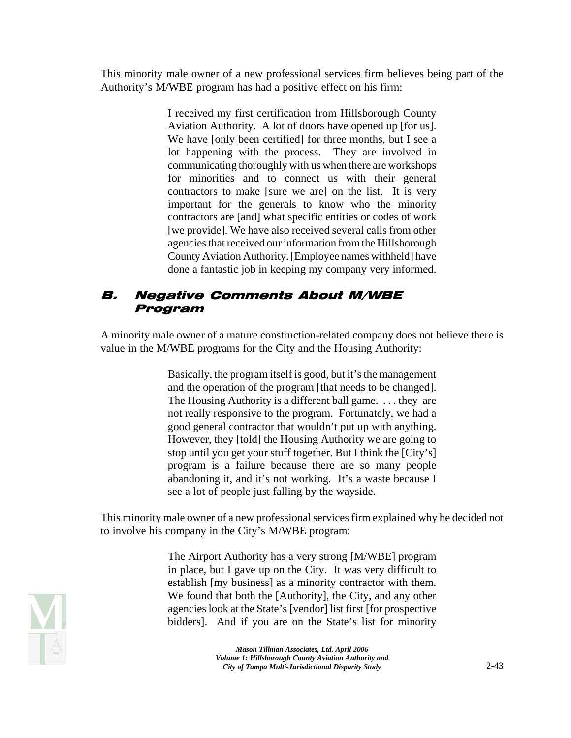This minority male owner of a new professional services firm believes being part of the Authority's M/WBE program has had a positive effect on his firm:

> I received my first certification from Hillsborough County Aviation Authority. A lot of doors have opened up [for us]. We have [only been certified] for three months, but I see a lot happening with the process. They are involved in communicating thoroughly with us when there are workshops for minorities and to connect us with their general contractors to make [sure we are] on the list. It is very important for the generals to know who the minority contractors are [and] what specific entities or codes of work [we provide]. We have also received several calls from other agencies that received our information from the Hillsborough County Aviation Authority. [Employee names withheld] have done a fantastic job in keeping my company very informed.

## B. Negative Comments About M/WBE Program

A minority male owner of a mature construction-related company does not believe there is value in the M/WBE programs for the City and the Housing Authority:

> Basically, the program itself is good, but it's the management and the operation of the program [that needs to be changed]. The Housing Authority is a different ball game. . . . they are not really responsive to the program. Fortunately, we had a good general contractor that wouldn't put up with anything. However, they [told] the Housing Authority we are going to stop until you get your stuff together. But I think the [City's] program is a failure because there are so many people abandoning it, and it's not working. It's a waste because I see a lot of people just falling by the wayside.

This minority male owner of a new professional services firm explained why he decided not to involve his company in the City's M/WBE program:

> The Airport Authority has a very strong [M/WBE] program in place, but I gave up on the City. It was very difficult to establish [my business] as a minority contractor with them. We found that both the [Authority], the City, and any other agencies look at the State's [vendor] list first [for prospective bidders]. And if you are on the State's list for minority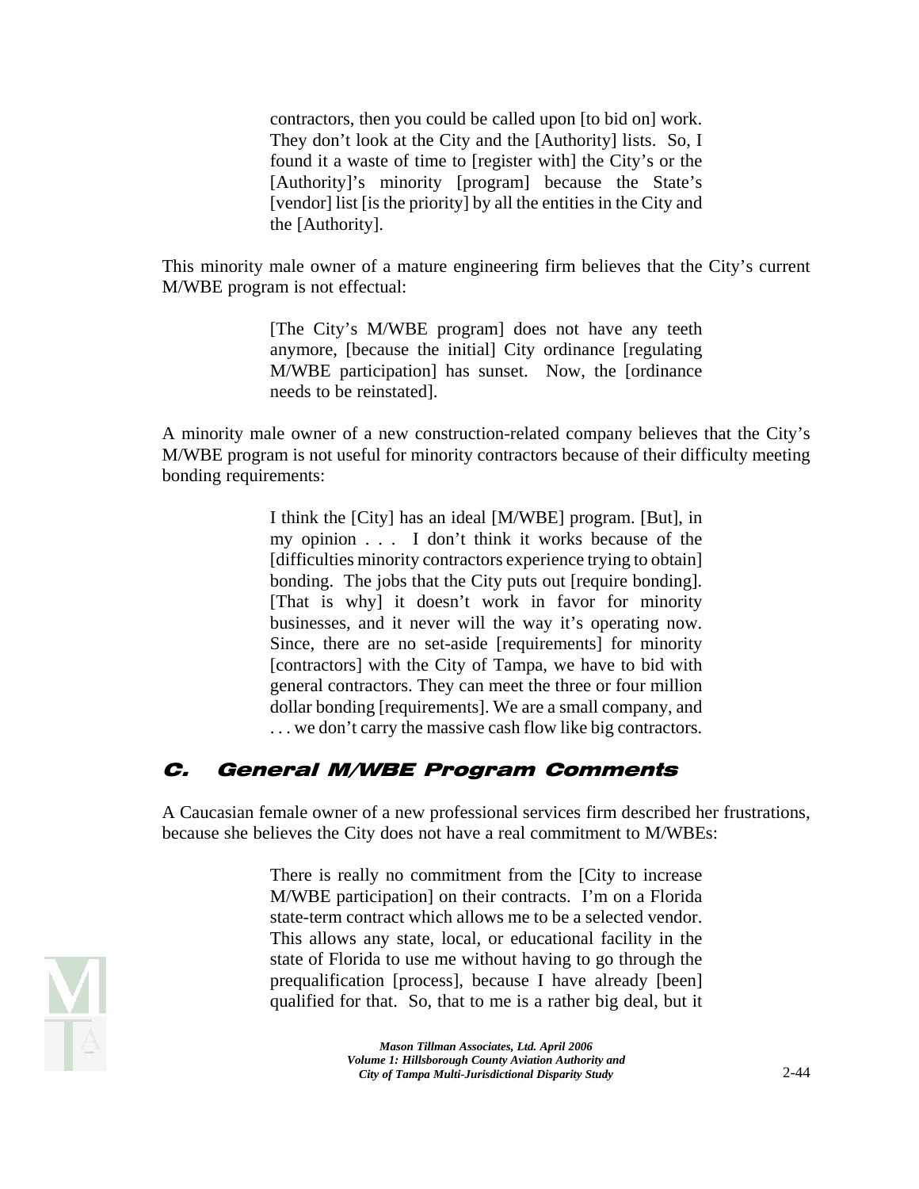> contractors, then you could be called upon [to bid on] work. They don't look at the City and the [Authority] lists. So, I found it a waste of time to [register with] the City's or the [Authority]'s minority [program] because the State's [vendor] list [is the priority] by all the entities in the City and the [Authority].

This minority male owner of a mature engineering firm believes that the City's current M/WBE program is not effectual:

> [The City's M/WBE program] does not have any teeth anymore, [because the initial] City ordinance [regulating M/WBE participation] has sunset. Now, the [ordinance needs to be reinstated].

A minority male owner of a new construction-related company believes that the City's M/WBE program is not useful for minority contractors because of their difficulty meeting bonding requirements:

> I think the [City] has an ideal [M/WBE] program. [But], in my opinion . . . I don't think it works because of the [difficulties minority contractors experience trying to obtain] bonding. The jobs that the City puts out [require bonding]. [That is why] it doesn't work in favor for minority businesses, and it never will the way it's operating now. Since, there are no set-aside [requirements] for minority [contractors] with the City of Tampa, we have to bid with general contractors. They can meet the three or four million dollar bonding [requirements]. We are a small company, and . . . we don't carry the massive cash flow like big contractors.

## C. General M/WBE Program Comments

A Caucasian female owner of a new professional services firm described her frustrations, because she believes the City does not have a real commitment to M/WBEs:

> There is really no commitment from the [City to increase M/WBE participation] on their contracts. I'm on a Florida state-term contract which allows me to be a selected vendor. This allows any state, local, or educational facility in the state of Florida to use me without having to go through the prequalification [process], because I have already [been] qualified for that. So, that to me is a rather big deal, but it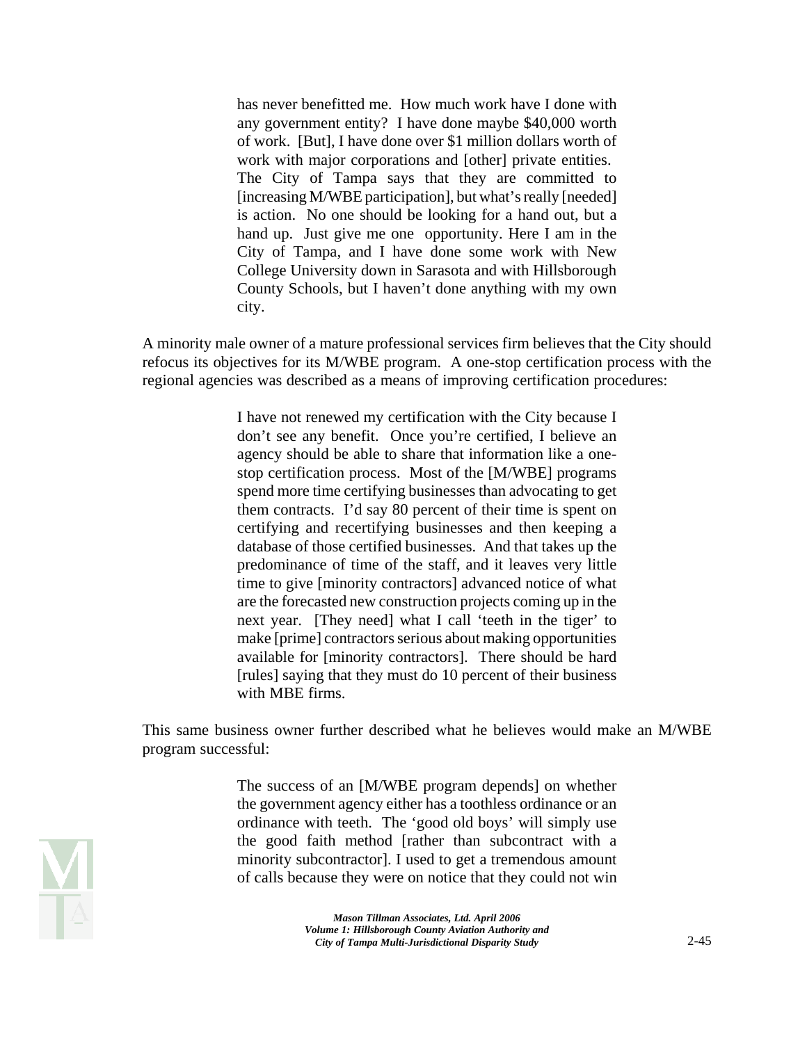> has never benefitted me. How much work have I done with any government entity? I have done maybe $40,000 worth of work. [But], I have done over $1 million dollars worth of work with major corporations and [other] private entities. The City of Tampa says that they are committed to [increasing M/WBE participation], but what's really [needed] is action. No one should be looking for a hand out, but a hand up. Just give me one opportunity. Here I am in the City of Tampa, and I have done some work with New College University down in Sarasota and with Hillsborough County Schools, but I haven't done anything with my own city.

A minority male owner of a mature professional services firm believes that the City should refocus its objectives for its M/WBE program. A one-stop certification process with the regional agencies was described as a means of improving certification procedures:

> I have not renewed my certification with the City because I don't see any benefit. Once you're certified, I believe an agency should be able to share that information like a one-stop certification process. Most of the [M/WBE] programs spend more time certifying businesses than advocating to get them contracts. I'd say 80 percent of their time is spent on certifying and recertifying businesses and then keeping a database of those certified businesses. And that takes up the predominance of time of the staff, and it leaves very little time to give [minority contractors] advanced notice of what are the forecasted new construction projects coming up in the next year. [They need] what I call 'teeth in the tiger' to make [prime] contractors serious about making opportunities available for [minority contractors]. There should be hard [rules] saying that they must do 10 percent of their business with MBE firms.

This same business owner further described what he believes would make an M/WBE program successful:

> The success of an [M/WBE program depends] on whether the government agency either has a toothless ordinance or an ordinance with teeth. The 'good old boys' will simply use the good faith method [rather than subcontract with a minority subcontractor]. I used to get a tremendous amount of calls because they were on notice that they could not win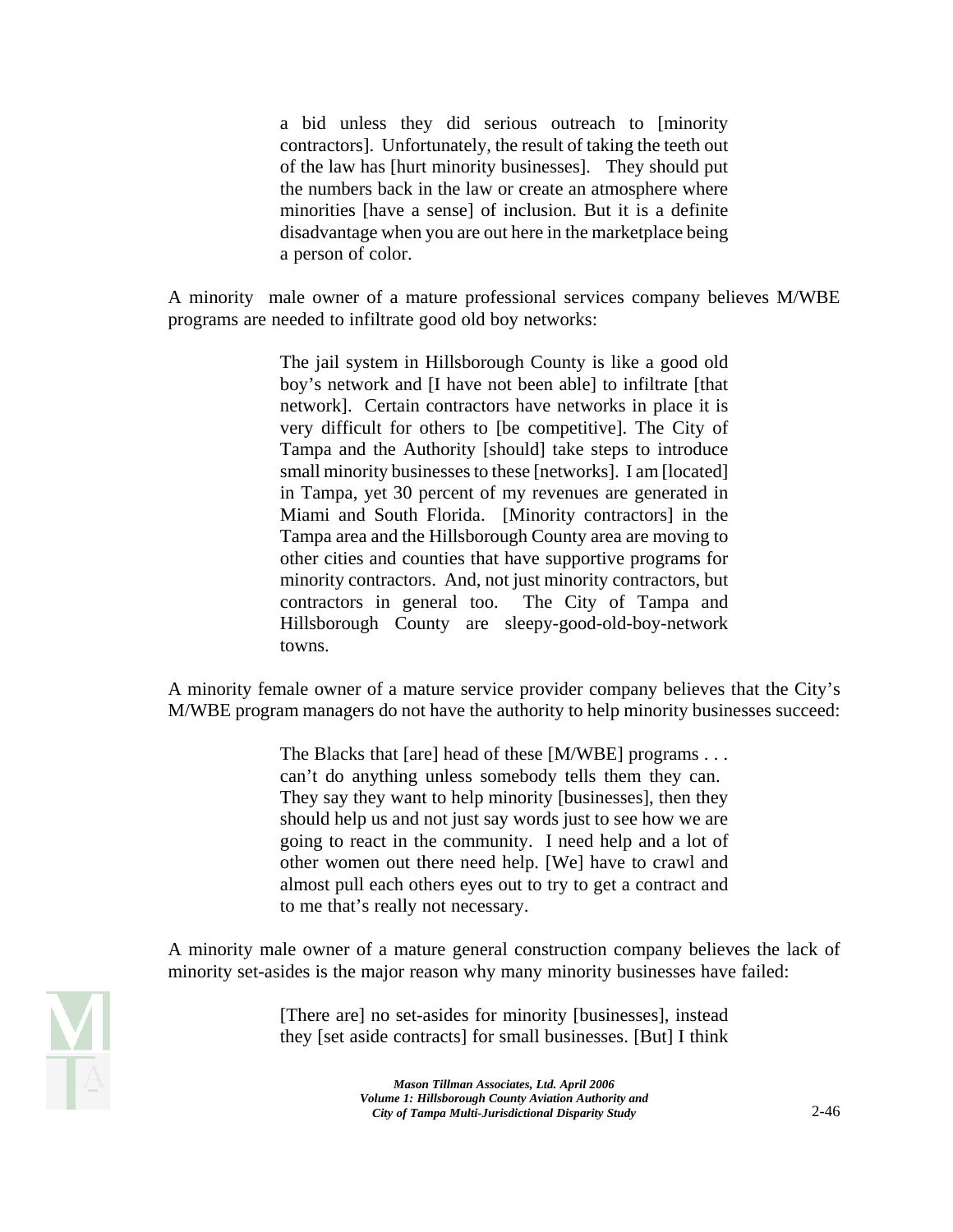> a bid unless they did serious outreach to [minority contractors]. Unfortunately, the result of taking the teeth out of the law has [hurt minority businesses]. They should put the numbers back in the law or create an atmosphere where minorities [have a sense] of inclusion. But it is a definite disadvantage when you are out here in the marketplace being a person of color.

A minority male owner of a mature professional services company believes M/WBE programs are needed to infiltrate good old boy networks:

> The jail system in Hillsborough County is like a good old boy's network and [I have not been able] to infiltrate [that network]. Certain contractors have networks in place it is very difficult for others to [be competitive]. The City of Tampa and the Authority [should] take steps to introduce small minority businesses to these [networks]. I am [located] in Tampa, yet 30 percent of my revenues are generated in Miami and South Florida. [Minority contractors] in the Tampa area and the Hillsborough County area are moving to other cities and counties that have supportive programs for minority contractors. And, not just minority contractors, but contractors in general too. The City of Tampa and Hillsborough County are sleepy-good-old-boy-network towns.

A minority female owner of a mature service provider company believes that the City's M/WBE program managers do not have the authority to help minority businesses succeed:

> The Blacks that [are] head of these [M/WBE] programs . . . can't do anything unless somebody tells them they can. They say they want to help minority [businesses], then they should help us and not just say words just to see how we are going to react in the community. I need help and a lot of other women out there need help. [We] have to crawl and almost pull each others eyes out to try to get a contract and to me that's really not necessary.

A minority male owner of a mature general construction company believes the lack of minority set-asides is the major reason why many minority businesses have failed:

> [There are] no set-asides for minority [businesses], instead they [set aside contracts] for small businesses. [But] I think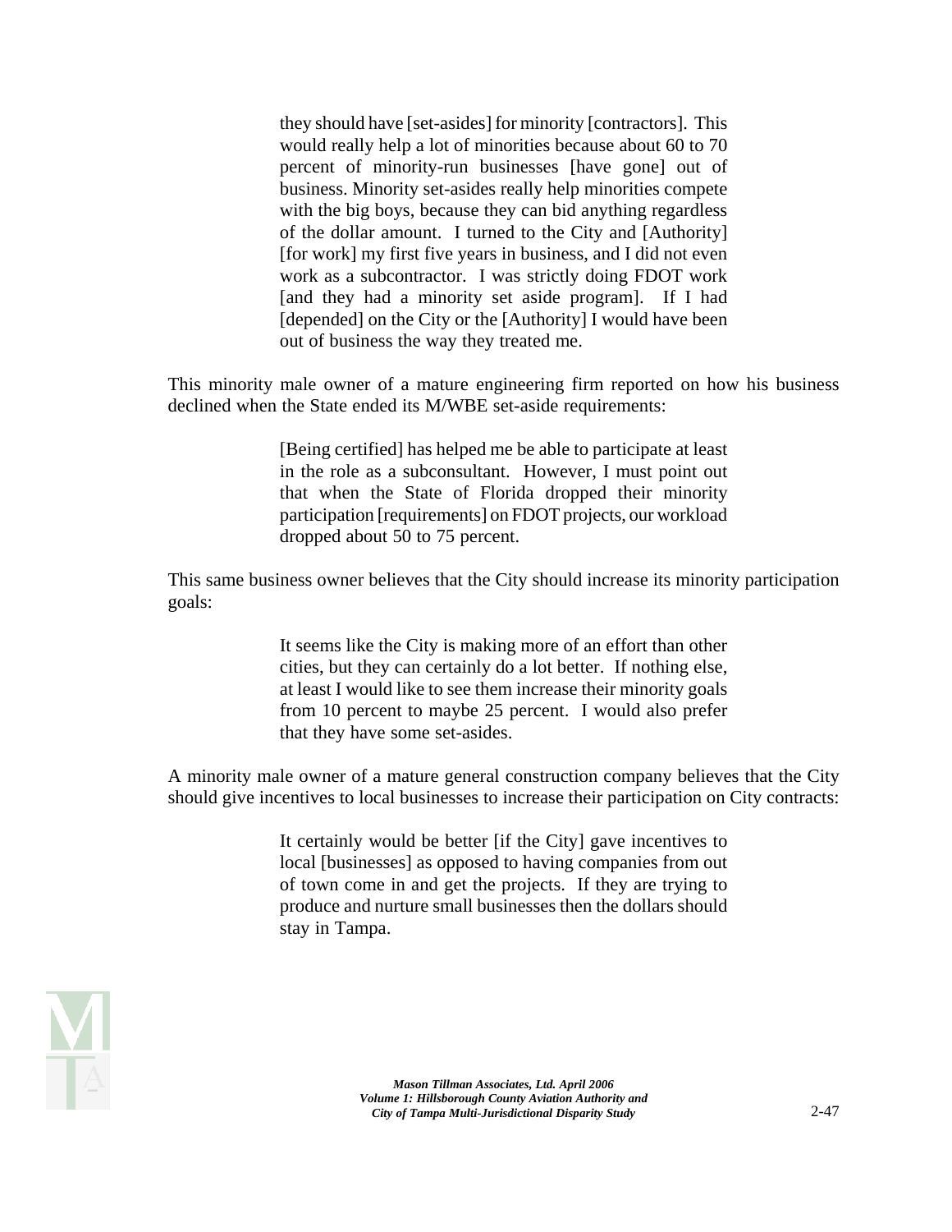> they should have [set-asides] for minority [contractors]. This would really help a lot of minorities because about 60 to 70 percent of minority-run businesses [have gone] out of business. Minority set-asides really help minorities compete with the big boys, because they can bid anything regardless of the dollar amount. I turned to the City and [Authority] [for work] my first five years in business, and I did not even work as a subcontractor. I was strictly doing FDOT work [and they had a minority set aside program]. If I had [depended] on the City or the [Authority] I would have been out of business the way they treated me.

This minority male owner of a mature engineering firm reported on how his business declined when the State ended its M/WBE set-aside requirements:

> [Being certified] has helped me be able to participate at least in the role as a subconsultant. However, I must point out that when the State of Florida dropped their minority participation [requirements] on FDOT projects, our workload dropped about 50 to 75 percent.

This same business owner believes that the City should increase its minority participation goals:

> It seems like the City is making more of an effort than other cities, but they can certainly do a lot better. If nothing else, at least I would like to see them increase their minority goals from 10 percent to maybe 25 percent. I would also prefer that they have some set-asides.

A minority male owner of a mature general construction company believes that the City should give incentives to local businesses to increase their participation on City contracts:

> It certainly would be better [if the City] gave incentives to local [businesses] as opposed to having companies from out of town come in and get the projects. If they are trying to produce and nurture small businesses then the dollars should stay in Tampa.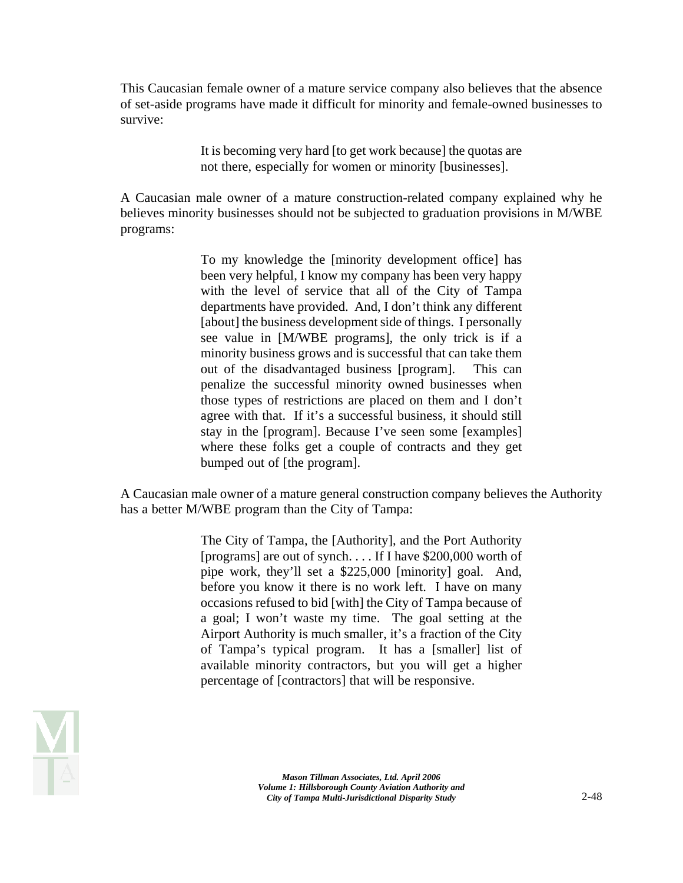This Caucasian female owner of a mature service company also believes that the absence of set-aside programs have made it difficult for minority and female-owned businesses to survive:

> It is becoming very hard [to get work because] the quotas are not there, especially for women or minority [businesses].

A Caucasian male owner of a mature construction-related company explained why he believes minority businesses should not be subjected to graduation provisions in M/WBE programs:

> To my knowledge the [minority development office] has been very helpful, I know my company has been very happy with the level of service that all of the City of Tampa departments have provided. And, I don't think any different [about] the business development side of things. I personally see value in [M/WBE programs], the only trick is if a minority business grows and is successful that can take them out of the disadvantaged business [program]. This can penalize the successful minority owned businesses when those types of restrictions are placed on them and I don't agree with that. If it's a successful business, it should still stay in the [program]. Because I've seen some [examples] where these folks get a couple of contracts and they get bumped out of [the program].

A Caucasian male owner of a mature general construction company believes the Authority has a better M/WBE program than the City of Tampa:

> The City of Tampa, the [Authority], and the Port Authority [programs] are out of synch. . . . If I have $200,000 worth of pipe work, they'll set a $225,000 [minority] goal. And, before you know it there is no work left. I have on many occasions refused to bid [with] the City of Tampa because of a goal; I won't waste my time. The goal setting at the Airport Authority is much smaller, it's a fraction of the City of Tampa's typical program. It has a [smaller] list of available minority contractors, but you will get a higher percentage of [contractors] that will be responsive.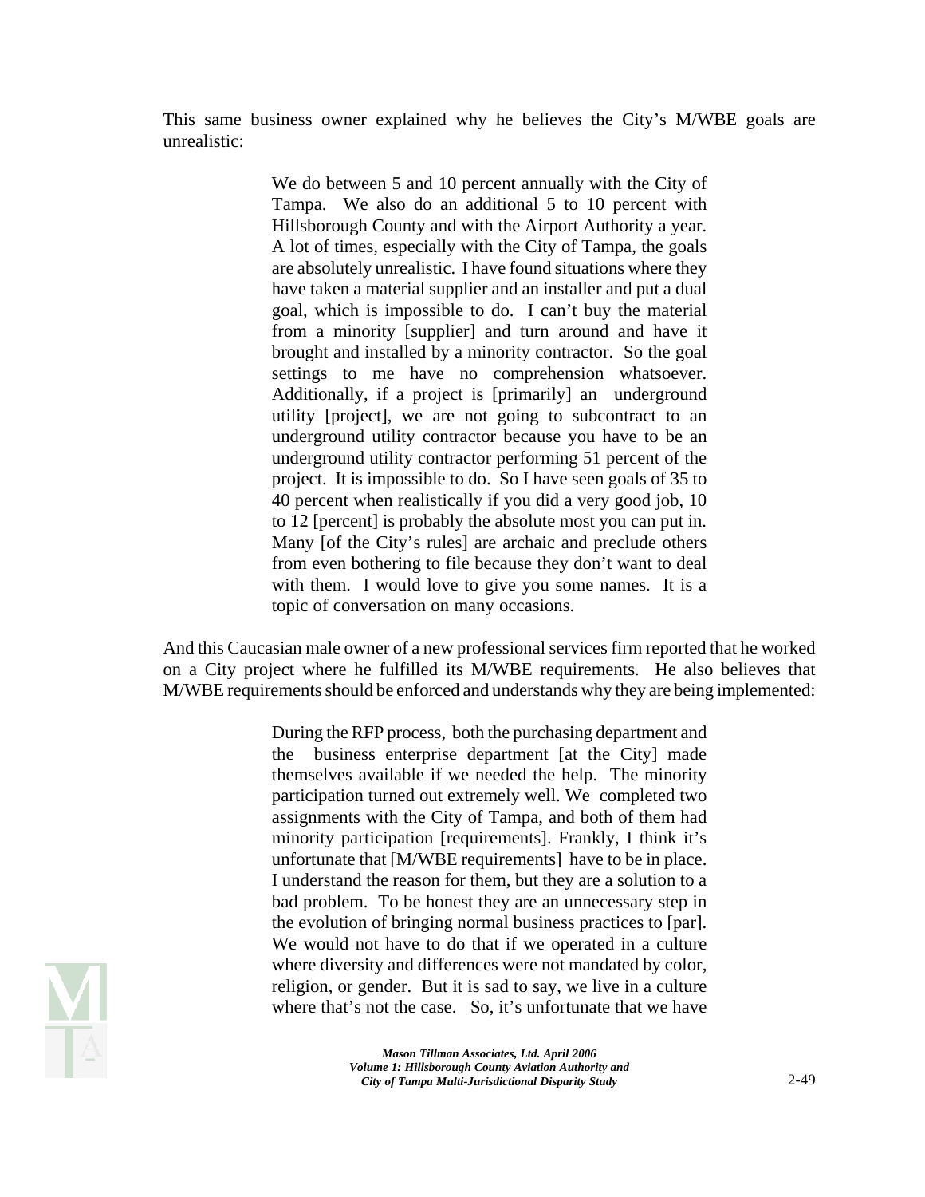This same business owner explained why he believes the City's M/WBE goals are unrealistic:

> We do between 5 and 10 percent annually with the City of Tampa. We also do an additional 5 to 10 percent with Hillsborough County and with the Airport Authority a year. A lot of times, especially with the City of Tampa, the goals are absolutely unrealistic. I have found situations where they have taken a material supplier and an installer and put a dual goal, which is impossible to do. I can't buy the material from a minority [supplier] and turn around and have it brought and installed by a minority contractor. So the goal settings to me have no comprehension whatsoever. Additionally, if a project is [primarily] an underground utility [project], we are not going to subcontract to an underground utility contractor because you have to be an underground utility contractor performing 51 percent of the project. It is impossible to do. So I have seen goals of 35 to 40 percent when realistically if you did a very good job, 10 to 12 [percent] is probably the absolute most you can put in. Many [of the City's rules] are archaic and preclude others from even bothering to file because they don't want to deal with them. I would love to give you some names. It is a topic of conversation on many occasions.

And this Caucasian male owner of a new professional services firm reported that he worked on a City project where he fulfilled its M/WBE requirements. He also believes that M/WBE requirements should be enforced and understands why they are being implemented:

> During the RFP process, both the purchasing department and the business enterprise department [at the City] made themselves available if we needed the help. The minority participation turned out extremely well. We completed two assignments with the City of Tampa, and both of them had minority participation [requirements]. Frankly, I think it's unfortunate that [M/WBE requirements] have to be in place. I understand the reason for them, but they are a solution to a bad problem. To be honest they are an unnecessary step in the evolution of bringing normal business practices to [par]. We would not have to do that if we operated in a culture where diversity and differences were not mandated by color, religion, or gender. But it is sad to say, we live in a culture where that's not the case. So, it's unfortunate that we have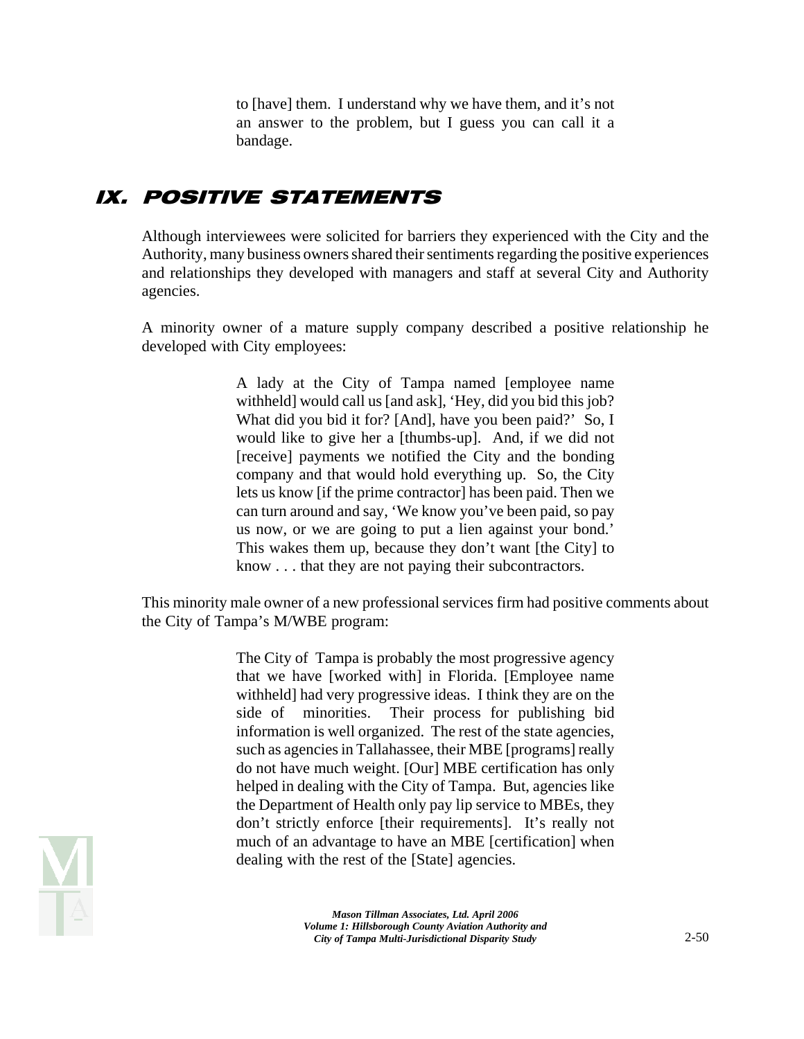> to [have] them. I understand why we have them, and it's not an answer to the problem, but I guess you can call it a bandage.

## IX. POSITIVE STATEMENTS

Although interviewees were solicited for barriers they experienced with the City and the Authority, many business owners shared their sentiments regarding the positive experiences and relationships they developed with managers and staff at several City and Authority agencies.

A minority owner of a mature supply company described a positive relationship he developed with City employees:

> A lady at the City of Tampa named [employee name withheld] would call us [and ask], 'Hey, did you bid this job? What did you bid it for? [And], have you been paid?' So, I would like to give her a [thumbs-up]. And, if we did not [receive] payments we notified the City and the bonding company and that would hold everything up. So, the City lets us know [if the prime contractor] has been paid. Then we can turn around and say, 'We know you've been paid, so pay us now, or we are going to put a lien against your bond.' This wakes them up, because they don't want [the City] to know . . . that they are not paying their subcontractors.

This minority male owner of a new professional services firm had positive comments about the City of Tampa's M/WBE program:

> The City of Tampa is probably the most progressive agency that we have [worked with] in Florida. [Employee name withheld] had very progressive ideas. I think they are on the side of minorities. Their process for publishing bid information is well organized. The rest of the state agencies, such as agencies in Tallahassee, their MBE [programs] really do not have much weight. [Our] MBE certification has only helped in dealing with the City of Tampa. But, agencies like the Department of Health only pay lip service to MBEs, they don't strictly enforce [their requirements]. It's really not much of an advantage to have an MBE [certification] when dealing with the rest of the [State] agencies.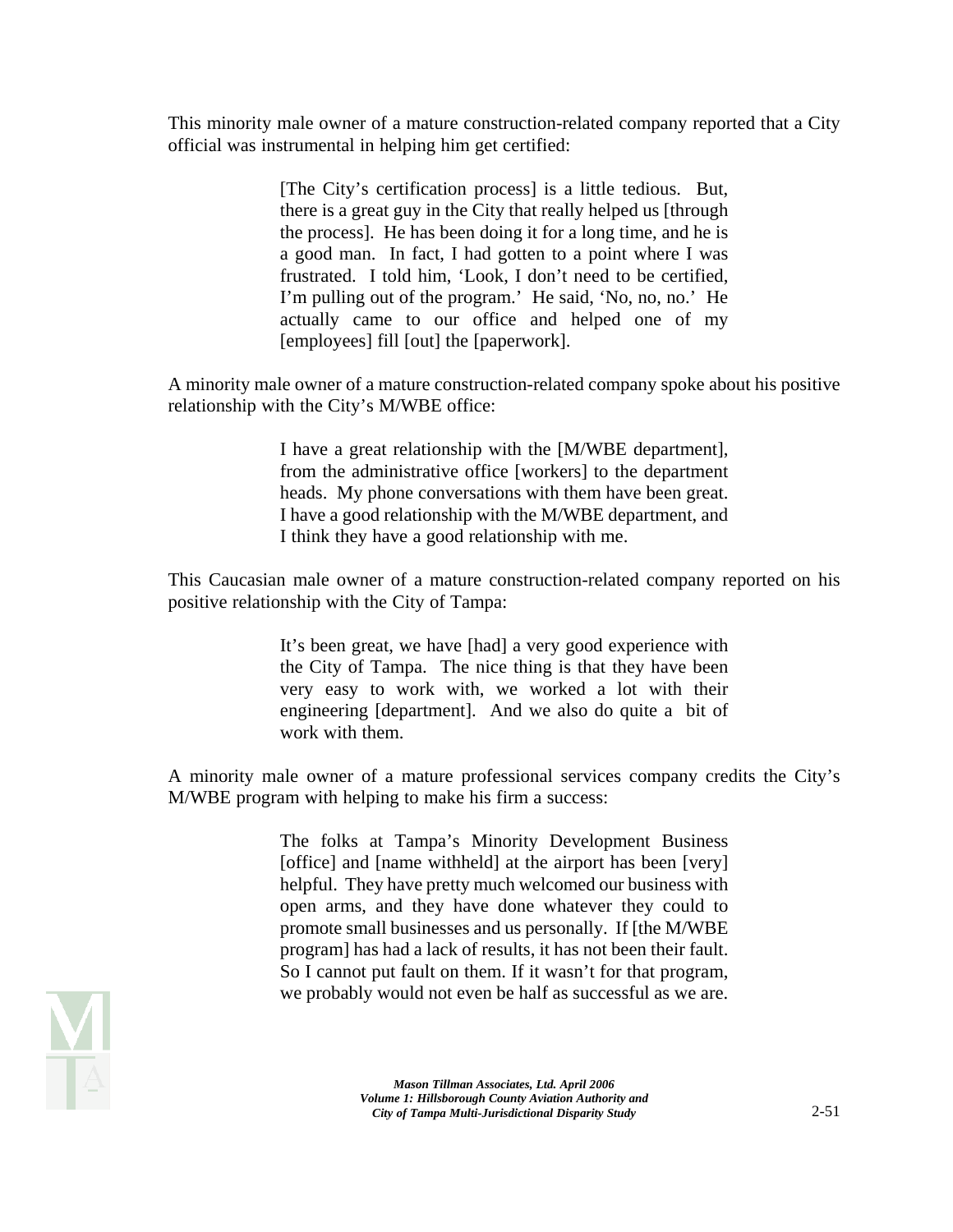This minority male owner of a mature construction-related company reported that a City official was instrumental in helping him get certified:

> [The City's certification process] is a little tedious. But, there is a great guy in the City that really helped us [through the process]. He has been doing it for a long time, and he is a good man. In fact, I had gotten to a point where I was frustrated. I told him, 'Look, I don't need to be certified, I'm pulling out of the program.' He said, 'No, no, no.' He actually came to our office and helped one of my [employees] fill [out] the [paperwork].

A minority male owner of a mature construction-related company spoke about his positive relationship with the City's M/WBE office:

> I have a great relationship with the [M/WBE department], from the administrative office [workers] to the department heads. My phone conversations with them have been great. I have a good relationship with the M/WBE department, and I think they have a good relationship with me.

This Caucasian male owner of a mature construction-related company reported on his positive relationship with the City of Tampa:

> It's been great, we have [had] a very good experience with the City of Tampa. The nice thing is that they have been very easy to work with, we worked a lot with their engineering [department]. And we also do quite a bit of work with them.

A minority male owner of a mature professional services company credits the City's M/WBE program with helping to make his firm a success:

> The folks at Tampa's Minority Development Business [office] and [name withheld] at the airport has been [very] helpful. They have pretty much welcomed our business with open arms, and they have done whatever they could to promote small businesses and us personally. If [the M/WBE program] has had a lack of results, it has not been their fault. So I cannot put fault on them. If it wasn't for that program, we probably would not even be half as successful as we are.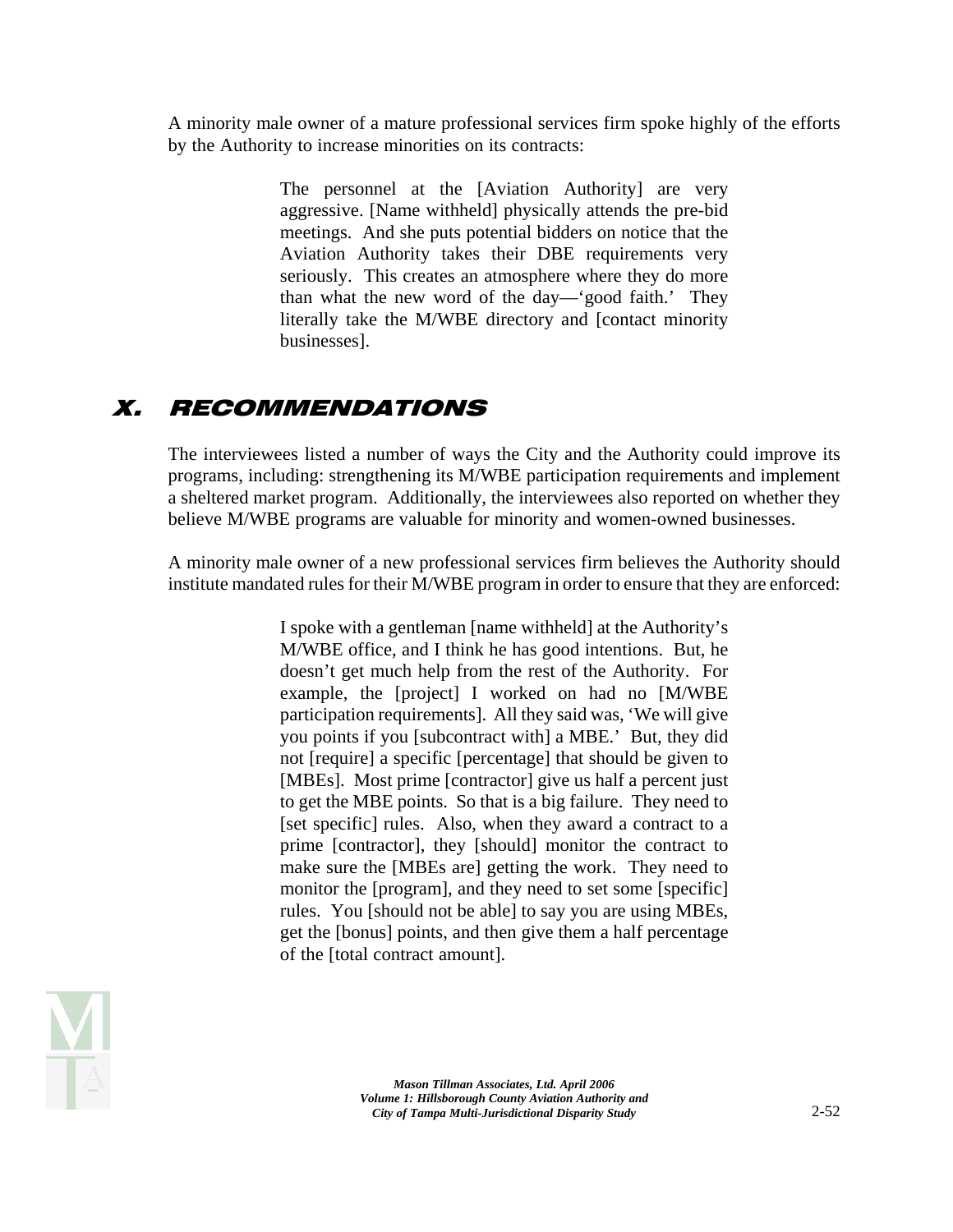A minority male owner of a mature professional services firm spoke highly of the efforts by the Authority to increase minorities on its contracts:

> The personnel at the [Aviation Authority] are very aggressive. [Name withheld] physically attends the pre-bid meetings. And she puts potential bidders on notice that the Aviation Authority takes their DBE requirements very seriously. This creates an atmosphere where they do more than what the new word of the day—'good faith.' They literally take the M/WBE directory and [contact minority businesses].

## *X. RECOMMENDATIONS*

The interviewees listed a number of ways the City and the Authority could improve its programs, including: strengthening its M/WBE participation requirements and implement a sheltered market program. Additionally, the interviewees also reported on whether they believe M/WBE programs are valuable for minority and women-owned businesses.

A minority male owner of a new professional services firm believes the Authority should institute mandated rules for their M/WBE program in order to ensure that they are enforced:

> I spoke with a gentleman [name withheld] at the Authority's M/WBE office, and I think he has good intentions. But, he doesn't get much help from the rest of the Authority. For example, the [project] I worked on had no [M/WBE participation requirements]. All they said was, 'We will give you points if you [subcontract with] a MBE.' But, they did not [require] a specific [percentage] that should be given to [MBEs]. Most prime [contractor] give us half a percent just to get the MBE points. So that is a big failure. They need to [set specific] rules. Also, when they award a contract to a prime [contractor], they [should] monitor the contract to make sure the [MBEs are] getting the work. They need to monitor the [program], and they need to set some [specific] rules. You [should not be able] to say you are using MBEs, get the [bonus] points, and then give them a half percentage of the [total contract amount].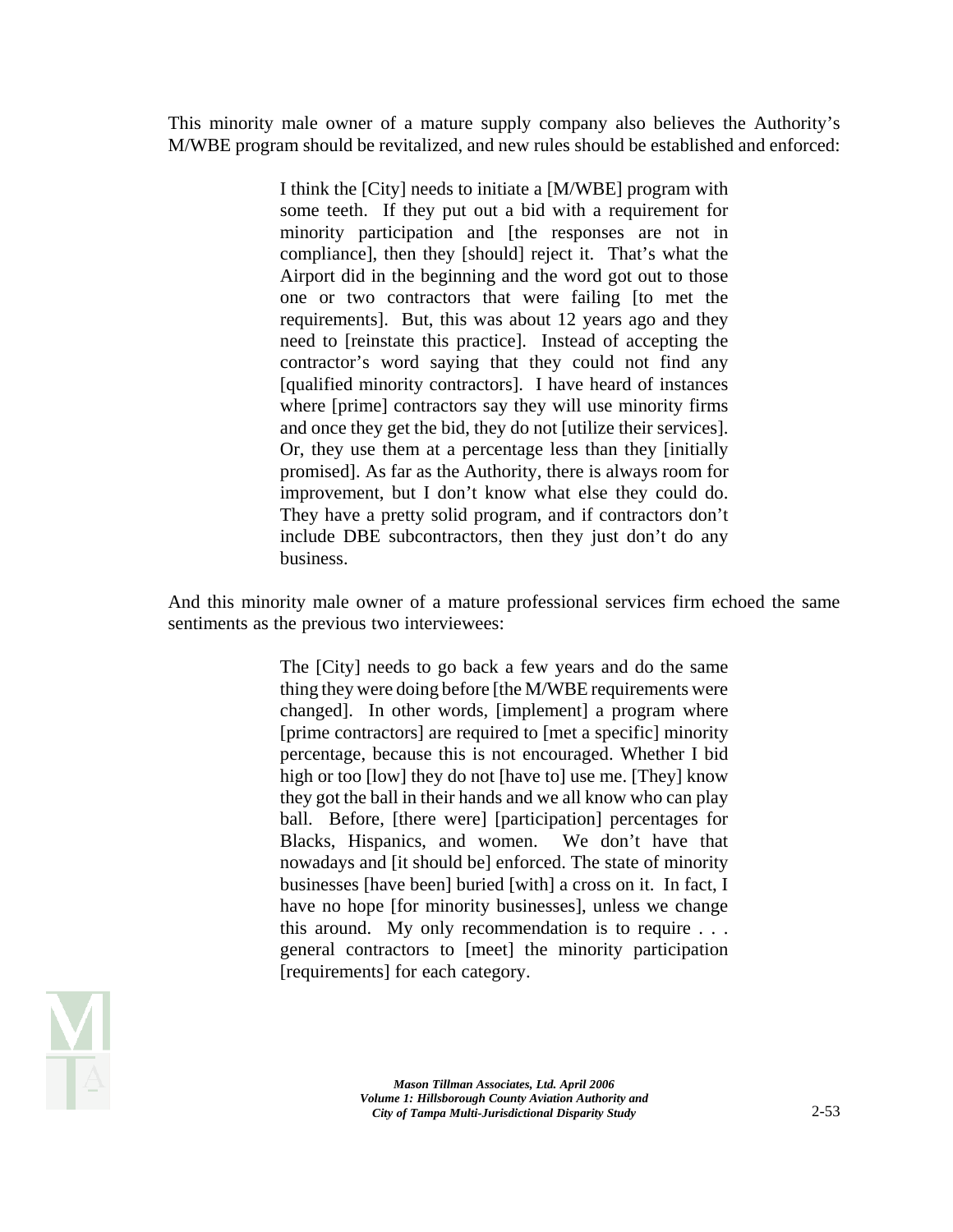This minority male owner of a mature supply company also believes the Authority's M/WBE program should be revitalized, and new rules should be established and enforced:

> I think the [City] needs to initiate a [M/WBE] program with some teeth. If they put out a bid with a requirement for minority participation and [the responses are not in compliance], then they [should] reject it. That's what the Airport did in the beginning and the word got out to those one or two contractors that were failing [to met the requirements]. But, this was about 12 years ago and they need to [reinstate this practice]. Instead of accepting the contractor's word saying that they could not find any [qualified minority contractors]. I have heard of instances where [prime] contractors say they will use minority firms and once they get the bid, they do not [utilize their services]. Or, they use them at a percentage less than they [initially promised]. As far as the Authority, there is always room for improvement, but I don't know what else they could do. They have a pretty solid program, and if contractors don't include DBE subcontractors, then they just don't do any business.

And this minority male owner of a mature professional services firm echoed the same sentiments as the previous two interviewees:

> The [City] needs to go back a few years and do the same thing they were doing before [the M/WBE requirements were changed]. In other words, [implement] a program where [prime contractors] are required to [met a specific] minority percentage, because this is not encouraged. Whether I bid high or too [low] they do not [have to] use me. [They] know they got the ball in their hands and we all know who can play ball. Before, [there were] [participation] percentages for Blacks, Hispanics, and women. We don't have that nowadays and [it should be] enforced. The state of minority businesses [have been] buried [with] a cross on it. In fact, I have no hope [for minority businesses], unless we change this around. My only recommendation is to require . . . general contractors to [meet] the minority participation [requirements] for each category.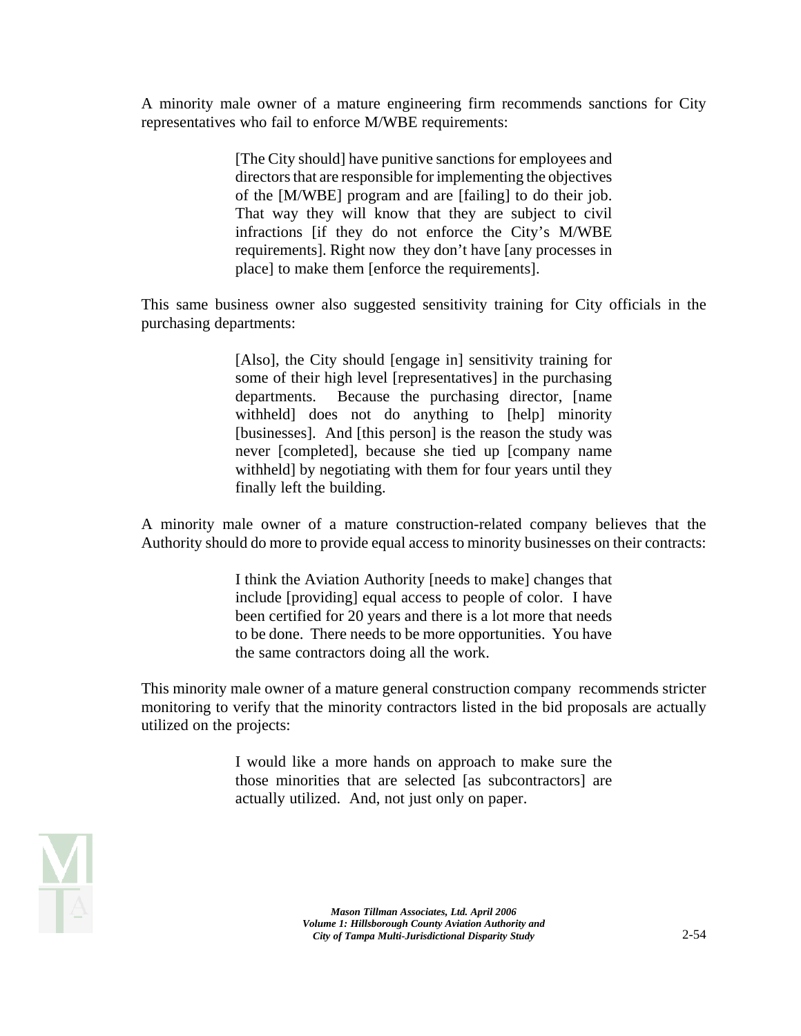A minority male owner of a mature engineering firm recommends sanctions for City representatives who fail to enforce M/WBE requirements:

> [The City should] have punitive sanctions for employees and directors that are responsible for implementing the objectives of the [M/WBE] program and are [failing] to do their job. That way they will know that they are subject to civil infractions [if they do not enforce the City's M/WBE requirements]. Right now they don't have [any processes in place] to make them [enforce the requirements].

This same business owner also suggested sensitivity training for City officials in the purchasing departments:

> [Also], the City should [engage in] sensitivity training for some of their high level [representatives] in the purchasing departments. Because the purchasing director, [name withheld] does not do anything to [help] minority [businesses]. And [this person] is the reason the study was never [completed], because she tied up [company name withheld] by negotiating with them for four years until they finally left the building.

A minority male owner of a mature construction-related company believes that the Authority should do more to provide equal access to minority businesses on their contracts:

> I think the Aviation Authority [needs to make] changes that include [providing] equal access to people of color. I have been certified for 20 years and there is a lot more that needs to be done. There needs to be more opportunities. You have the same contractors doing all the work.

This minority male owner of a mature general construction company recommends stricter monitoring to verify that the minority contractors listed in the bid proposals are actually utilized on the projects:

> I would like a more hands on approach to make sure the those minorities that are selected [as subcontractors] are actually utilized. And, not just only on paper.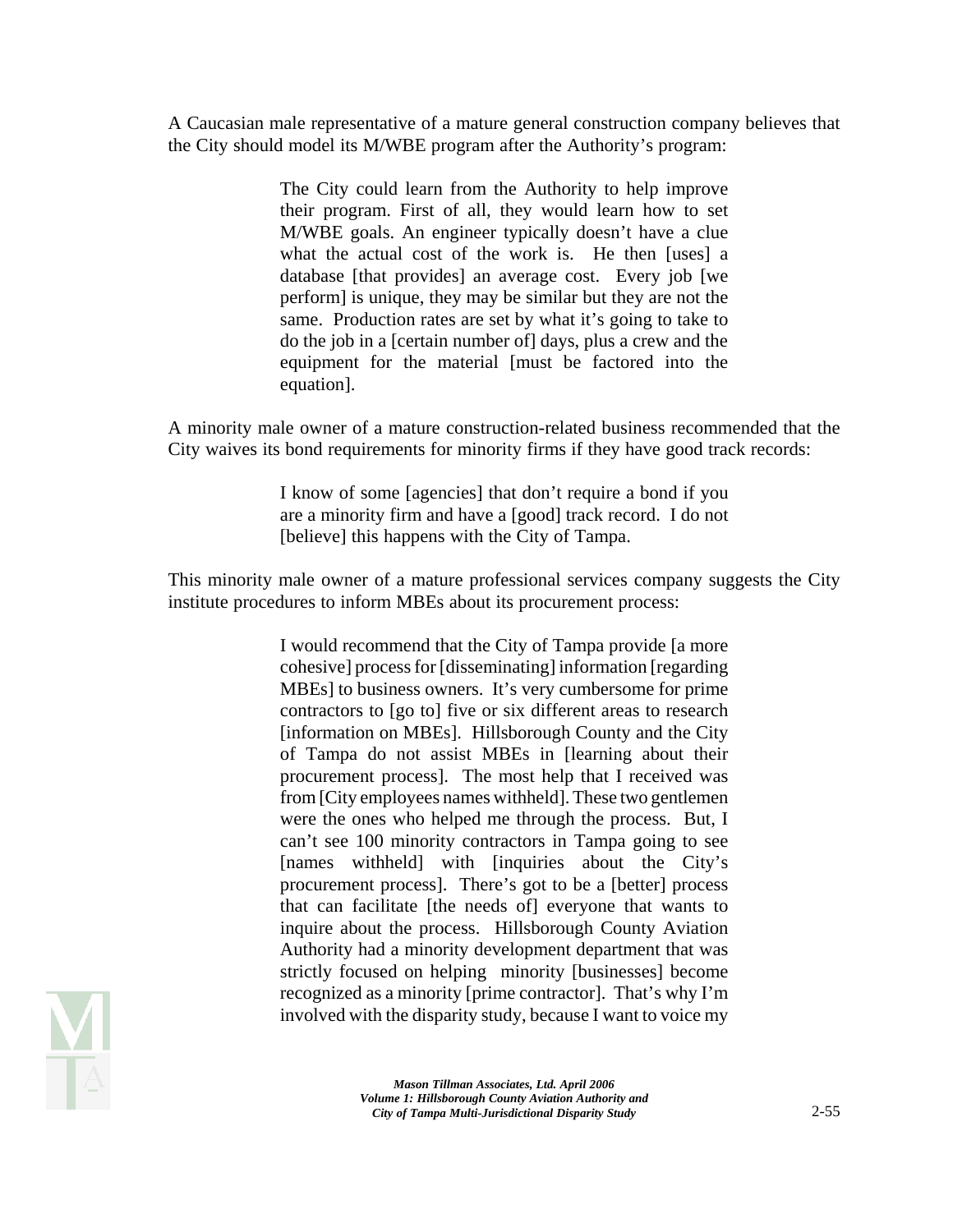A Caucasian male representative of a mature general construction company believes that the City should model its M/WBE program after the Authority's program:

> The City could learn from the Authority to help improve their program. First of all, they would learn how to set M/WBE goals. An engineer typically doesn't have a clue what the actual cost of the work is. He then [uses] a database [that provides] an average cost. Every job [we perform] is unique, they may be similar but they are not the same. Production rates are set by what it's going to take to do the job in a [certain number of] days, plus a crew and the equipment for the material [must be factored into the equation].

A minority male owner of a mature construction-related business recommended that the City waives its bond requirements for minority firms if they have good track records:

> I know of some [agencies] that don't require a bond if you are a minority firm and have a [good] track record. I do not [believe] this happens with the City of Tampa.

This minority male owner of a mature professional services company suggests the City institute procedures to inform MBEs about its procurement process:

> I would recommend that the City of Tampa provide [a more cohesive] process for [disseminating] information [regarding MBEs] to business owners. It's very cumbersome for prime contractors to [go to] five or six different areas to research [information on MBEs]. Hillsborough County and the City of Tampa do not assist MBEs in [learning about their procurement process]. The most help that I received was from [City employees names withheld]. These two gentlemen were the ones who helped me through the process. But, I can't see 100 minority contractors in Tampa going to see [names withheld] with [inquiries about the City's procurement process]. There's got to be a [better] process that can facilitate [the needs of] everyone that wants to inquire about the process. Hillsborough County Aviation Authority had a minority development department that was strictly focused on helping minority [businesses] become recognized as a minority [prime contractor]. That's why I'm involved with the disparity study, because I want to voice my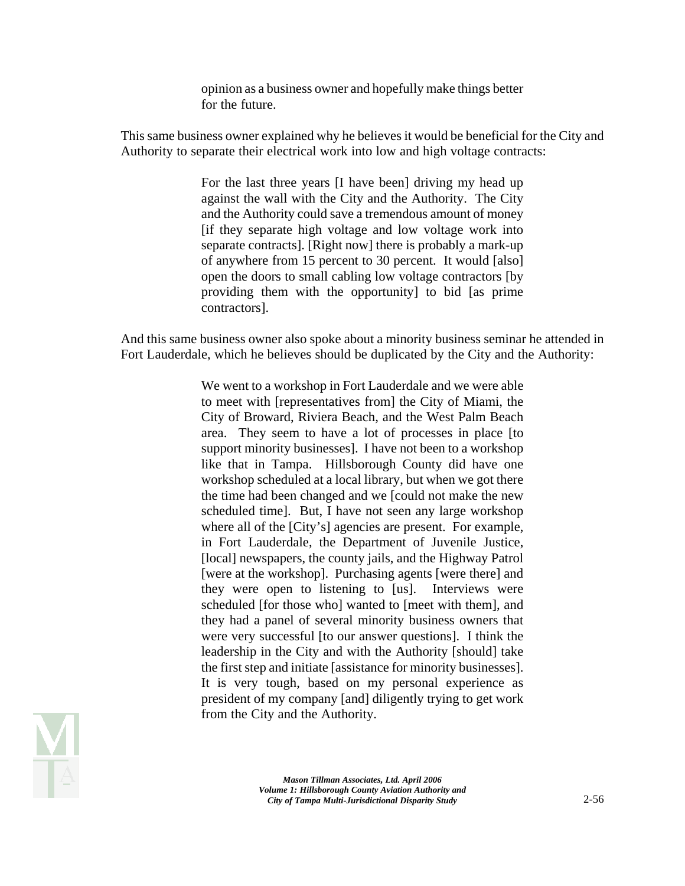> opinion as a business owner and hopefully make things better for the future.

This same business owner explained why he believes it would be beneficial for the City and Authority to separate their electrical work into low and high voltage contracts:

> For the last three years [I have been] driving my head up against the wall with the City and the Authority. The City and the Authority could save a tremendous amount of money [if they separate high voltage and low voltage work into separate contracts]. [Right now] there is probably a mark-up of anywhere from 15 percent to 30 percent. It would [also] open the doors to small cabling low voltage contractors [by providing them with the opportunity] to bid [as prime contractors].

And this same business owner also spoke about a minority business seminar he attended in Fort Lauderdale, which he believes should be duplicated by the City and the Authority:

> We went to a workshop in Fort Lauderdale and we were able to meet with [representatives from] the City of Miami, the City of Broward, Riviera Beach, and the West Palm Beach area. They seem to have a lot of processes in place [to support minority businesses]. I have not been to a workshop like that in Tampa. Hillsborough County did have one workshop scheduled at a local library, but when we got there the time had been changed and we [could not make the new scheduled time]. But, I have not seen any large workshop where all of the [City's] agencies are present. For example, in Fort Lauderdale, the Department of Juvenile Justice, [local] newspapers, the county jails, and the Highway Patrol [were at the workshop]. Purchasing agents [were there] and they were open to listening to [us]. Interviews were scheduled [for those who] wanted to [meet with them], and they had a panel of several minority business owners that were very successful [to our answer questions]. I think the leadership in the City and with the Authority [should] take the first step and initiate [assistance for minority businesses]. It is very tough, based on my personal experience as president of my company [and] diligently trying to get work from the City and the Authority.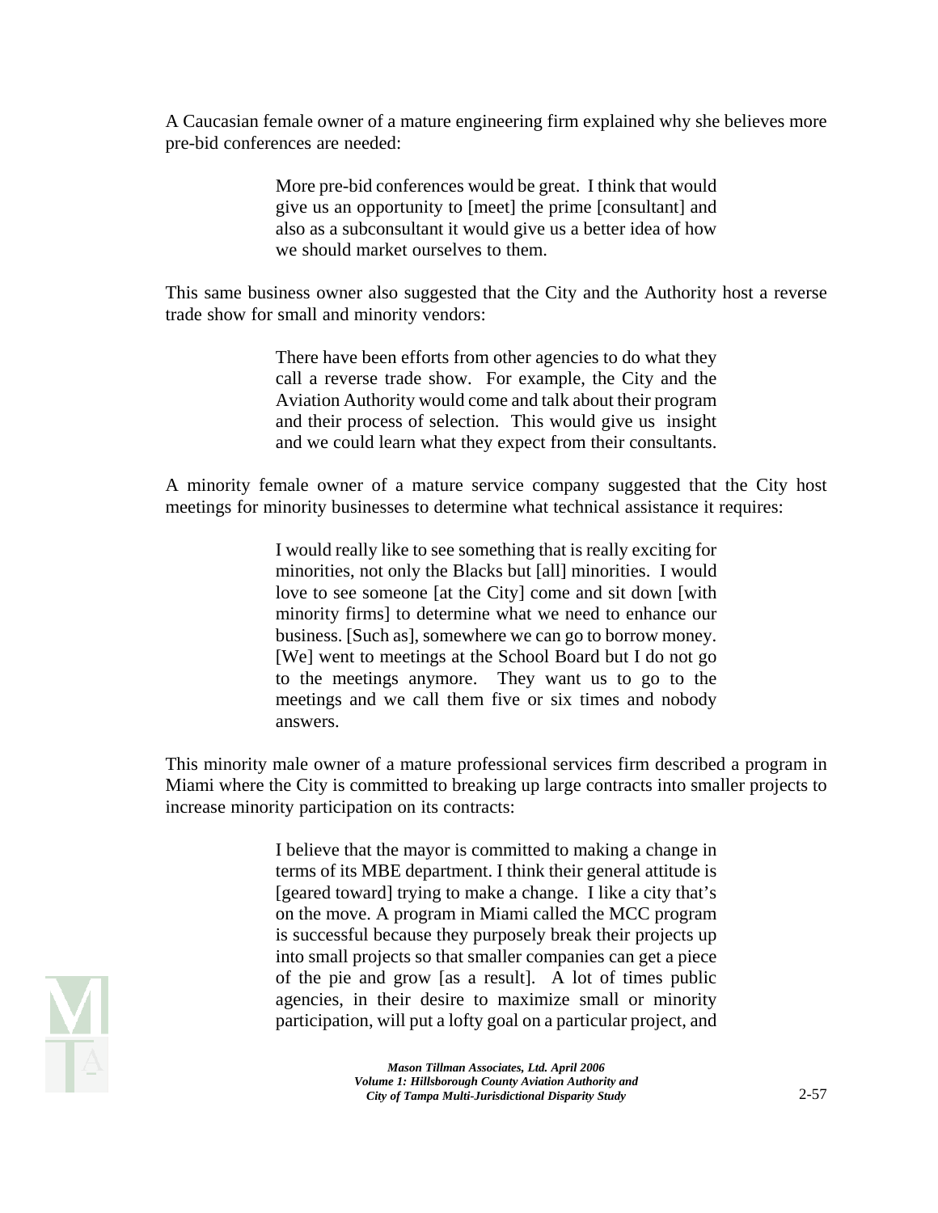A Caucasian female owner of a mature engineering firm explained why she believes more pre-bid conferences are needed:

> More pre-bid conferences would be great. I think that would give us an opportunity to [meet] the prime [consultant] and also as a subconsultant it would give us a better idea of how we should market ourselves to them.

This same business owner also suggested that the City and the Authority host a reverse trade show for small and minority vendors:

> There have been efforts from other agencies to do what they call a reverse trade show. For example, the City and the Aviation Authority would come and talk about their program and their process of selection. This would give us insight and we could learn what they expect from their consultants.

A minority female owner of a mature service company suggested that the City host meetings for minority businesses to determine what technical assistance it requires:

> I would really like to see something that is really exciting for minorities, not only the Blacks but [all] minorities. I would love to see someone [at the City] come and sit down [with minority firms] to determine what we need to enhance our business. [Such as], somewhere we can go to borrow money. [We] went to meetings at the School Board but I do not go to the meetings anymore. They want us to go to the meetings and we call them five or six times and nobody answers.

This minority male owner of a mature professional services firm described a program in Miami where the City is committed to breaking up large contracts into smaller projects to increase minority participation on its contracts:

> I believe that the mayor is committed to making a change in terms of its MBE department. I think their general attitude is [geared toward] trying to make a change. I like a city that's on the move. A program in Miami called the MCC program is successful because they purposely break their projects up into small projects so that smaller companies can get a piece of the pie and grow [as a result]. A lot of times public agencies, in their desire to maximize small or minority participation, will put a lofty goal on a particular project, and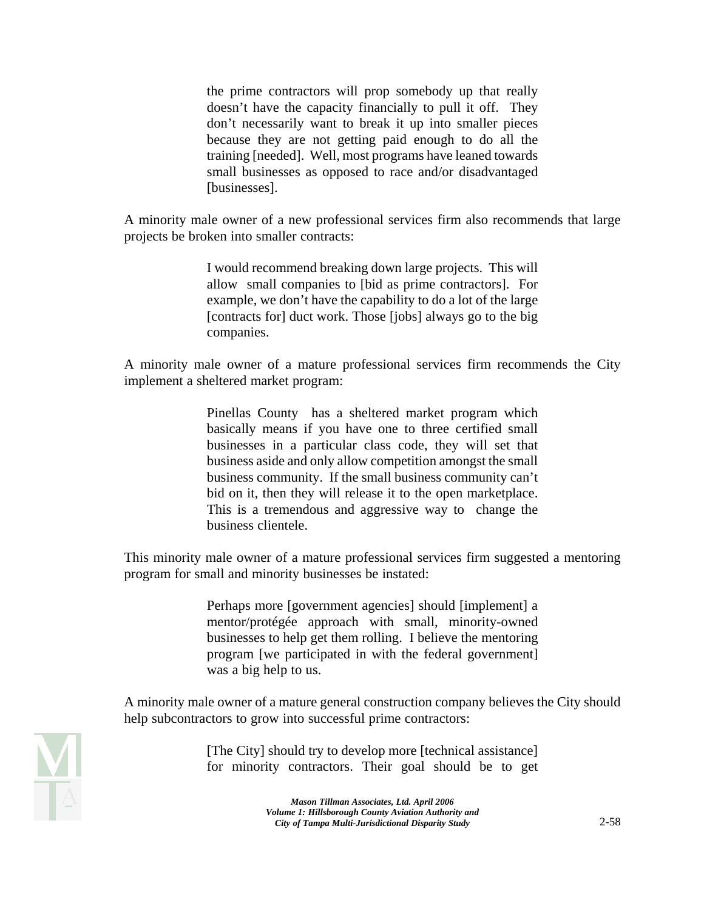> the prime contractors will prop somebody up that really doesn't have the capacity financially to pull it off. They don't necessarily want to break it up into smaller pieces because they are not getting paid enough to do all the training [needed]. Well, most programs have leaned towards small businesses as opposed to race and/or disadvantaged [businesses].

A minority male owner of a new professional services firm also recommends that large projects be broken into smaller contracts:

> I would recommend breaking down large projects. This will allow small companies to [bid as prime contractors]. For example, we don't have the capability to do a lot of the large [contracts for] duct work. Those [jobs] always go to the big companies.

A minority male owner of a mature professional services firm recommends the City implement a sheltered market program:

> Pinellas County has a sheltered market program which basically means if you have one to three certified small businesses in a particular class code, they will set that business aside and only allow competition amongst the small business community. If the small business community can't bid on it, then they will release it to the open marketplace. This is a tremendous and aggressive way to change the business clientele.

This minority male owner of a mature professional services firm suggested a mentoring program for small and minority businesses be instated:

> Perhaps more [government agencies] should [implement] a mentor/protégée approach with small, minority-owned businesses to help get them rolling. I believe the mentoring program [we participated in with the federal government] was a big help to us.

A minority male owner of a mature general construction company believes the City should help subcontractors to grow into successful prime contractors:

> [The City] should try to develop more [technical assistance] for minority contractors. Their goal should be to get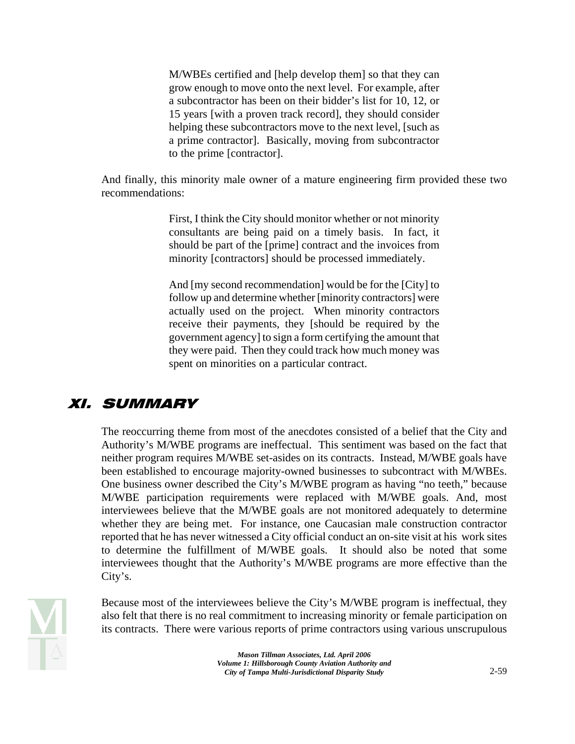> M/WBEs certified and [help develop them] so that they can grow enough to move onto the next level. For example, after a subcontractor has been on their bidder's list for 10, 12, or 15 years [with a proven track record], they should consider helping these subcontractors move to the next level, [such as a prime contractor]. Basically, moving from subcontractor to the prime [contractor].

And finally, this minority male owner of a mature engineering firm provided these two recommendations:

> First, I think the City should monitor whether or not minority consultants are being paid on a timely basis. In fact, it should be part of the [prime] contract and the invoices from minority [contractors] should be processed immediately.
>
> And [my second recommendation] would be for the [City] to follow up and determine whether [minority contractors] were actually used on the project. When minority contractors receive their payments, they [should be required by the government agency] to sign a form certifying the amount that they were paid. Then they could track how much money was spent on minorities on a particular contract.

## XI. SUMMARY

The reoccurring theme from most of the anecdotes consisted of a belief that the City and Authority's M/WBE programs are ineffectual. This sentiment was based on the fact that neither program requires M/WBE set-asides on its contracts. Instead, M/WBE goals have been established to encourage majority-owned businesses to subcontract with M/WBEs. One business owner described the City's M/WBE program as having "no teeth," because M/WBE participation requirements were replaced with M/WBE goals. And, most interviewees believe that the M/WBE goals are not monitored adequately to determine whether they are being met. For instance, one Caucasian male construction contractor reported that he has never witnessed a City official conduct an on-site visit at his work sites to determine the fulfillment of M/WBE goals. It should also be noted that some interviewees thought that the Authority's M/WBE programs are more effective than the City's.

Because most of the interviewees believe the City's M/WBE program is ineffectual, they also felt that there is no real commitment to increasing minority or female participation on its contracts. There were various reports of prime contractors using various unscrupulous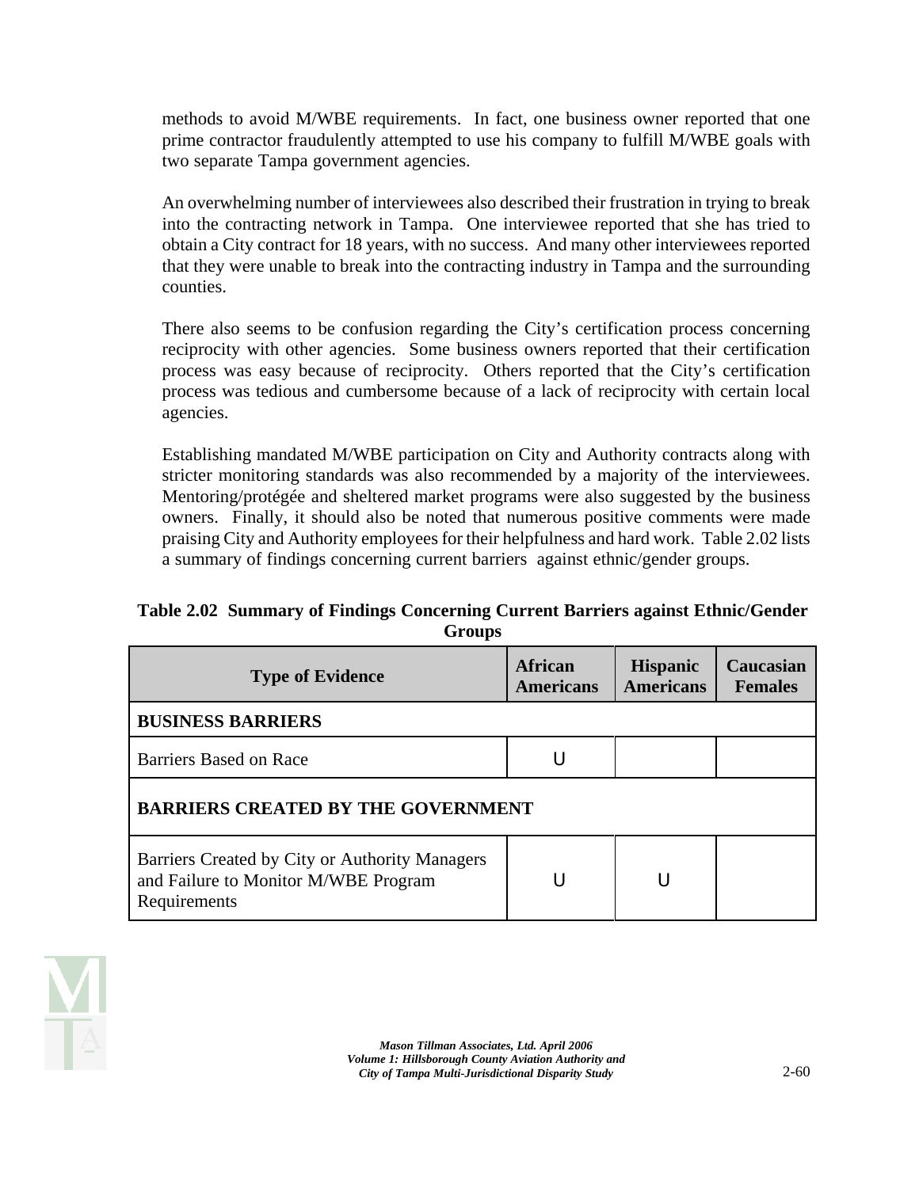methods to avoid M/WBE requirements. In fact, one business owner reported that one prime contractor fraudulently attempted to use his company to fulfill M/WBE goals with two separate Tampa government agencies.

An overwhelming number of interviewees also described their frustration in trying to break into the contracting network in Tampa. One interviewee reported that she has tried to obtain a City contract for 18 years, with no success. And many other interviewees reported that they were unable to break into the contracting industry in Tampa and the surrounding counties.

There also seems to be confusion regarding the City's certification process concerning reciprocity with other agencies. Some business owners reported that their certification process was easy because of reciprocity. Others reported that the City's certification process was tedious and cumbersome because of a lack of reciprocity with certain local agencies.

Establishing mandated M/WBE participation on City and Authority contracts along with stricter monitoring standards was also recommended by a majority of the interviewees. Mentoring/protégée and sheltered market programs were also suggested by the business owners. Finally, it should also be noted that numerous positive comments were made praising City and Authority employees for their helpfulness and hard work. Table 2.02 lists a summary of findings concerning current barriers against ethnic/gender groups.

**Table 2.02 Summary of Findings Concerning Current Barriers against Ethnic/Gender Groups**

| Type of Evidence | African Americans | Hispanic Americans | Caucasian Females |
|---|---|---|---|
| **BUSINESS BARRIERS** | | | |
| Barriers Based on Race | U | | |
| **BARRIERS CREATED BY THE GOVERNMENT** | | | |
| Barriers Created by City or Authority Managers and Failure to Monitor M/WBE Program Requirements | U | U | |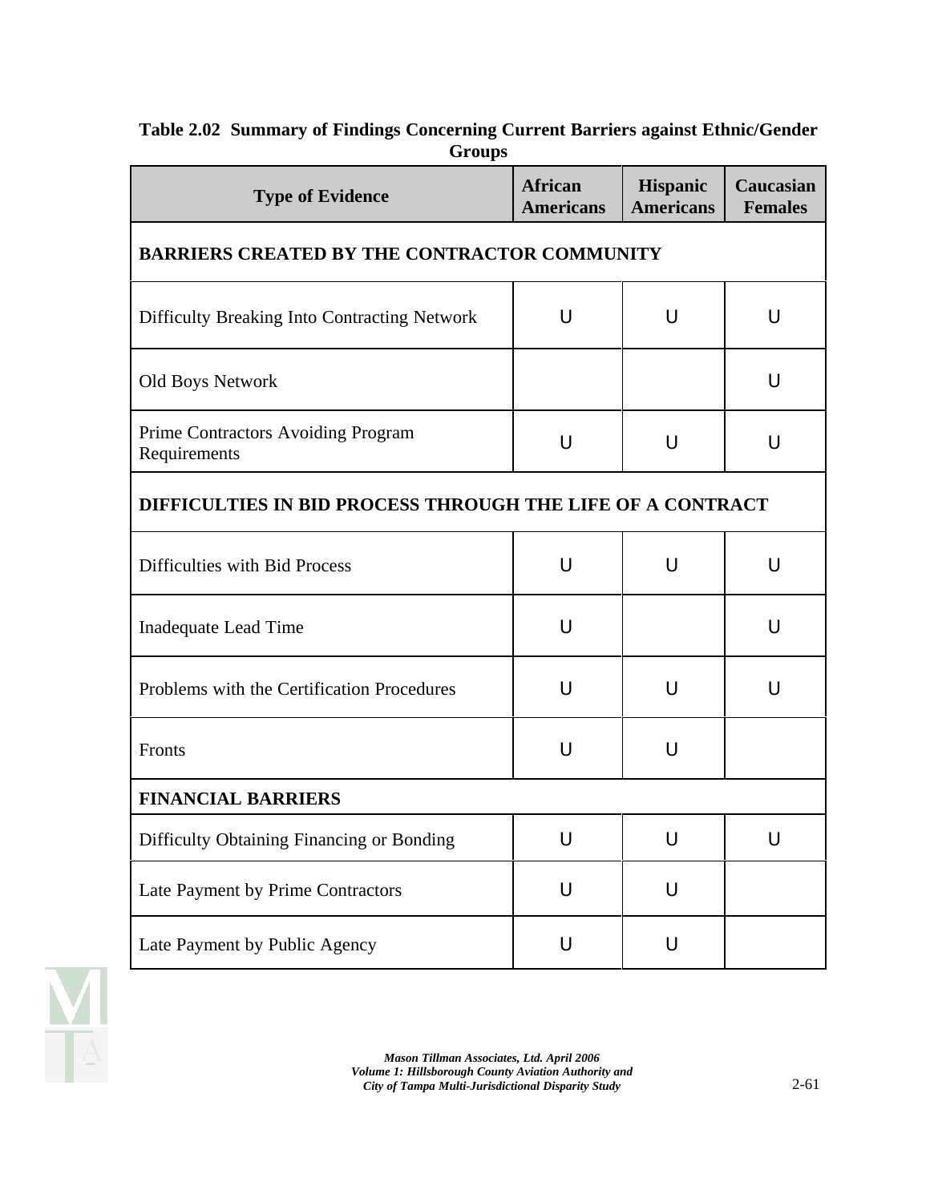**Table 2.02 Summary of Findings Concerning Current Barriers against Ethnic/Gender Groups**

| Type of Evidence | African Americans | Hispanic Americans | Caucasian Females |
|---|---|---|---|
| **BARRIERS CREATED BY THE CONTRACTOR COMMUNITY** | | | |
| Difficulty Breaking Into Contracting Network | U | U | U |
| Old Boys Network | | | U |
| Prime Contractors Avoiding Program Requirements | U | U | U |
| **DIFFICULTIES IN BID PROCESS THROUGH THE LIFE OF A CONTRACT** | | | |
| Difficulties with Bid Process | U | U | U |
| Inadequate Lead Time | U | | U |
| Problems with the Certification Procedures | U | U | U |
| Fronts | U | U | |
| **FINANCIAL BARRIERS** | | | |
| Difficulty Obtaining Financing or Bonding | U | U | U |
| Late Payment by Prime Contractors | U | U | |
| Late Payment by Public Agency | U | U | |